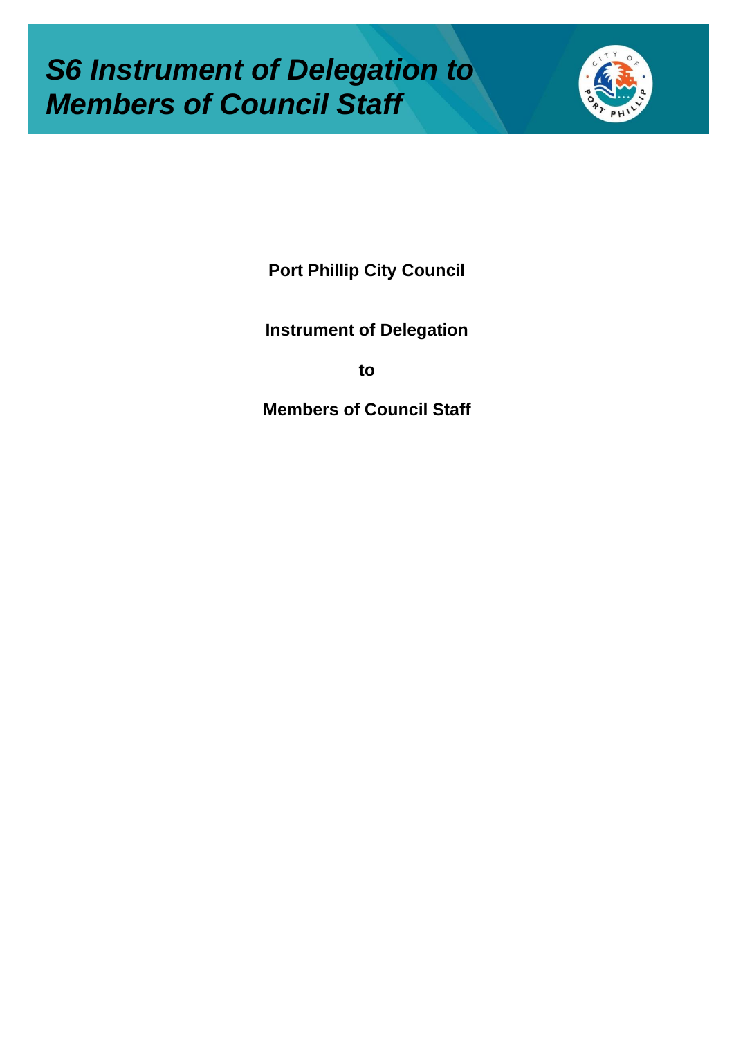# *S6 Instrument of Delegation to Members of Council Staff*

**Port Phillip City Council**

**Instrument of Delegation**

**to**

**Members of Council Staff**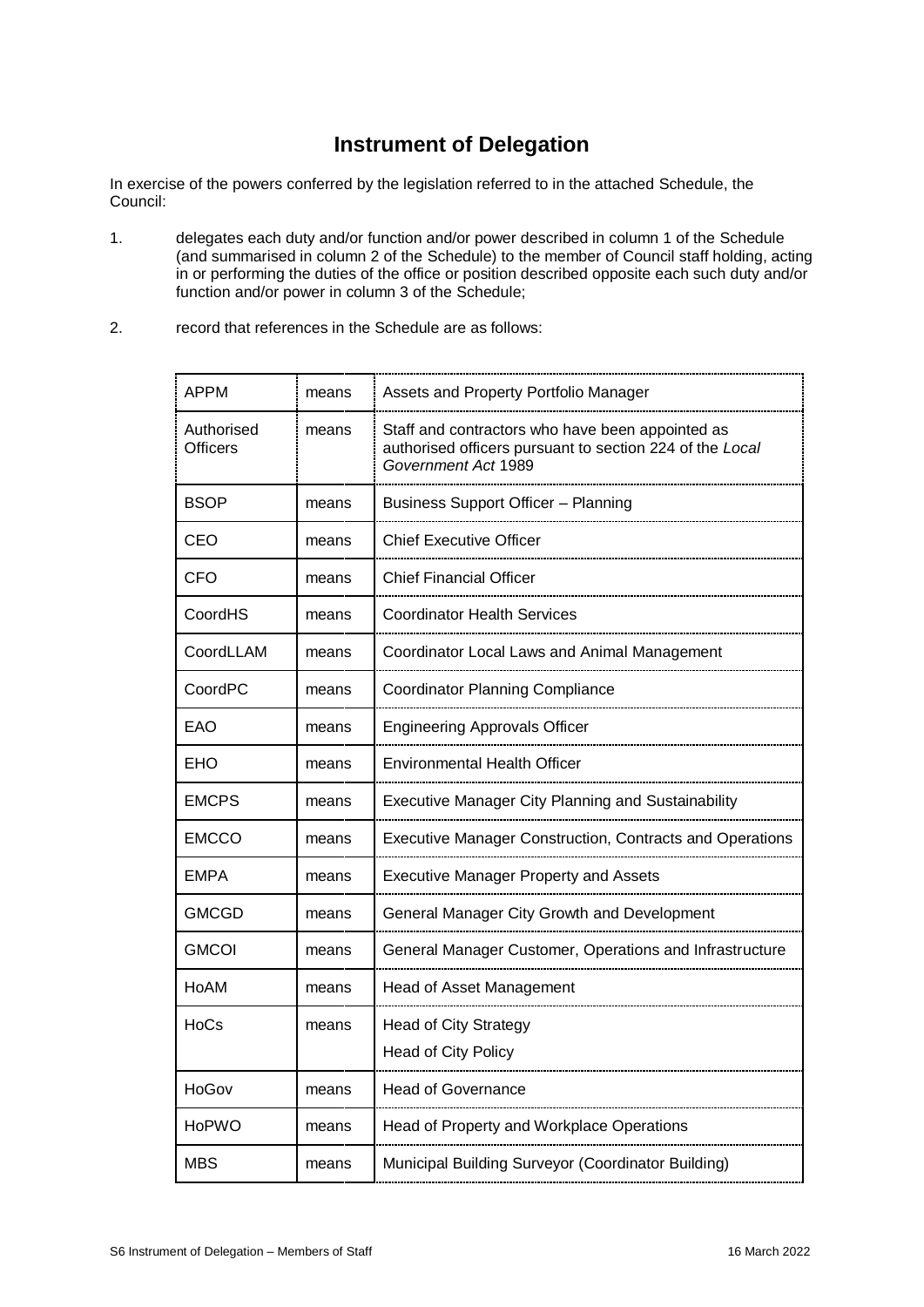# Instrument of Delegation

In exercise of the powers conferred by the legislation referred to in the attached Schedule, the Council:

1. delegates each duty and/or function and/or power described in column 1 of the Schedule (and summarised in column 2 of the Schedule) to the member of Council staff holding, acting in or performing the duties of the office or position described opposite each such duty and/or function and/or power in column 3 of the Schedule;

2. record that references in the Schedule are as follows:

| | | |
|---|---|---|
| APPM | means | Assets and Property Portfolio Manager |
| Authorised Officers | means | Staff and contractors who have been appointed as authorised officers pursuant to section 224 of the *Local Government Act* 1989 |
| BSOP | means | Business Support Officer – Planning |
| CEO | means | Chief Executive Officer |
| CFO | means | Chief Financial Officer |
| CoordHS | means | Coordinator Health Services |
| CoordLLAM | means | Coordinator Local Laws and Animal Management |
| CoordPC | means | Coordinator Planning Compliance |
| EAO | means | Engineering Approvals Officer |
| EHO | means | Environmental Health Officer |
| EMCPS | means | Executive Manager City Planning and Sustainability |
| EMCCO | means | Executive Manager Construction, Contracts and Operations |
| EMPA | means | Executive Manager Property and Assets |
| GMCGD | means | General Manager City Growth and Development |
| GMCOI | means | General Manager Customer, Operations and Infrastructure |
| HoAM | means | Head of Asset Management |
| HoCs | means | Head of City Strategy<br>Head of City Policy |
| HoGov | means | Head of Governance |
| HoPWO | means | Head of Property and Workplace Operations |
| MBS | means | Municipal Building Surveyor (Coordinator Building) |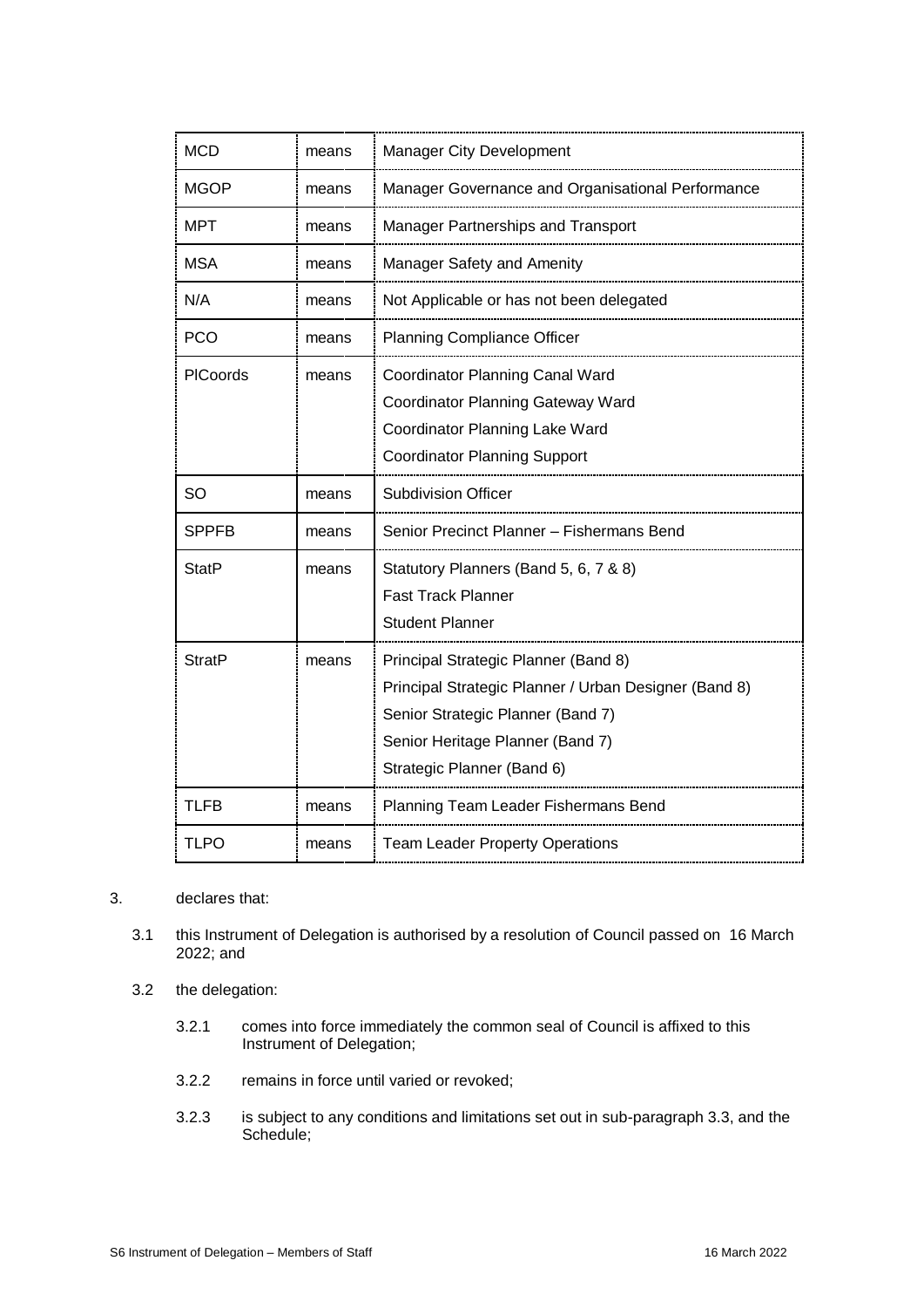| MCD | means | Manager City Development |
|---|---|---|
| MGOP | means | Manager Governance and Organisational Performance |
| MPT | means | Manager Partnerships and Transport |
| MSA | means | Manager Safety and Amenity |
| N/A | means | Not Applicable or has not been delegated |
| PCO | means | Planning Compliance Officer |
| PlCoords | means | Coordinator Planning Canal Ward<br>Coordinator Planning Gateway Ward<br>Coordinator Planning Lake Ward<br>Coordinator Planning Support |
| SO | means | Subdivision Officer |
| SPPFB | means | Senior Precinct Planner – Fishermans Bend |
| StatP | means | Statutory Planners (Band 5, 6, 7 & 8)<br>Fast Track Planner<br>Student Planner |
| StratP | means | Principal Strategic Planner (Band 8)<br>Principal Strategic Planner / Urban Designer (Band 8)<br>Senior Strategic Planner (Band 7)<br>Senior Heritage Planner (Band 7)<br>Strategic Planner (Band 6) |
| TLFB | means | Planning Team Leader Fishermans Bend |
| TLPO | means | Team Leader Property Operations |

3. declares that:

   3.1 this Instrument of Delegation is authorised by a resolution of Council passed on 16 March 2022; and

   3.2 the delegation:

      3.2.1 comes into force immediately the common seal of Council is affixed to this Instrument of Delegation;

      3.2.2 remains in force until varied or revoked;

      3.2.3 is subject to any conditions and limitations set out in sub-paragraph 3.3, and the Schedule;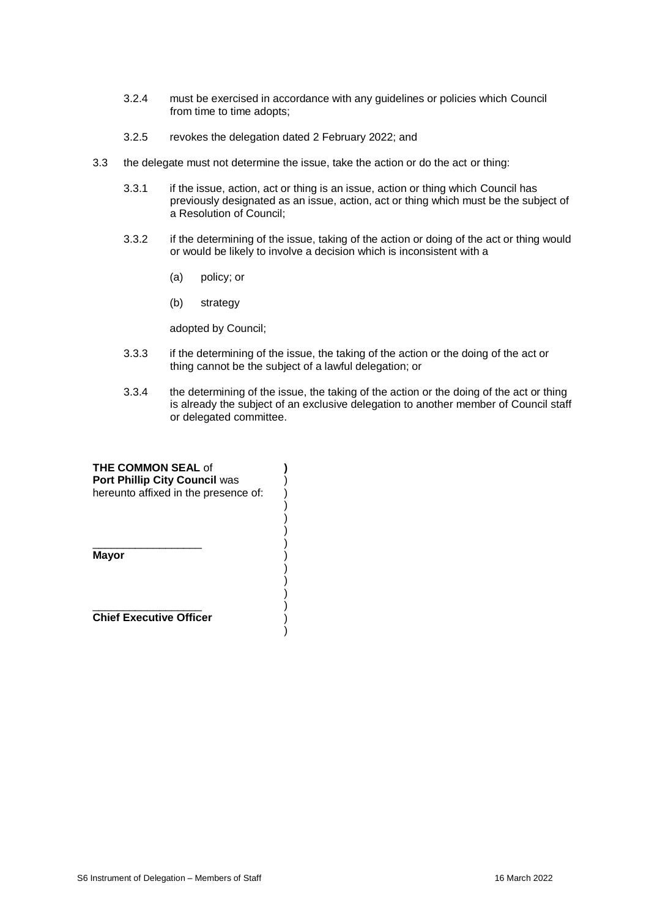3.2.4 must be exercised in accordance with any guidelines or policies which Council from time to time adopts;

3.2.5 revokes the delegation dated 2 February 2022; and

3.3 the delegate must not determine the issue, take the action or do the act or thing:

3.3.1 if the issue, action, act or thing is an issue, action or thing which Council has previously designated as an issue, action, act or thing which must be the subject of a Resolution of Council;

3.3.2 if the determining of the issue, taking of the action or doing of the act or thing would or would be likely to involve a decision which is inconsistent with a

(a) policy; or

(b) strategy

adopted by Council;

3.3.3 if the determining of the issue, the taking of the action or the doing of the act or thing cannot be the subject of a lawful delegation; or

3.3.4 the determining of the issue, the taking of the action or the doing of the act or thing is already the subject of an exclusive delegation to another member of Council staff or delegated committee.

**THE COMMON SEAL** of **Port Phillip City Council** was hereunto affixed in the presence of: )

\_\_\_\_\_\_\_\_\_\_\_\_\_\_\_\_\_\_
**Mayor**

\_\_\_\_\_\_\_\_\_\_\_\_\_\_\_\_\_\_
**Chief Executive Officer**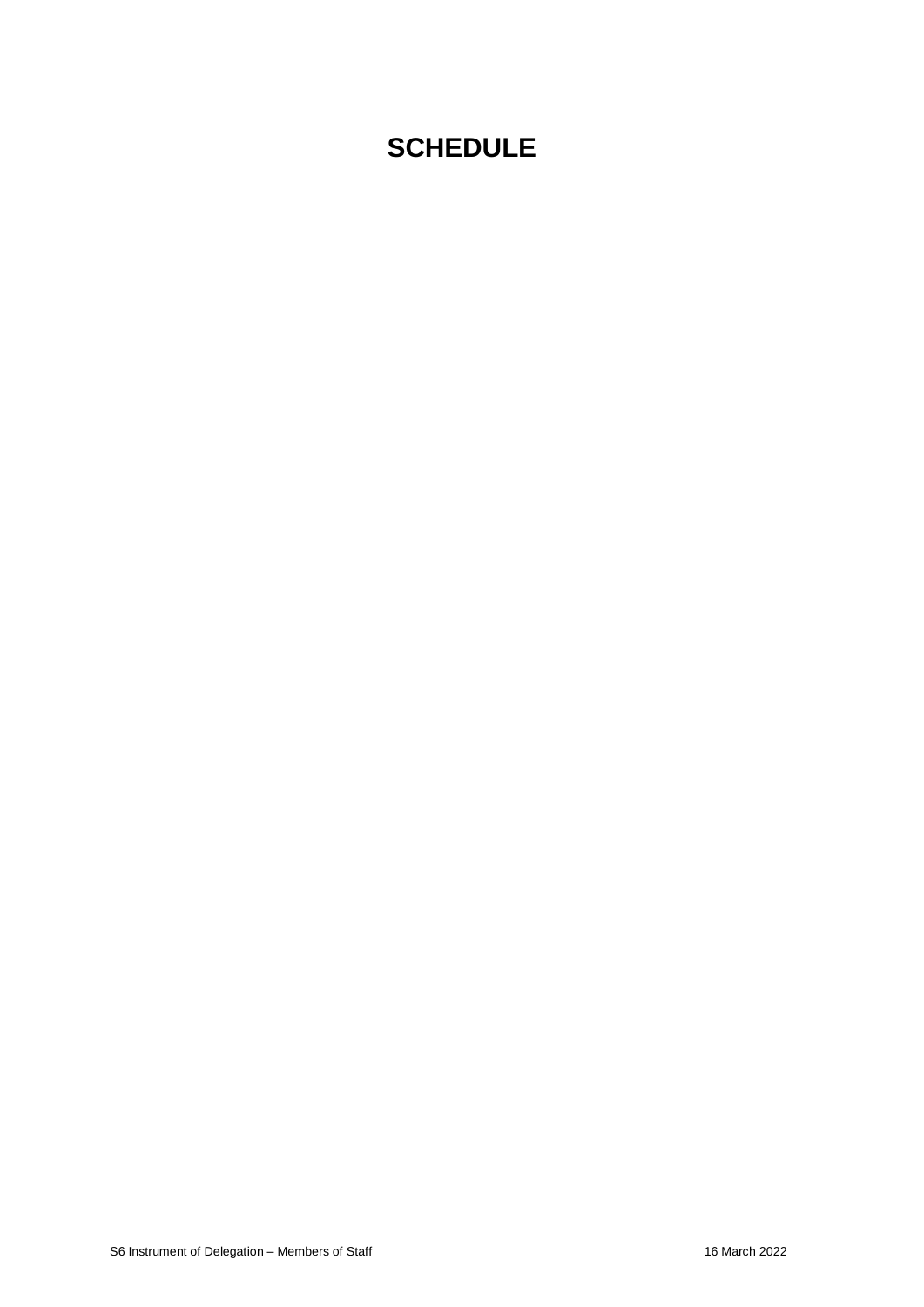# SCHEDULE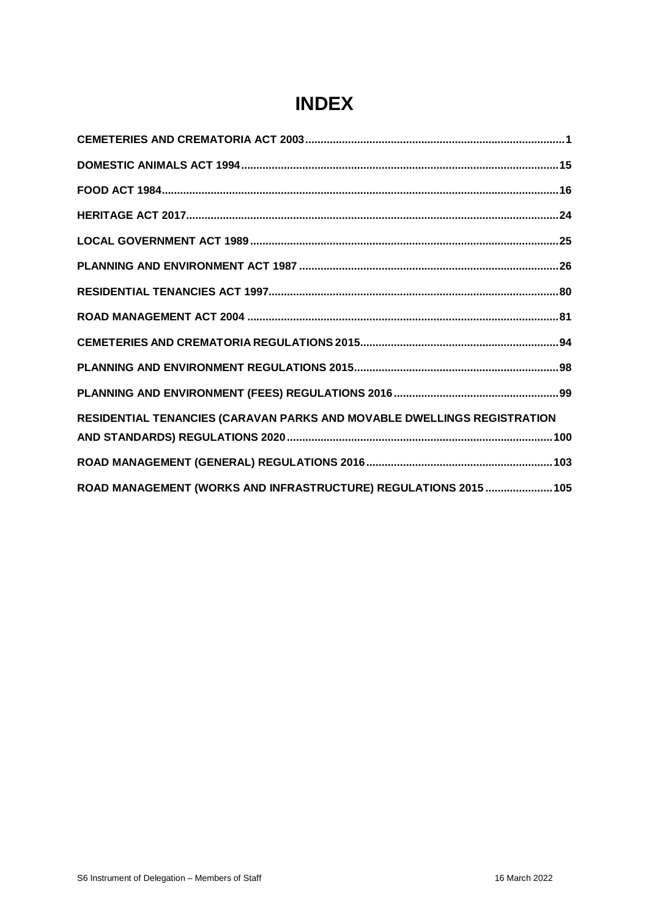# INDEX

| | |
|---|---|
| **CEMETERIES AND CREMATORIA ACT 2003** | **1** |
| **DOMESTIC ANIMALS ACT 1994** | **15** |
| **FOOD ACT 1984** | **16** |
| **HERITAGE ACT 2017** | **24** |
| **LOCAL GOVERNMENT ACT 1989** | **25** |
| **PLANNING AND ENVIRONMENT ACT 1987** | **26** |
| **RESIDENTIAL TENANCIES ACT 1997** | **80** |
| **ROAD MANAGEMENT ACT 2004** | **81** |
| **CEMETERIES AND CREMATORIA REGULATIONS 2015** | **94** |
| **PLANNING AND ENVIRONMENT REGULATIONS 2015** | **98** |
| **PLANNING AND ENVIRONMENT (FEES) REGULATIONS 2016** | **99** |
| **RESIDENTIAL TENANCIES (CARAVAN PARKS AND MOVABLE DWELLINGS REGISTRATION AND STANDARDS) REGULATIONS 2020** | **100** |
| **ROAD MANAGEMENT (GENERAL) REGULATIONS 2016** | **103** |
| **ROAD MANAGEMENT (WORKS AND INFRASTRUCTURE) REGULATIONS 2015** | **105** |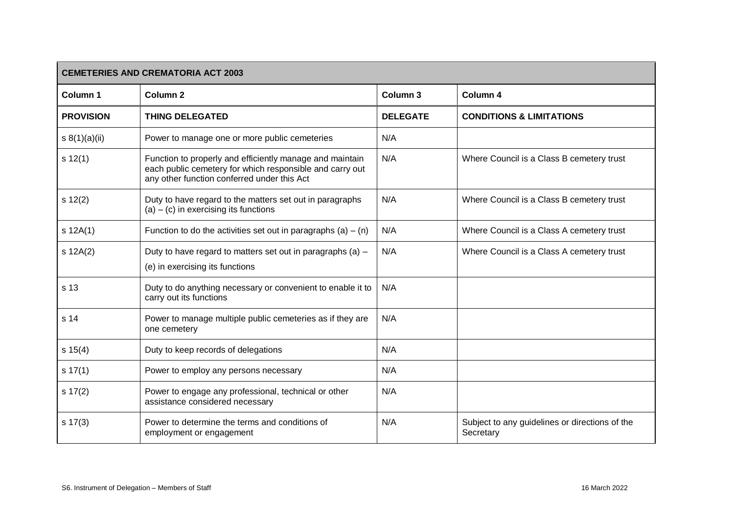| CEMETERIES AND CREMATORIA ACT 2003 | | | |
|---|---|---|---|
| **Column 1** | **Column 2** | **Column 3** | **Column 4** |
| **PROVISION** | **THING DELEGATED** | **DELEGATE** | **CONDITIONS & LIMITATIONS** |
| s 8(1)(a)(ii) | Power to manage one or more public cemeteries | N/A | |
| s 12(1) | Function to properly and efficiently manage and maintain each public cemetery for which responsible and carry out any other function conferred under this Act | N/A | Where Council is a Class B cemetery trust |
| s 12(2) | Duty to have regard to the matters set out in paragraphs (a) – (c) in exercising its functions | N/A | Where Council is a Class B cemetery trust |
| s 12A(1) | Function to do the activities set out in paragraphs (a) – (n) | N/A | Where Council is a Class A cemetery trust |
| s 12A(2) | Duty to have regard to matters set out in paragraphs (a) – (e) in exercising its functions | N/A | Where Council is a Class A cemetery trust |
| s 13 | Duty to do anything necessary or convenient to enable it to carry out its functions | N/A | |
| s 14 | Power to manage multiple public cemeteries as if they are one cemetery | N/A | |
| s 15(4) | Duty to keep records of delegations | N/A | |
| s 17(1) | Power to employ any persons necessary | N/A | |
| s 17(2) | Power to engage any professional, technical or other assistance considered necessary | N/A | |
| s 17(3) | Power to determine the terms and conditions of employment or engagement | N/A | Subject to any guidelines or directions of the Secretary |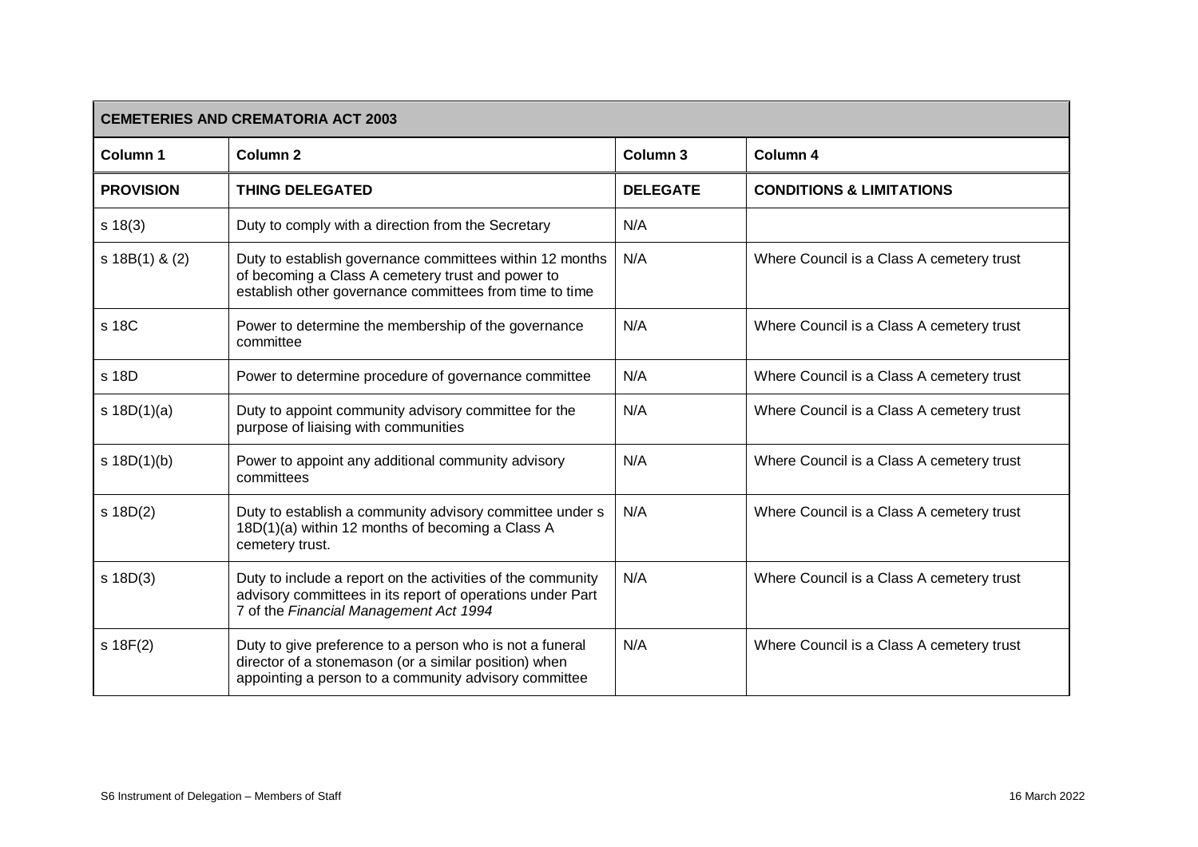| CEMETERIES AND CREMATORIA ACT 2003 | | | |
|---|---|---|---|
| **Column 1** | **Column 2** | **Column 3** | **Column 4** |
| **PROVISION** | **THING DELEGATED** | **DELEGATE** | **CONDITIONS & LIMITATIONS** |
| s 18(3) | Duty to comply with a direction from the Secretary | N/A | |
| s 18B(1) & (2) | Duty to establish governance committees within 12 months of becoming a Class A cemetery trust and power to establish other governance committees from time to time | N/A | Where Council is a Class A cemetery trust |
| s 18C | Power to determine the membership of the governance committee | N/A | Where Council is a Class A cemetery trust |
| s 18D | Power to determine procedure of governance committee | N/A | Where Council is a Class A cemetery trust |
| s 18D(1)(a) | Duty to appoint community advisory committee for the purpose of liaising with communities | N/A | Where Council is a Class A cemetery trust |
| s 18D(1)(b) | Power to appoint any additional community advisory committees | N/A | Where Council is a Class A cemetery trust |
| s 18D(2) | Duty to establish a community advisory committee under s 18D(1)(a) within 12 months of becoming a Class A cemetery trust. | N/A | Where Council is a Class A cemetery trust |
| s 18D(3) | Duty to include a report on the activities of the community advisory committees in its report of operations under Part 7 of the *Financial Management Act 1994* | N/A | Where Council is a Class A cemetery trust |
| s 18F(2) | Duty to give preference to a person who is not a funeral director of a stonemason (or a similar position) when appointing a person to a community advisory committee | N/A | Where Council is a Class A cemetery trust |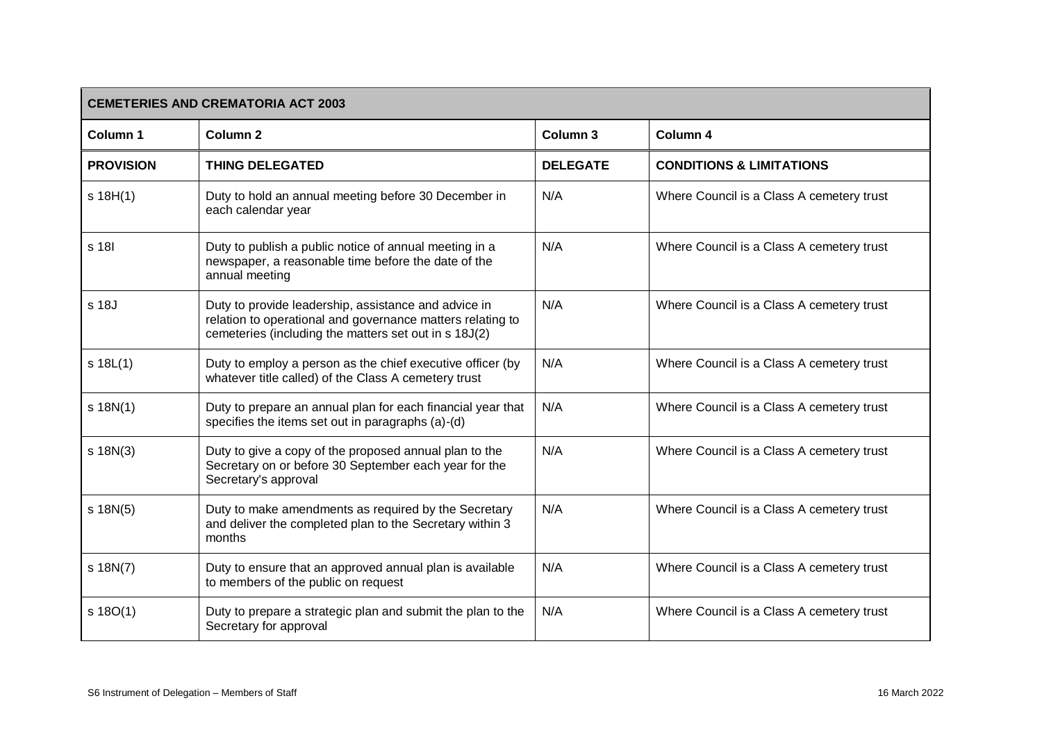| CEMETERIES AND CREMATORIA ACT 2003 | | | |
|---|---|---|---|
| **Column 1** | **Column 2** | **Column 3** | **Column 4** |
| **PROVISION** | **THING DELEGATED** | **DELEGATE** | **CONDITIONS & LIMITATIONS** |
| s 18H(1) | Duty to hold an annual meeting before 30 December in each calendar year | N/A | Where Council is a Class A cemetery trust |
| s 18I | Duty to publish a public notice of annual meeting in a newspaper, a reasonable time before the date of the annual meeting | N/A | Where Council is a Class A cemetery trust |
| s 18J | Duty to provide leadership, assistance and advice in relation to operational and governance matters relating to cemeteries (including the matters set out in s 18J(2) | N/A | Where Council is a Class A cemetery trust |
| s 18L(1) | Duty to employ a person as the chief executive officer (by whatever title called) of the Class A cemetery trust | N/A | Where Council is a Class A cemetery trust |
| s 18N(1) | Duty to prepare an annual plan for each financial year that specifies the items set out in paragraphs (a)-(d) | N/A | Where Council is a Class A cemetery trust |
| s 18N(3) | Duty to give a copy of the proposed annual plan to the Secretary on or before 30 September each year for the Secretary's approval | N/A | Where Council is a Class A cemetery trust |
| s 18N(5) | Duty to make amendments as required by the Secretary and deliver the completed plan to the Secretary within 3 months | N/A | Where Council is a Class A cemetery trust |
| s 18N(7) | Duty to ensure that an approved annual plan is available to members of the public on request | N/A | Where Council is a Class A cemetery trust |
| s 18O(1) | Duty to prepare a strategic plan and submit the plan to the Secretary for approval | N/A | Where Council is a Class A cemetery trust |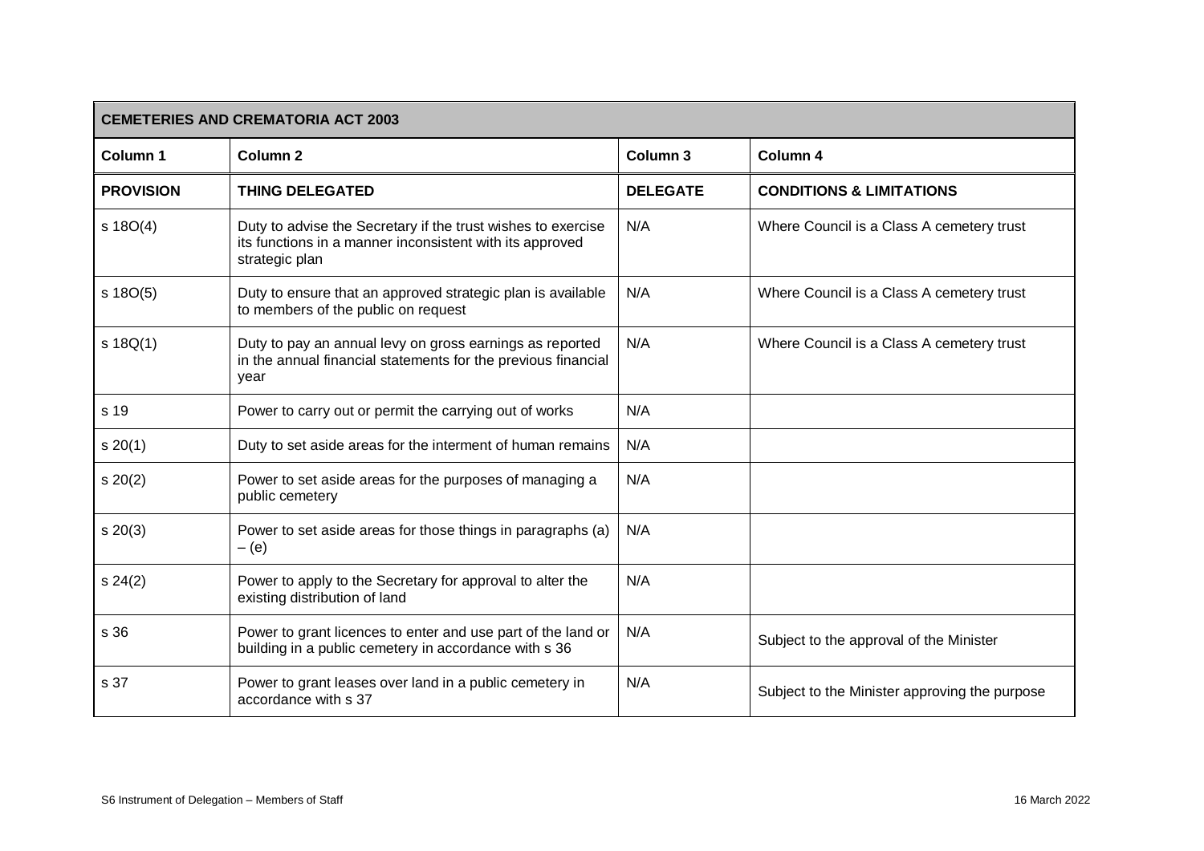| CEMETERIES AND CREMATORIA ACT 2003 | | | |
|---|---|---|---|
| **Column 1** | **Column 2** | **Column 3** | **Column 4** |
| **PROVISION** | **THING DELEGATED** | **DELEGATE** | **CONDITIONS & LIMITATIONS** |
| s 18O(4) | Duty to advise the Secretary if the trust wishes to exercise its functions in a manner inconsistent with its approved strategic plan | N/A | Where Council is a Class A cemetery trust |
| s 18O(5) | Duty to ensure that an approved strategic plan is available to members of the public on request | N/A | Where Council is a Class A cemetery trust |
| s 18Q(1) | Duty to pay an annual levy on gross earnings as reported in the annual financial statements for the previous financial year | N/A | Where Council is a Class A cemetery trust |
| s 19 | Power to carry out or permit the carrying out of works | N/A | |
| s 20(1) | Duty to set aside areas for the interment of human remains | N/A | |
| s 20(2) | Power to set aside areas for the purposes of managing a public cemetery | N/A | |
| s 20(3) | Power to set aside areas for those things in paragraphs (a) – (e) | N/A | |
| s 24(2) | Power to apply to the Secretary for approval to alter the existing distribution of land | N/A | |
| s 36 | Power to grant licences to enter and use part of the land or building in a public cemetery in accordance with s 36 | N/A | Subject to the approval of the Minister |
| s 37 | Power to grant leases over land in a public cemetery in accordance with s 37 | N/A | Subject to the Minister approving the purpose |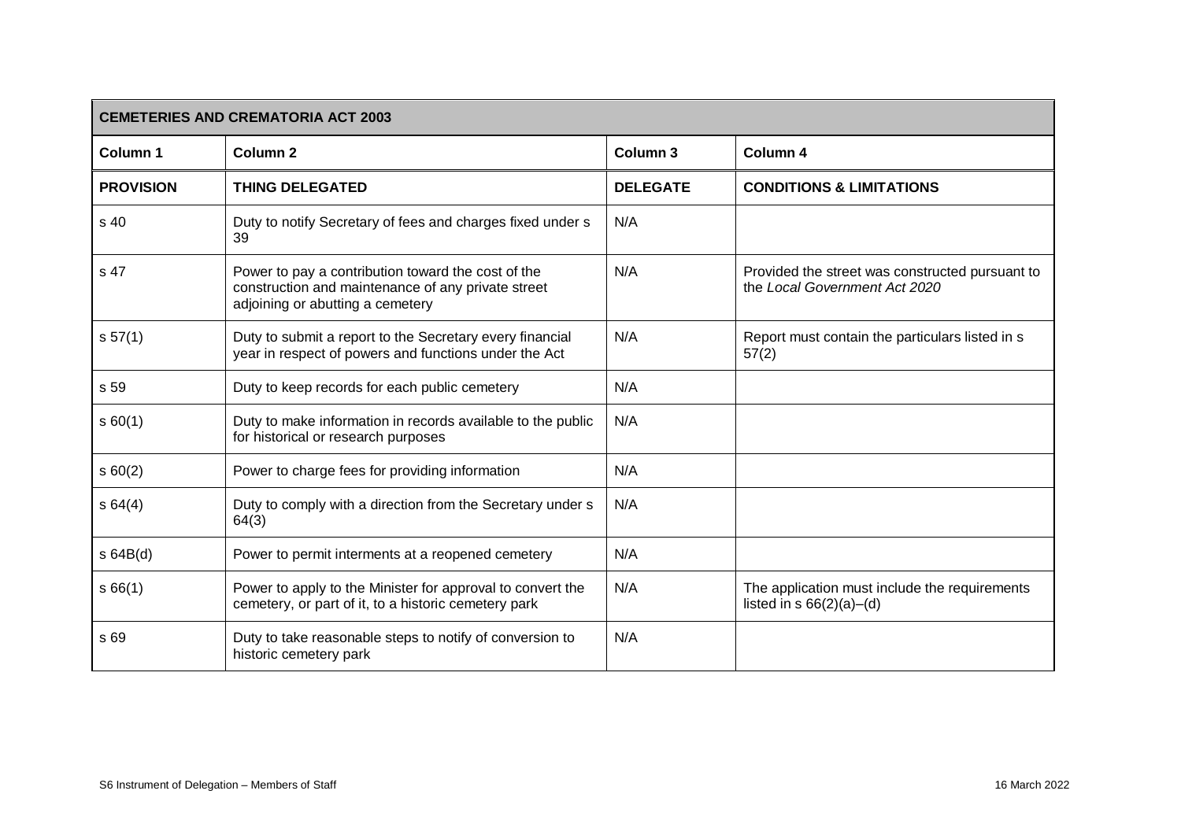| CEMETERIES AND CREMATORIA ACT 2003 | | | |
|---|---|---|---|
| **Column 1** | **Column 2** | **Column 3** | **Column 4** |
| **PROVISION** | **THING DELEGATED** | **DELEGATE** | **CONDITIONS & LIMITATIONS** |
| s 40 | Duty to notify Secretary of fees and charges fixed under s 39 | N/A | |
| s 47 | Power to pay a contribution toward the cost of the construction and maintenance of any private street adjoining or abutting a cemetery | N/A | Provided the street was constructed pursuant to the *Local Government Act 2020* |
| s 57(1) | Duty to submit a report to the Secretary every financial year in respect of powers and functions under the Act | N/A | Report must contain the particulars listed in s 57(2) |
| s 59 | Duty to keep records for each public cemetery | N/A | |
| s 60(1) | Duty to make information in records available to the public for historical or research purposes | N/A | |
| s 60(2) | Power to charge fees for providing information | N/A | |
| s 64(4) | Duty to comply with a direction from the Secretary under s 64(3) | N/A | |
| s 64B(d) | Power to permit interments at a reopened cemetery | N/A | |
| s 66(1) | Power to apply to the Minister for approval to convert the cemetery, or part of it, to a historic cemetery park | N/A | The application must include the requirements listed in s 66(2)(a)–(d) |
| s 69 | Duty to take reasonable steps to notify of conversion to historic cemetery park | N/A | |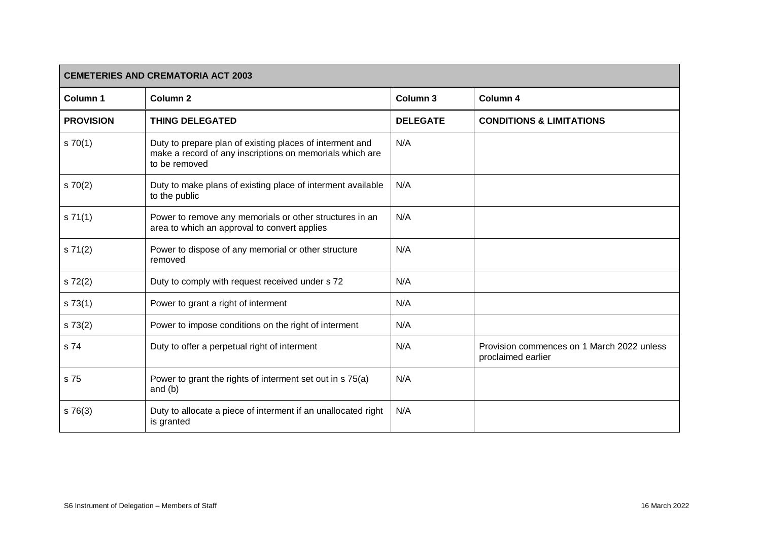| CEMETERIES AND CREMATORIA ACT 2003 | | | |
|---|---|---|---|
| **Column 1** | **Column 2** | **Column 3** | **Column 4** |
| **PROVISION** | **THING DELEGATED** | **DELEGATE** | **CONDITIONS & LIMITATIONS** |
| s 70(1) | Duty to prepare plan of existing places of interment and make a record of any inscriptions on memorials which are to be removed | N/A | |
| s 70(2) | Duty to make plans of existing place of interment available to the public | N/A | |
| s 71(1) | Power to remove any memorials or other structures in an area to which an approval to convert applies | N/A | |
| s 71(2) | Power to dispose of any memorial or other structure removed | N/A | |
| s 72(2) | Duty to comply with request received under s 72 | N/A | |
| s 73(1) | Power to grant a right of interment | N/A | |
| s 73(2) | Power to impose conditions on the right of interment | N/A | |
| s 74 | Duty to offer a perpetual right of interment | N/A | Provision commences on 1 March 2022 unless proclaimed earlier |
| s 75 | Power to grant the rights of interment set out in s 75(a) and (b) | N/A | |
| s 76(3) | Duty to allocate a piece of interment if an unallocated right is granted | N/A | |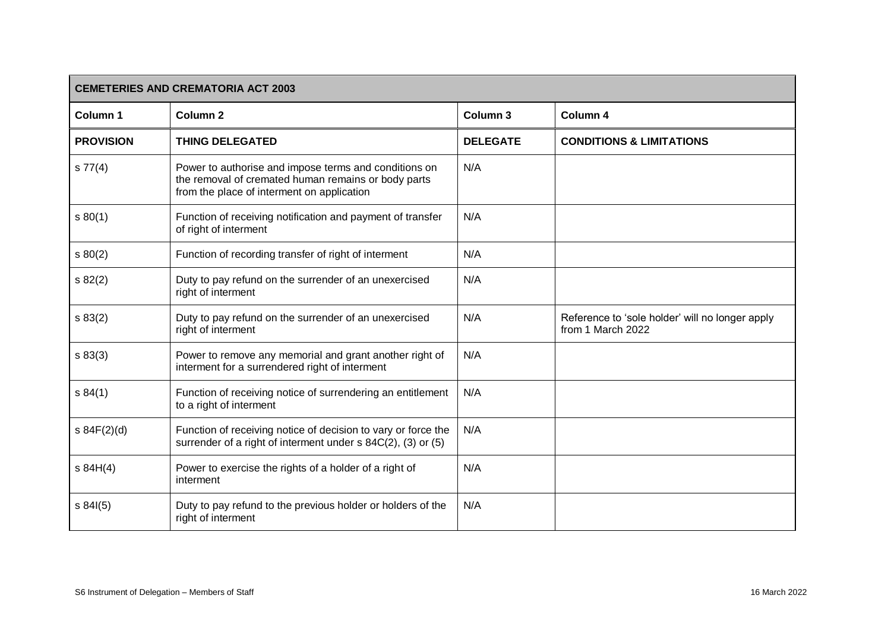| CEMETERIES AND CREMATORIA ACT 2003 | | | |
|---|---|---|---|
| **Column 1** | **Column 2** | **Column 3** | **Column 4** |
| **PROVISION** | **THING DELEGATED** | **DELEGATE** | **CONDITIONS & LIMITATIONS** |
| s 77(4) | Power to authorise and impose terms and conditions on the removal of cremated human remains or body parts from the place of interment on application | N/A | |
| s 80(1) | Function of receiving notification and payment of transfer of right of interment | N/A | |
| s 80(2) | Function of recording transfer of right of interment | N/A | |
| s 82(2) | Duty to pay refund on the surrender of an unexercised right of interment | N/A | |
| s 83(2) | Duty to pay refund on the surrender of an unexercised right of interment | N/A | Reference to 'sole holder' will no longer apply from 1 March 2022 |
| s 83(3) | Power to remove any memorial and grant another right of interment for a surrendered right of interment | N/A | |
| s 84(1) | Function of receiving notice of surrendering an entitlement to a right of interment | N/A | |
| s 84F(2)(d) | Function of receiving notice of decision to vary or force the surrender of a right of interment under s 84C(2), (3) or (5) | N/A | |
| s 84H(4) | Power to exercise the rights of a holder of a right of interment | N/A | |
| s 84I(5) | Duty to pay refund to the previous holder or holders of the right of interment | N/A | |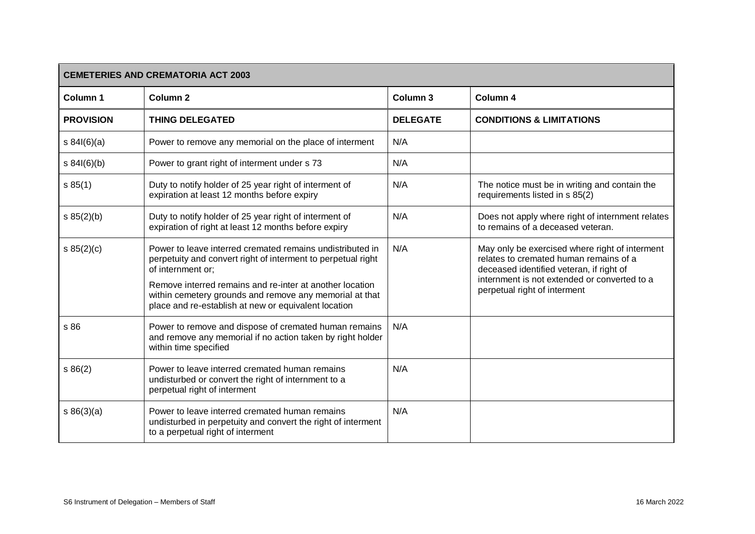| CEMETERIES AND CREMATORIA ACT 2003 | | | |
|---|---|---|---|
| **Column 1** | **Column 2** | **Column 3** | **Column 4** |
| **PROVISION** | **THING DELEGATED** | **DELEGATE** | **CONDITIONS & LIMITATIONS** |
| s 84I(6)(a) | Power to remove any memorial on the place of interment | N/A | |
| s 84I(6)(b) | Power to grant right of interment under s 73 | N/A | |
| s 85(1) | Duty to notify holder of 25 year right of interment of expiration at least 12 months before expiry | N/A | The notice must be in writing and contain the requirements listed in s 85(2) |
| s 85(2)(b) | Duty to notify holder of 25 year right of interment of expiration of right at least 12 months before expiry | N/A | Does not apply where right of internment relates to remains of a deceased veteran. |
| s 85(2)(c) | Power to leave interred cremated remains undistributed in perpetuity and convert right of interment to perpetual right of internment or;<br><br>Remove interred remains and re-inter at another location within cemetery grounds and remove any memorial at that place and re-establish at new or equivalent location | N/A | May only be exercised where right of interment relates to cremated human remains of a deceased identified veteran, if right of internment is not extended or converted to a perpetual right of interment |
| s 86 | Power to remove and dispose of cremated human remains and remove any memorial if no action taken by right holder within time specified | N/A | |
| s 86(2) | Power to leave interred cremated human remains undisturbed or convert the right of internment to a perpetual right of interment | N/A | |
| s 86(3)(a) | Power to leave interred cremated human remains undisturbed in perpetuity and convert the right of interment to a perpetual right of interment | N/A | |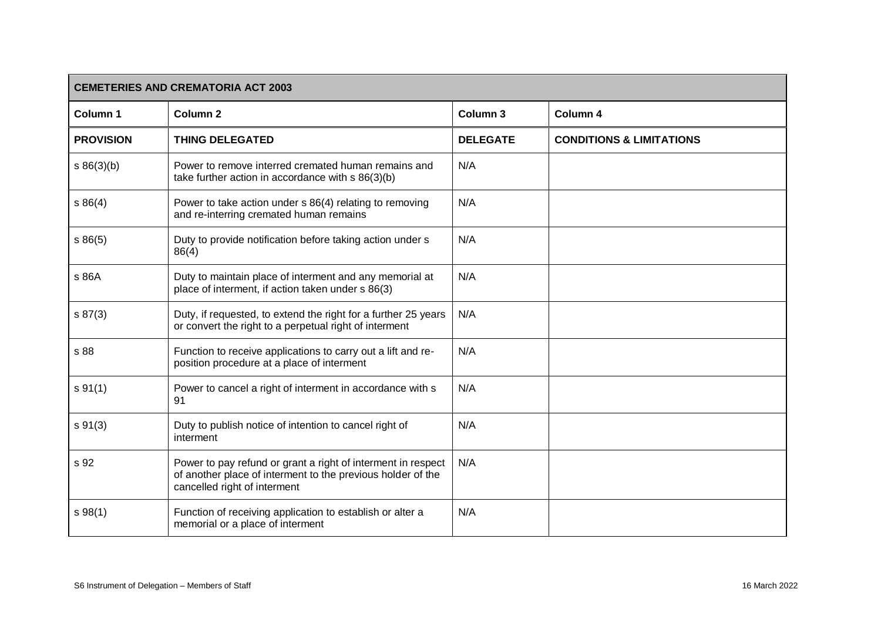| CEMETERIES AND CREMATORIA ACT 2003 | | | |
|---|---|---|---|
| **Column 1** | **Column 2** | **Column 3** | **Column 4** |
| **PROVISION** | **THING DELEGATED** | **DELEGATE** | **CONDITIONS & LIMITATIONS** |
| s 86(3)(b) | Power to remove interred cremated human remains and take further action in accordance with s 86(3)(b) | N/A | |
| s 86(4) | Power to take action under s 86(4) relating to removing and re-interring cremated human remains | N/A | |
| s 86(5) | Duty to provide notification before taking action under s 86(4) | N/A | |
| s 86A | Duty to maintain place of interment and any memorial at place of interment, if action taken under s 86(3) | N/A | |
| s 87(3) | Duty, if requested, to extend the right for a further 25 years or convert the right to a perpetual right of interment | N/A | |
| s 88 | Function to receive applications to carry out a lift and re-position procedure at a place of interment | N/A | |
| s 91(1) | Power to cancel a right of interment in accordance with s 91 | N/A | |
| s 91(3) | Duty to publish notice of intention to cancel right of interment | N/A | |
| s 92 | Power to pay refund or grant a right of interment in respect of another place of interment to the previous holder of the cancelled right of interment | N/A | |
| s 98(1) | Function of receiving application to establish or alter a memorial or a place of interment | N/A | |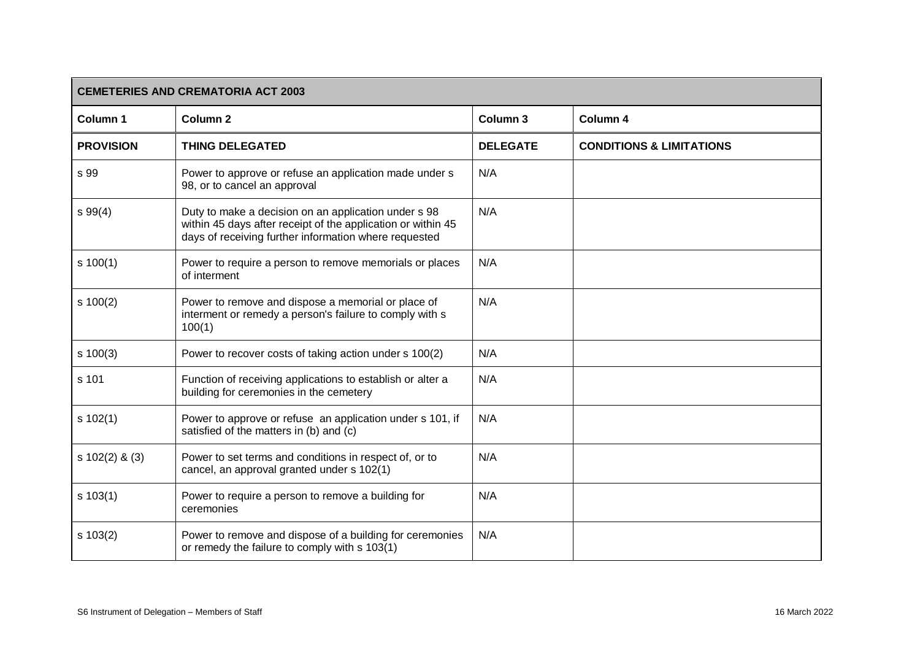| CEMETERIES AND CREMATORIA ACT 2003 | | | |
|---|---|---|---|
| **Column 1** | **Column 2** | **Column 3** | **Column 4** |
| **PROVISION** | **THING DELEGATED** | **DELEGATE** | **CONDITIONS & LIMITATIONS** |
| s 99 | Power to approve or refuse an application made under s 98, or to cancel an approval | N/A | |
| s 99(4) | Duty to make a decision on an application under s 98 within 45 days after receipt of the application or within 45 days of receiving further information where requested | N/A | |
| s 100(1) | Power to require a person to remove memorials or places of interment | N/A | |
| s 100(2) | Power to remove and dispose a memorial or place of interment or remedy a person's failure to comply with s 100(1) | N/A | |
| s 100(3) | Power to recover costs of taking action under s 100(2) | N/A | |
| s 101 | Function of receiving applications to establish or alter a building for ceremonies in the cemetery | N/A | |
| s 102(1) | Power to approve or refuse an application under s 101, if satisfied of the matters in (b) and (c) | N/A | |
| s 102(2) & (3) | Power to set terms and conditions in respect of, or to cancel, an approval granted under s 102(1) | N/A | |
| s 103(1) | Power to require a person to remove a building for ceremonies | N/A | |
| s 103(2) | Power to remove and dispose of a building for ceremonies or remedy the failure to comply with s 103(1) | N/A | |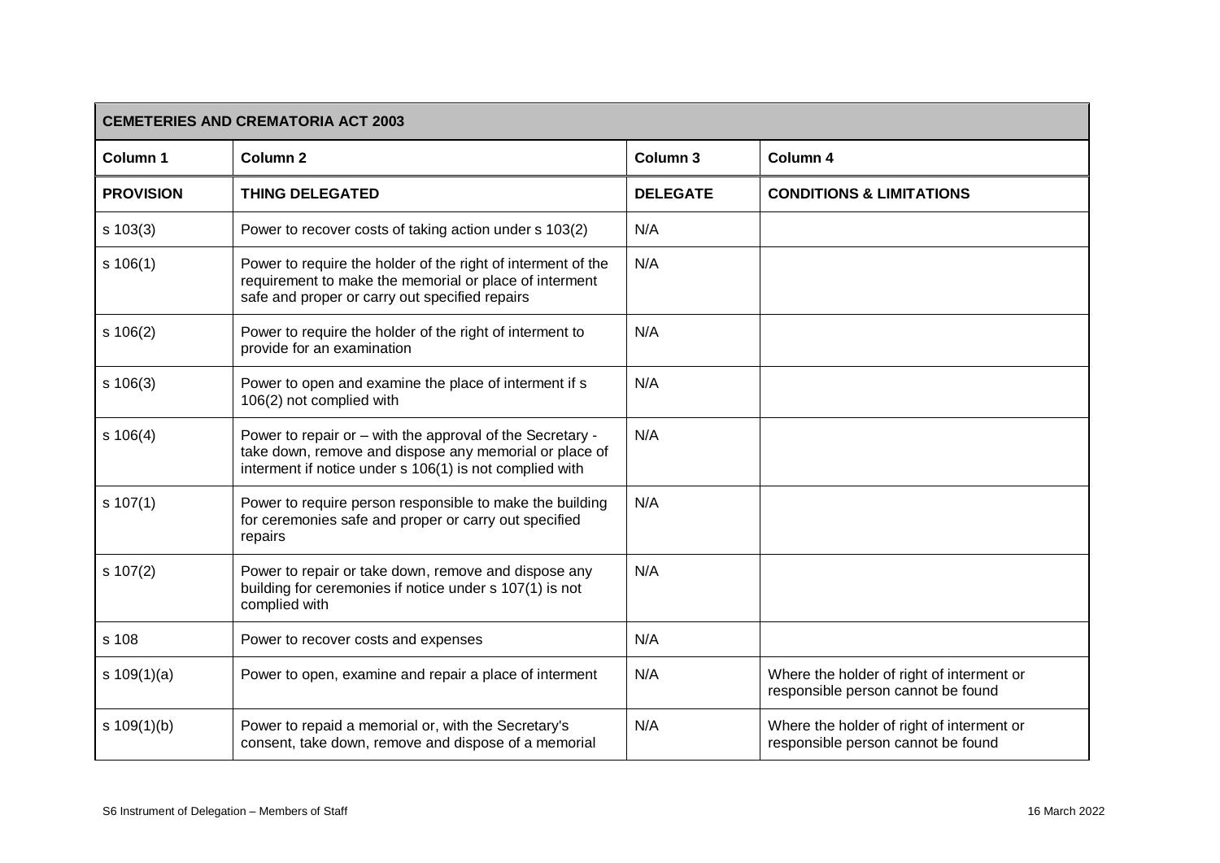| CEMETERIES AND CREMATORIA ACT 2003 | | | |
|---|---|---|---|
| **Column 1** | **Column 2** | **Column 3** | **Column 4** |
| **PROVISION** | **THING DELEGATED** | **DELEGATE** | **CONDITIONS & LIMITATIONS** |
| s 103(3) | Power to recover costs of taking action under s 103(2) | N/A | |
| s 106(1) | Power to require the holder of the right of interment of the requirement to make the memorial or place of interment safe and proper or carry out specified repairs | N/A | |
| s 106(2) | Power to require the holder of the right of interment to provide for an examination | N/A | |
| s 106(3) | Power to open and examine the place of interment if s 106(2) not complied with | N/A | |
| s 106(4) | Power to repair or – with the approval of the Secretary - take down, remove and dispose any memorial or place of interment if notice under s 106(1) is not complied with | N/A | |
| s 107(1) | Power to require person responsible to make the building for ceremonies safe and proper or carry out specified repairs | N/A | |
| s 107(2) | Power to repair or take down, remove and dispose any building for ceremonies if notice under s 107(1) is not complied with | N/A | |
| s 108 | Power to recover costs and expenses | N/A | |
| s 109(1)(a) | Power to open, examine and repair a place of interment | N/A | Where the holder of right of interment or responsible person cannot be found |
| s 109(1)(b) | Power to repaid a memorial or, with the Secretary's consent, take down, remove and dispose of a memorial | N/A | Where the holder of right of interment or responsible person cannot be found |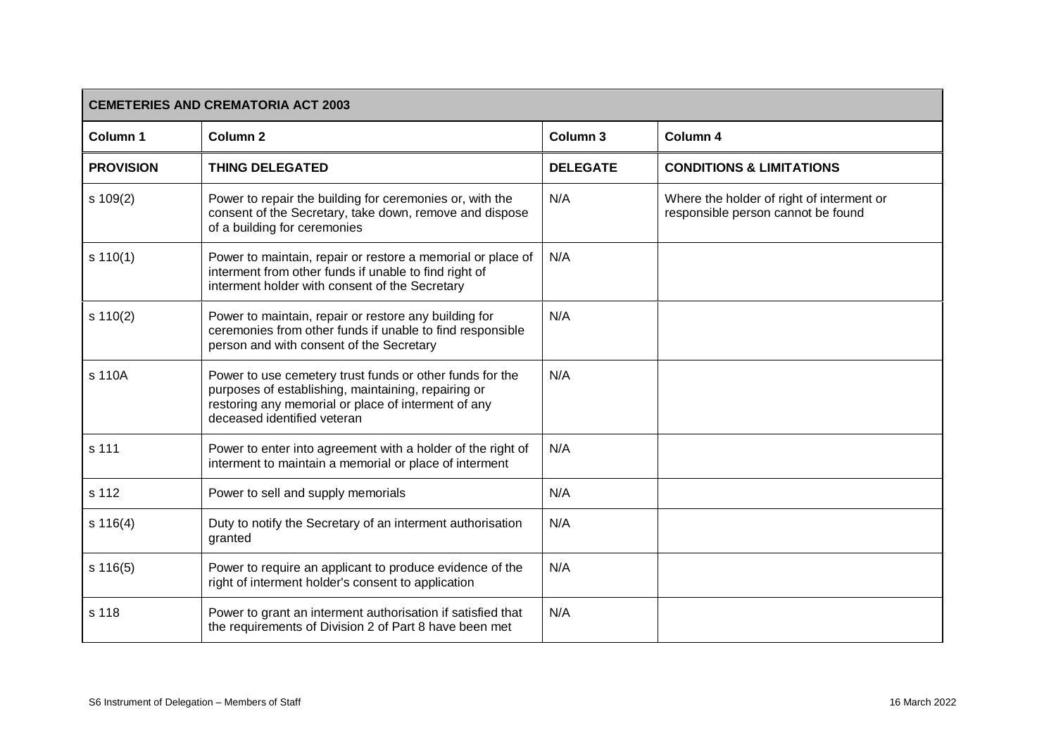| CEMETERIES AND CREMATORIA ACT 2003 | | | |
|---|---|---|---|
| **Column 1** | **Column 2** | **Column 3** | **Column 4** |
| **PROVISION** | **THING DELEGATED** | **DELEGATE** | **CONDITIONS & LIMITATIONS** |
| s 109(2) | Power to repair the building for ceremonies or, with the consent of the Secretary, take down, remove and dispose of a building for ceremonies | N/A | Where the holder of right of interment or responsible person cannot be found |
| s 110(1) | Power to maintain, repair or restore a memorial or place of interment from other funds if unable to find right of interment holder with consent of the Secretary | N/A | |
| s 110(2) | Power to maintain, repair or restore any building for ceremonies from other funds if unable to find responsible person and with consent of the Secretary | N/A | |
| s 110A | Power to use cemetery trust funds or other funds for the purposes of establishing, maintaining, repairing or restoring any memorial or place of interment of any deceased identified veteran | N/A | |
| s 111 | Power to enter into agreement with a holder of the right of interment to maintain a memorial or place of interment | N/A | |
| s 112 | Power to sell and supply memorials | N/A | |
| s 116(4) | Duty to notify the Secretary of an interment authorisation granted | N/A | |
| s 116(5) | Power to require an applicant to produce evidence of the right of interment holder's consent to application | N/A | |
| s 118 | Power to grant an interment authorisation if satisfied that the requirements of Division 2 of Part 8 have been met | N/A | |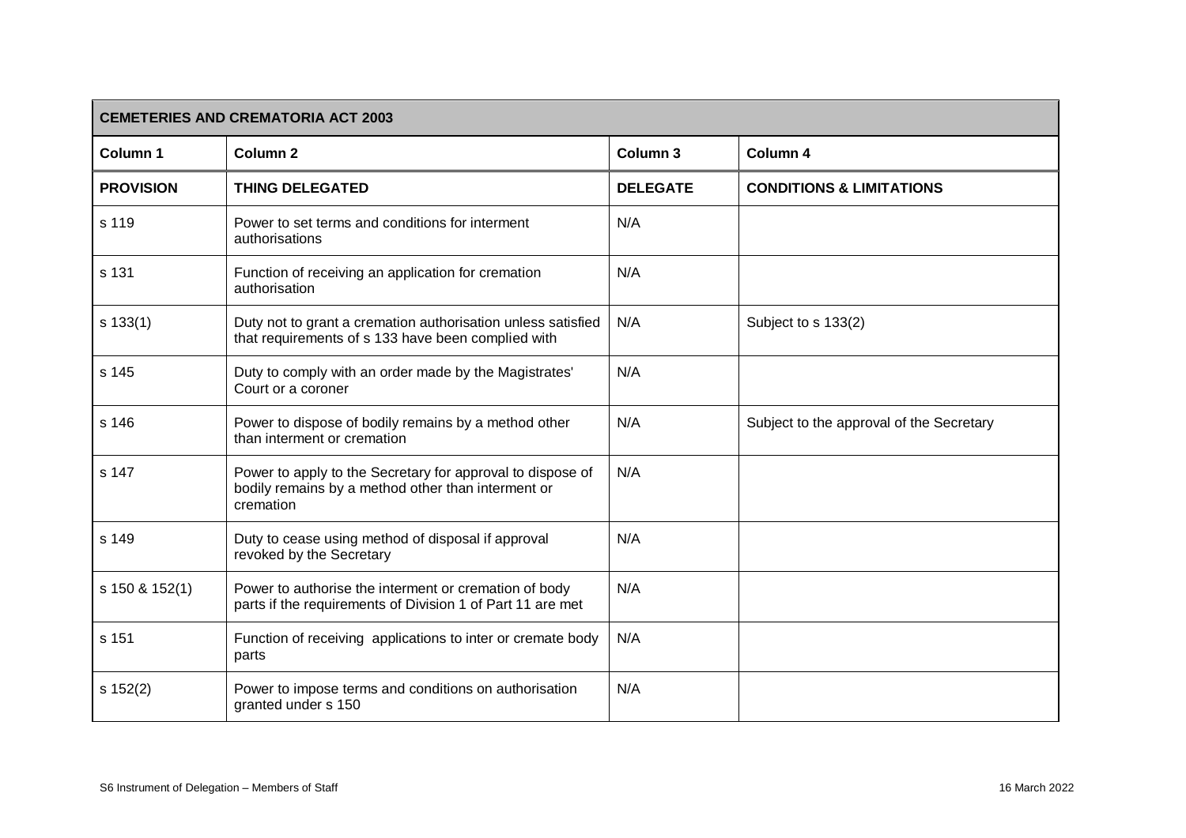| CEMETERIES AND CREMATORIA ACT 2003 | | | |
|---|---|---|---|
| **Column 1** | **Column 2** | **Column 3** | **Column 4** |
| **PROVISION** | **THING DELEGATED** | **DELEGATE** | **CONDITIONS & LIMITATIONS** |
| s 119 | Power to set terms and conditions for interment authorisations | N/A | |
| s 131 | Function of receiving an application for cremation authorisation | N/A | |
| s 133(1) | Duty not to grant a cremation authorisation unless satisfied that requirements of s 133 have been complied with | N/A | Subject to s 133(2) |
| s 145 | Duty to comply with an order made by the Magistrates' Court or a coroner | N/A | |
| s 146 | Power to dispose of bodily remains by a method other than interment or cremation | N/A | Subject to the approval of the Secretary |
| s 147 | Power to apply to the Secretary for approval to dispose of bodily remains by a method other than interment or cremation | N/A | |
| s 149 | Duty to cease using method of disposal if approval revoked by the Secretary | N/A | |
| s 150 & 152(1) | Power to authorise the interment or cremation of body parts if the requirements of Division 1 of Part 11 are met | N/A | |
| s 151 | Function of receiving applications to inter or cremate body parts | N/A | |
| s 152(2) | Power to impose terms and conditions on authorisation granted under s 150 | N/A | |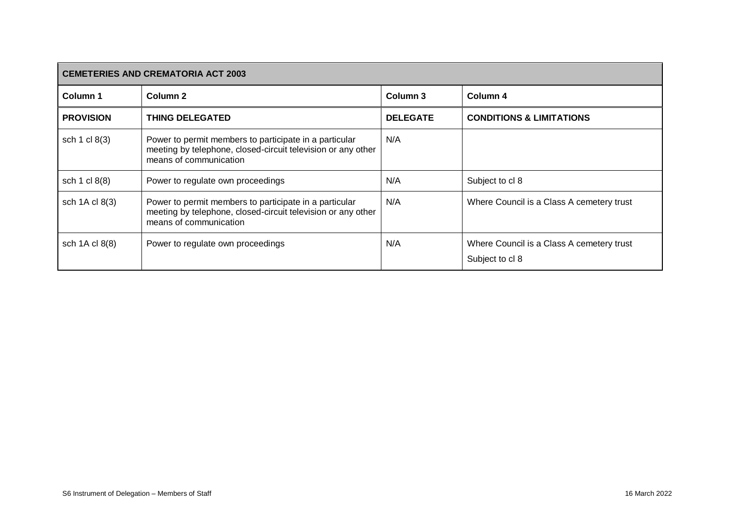| **CEMETERIES AND CREMATORIA ACT 2003** | | | |
|---|---|---|---|
| **Column 1** | **Column 2** | **Column 3** | **Column 4** |
| **PROVISION** | **THING DELEGATED** | **DELEGATE** | **CONDITIONS & LIMITATIONS** |
| sch 1 cl 8(3) | Power to permit members to participate in a particular meeting by telephone, closed-circuit television or any other means of communication | N/A | |
| sch 1 cl 8(8) | Power to regulate own proceedings | N/A | Subject to cl 8 |
| sch 1A cl 8(3) | Power to permit members to participate in a particular meeting by telephone, closed-circuit television or any other means of communication | N/A | Where Council is a Class A cemetery trust |
| sch 1A cl 8(8) | Power to regulate own proceedings | N/A | Where Council is a Class A cemetery trust<br>Subject to cl 8 |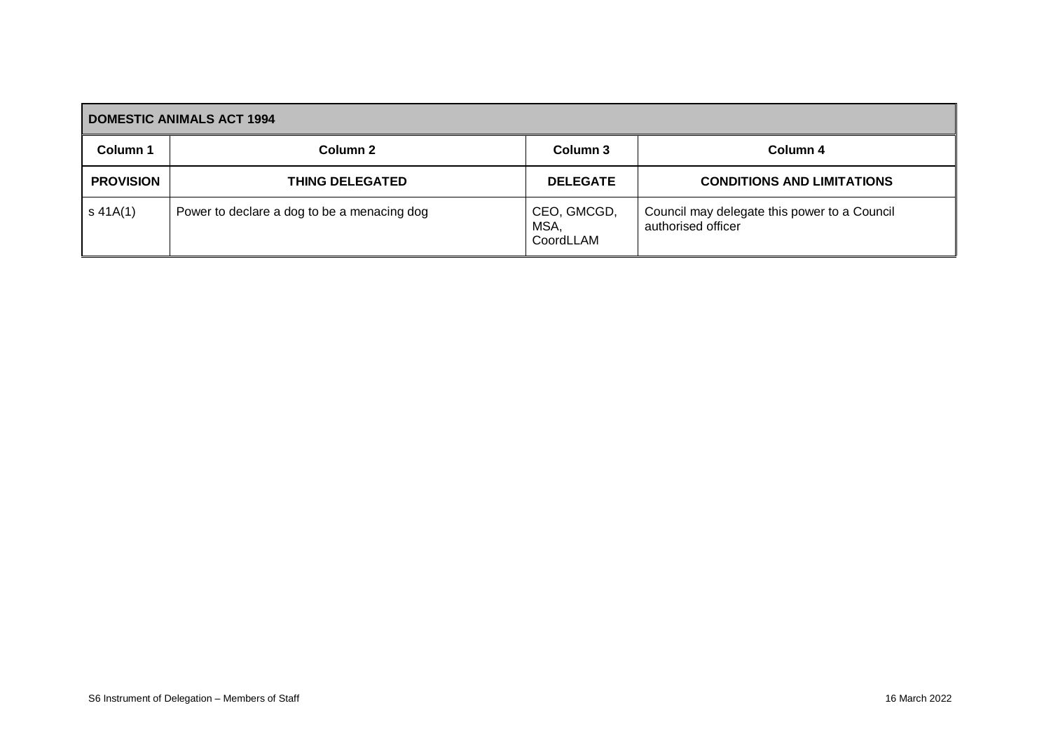| DOMESTIC ANIMALS ACT 1994 | | | |
|---|---|---|---|
| **Column 1** | **Column 2** | **Column 3** | **Column 4** |
| **PROVISION** | **THING DELEGATED** | **DELEGATE** | **CONDITIONS AND LIMITATIONS** |
| s 41A(1) | Power to declare a dog to be a menacing dog | CEO, GMCGD, MSA, CoordLLAM | Council may delegate this power to a Council authorised officer |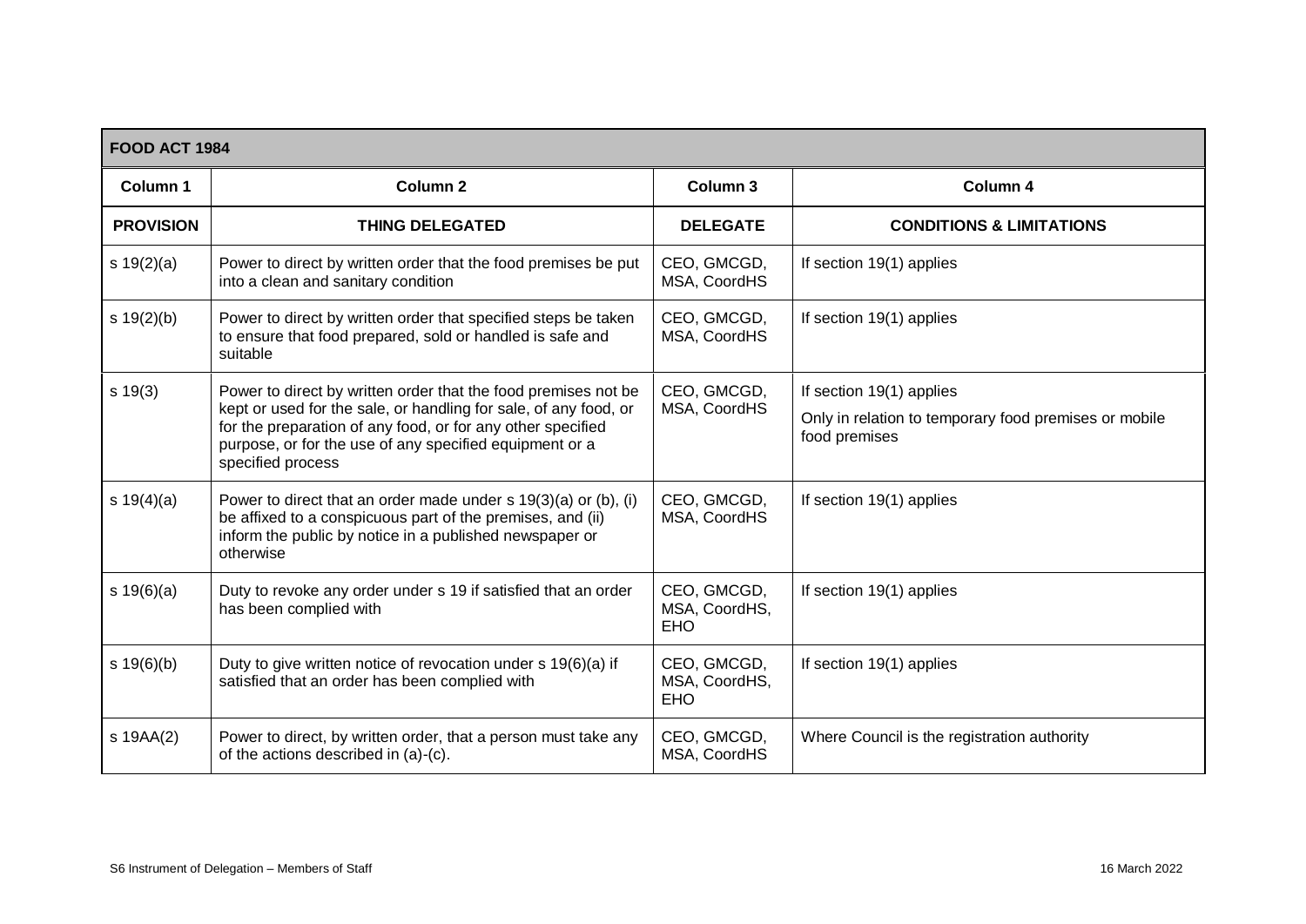| FOOD ACT 1984 | | | |
|---|---|---|---|
| **Column 1** | **Column 2** | **Column 3** | **Column 4** |
| **PROVISION** | **THING DELEGATED** | **DELEGATE** | **CONDITIONS & LIMITATIONS** |
| s 19(2)(a) | Power to direct by written order that the food premises be put into a clean and sanitary condition | CEO, GMCGD, MSA, CoordHS | If section 19(1) applies |
| s 19(2)(b) | Power to direct by written order that specified steps be taken to ensure that food prepared, sold or handled is safe and suitable | CEO, GMCGD, MSA, CoordHS | If section 19(1) applies |
| s 19(3) | Power to direct by written order that the food premises not be kept or used for the sale, or handling for sale, of any food, or for the preparation of any food, or for any other specified purpose, or for the use of any specified equipment or a specified process | CEO, GMCGD, MSA, CoordHS | If section 19(1) applies<br>Only in relation to temporary food premises or mobile food premises |
| s 19(4)(a) | Power to direct that an order made under s 19(3)(a) or (b), (i) be affixed to a conspicuous part of the premises, and (ii) inform the public by notice in a published newspaper or otherwise | CEO, GMCGD, MSA, CoordHS | If section 19(1) applies |
| s 19(6)(a) | Duty to revoke any order under s 19 if satisfied that an order has been complied with | CEO, GMCGD, MSA, CoordHS, EHO | If section 19(1) applies |
| s 19(6)(b) | Duty to give written notice of revocation under s 19(6)(a) if satisfied that an order has been complied with | CEO, GMCGD, MSA, CoordHS, EHO | If section 19(1) applies |
| s 19AA(2) | Power to direct, by written order, that a person must take any of the actions described in (a)-(c). | CEO, GMCGD, MSA, CoordHS | Where Council is the registration authority |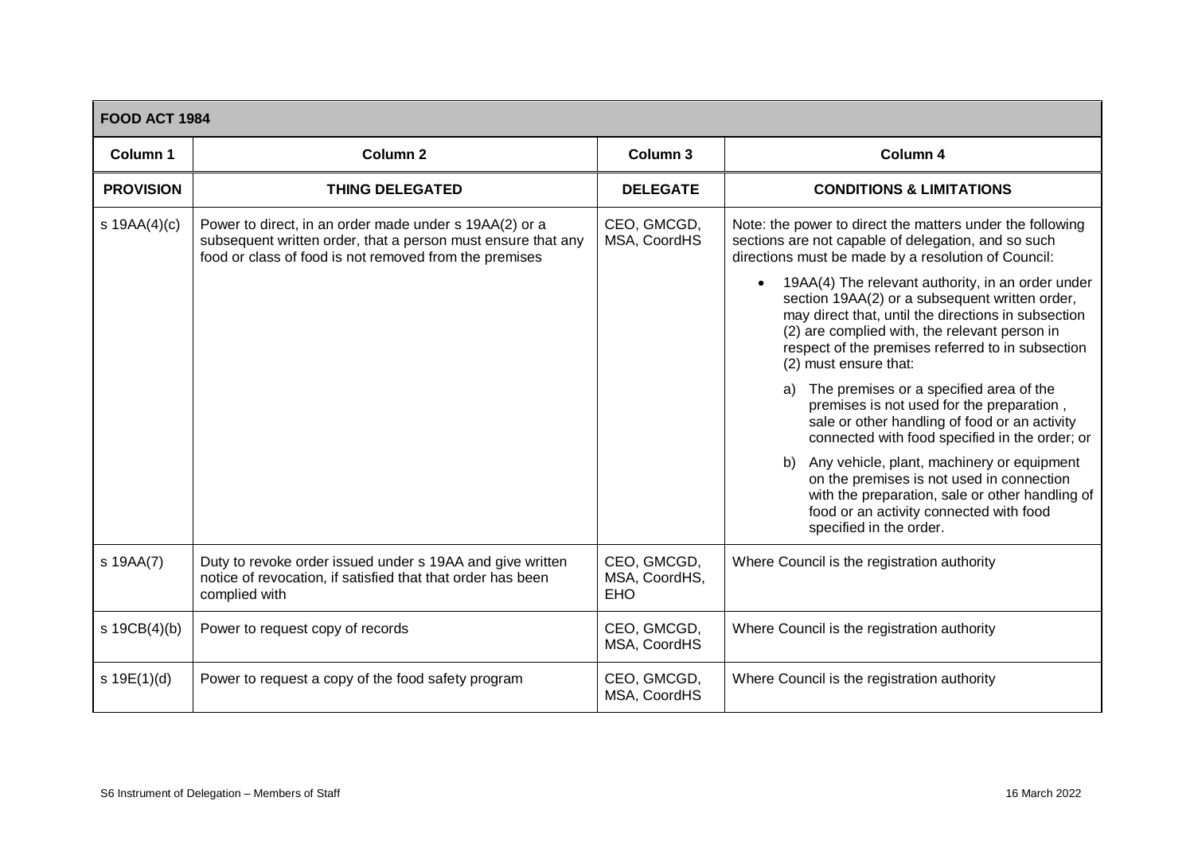| FOOD ACT 1984 | | | |
|---|---|---|---|
| **Column 1** | **Column 2** | **Column 3** | **Column 4** |
| **PROVISION** | **THING DELEGATED** | **DELEGATE** | **CONDITIONS & LIMITATIONS** |
| s 19AA(4)(c) | Power to direct, in an order made under s 19AA(2) or a subsequent written order, that a person must ensure that any food or class of food is not removed from the premises | CEO, GMCGD, MSA, CoordHS | Note: the power to direct the matters under the following sections are not capable of delegation, and so such directions must be made by a resolution of Council:<br>• 19AA(4) The relevant authority, in an order under section 19AA(2) or a subsequent written order, may direct that, until the directions in subsection (2) are complied with, the relevant person in respect of the premises referred to in subsection (2) must ensure that:<br>a) The premises or a specified area of the premises is not used for the preparation , sale or other handling of food or an activity connected with food specified in the order; or<br>b) Any vehicle, plant, machinery or equipment on the premises is not used in connection with the preparation, sale or other handling of food or an activity connected with food specified in the order. |
| s 19AA(7) | Duty to revoke order issued under s 19AA and give written notice of revocation, if satisfied that that order has been complied with | CEO, GMCGD, MSA, CoordHS, EHO | Where Council is the registration authority |
| s 19CB(4)(b) | Power to request copy of records | CEO, GMCGD, MSA, CoordHS | Where Council is the registration authority |
| s 19E(1)(d) | Power to request a copy of the food safety program | CEO, GMCGD, MSA, CoordHS | Where Council is the registration authority |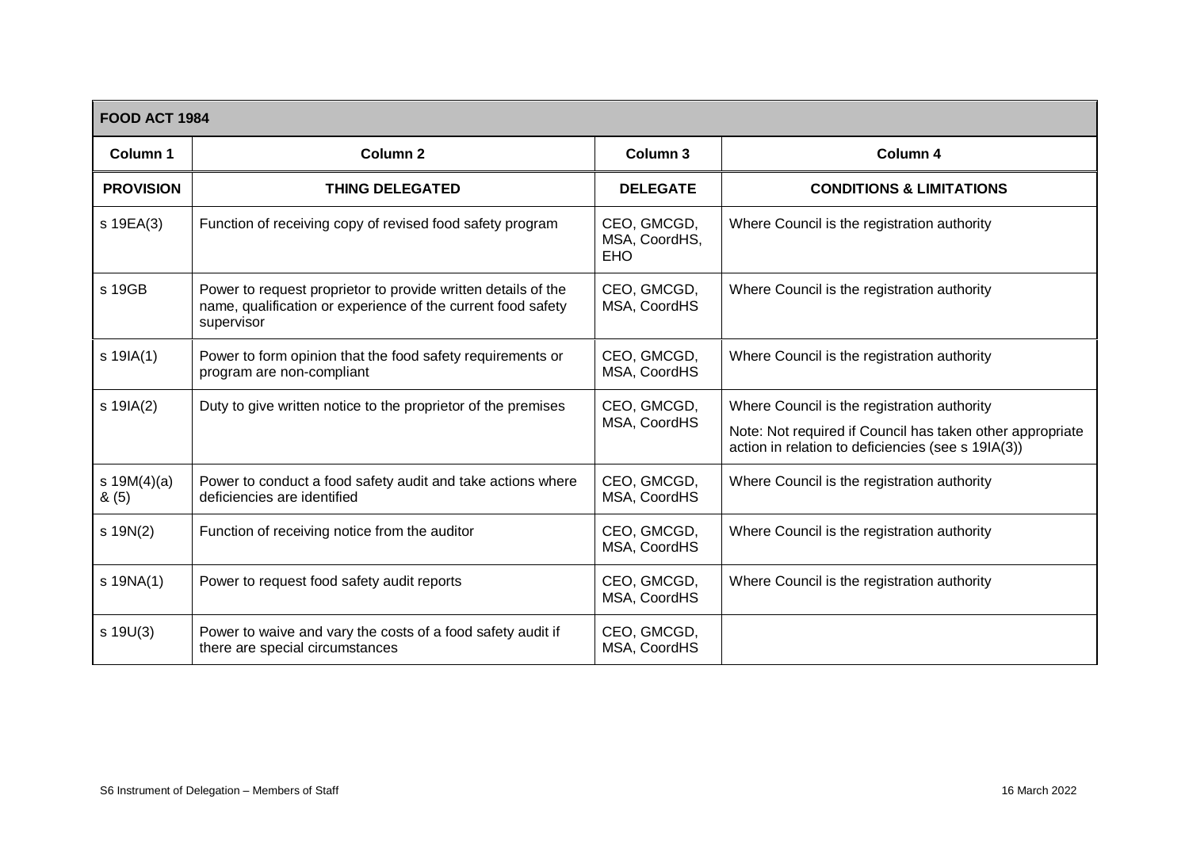| FOOD ACT 1984 | | | |
|---|---|---|---|
| **Column 1** | **Column 2** | **Column 3** | **Column 4** |
| **PROVISION** | **THING DELEGATED** | **DELEGATE** | **CONDITIONS & LIMITATIONS** |
| s 19EA(3) | Function of receiving copy of revised food safety program | CEO, GMCGD, MSA, CoordHS, EHO | Where Council is the registration authority |
| s 19GB | Power to request proprietor to provide written details of the name, qualification or experience of the current food safety supervisor | CEO, GMCGD, MSA, CoordHS | Where Council is the registration authority |
| s 19IA(1) | Power to form opinion that the food safety requirements or program are non-compliant | CEO, GMCGD, MSA, CoordHS | Where Council is the registration authority |
| s 19IA(2) | Duty to give written notice to the proprietor of the premises | CEO, GMCGD, MSA, CoordHS | Where Council is the registration authority<br>Note: Not required if Council has taken other appropriate action in relation to deficiencies (see s 19IA(3)) |
| s 19M(4)(a) & (5) | Power to conduct a food safety audit and take actions where deficiencies are identified | CEO, GMCGD, MSA, CoordHS | Where Council is the registration authority |
| s 19N(2) | Function of receiving notice from the auditor | CEO, GMCGD, MSA, CoordHS | Where Council is the registration authority |
| s 19NA(1) | Power to request food safety audit reports | CEO, GMCGD, MSA, CoordHS | Where Council is the registration authority |
| s 19U(3) | Power to waive and vary the costs of a food safety audit if there are special circumstances | CEO, GMCGD, MSA, CoordHS | |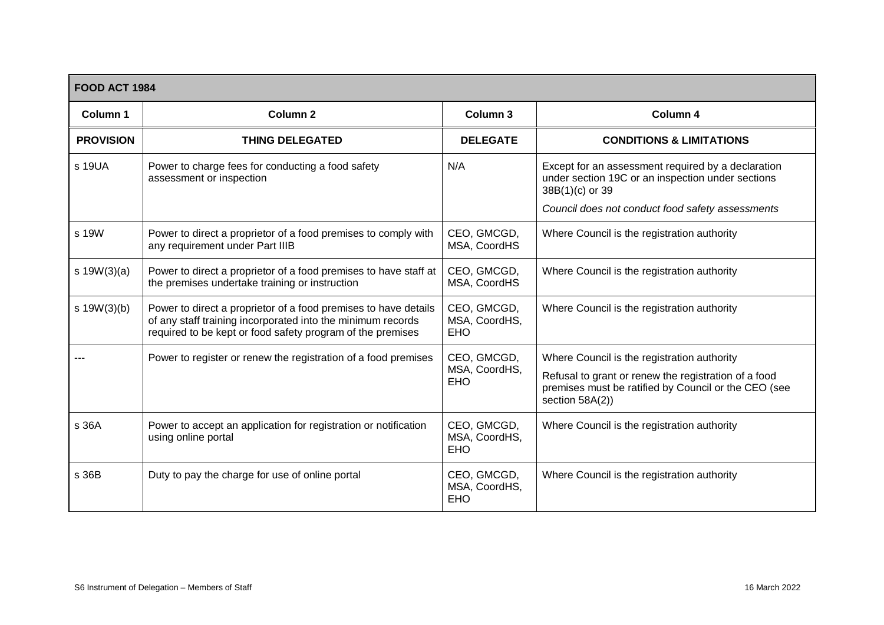| FOOD ACT 1984 | | | |
|---|---|---|---|
| **Column 1** | **Column 2** | **Column 3** | **Column 4** |
| **PROVISION** | **THING DELEGATED** | **DELEGATE** | **CONDITIONS & LIMITATIONS** |
| s 19UA | Power to charge fees for conducting a food safety assessment or inspection | N/A | Except for an assessment required by a declaration under section 19C or an inspection under sections 38B(1)(c) or 39<br>*Council does not conduct food safety assessments* |
| s 19W | Power to direct a proprietor of a food premises to comply with any requirement under Part IIIB | CEO, GMCGD, MSA, CoordHS | Where Council is the registration authority |
| s 19W(3)(a) | Power to direct a proprietor of a food premises to have staff at the premises undertake training or instruction | CEO, GMCGD, MSA, CoordHS | Where Council is the registration authority |
| s 19W(3)(b) | Power to direct a proprietor of a food premises to have details of any staff training incorporated into the minimum records required to be kept or food safety program of the premises | CEO, GMCGD, MSA, CoordHS, EHO | Where Council is the registration authority |
| --- | Power to register or renew the registration of a food premises | CEO, GMCGD, MSA, CoordHS, EHO | Where Council is the registration authority<br>Refusal to grant or renew the registration of a food premises must be ratified by Council or the CEO (see section 58A(2)) |
| s 36A | Power to accept an application for registration or notification using online portal | CEO, GMCGD, MSA, CoordHS, EHO | Where Council is the registration authority |
| s 36B | Duty to pay the charge for use of online portal | CEO, GMCGD, MSA, CoordHS, EHO | Where Council is the registration authority |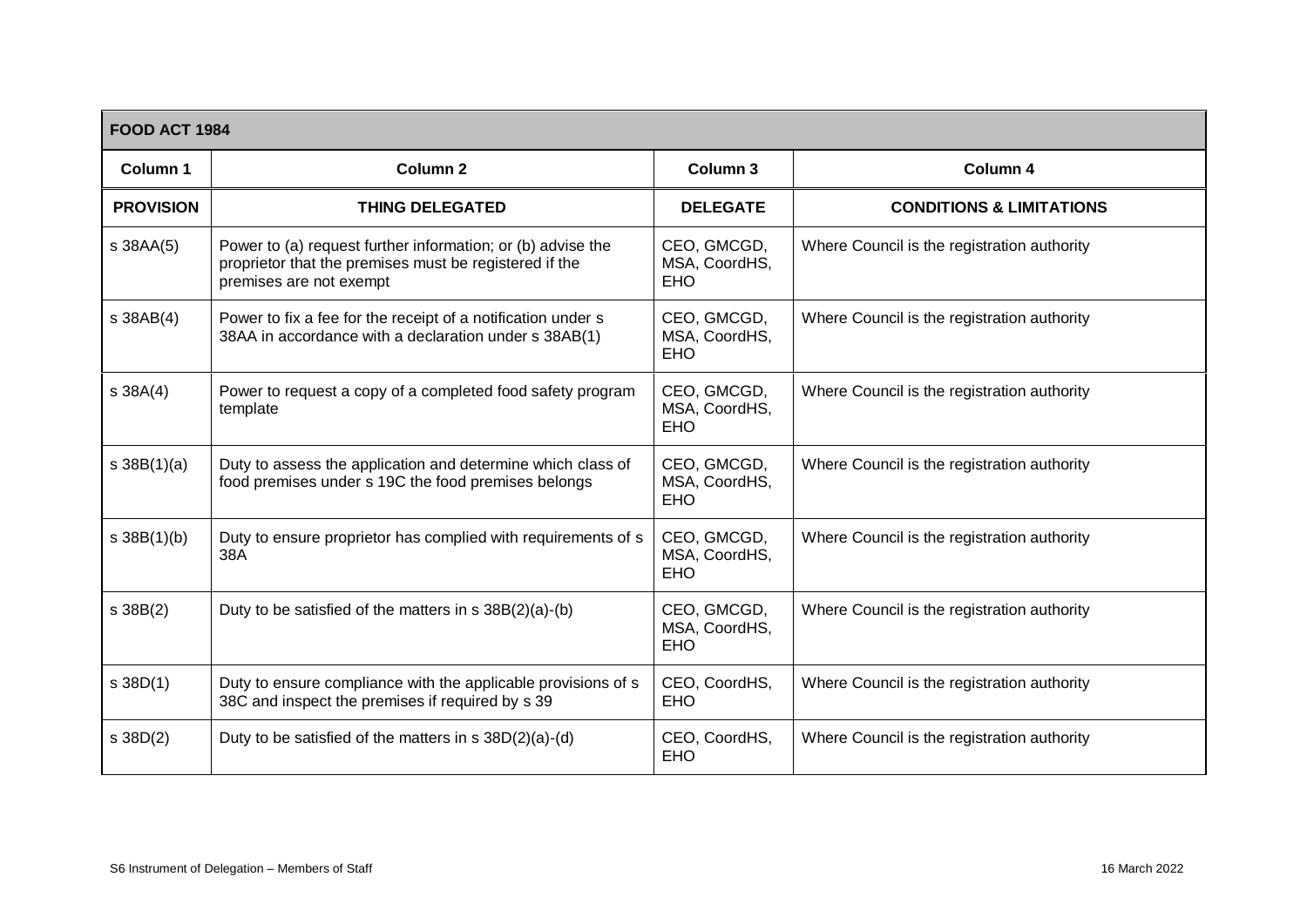| FOOD ACT 1984 | | | |
|---|---|---|---|
| **Column 1** | **Column 2** | **Column 3** | **Column 4** |
| **PROVISION** | **THING DELEGATED** | **DELEGATE** | **CONDITIONS & LIMITATIONS** |
| s 38AA(5) | Power to (a) request further information; or (b) advise the proprietor that the premises must be registered if the premises are not exempt | CEO, GMCGD, MSA, CoordHS, EHO | Where Council is the registration authority |
| s 38AB(4) | Power to fix a fee for the receipt of a notification under s 38AA in accordance with a declaration under s 38AB(1) | CEO, GMCGD, MSA, CoordHS, EHO | Where Council is the registration authority |
| s 38A(4) | Power to request a copy of a completed food safety program template | CEO, GMCGD, MSA, CoordHS, EHO | Where Council is the registration authority |
| s 38B(1)(a) | Duty to assess the application and determine which class of food premises under s 19C the food premises belongs | CEO, GMCGD, MSA, CoordHS, EHO | Where Council is the registration authority |
| s 38B(1)(b) | Duty to ensure proprietor has complied with requirements of s 38A | CEO, GMCGD, MSA, CoordHS, EHO | Where Council is the registration authority |
| s 38B(2) | Duty to be satisfied of the matters in s 38B(2)(a)-(b) | CEO, GMCGD, MSA, CoordHS, EHO | Where Council is the registration authority |
| s 38D(1) | Duty to ensure compliance with the applicable provisions of s 38C and inspect the premises if required by s 39 | CEO, CoordHS, EHO | Where Council is the registration authority |
| s 38D(2) | Duty to be satisfied of the matters in s 38D(2)(a)-(d) | CEO, CoordHS, EHO | Where Council is the registration authority |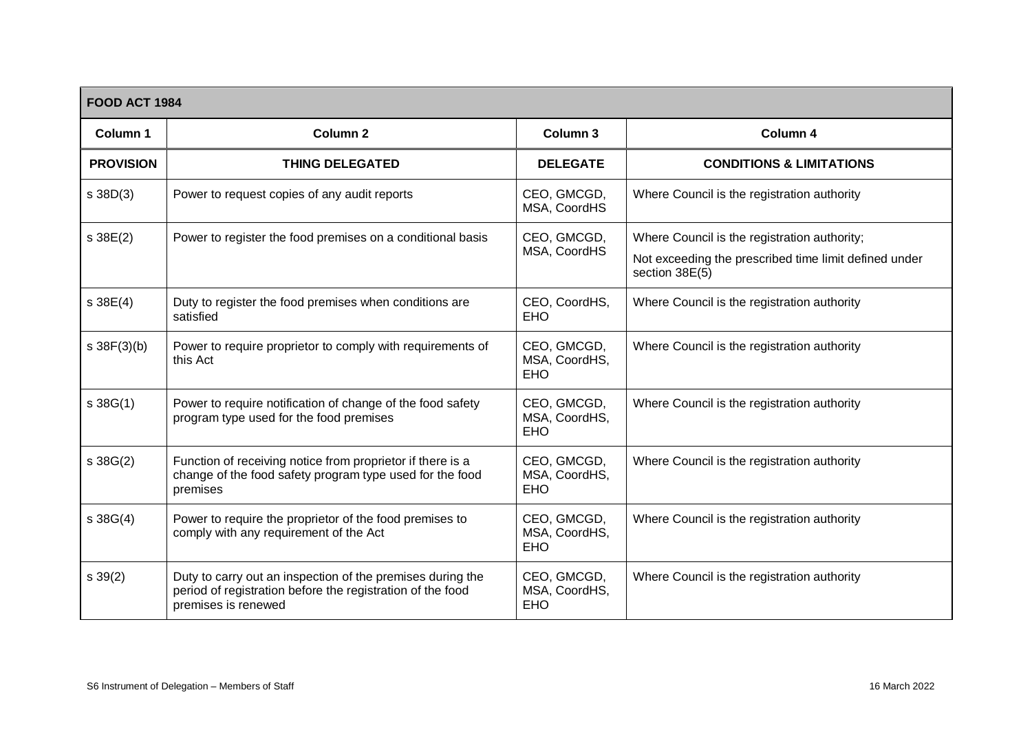| FOOD ACT 1984 | | | |
|---|---|---|---|
| **Column 1** | **Column 2** | **Column 3** | **Column 4** |
| **PROVISION** | **THING DELEGATED** | **DELEGATE** | **CONDITIONS & LIMITATIONS** |
| s 38D(3) | Power to request copies of any audit reports | CEO, GMCGD, MSA, CoordHS | Where Council is the registration authority |
| s 38E(2) | Power to register the food premises on a conditional basis | CEO, GMCGD, MSA, CoordHS | Where Council is the registration authority; Not exceeding the prescribed time limit defined under section 38E(5) |
| s 38E(4) | Duty to register the food premises when conditions are satisfied | CEO, CoordHS, EHO | Where Council is the registration authority |
| s 38F(3)(b) | Power to require proprietor to comply with requirements of this Act | CEO, GMCGD, MSA, CoordHS, EHO | Where Council is the registration authority |
| s 38G(1) | Power to require notification of change of the food safety program type used for the food premises | CEO, GMCGD, MSA, CoordHS, EHO | Where Council is the registration authority |
| s 38G(2) | Function of receiving notice from proprietor if there is a change of the food safety program type used for the food premises | CEO, GMCGD, MSA, CoordHS, EHO | Where Council is the registration authority |
| s 38G(4) | Power to require the proprietor of the food premises to comply with any requirement of the Act | CEO, GMCGD, MSA, CoordHS, EHO | Where Council is the registration authority |
| s 39(2) | Duty to carry out an inspection of the premises during the period of registration before the registration of the food premises is renewed | CEO, GMCGD, MSA, CoordHS, EHO | Where Council is the registration authority |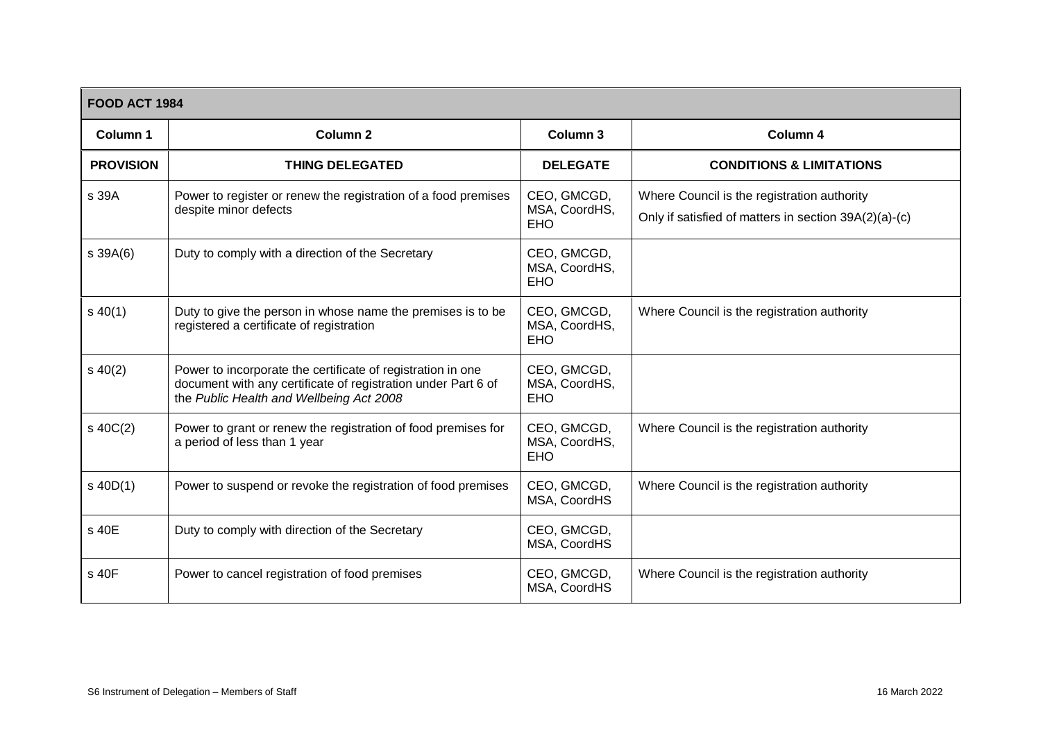| FOOD ACT 1984 | | | |
|---|---|---|---|
| **Column 1** | **Column 2** | **Column 3** | **Column 4** |
| **PROVISION** | **THING DELEGATED** | **DELEGATE** | **CONDITIONS & LIMITATIONS** |
| s 39A | Power to register or renew the registration of a food premises despite minor defects | CEO, GMCGD, MSA, CoordHS, EHO | Where Council is the registration authority<br>Only if satisfied of matters in section 39A(2)(a)-(c) |
| s 39A(6) | Duty to comply with a direction of the Secretary | CEO, GMCGD, MSA, CoordHS, EHO | |
| s 40(1) | Duty to give the person in whose name the premises is to be registered a certificate of registration | CEO, GMCGD, MSA, CoordHS, EHO | Where Council is the registration authority |
| s 40(2) | Power to incorporate the certificate of registration in one document with any certificate of registration under Part 6 of the *Public Health and Wellbeing Act 2008* | CEO, GMCGD, MSA, CoordHS, EHO | |
| s 40C(2) | Power to grant or renew the registration of food premises for a period of less than 1 year | CEO, GMCGD, MSA, CoordHS, EHO | Where Council is the registration authority |
| s 40D(1) | Power to suspend or revoke the registration of food premises | CEO, GMCGD, MSA, CoordHS | Where Council is the registration authority |
| s 40E | Duty to comply with direction of the Secretary | CEO, GMCGD, MSA, CoordHS | |
| s 40F | Power to cancel registration of food premises | CEO, GMCGD, MSA, CoordHS | Where Council is the registration authority |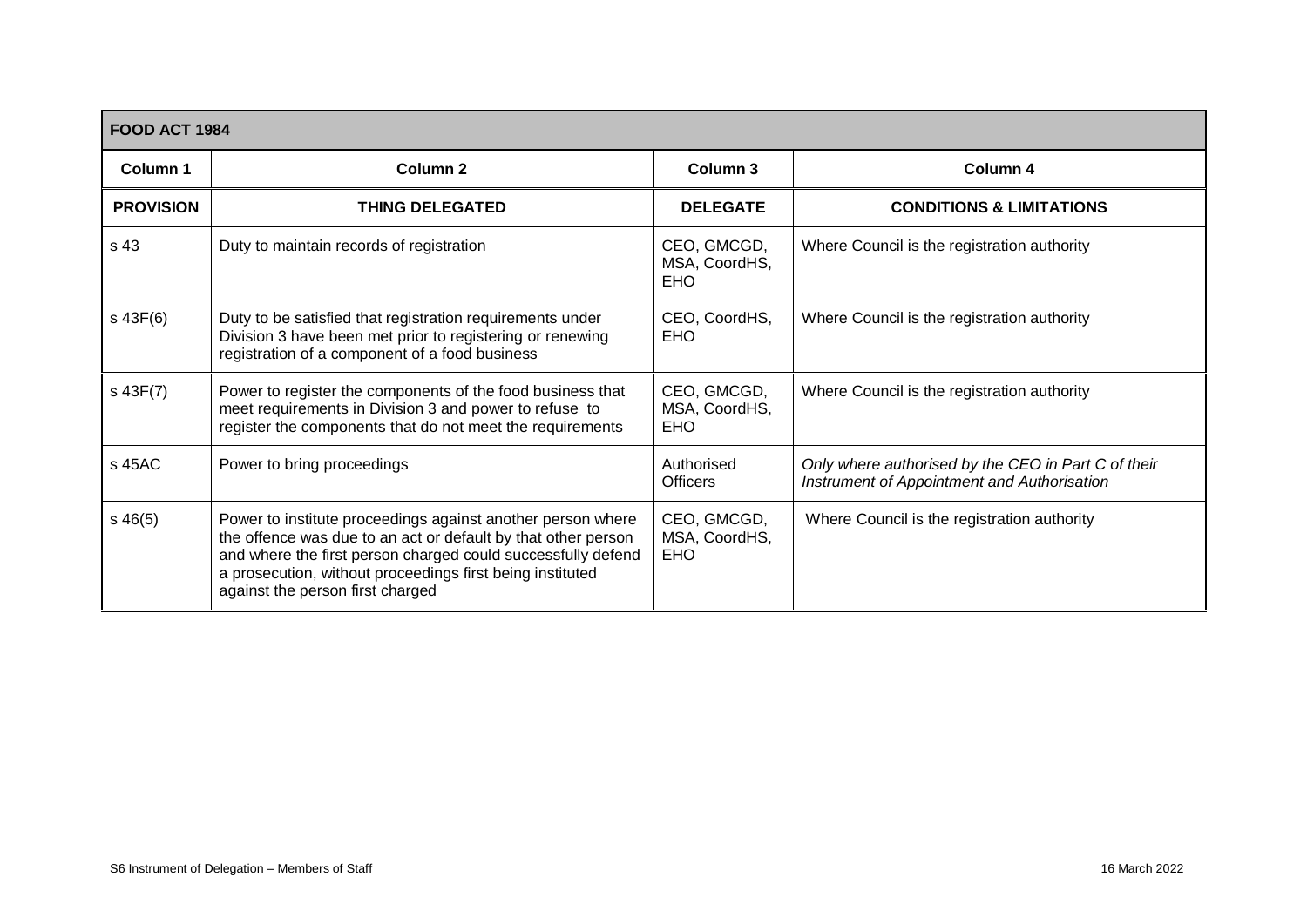| FOOD ACT 1984 | | | |
|---|---|---|---|
| **Column 1** | **Column 2** | **Column 3** | **Column 4** |
| **PROVISION** | **THING DELEGATED** | **DELEGATE** | **CONDITIONS & LIMITATIONS** |
| s 43 | Duty to maintain records of registration | CEO, GMCGD, MSA, CoordHS, EHO | Where Council is the registration authority |
| s 43F(6) | Duty to be satisfied that registration requirements under Division 3 have been met prior to registering or renewing registration of a component of a food business | CEO, CoordHS, EHO | Where Council is the registration authority |
| s 43F(7) | Power to register the components of the food business that meet requirements in Division 3 and power to refuse to register the components that do not meet the requirements | CEO, GMCGD, MSA, CoordHS, EHO | Where Council is the registration authority |
| s 45AC | Power to bring proceedings | Authorised Officers | *Only where authorised by the CEO in Part C of their Instrument of Appointment and Authorisation* |
| s 46(5) | Power to institute proceedings against another person where the offence was due to an act or default by that other person and where the first person charged could successfully defend a prosecution, without proceedings first being instituted against the person first charged | CEO, GMCGD, MSA, CoordHS, EHO | Where Council is the registration authority |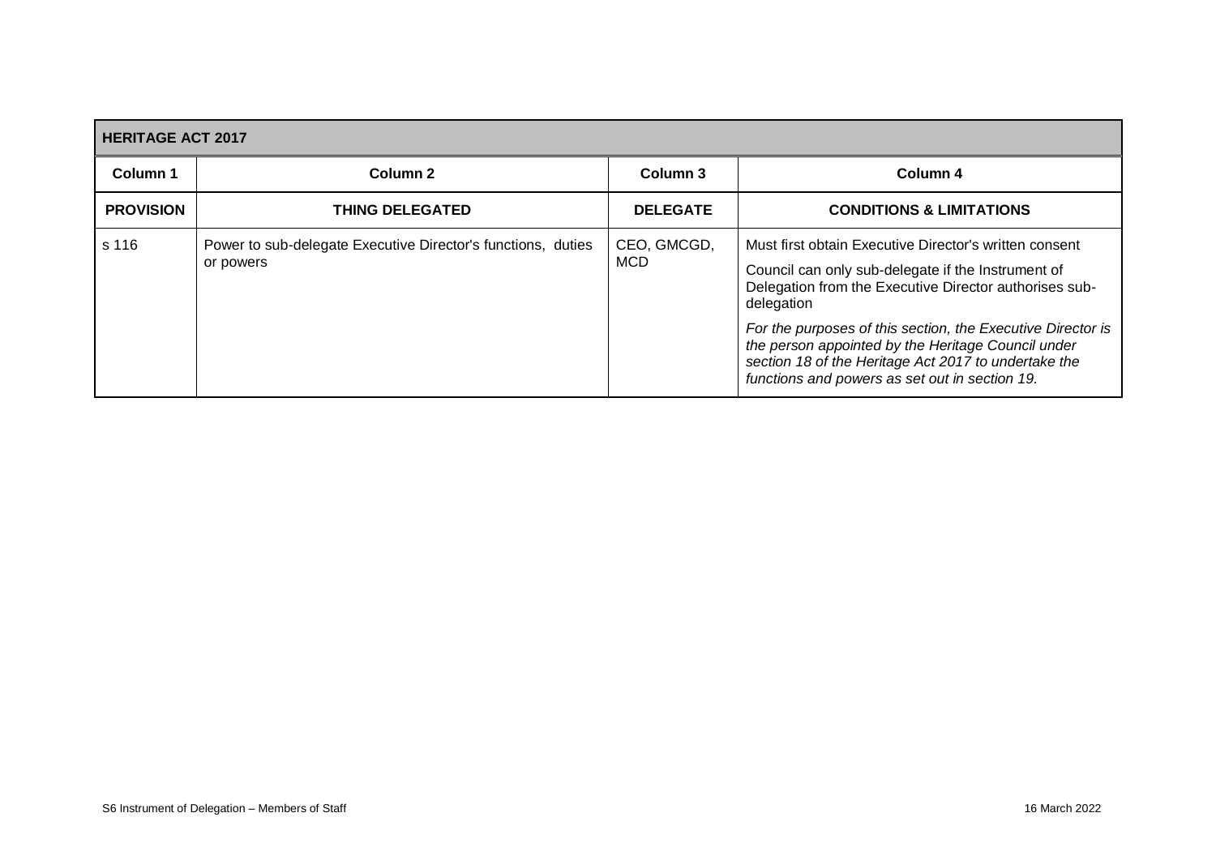| HERITAGE ACT 2017 | | | |
|---|---|---|---|
| **Column 1** | **Column 2** | **Column 3** | **Column 4** |
| **PROVISION** | **THING DELEGATED** | **DELEGATE** | **CONDITIONS & LIMITATIONS** |
| s 116 | Power to sub-delegate Executive Director's functions, duties or powers | CEO, GMCGD, MCD | Must first obtain Executive Director's written consent<br><br>Council can only sub-delegate if the Instrument of Delegation from the Executive Director authorises sub-delegation<br><br>*For the purposes of this section, the Executive Director is the person appointed by the Heritage Council under section 18 of the Heritage Act 2017 to undertake the functions and powers as set out in section 19.* |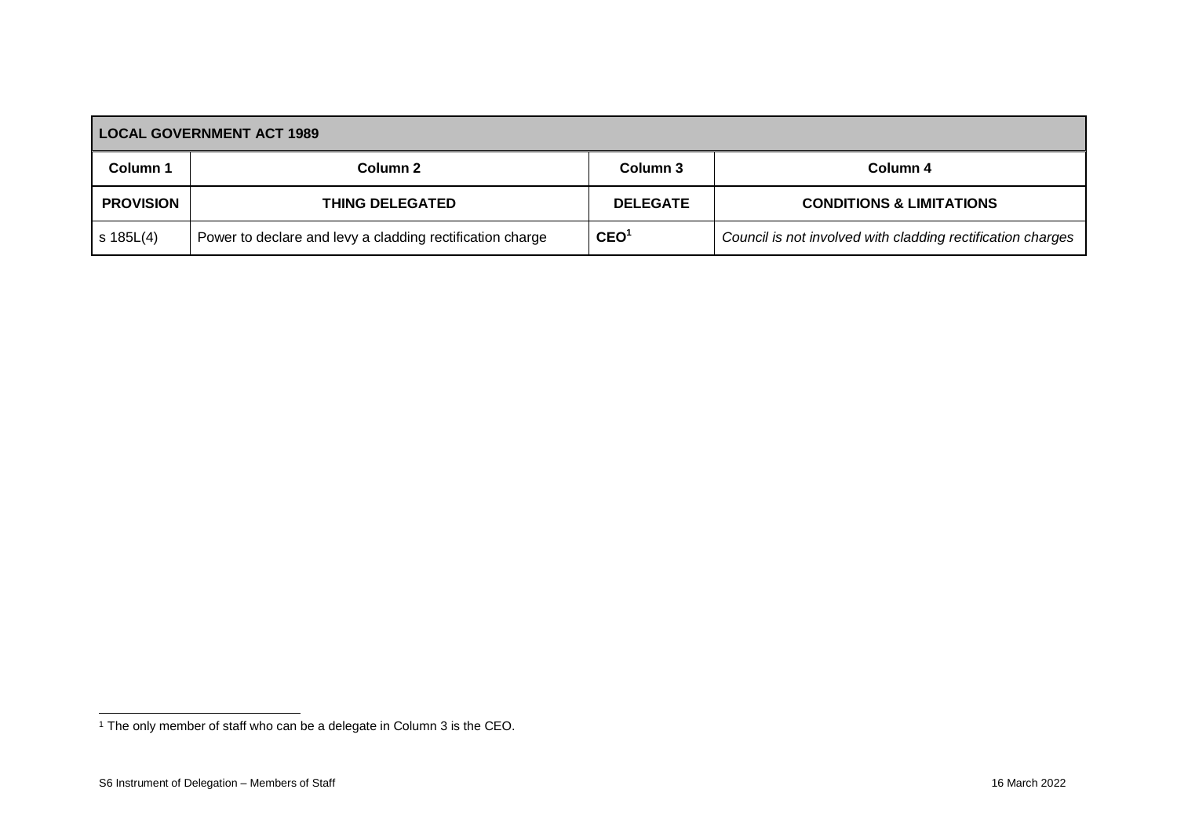| LOCAL GOVERNMENT ACT 1989 | | | |
|---|---|---|---|
| **Column 1** | **Column 2** | **Column 3** | **Column 4** |
| **PROVISION** | **THING DELEGATED** | **DELEGATE** | **CONDITIONS & LIMITATIONS** |
| s 185L(4) | Power to declare and levy a cladding rectification charge | **CEO**[1] | *Council is not involved with cladding rectification charges* |

[1] The only member of staff who can be a delegate in Column 3 is the CEO.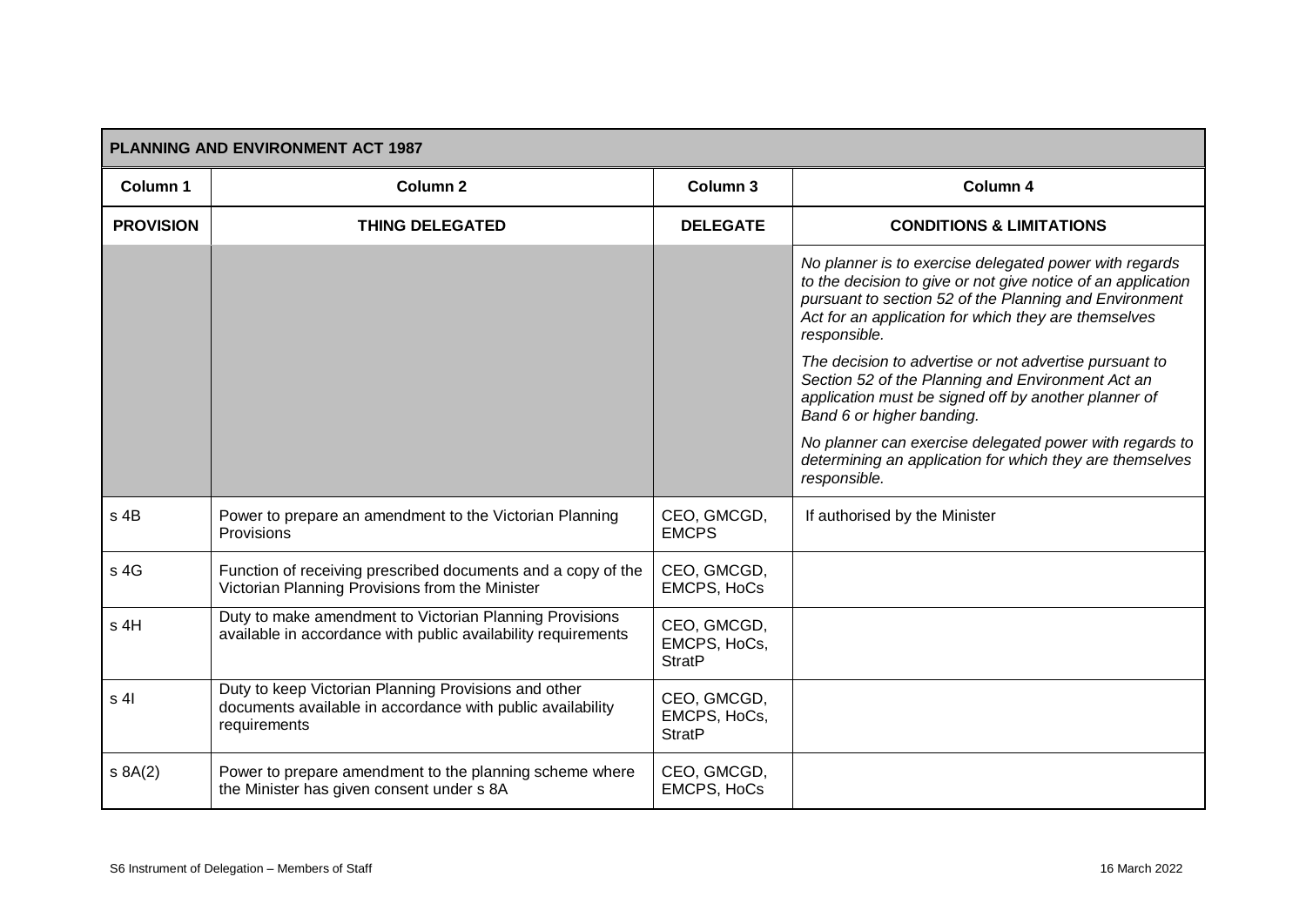| PLANNING AND ENVIRONMENT ACT 1987 | | | |
|---|---|---|---|
| **Column 1** | **Column 2** | **Column 3** | **Column 4** |
| **PROVISION** | **THING DELEGATED** | **DELEGATE** | **CONDITIONS & LIMITATIONS** |
| | | | *No planner is to exercise delegated power with regards to the decision to give or not give notice of an application pursuant to section 52 of the Planning and Environment Act for an application for which they are themselves responsible.* *The decision to advertise or not advertise pursuant to Section 52 of the Planning and Environment Act an application must be signed off by another planner of Band 6 or higher banding.* *No planner can exercise delegated power with regards to determining an application for which they are themselves responsible.* |
| s 4B | Power to prepare an amendment to the Victorian Planning Provisions | CEO, GMCGD, EMCPS | If authorised by the Minister |
| s 4G | Function of receiving prescribed documents and a copy of the Victorian Planning Provisions from the Minister | CEO, GMCGD, EMCPS, HoCs | |
| s 4H | Duty to make amendment to Victorian Planning Provisions available in accordance with public availability requirements | CEO, GMCGD, EMCPS, HoCs, StratP | |
| s 4I | Duty to keep Victorian Planning Provisions and other documents available in accordance with public availability requirements | CEO, GMCGD, EMCPS, HoCs, StratP | |
| s 8A(2) | Power to prepare amendment to the planning scheme where the Minister has given consent under s 8A | CEO, GMCGD, EMCPS, HoCs | |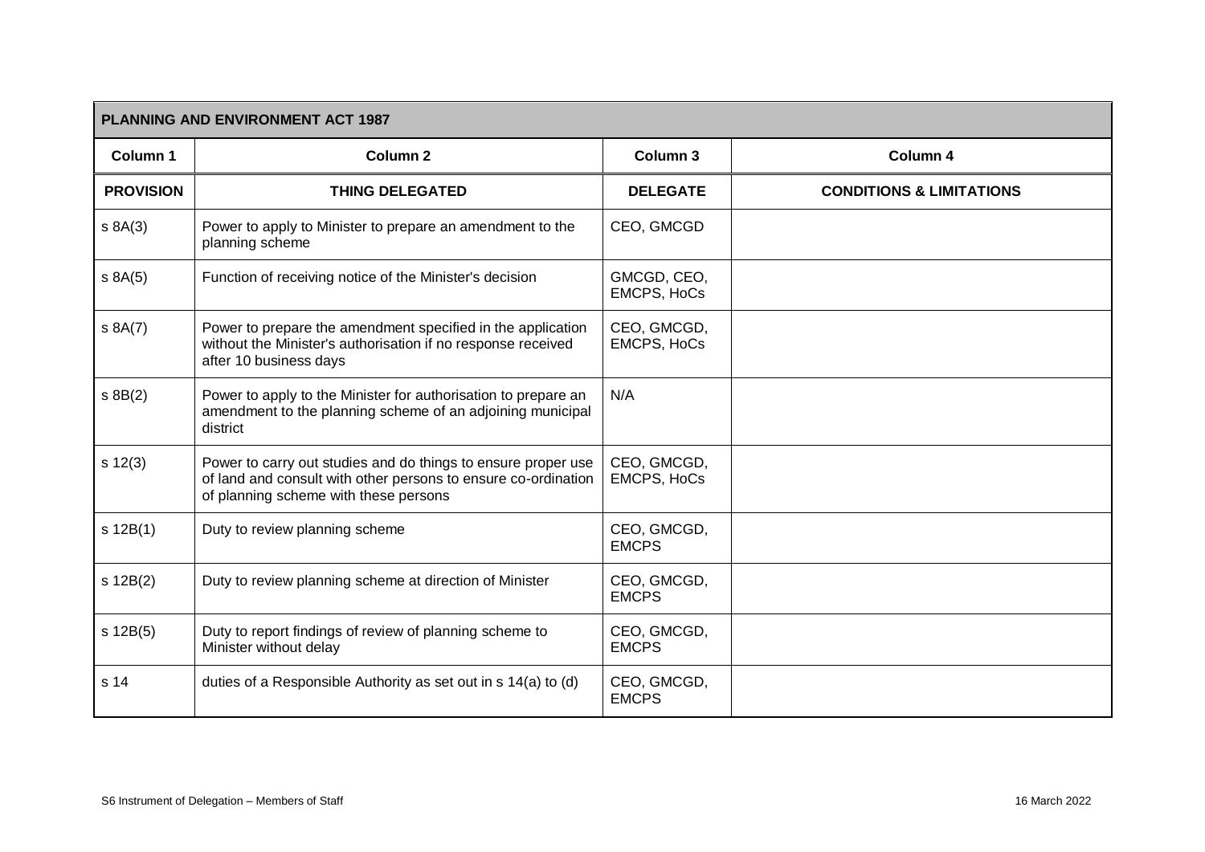| PLANNING AND ENVIRONMENT ACT 1987 | | | |
|---|---|---|---|
| **Column 1** | **Column 2** | **Column 3** | **Column 4** |
| **PROVISION** | **THING DELEGATED** | **DELEGATE** | **CONDITIONS & LIMITATIONS** |
| s 8A(3) | Power to apply to Minister to prepare an amendment to the planning scheme | CEO, GMCGD | |
| s 8A(5) | Function of receiving notice of the Minister's decision | GMCGD, CEO, EMCPS, HoCs | |
| s 8A(7) | Power to prepare the amendment specified in the application without the Minister's authorisation if no response received after 10 business days | CEO, GMCGD, EMCPS, HoCs | |
| s 8B(2) | Power to apply to the Minister for authorisation to prepare an amendment to the planning scheme of an adjoining municipal district | N/A | |
| s 12(3) | Power to carry out studies and do things to ensure proper use of land and consult with other persons to ensure co-ordination of planning scheme with these persons | CEO, GMCGD, EMCPS, HoCs | |
| s 12B(1) | Duty to review planning scheme | CEO, GMCGD, EMCPS | |
| s 12B(2) | Duty to review planning scheme at direction of Minister | CEO, GMCGD, EMCPS | |
| s 12B(5) | Duty to report findings of review of planning scheme to Minister without delay | CEO, GMCGD, EMCPS | |
| s 14 | duties of a Responsible Authority as set out in s 14(a) to (d) | CEO, GMCGD, EMCPS | |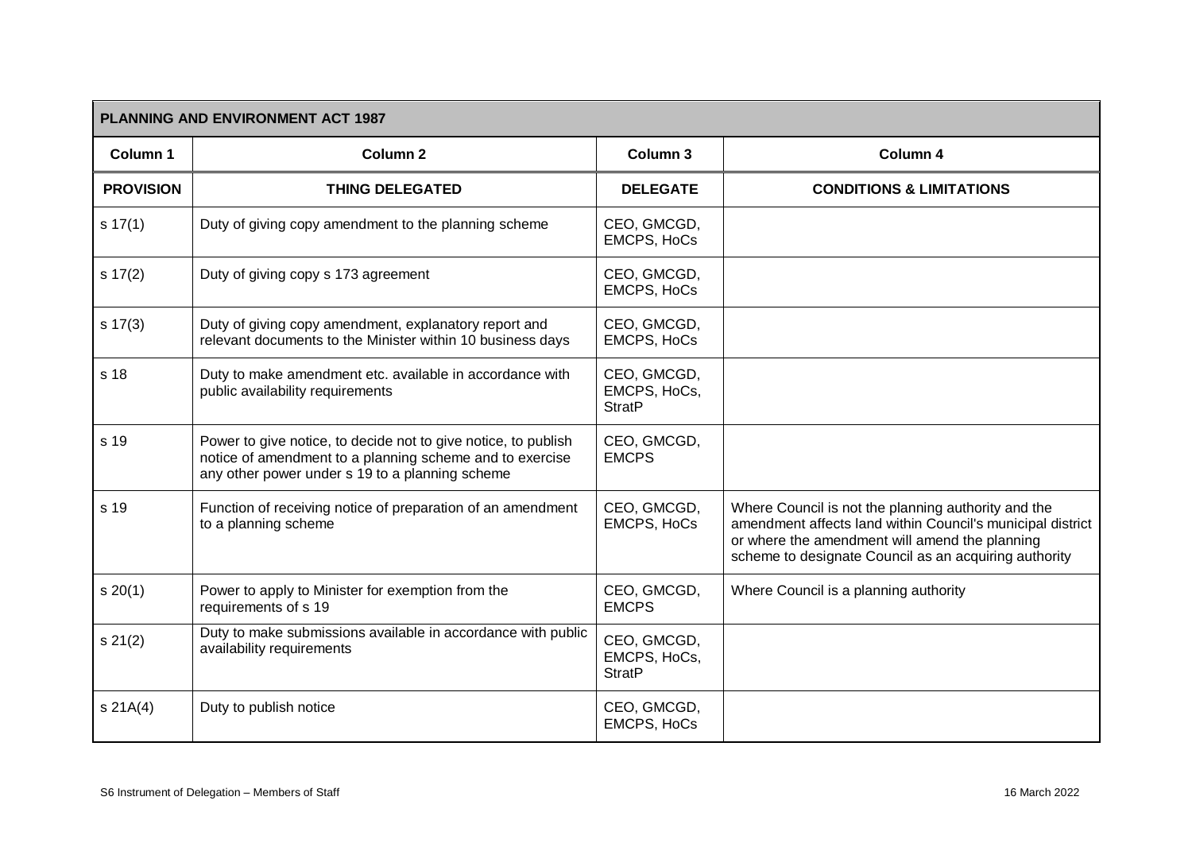| PLANNING AND ENVIRONMENT ACT 1987 | | | |
|---|---|---|---|
| **Column 1** | **Column 2** | **Column 3** | **Column 4** |
| **PROVISION** | **THING DELEGATED** | **DELEGATE** | **CONDITIONS & LIMITATIONS** |
| s 17(1) | Duty of giving copy amendment to the planning scheme | CEO, GMCGD, EMCPS, HoCs | |
| s 17(2) | Duty of giving copy s 173 agreement | CEO, GMCGD, EMCPS, HoCs | |
| s 17(3) | Duty of giving copy amendment, explanatory report and relevant documents to the Minister within 10 business days | CEO, GMCGD, EMCPS, HoCs | |
| s 18 | Duty to make amendment etc. available in accordance with public availability requirements | CEO, GMCGD, EMCPS, HoCs, StratP | |
| s 19 | Power to give notice, to decide not to give notice, to publish notice of amendment to a planning scheme and to exercise any other power under s 19 to a planning scheme | CEO, GMCGD, EMCPS | |
| s 19 | Function of receiving notice of preparation of an amendment to a planning scheme | CEO, GMCGD, EMCPS, HoCs | Where Council is not the planning authority and the amendment affects land within Council's municipal district or where the amendment will amend the planning scheme to designate Council as an acquiring authority |
| s 20(1) | Power to apply to Minister for exemption from the requirements of s 19 | CEO, GMCGD, EMCPS | Where Council is a planning authority |
| s 21(2) | Duty to make submissions available in accordance with public availability requirements | CEO, GMCGD, EMCPS, HoCs, StratP | |
| s 21A(4) | Duty to publish notice | CEO, GMCGD, EMCPS, HoCs | |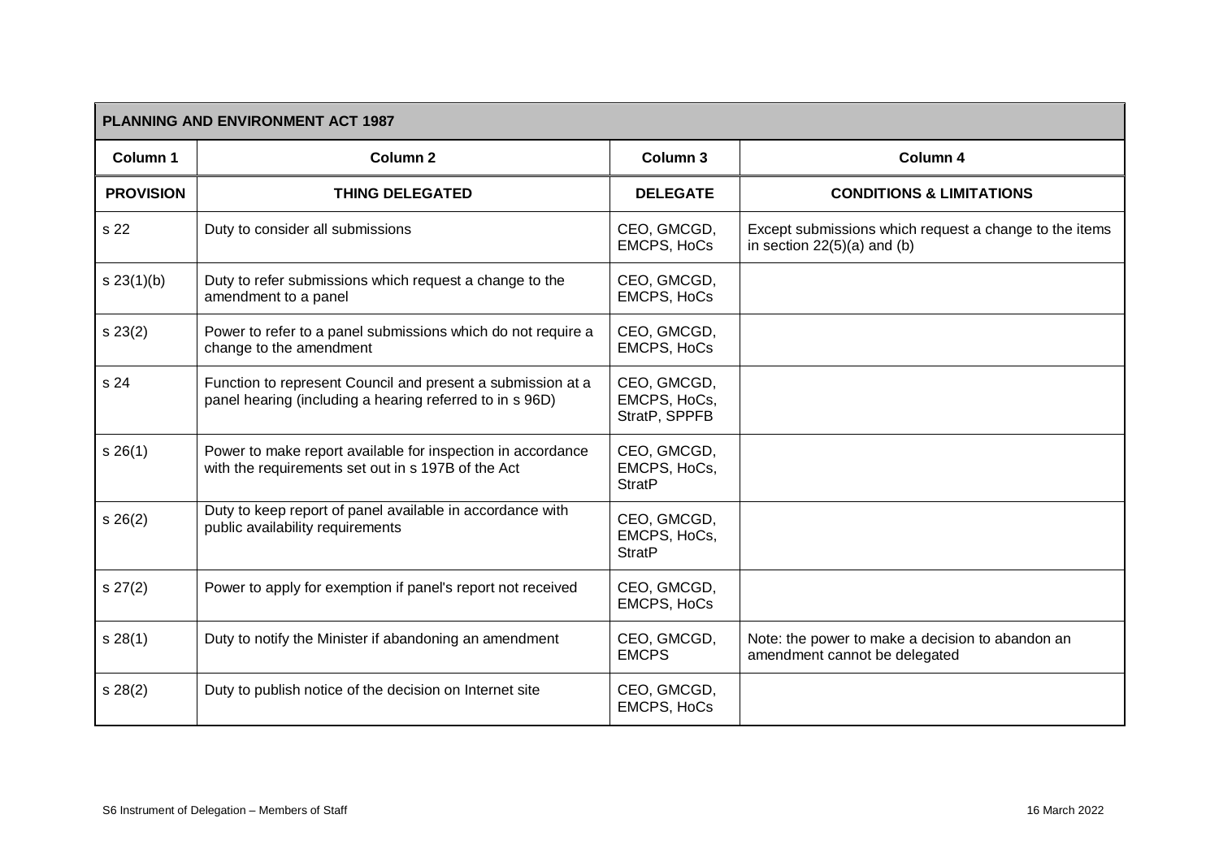| PLANNING AND ENVIRONMENT ACT 1987 | | | |
|---|---|---|---|
| **Column 1** | **Column 2** | **Column 3** | **Column 4** |
| **PROVISION** | **THING DELEGATED** | **DELEGATE** | **CONDITIONS & LIMITATIONS** |
| s 22 | Duty to consider all submissions | CEO, GMCGD, EMCPS, HoCs | Except submissions which request a change to the items in section 22(5)(a) and (b) |
| s 23(1)(b) | Duty to refer submissions which request a change to the amendment to a panel | CEO, GMCGD, EMCPS, HoCs | |
| s 23(2) | Power to refer to a panel submissions which do not require a change to the amendment | CEO, GMCGD, EMCPS, HoCs | |
| s 24 | Function to represent Council and present a submission at a panel hearing (including a hearing referred to in s 96D) | CEO, GMCGD, EMCPS, HoCs, StratP, SPPFB | |
| s 26(1) | Power to make report available for inspection in accordance with the requirements set out in s 197B of the Act | CEO, GMCGD, EMCPS, HoCs, StratP | |
| s 26(2) | Duty to keep report of panel available in accordance with public availability requirements | CEO, GMCGD, EMCPS, HoCs, StratP | |
| s 27(2) | Power to apply for exemption if panel's report not received | CEO, GMCGD, EMCPS, HoCs | |
| s 28(1) | Duty to notify the Minister if abandoning an amendment | CEO, GMCGD, EMCPS | Note: the power to make a decision to abandon an amendment cannot be delegated |
| s 28(2) | Duty to publish notice of the decision on Internet site | CEO, GMCGD, EMCPS, HoCs | |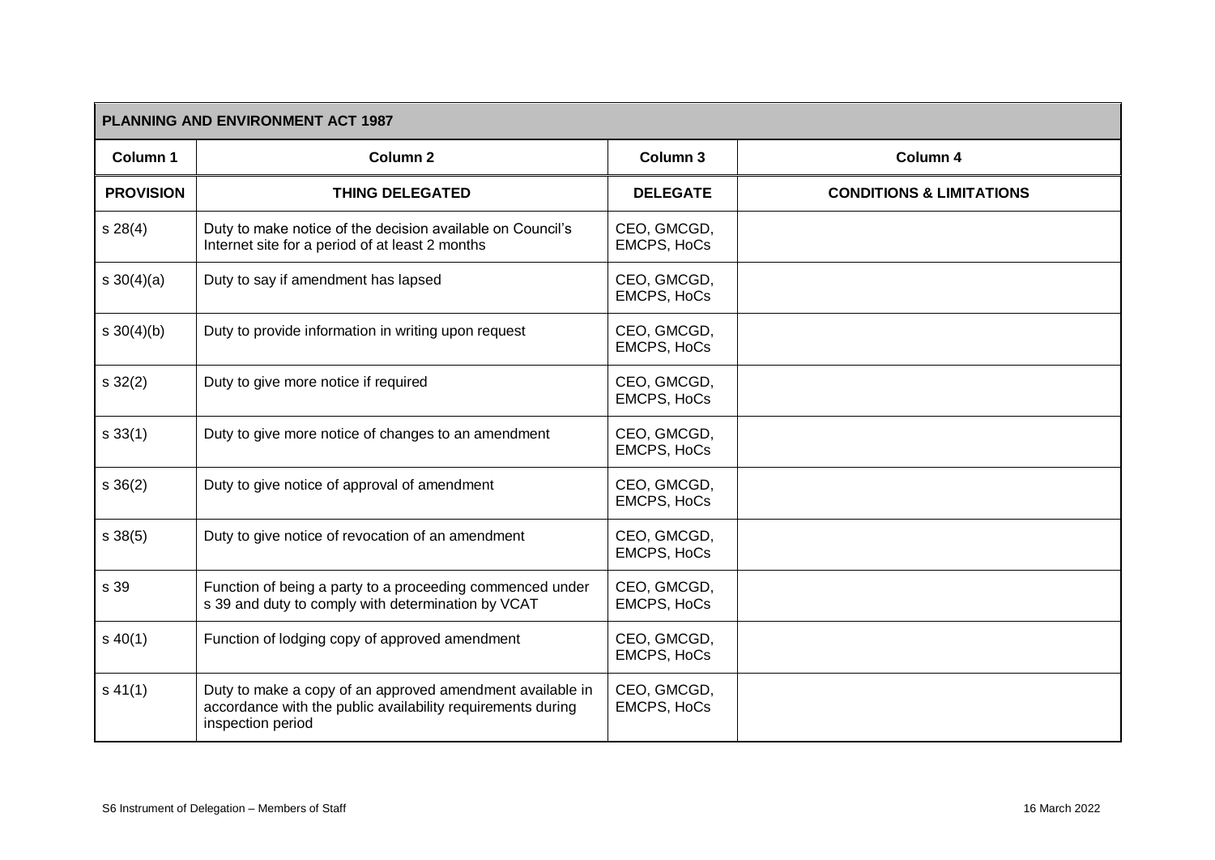| PLANNING AND ENVIRONMENT ACT 1987 | | | |
|---|---|---|---|
| **Column 1** | **Column 2** | **Column 3** | **Column 4** |
| **PROVISION** | **THING DELEGATED** | **DELEGATE** | **CONDITIONS & LIMITATIONS** |
| s 28(4) | Duty to make notice of the decision available on Council's Internet site for a period of at least 2 months | CEO, GMCGD, EMCPS, HoCs | |
| s 30(4)(a) | Duty to say if amendment has lapsed | CEO, GMCGD, EMCPS, HoCs | |
| s 30(4)(b) | Duty to provide information in writing upon request | CEO, GMCGD, EMCPS, HoCs | |
| s 32(2) | Duty to give more notice if required | CEO, GMCGD, EMCPS, HoCs | |
| s 33(1) | Duty to give more notice of changes to an amendment | CEO, GMCGD, EMCPS, HoCs | |
| s 36(2) | Duty to give notice of approval of amendment | CEO, GMCGD, EMCPS, HoCs | |
| s 38(5) | Duty to give notice of revocation of an amendment | CEO, GMCGD, EMCPS, HoCs | |
| s 39 | Function of being a party to a proceeding commenced under s 39 and duty to comply with determination by VCAT | CEO, GMCGD, EMCPS, HoCs | |
| s 40(1) | Function of lodging copy of approved amendment | CEO, GMCGD, EMCPS, HoCs | |
| s 41(1) | Duty to make a copy of an approved amendment available in accordance with the public availability requirements during inspection period | CEO, GMCGD, EMCPS, HoCs | |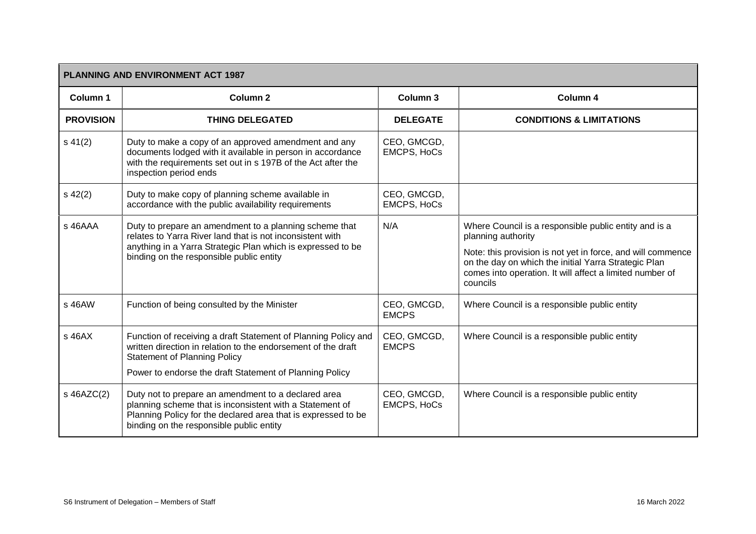| PLANNING AND ENVIRONMENT ACT 1987 | | | |
|---|---|---|---|
| **Column 1** | **Column 2** | **Column 3** | **Column 4** |
| **PROVISION** | **THING DELEGATED** | **DELEGATE** | **CONDITIONS & LIMITATIONS** |
| s 41(2) | Duty to make a copy of an approved amendment and any documents lodged with it available in person in accordance with the requirements set out in s 197B of the Act after the inspection period ends | CEO, GMCGD, EMCPS, HoCs | |
| s 42(2) | Duty to make copy of planning scheme available in accordance with the public availability requirements | CEO, GMCGD, EMCPS, HoCs | |
| s 46AAA | Duty to prepare an amendment to a planning scheme that relates to Yarra River land that is not inconsistent with anything in a Yarra Strategic Plan which is expressed to be binding on the responsible public entity | N/A | Where Council is a responsible public entity and is a planning authority<br><br>Note: this provision is not yet in force, and will commence on the day on which the initial Yarra Strategic Plan comes into operation. It will affect a limited number of councils |
| s 46AW | Function of being consulted by the Minister | CEO, GMCGD, EMCPS | Where Council is a responsible public entity |
| s 46AX | Function of receiving a draft Statement of Planning Policy and written direction in relation to the endorsement of the draft Statement of Planning Policy<br><br>Power to endorse the draft Statement of Planning Policy | CEO, GMCGD, EMCPS | Where Council is a responsible public entity |
| s 46AZC(2) | Duty not to prepare an amendment to a declared area planning scheme that is inconsistent with a Statement of Planning Policy for the declared area that is expressed to be binding on the responsible public entity | CEO, GMCGD, EMCPS, HoCs | Where Council is a responsible public entity |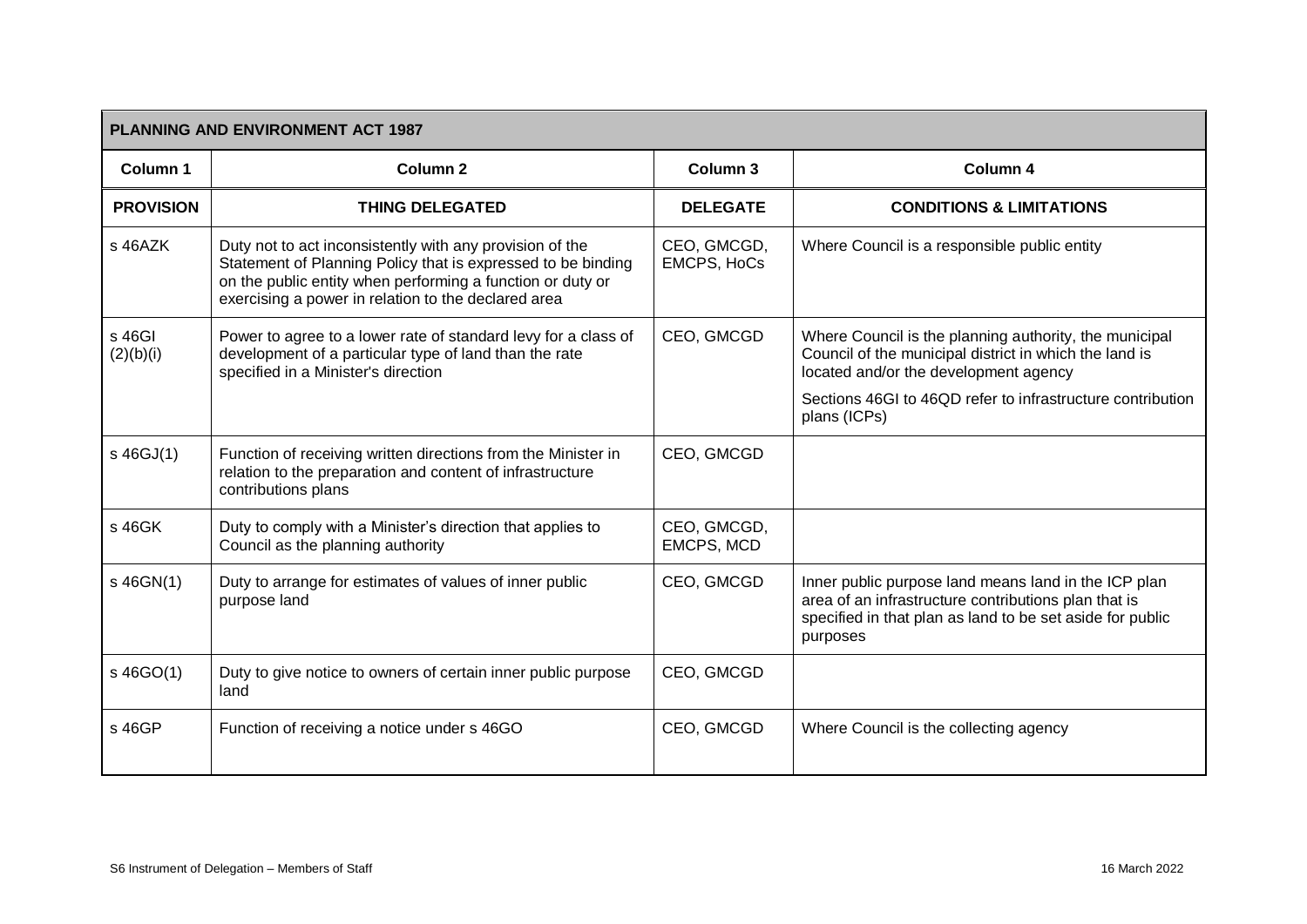| PLANNING AND ENVIRONMENT ACT 1987 | | | |
|---|---|---|---|
| **Column 1** | **Column 2** | **Column 3** | **Column 4** |
| **PROVISION** | **THING DELEGATED** | **DELEGATE** | **CONDITIONS & LIMITATIONS** |
| s 46AZK | Duty not to act inconsistently with any provision of the Statement of Planning Policy that is expressed to be binding on the public entity when performing a function or duty or exercising a power in relation to the declared area | CEO, GMCGD, EMCPS, HoCs | Where Council is a responsible public entity |
| s 46GI (2)(b)(i) | Power to agree to a lower rate of standard levy for a class of development of a particular type of land than the rate specified in a Minister's direction | CEO, GMCGD | Where Council is the planning authority, the municipal Council of the municipal district in which the land is located and/or the development agency<br><br>Sections 46GI to 46QD refer to infrastructure contribution plans (ICPs) |
| s 46GJ(1) | Function of receiving written directions from the Minister in relation to the preparation and content of infrastructure contributions plans | CEO, GMCGD | |
| s 46GK | Duty to comply with a Minister's direction that applies to Council as the planning authority | CEO, GMCGD, EMCPS, MCD | |
| s 46GN(1) | Duty to arrange for estimates of values of inner public purpose land | CEO, GMCGD | Inner public purpose land means land in the ICP plan area of an infrastructure contributions plan that is specified in that plan as land to be set aside for public purposes |
| s 46GO(1) | Duty to give notice to owners of certain inner public purpose land | CEO, GMCGD | |
| s 46GP | Function of receiving a notice under s 46GO | CEO, GMCGD | Where Council is the collecting agency |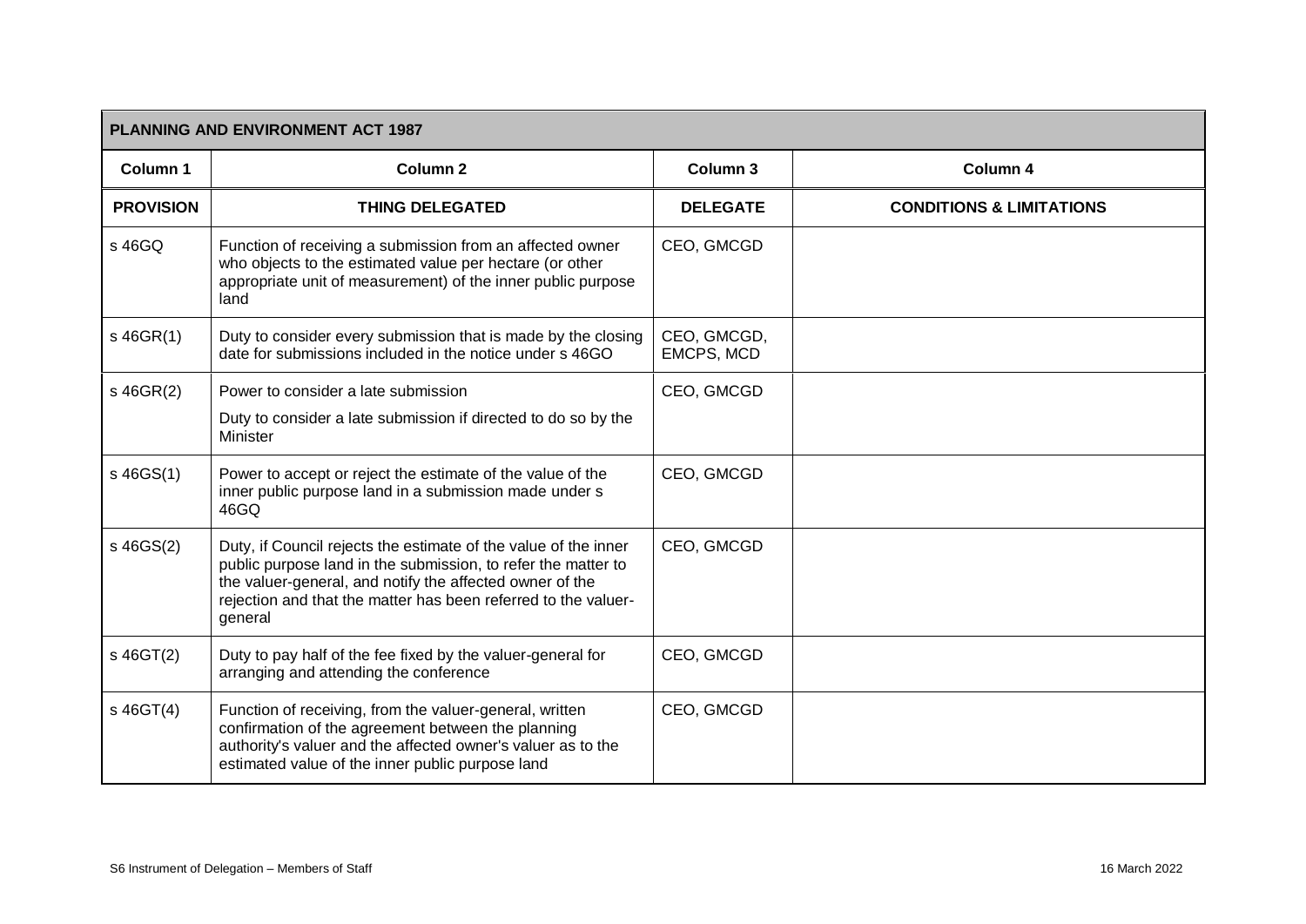| PLANNING AND ENVIRONMENT ACT 1987 | | | |
|---|---|---|---|
| **Column 1** | **Column 2** | **Column 3** | **Column 4** |
| **PROVISION** | **THING DELEGATED** | **DELEGATE** | **CONDITIONS & LIMITATIONS** |
| s 46GQ | Function of receiving a submission from an affected owner who objects to the estimated value per hectare (or other appropriate unit of measurement) of the inner public purpose land | CEO, GMCGD | |
| s 46GR(1) | Duty to consider every submission that is made by the closing date for submissions included in the notice under s 46GO | CEO, GMCGD, EMCPS, MCD | |
| s 46GR(2) | Power to consider a late submission<br><br>Duty to consider a late submission if directed to do so by the Minister | CEO, GMCGD | |
| s 46GS(1) | Power to accept or reject the estimate of the value of the inner public purpose land in a submission made under s 46GQ | CEO, GMCGD | |
| s 46GS(2) | Duty, if Council rejects the estimate of the value of the inner public purpose land in the submission, to refer the matter to the valuer-general, and notify the affected owner of the rejection and that the matter has been referred to the valuer-general | CEO, GMCGD | |
| s 46GT(2) | Duty to pay half of the fee fixed by the valuer-general for arranging and attending the conference | CEO, GMCGD | |
| s 46GT(4) | Function of receiving, from the valuer-general, written confirmation of the agreement between the planning authority's valuer and the affected owner's valuer as to the estimated value of the inner public purpose land | CEO, GMCGD | |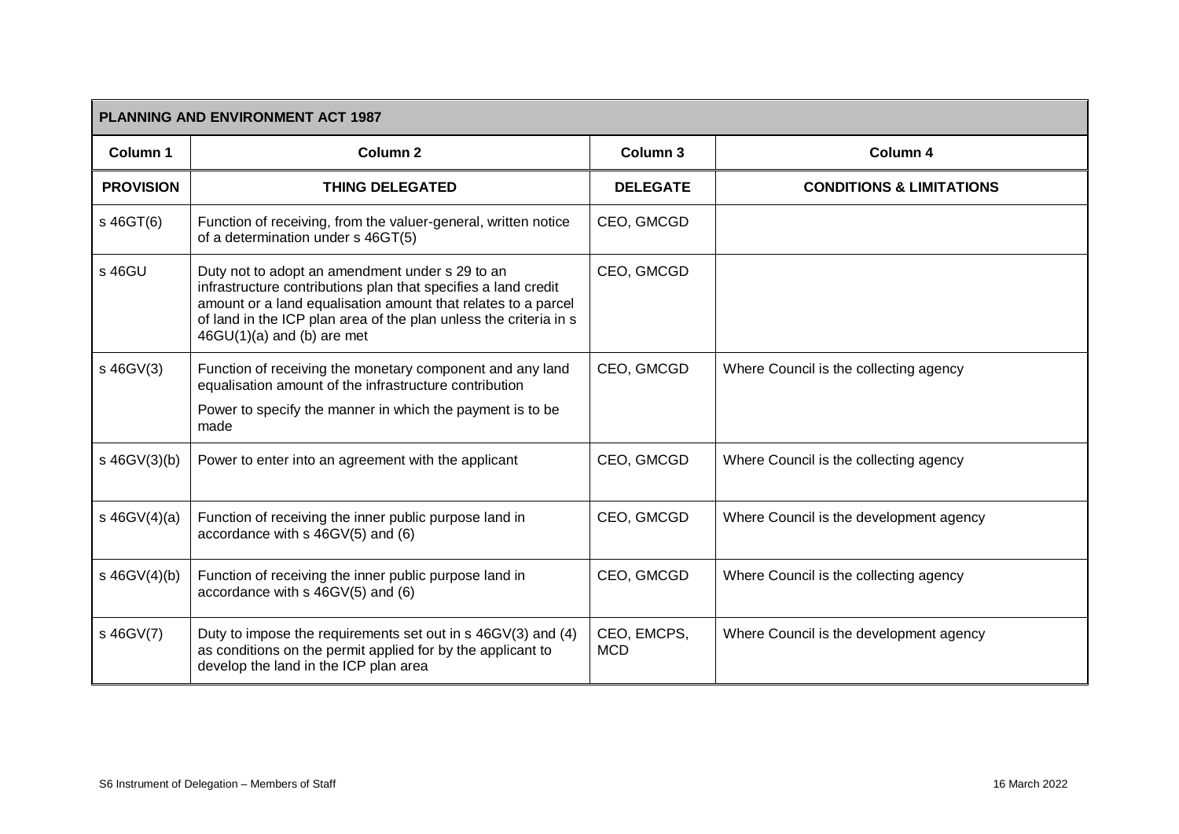| PLANNING AND ENVIRONMENT ACT 1987 | | | |
|---|---|---|---|
| **Column 1** | **Column 2** | **Column 3** | **Column 4** |
| **PROVISION** | **THING DELEGATED** | **DELEGATE** | **CONDITIONS & LIMITATIONS** |
| s 46GT(6) | Function of receiving, from the valuer-general, written notice of a determination under s 46GT(5) | CEO, GMCGD | |
| s 46GU | Duty not to adopt an amendment under s 29 to an infrastructure contributions plan that specifies a land credit amount or a land equalisation amount that relates to a parcel of land in the ICP plan area of the plan unless the criteria in s 46GU(1)(a) and (b) are met | CEO, GMCGD | |
| s 46GV(3) | Function of receiving the monetary component and any land equalisation amount of the infrastructure contribution<br><br>Power to specify the manner in which the payment is to be made | CEO, GMCGD | Where Council is the collecting agency |
| s 46GV(3)(b) | Power to enter into an agreement with the applicant | CEO, GMCGD | Where Council is the collecting agency |
| s 46GV(4)(a) | Function of receiving the inner public purpose land in accordance with s 46GV(5) and (6) | CEO, GMCGD | Where Council is the development agency |
| s 46GV(4)(b) | Function of receiving the inner public purpose land in accordance with s 46GV(5) and (6) | CEO, GMCGD | Where Council is the collecting agency |
| s 46GV(7) | Duty to impose the requirements set out in s 46GV(3) and (4) as conditions on the permit applied for by the applicant to develop the land in the ICP plan area | CEO, EMCPS, MCD | Where Council is the development agency |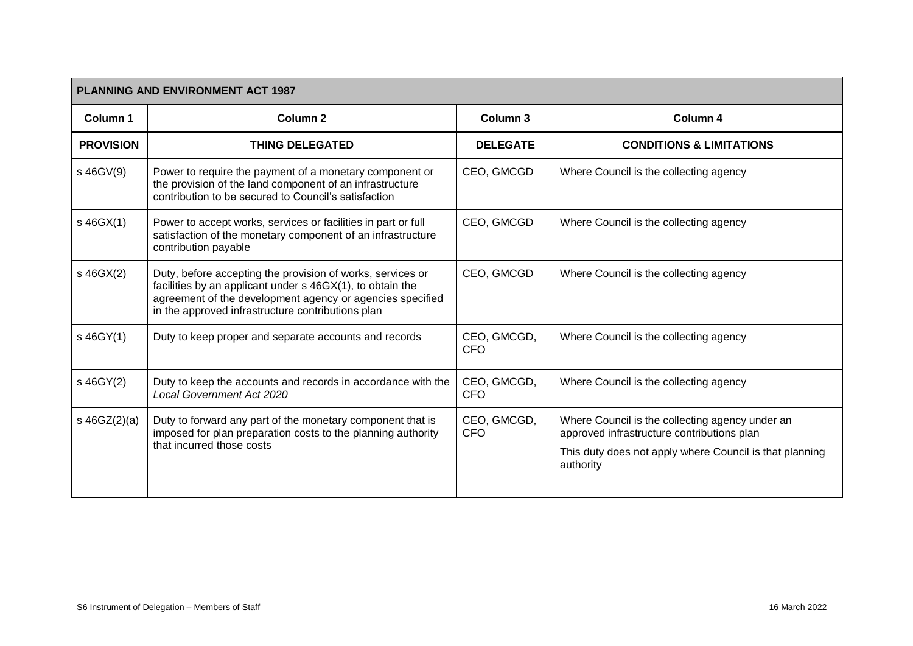| **PLANNING AND ENVIRONMENT ACT 1987** | | | |
|---|---|---|---|
| **Column 1** | **Column 2** | **Column 3** | **Column 4** |
| **PROVISION** | **THING DELEGATED** | **DELEGATE** | **CONDITIONS & LIMITATIONS** |
| s 46GV(9) | Power to require the payment of a monetary component or the provision of the land component of an infrastructure contribution to be secured to Council's satisfaction | CEO, GMCGD | Where Council is the collecting agency |
| s 46GX(1) | Power to accept works, services or facilities in part or full satisfaction of the monetary component of an infrastructure contribution payable | CEO, GMCGD | Where Council is the collecting agency |
| s 46GX(2) | Duty, before accepting the provision of works, services or facilities by an applicant under s 46GX(1), to obtain the agreement of the development agency or agencies specified in the approved infrastructure contributions plan | CEO, GMCGD | Where Council is the collecting agency |
| s 46GY(1) | Duty to keep proper and separate accounts and records | CEO, GMCGD, CFO | Where Council is the collecting agency |
| s 46GY(2) | Duty to keep the accounts and records in accordance with the *Local Government Act 2020* | CEO, GMCGD, CFO | Where Council is the collecting agency |
| s 46GZ(2)(a) | Duty to forward any part of the monetary component that is imposed for plan preparation costs to the planning authority that incurred those costs | CEO, GMCGD, CFO | Where Council is the collecting agency under an approved infrastructure contributions plan<br><br>This duty does not apply where Council is that planning authority |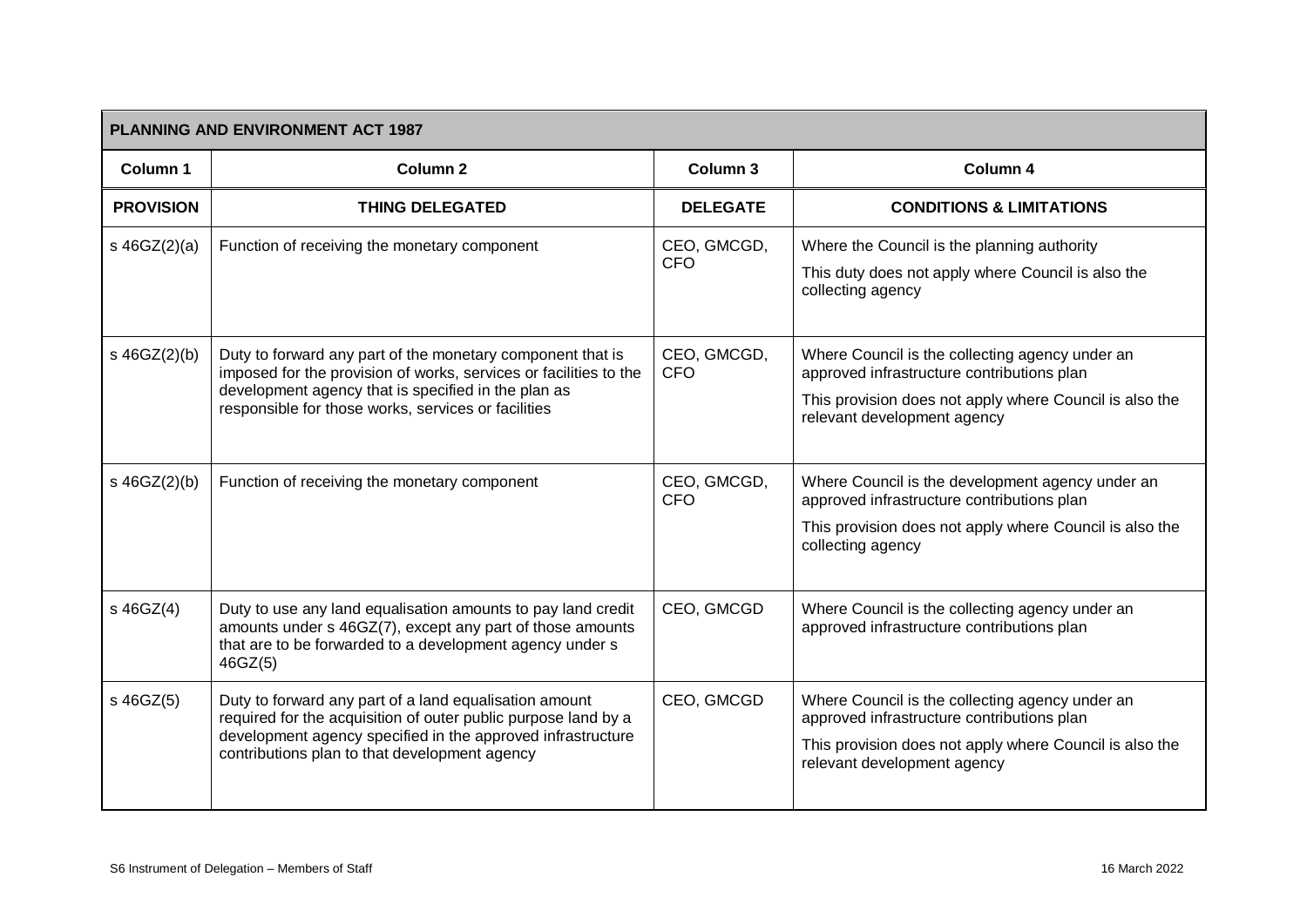| PLANNING AND ENVIRONMENT ACT 1987 | | | |
|---|---|---|---|
| **Column 1** | **Column 2** | **Column 3** | **Column 4** |
| **PROVISION** | **THING DELEGATED** | **DELEGATE** | **CONDITIONS & LIMITATIONS** |
| s 46GZ(2)(a) | Function of receiving the monetary component | CEO, GMCGD, CFO | Where the Council is the planning authority<br>This duty does not apply where Council is also the collecting agency |
| s 46GZ(2)(b) | Duty to forward any part of the monetary component that is imposed for the provision of works, services or facilities to the development agency that is specified in the plan as responsible for those works, services or facilities | CEO, GMCGD, CFO | Where Council is the collecting agency under an approved infrastructure contributions plan<br>This provision does not apply where Council is also the relevant development agency |
| s 46GZ(2)(b) | Function of receiving the monetary component | CEO, GMCGD, CFO | Where Council is the development agency under an approved infrastructure contributions plan<br>This provision does not apply where Council is also the collecting agency |
| s 46GZ(4) | Duty to use any land equalisation amounts to pay land credit amounts under s 46GZ(7), except any part of those amounts that are to be forwarded to a development agency under s 46GZ(5) | CEO, GMCGD | Where Council is the collecting agency under an approved infrastructure contributions plan |
| s 46GZ(5) | Duty to forward any part of a land equalisation amount required for the acquisition of outer public purpose land by a development agency specified in the approved infrastructure contributions plan to that development agency | CEO, GMCGD | Where Council is the collecting agency under an approved infrastructure contributions plan<br>This provision does not apply where Council is also the relevant development agency |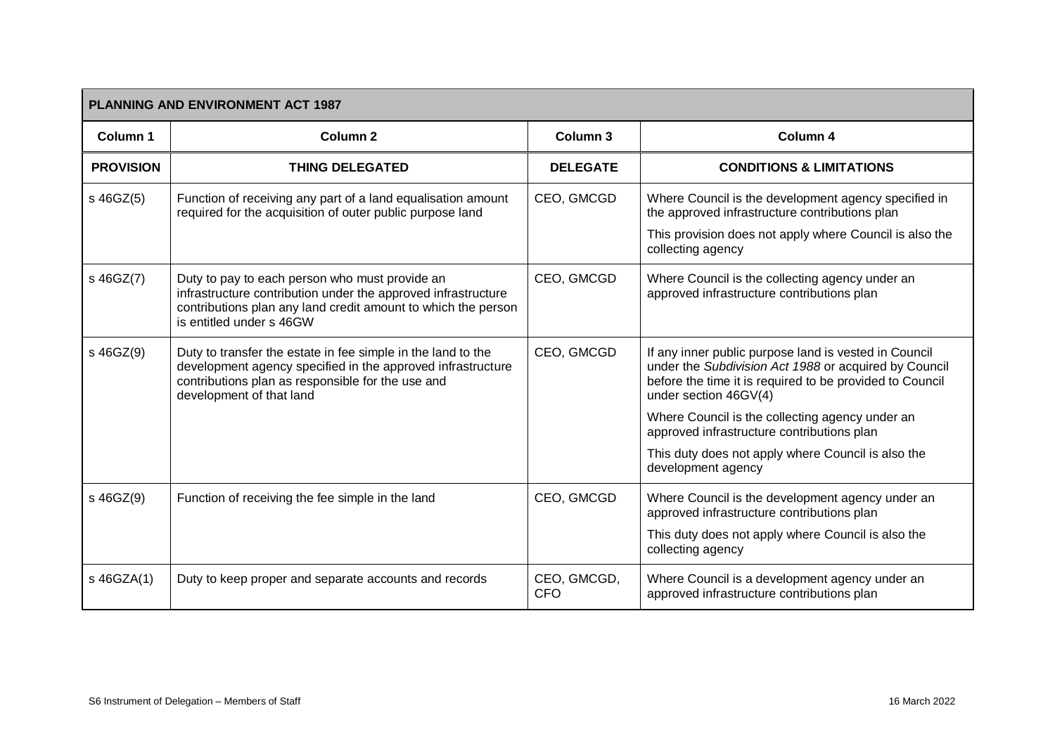| PLANNING AND ENVIRONMENT ACT 1987 | | | |
|---|---|---|---|
| **Column 1** | **Column 2** | **Column 3** | **Column 4** |
| **PROVISION** | **THING DELEGATED** | **DELEGATE** | **CONDITIONS & LIMITATIONS** |
| s 46GZ(5) | Function of receiving any part of a land equalisation amount required for the acquisition of outer public purpose land | CEO, GMCGD | Where Council is the development agency specified in the approved infrastructure contributions plan<br><br>This provision does not apply where Council is also the collecting agency |
| s 46GZ(7) | Duty to pay to each person who must provide an infrastructure contribution under the approved infrastructure contributions plan any land credit amount to which the person is entitled under s 46GW | CEO, GMCGD | Where Council is the collecting agency under an approved infrastructure contributions plan |
| s 46GZ(9) | Duty to transfer the estate in fee simple in the land to the development agency specified in the approved infrastructure contributions plan as responsible for the use and development of that land | CEO, GMCGD | If any inner public purpose land is vested in Council under the *Subdivision Act 1988* or acquired by Council before the time it is required to be provided to Council under section 46GV(4)<br><br>Where Council is the collecting agency under an approved infrastructure contributions plan<br><br>This duty does not apply where Council is also the development agency |
| s 46GZ(9) | Function of receiving the fee simple in the land | CEO, GMCGD | Where Council is the development agency under an approved infrastructure contributions plan<br><br>This duty does not apply where Council is also the collecting agency |
| s 46GZA(1) | Duty to keep proper and separate accounts and records | CEO, GMCGD, CFO | Where Council is a development agency under an approved infrastructure contributions plan |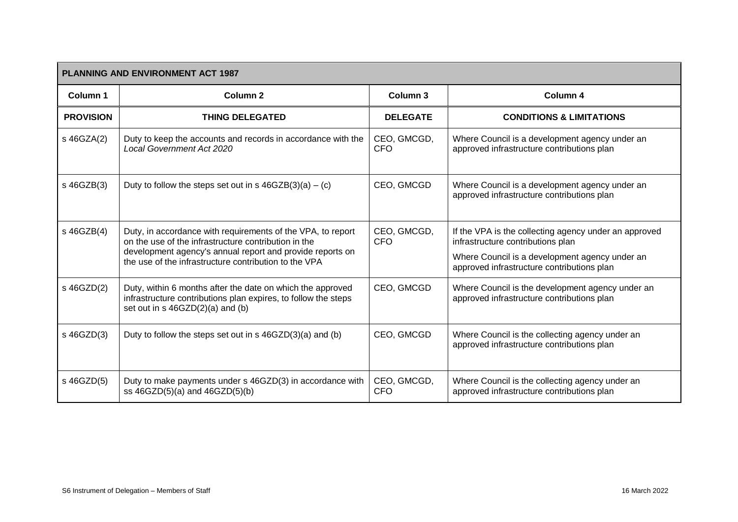| PLANNING AND ENVIRONMENT ACT 1987 | | | |
|---|---|---|---|
| **Column 1** | **Column 2** | **Column 3** | **Column 4** |
| **PROVISION** | **THING DELEGATED** | **DELEGATE** | **CONDITIONS & LIMITATIONS** |
| s 46GZA(2) | Duty to keep the accounts and records in accordance with the *Local Government Act 2020* | CEO, GMCGD, CFO | Where Council is a development agency under an approved infrastructure contributions plan |
| s 46GZB(3) | Duty to follow the steps set out in s 46GZB(3)(a) – (c) | CEO, GMCGD | Where Council is a development agency under an approved infrastructure contributions plan |
| s 46GZB(4) | Duty, in accordance with requirements of the VPA, to report on the use of the infrastructure contribution in the development agency's annual report and provide reports on the use of the infrastructure contribution to the VPA | CEO, GMCGD, CFO | If the VPA is the collecting agency under an approved infrastructure contributions plan<br><br>Where Council is a development agency under an approved infrastructure contributions plan |
| s 46GZD(2) | Duty, within 6 months after the date on which the approved infrastructure contributions plan expires, to follow the steps set out in s 46GZD(2)(a) and (b) | CEO, GMCGD | Where Council is the development agency under an approved infrastructure contributions plan |
| s 46GZD(3) | Duty to follow the steps set out in s 46GZD(3)(a) and (b) | CEO, GMCGD | Where Council is the collecting agency under an approved infrastructure contributions plan |
| s 46GZD(5) | Duty to make payments under s 46GZD(3) in accordance with ss 46GZD(5)(a) and 46GZD(5)(b) | CEO, GMCGD, CFO | Where Council is the collecting agency under an approved infrastructure contributions plan |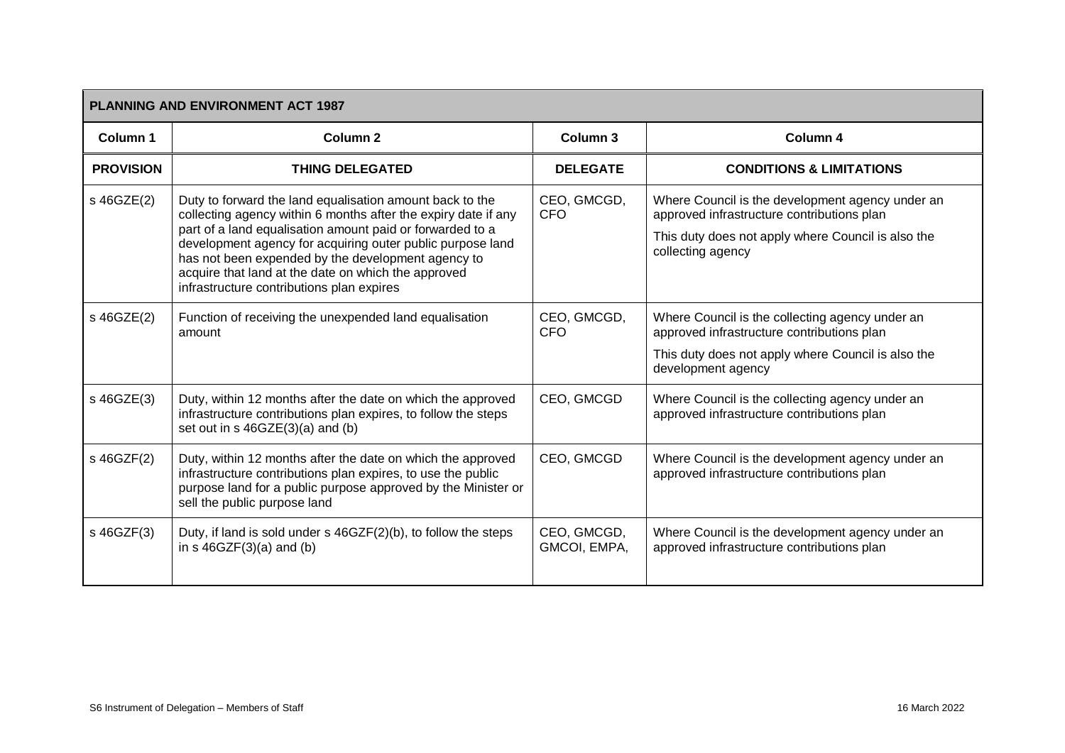| PLANNING AND ENVIRONMENT ACT 1987 | | | |
|---|---|---|---|
| **Column 1** | **Column 2** | **Column 3** | **Column 4** |
| **PROVISION** | **THING DELEGATED** | **DELEGATE** | **CONDITIONS & LIMITATIONS** |
| s 46GZE(2) | Duty to forward the land equalisation amount back to the collecting agency within 6 months after the expiry date if any part of a land equalisation amount paid or forwarded to a development agency for acquiring outer public purpose land has not been expended by the development agency to acquire that land at the date on which the approved infrastructure contributions plan expires | CEO, GMCGD, CFO | Where Council is the development agency under an approved infrastructure contributions plan<br><br>This duty does not apply where Council is also the collecting agency |
| s 46GZE(2) | Function of receiving the unexpended land equalisation amount | CEO, GMCGD, CFO | Where Council is the collecting agency under an approved infrastructure contributions plan<br><br>This duty does not apply where Council is also the development agency |
| s 46GZE(3) | Duty, within 12 months after the date on which the approved infrastructure contributions plan expires, to follow the steps set out in s 46GZE(3)(a) and (b) | CEO, GMCGD | Where Council is the collecting agency under an approved infrastructure contributions plan |
| s 46GZF(2) | Duty, within 12 months after the date on which the approved infrastructure contributions plan expires, to use the public purpose land for a public purpose approved by the Minister or sell the public purpose land | CEO, GMCGD | Where Council is the development agency under an approved infrastructure contributions plan |
| s 46GZF(3) | Duty, if land is sold under s 46GZF(2)(b), to follow the steps in s 46GZF(3)(a) and (b) | CEO, GMCGD, GMCOI, EMPA, | Where Council is the development agency under an approved infrastructure contributions plan |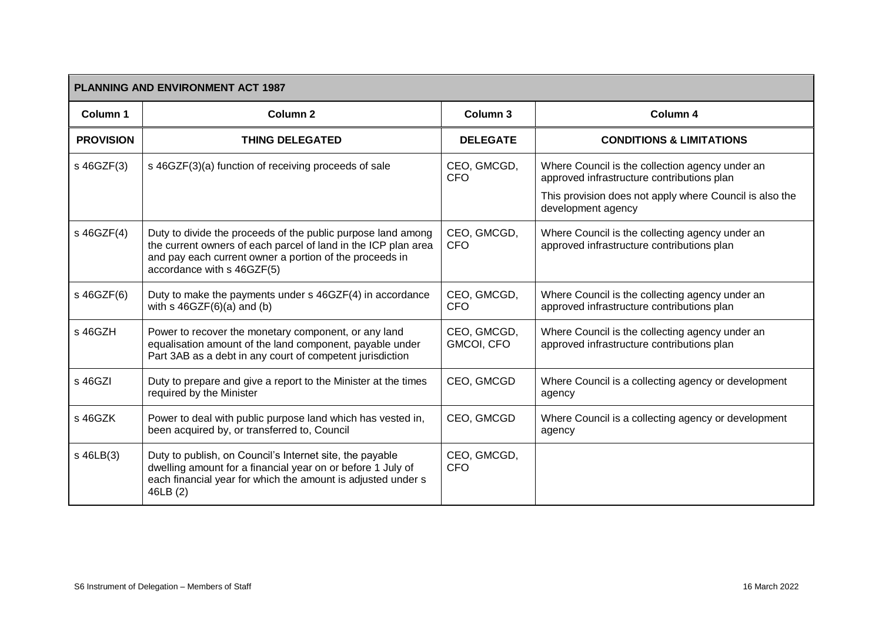| PLANNING AND ENVIRONMENT ACT 1987 | | | |
|---|---|---|---|
| **Column 1** | **Column 2** | **Column 3** | **Column 4** |
| **PROVISION** | **THING DELEGATED** | **DELEGATE** | **CONDITIONS & LIMITATIONS** |
| s 46GZF(3) | s 46GZF(3)(a) function of receiving proceeds of sale | CEO, GMCGD, CFO | Where Council is the collection agency under an approved infrastructure contributions plan<br><br>This provision does not apply where Council is also the development agency |
| s 46GZF(4) | Duty to divide the proceeds of the public purpose land among the current owners of each parcel of land in the ICP plan area and pay each current owner a portion of the proceeds in accordance with s 46GZF(5) | CEO, GMCGD, CFO | Where Council is the collecting agency under an approved infrastructure contributions plan |
| s 46GZF(6) | Duty to make the payments under s 46GZF(4) in accordance with s 46GZF(6)(a) and (b) | CEO, GMCGD, CFO | Where Council is the collecting agency under an approved infrastructure contributions plan |
| s 46GZH | Power to recover the monetary component, or any land equalisation amount of the land component, payable under Part 3AB as a debt in any court of competent jurisdiction | CEO, GMCGD, GMCOI, CFO | Where Council is the collecting agency under an approved infrastructure contributions plan |
| s 46GZI | Duty to prepare and give a report to the Minister at the times required by the Minister | CEO, GMCGD | Where Council is a collecting agency or development agency |
| s 46GZK | Power to deal with public purpose land which has vested in, been acquired by, or transferred to, Council | CEO, GMCGD | Where Council is a collecting agency or development agency |
| s 46LB(3) | Duty to publish, on Council's Internet site, the payable dwelling amount for a financial year on or before 1 July of each financial year for which the amount is adjusted under s 46LB (2) | CEO, GMCGD, CFO | |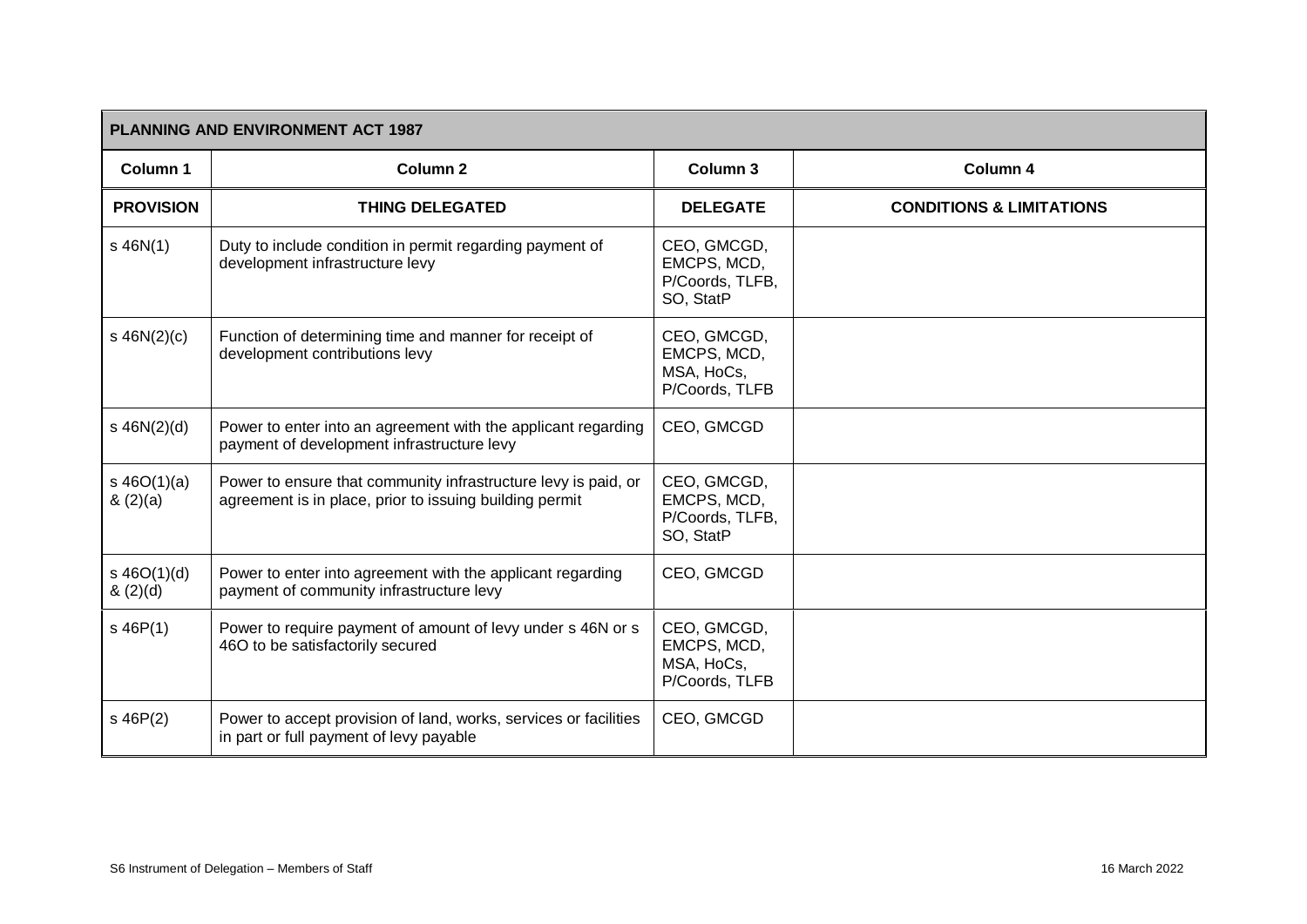| PLANNING AND ENVIRONMENT ACT 1987 | | | |
|---|---|---|---|
| **Column 1** | **Column 2** | **Column 3** | **Column 4** |
| **PROVISION** | **THING DELEGATED** | **DELEGATE** | **CONDITIONS & LIMITATIONS** |
| s 46N(1) | Duty to include condition in permit regarding payment of development infrastructure levy | CEO, GMCGD, EMCPS, MCD, P/Coords, TLFB, SO, StatP | |
| s 46N(2)(c) | Function of determining time and manner for receipt of development contributions levy | CEO, GMCGD, EMCPS, MCD, MSA, HoCs, P/Coords, TLFB | |
| s 46N(2)(d) | Power to enter into an agreement with the applicant regarding payment of development infrastructure levy | CEO, GMCGD | |
| s 46O(1)(a) & (2)(a) | Power to ensure that community infrastructure levy is paid, or agreement is in place, prior to issuing building permit | CEO, GMCGD, EMCPS, MCD, P/Coords, TLFB, SO, StatP | |
| s 46O(1)(d) & (2)(d) | Power to enter into agreement with the applicant regarding payment of community infrastructure levy | CEO, GMCGD | |
| s 46P(1) | Power to require payment of amount of levy under s 46N or s 46O to be satisfactorily secured | CEO, GMCGD, EMCPS, MCD, MSA, HoCs, P/Coords, TLFB | |
| s 46P(2) | Power to accept provision of land, works, services or facilities in part or full payment of levy payable | CEO, GMCGD | |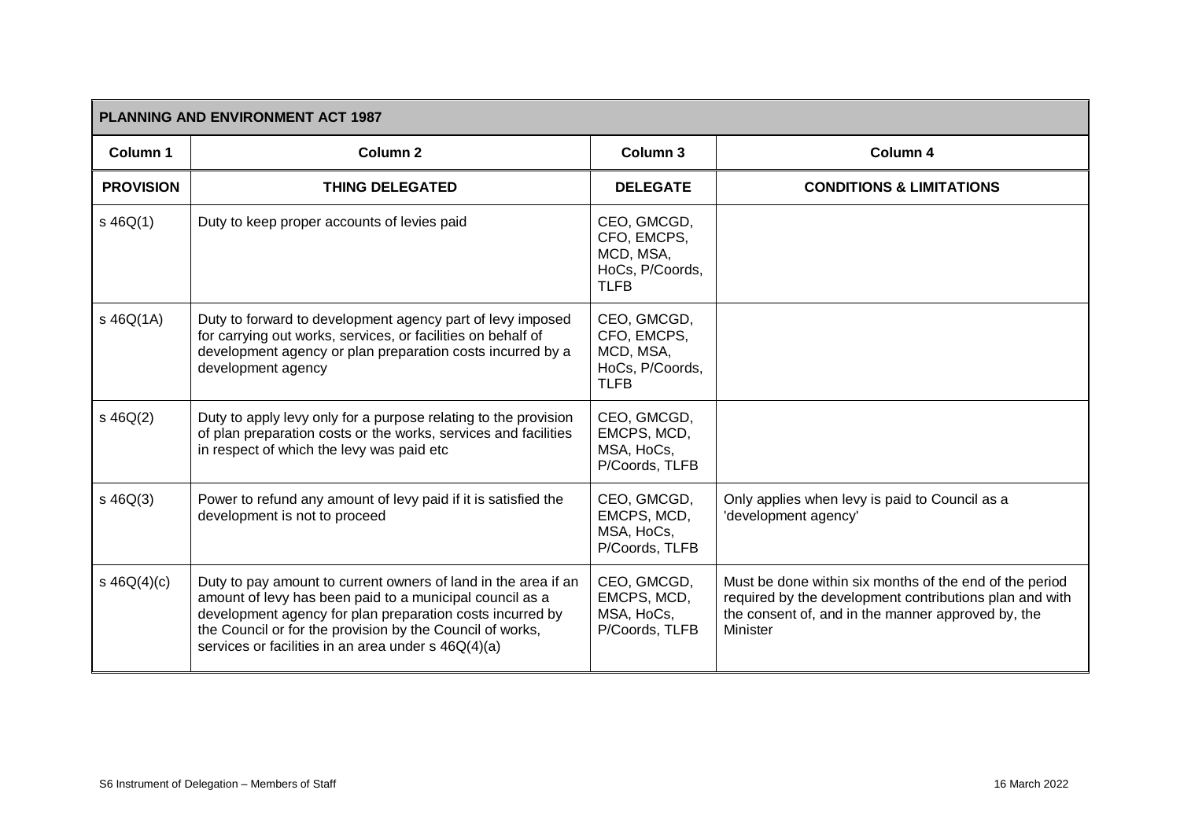| PLANNING AND ENVIRONMENT ACT 1987 | | | |
|---|---|---|---|
| **Column 1** | **Column 2** | **Column 3** | **Column 4** |
| **PROVISION** | **THING DELEGATED** | **DELEGATE** | **CONDITIONS & LIMITATIONS** |
| s 46Q(1) | Duty to keep proper accounts of levies paid | CEO, GMCGD, CFO, EMCPS, MCD, MSA, HoCs, P/Coords, TLFB | |
| s 46Q(1A) | Duty to forward to development agency part of levy imposed for carrying out works, services, or facilities on behalf of development agency or plan preparation costs incurred by a development agency | CEO, GMCGD, CFO, EMCPS, MCD, MSA, HoCs, P/Coords, TLFB | |
| s 46Q(2) | Duty to apply levy only for a purpose relating to the provision of plan preparation costs or the works, services and facilities in respect of which the levy was paid etc | CEO, GMCGD, EMCPS, MCD, MSA, HoCs, P/Coords, TLFB | |
| s 46Q(3) | Power to refund any amount of levy paid if it is satisfied the development is not to proceed | CEO, GMCGD, EMCPS, MCD, MSA, HoCs, P/Coords, TLFB | Only applies when levy is paid to Council as a 'development agency' |
| s 46Q(4)(c) | Duty to pay amount to current owners of land in the area if an amount of levy has been paid to a municipal council as a development agency for plan preparation costs incurred by the Council or for the provision by the Council of works, services or facilities in an area under s 46Q(4)(a) | CEO, GMCGD, EMCPS, MCD, MSA, HoCs, P/Coords, TLFB | Must be done within six months of the end of the period required by the development contributions plan and with the consent of, and in the manner approved by, the Minister |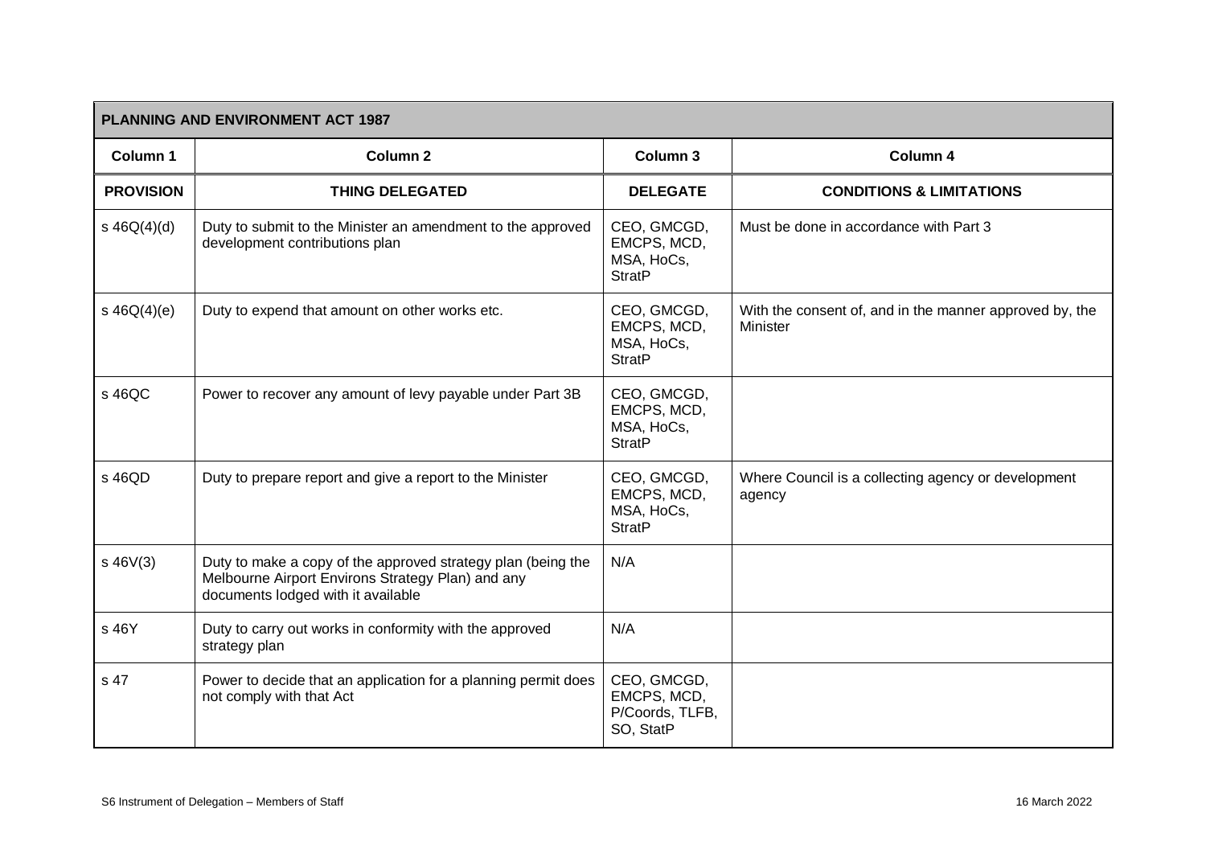| PLANNING AND ENVIRONMENT ACT 1987 | | | |
|---|---|---|---|
| **Column 1** | **Column 2** | **Column 3** | **Column 4** |
| **PROVISION** | **THING DELEGATED** | **DELEGATE** | **CONDITIONS & LIMITATIONS** |
| s 46Q(4)(d) | Duty to submit to the Minister an amendment to the approved development contributions plan | CEO, GMCGD, EMCPS, MCD, MSA, HoCs, StratP | Must be done in accordance with Part 3 |
| s 46Q(4)(e) | Duty to expend that amount on other works etc. | CEO, GMCGD, EMCPS, MCD, MSA, HoCs, StratP | With the consent of, and in the manner approved by, the Minister |
| s 46QC | Power to recover any amount of levy payable under Part 3B | CEO, GMCGD, EMCPS, MCD, MSA, HoCs, StratP | |
| s 46QD | Duty to prepare report and give a report to the Minister | CEO, GMCGD, EMCPS, MCD, MSA, HoCs, StratP | Where Council is a collecting agency or development agency |
| s 46V(3) | Duty to make a copy of the approved strategy plan (being the Melbourne Airport Environs Strategy Plan) and any documents lodged with it available | N/A | |
| s 46Y | Duty to carry out works in conformity with the approved strategy plan | N/A | |
| s 47 | Power to decide that an application for a planning permit does not comply with that Act | CEO, GMCGD, EMCPS, MCD, P/Coords, TLFB, SO, StatP | |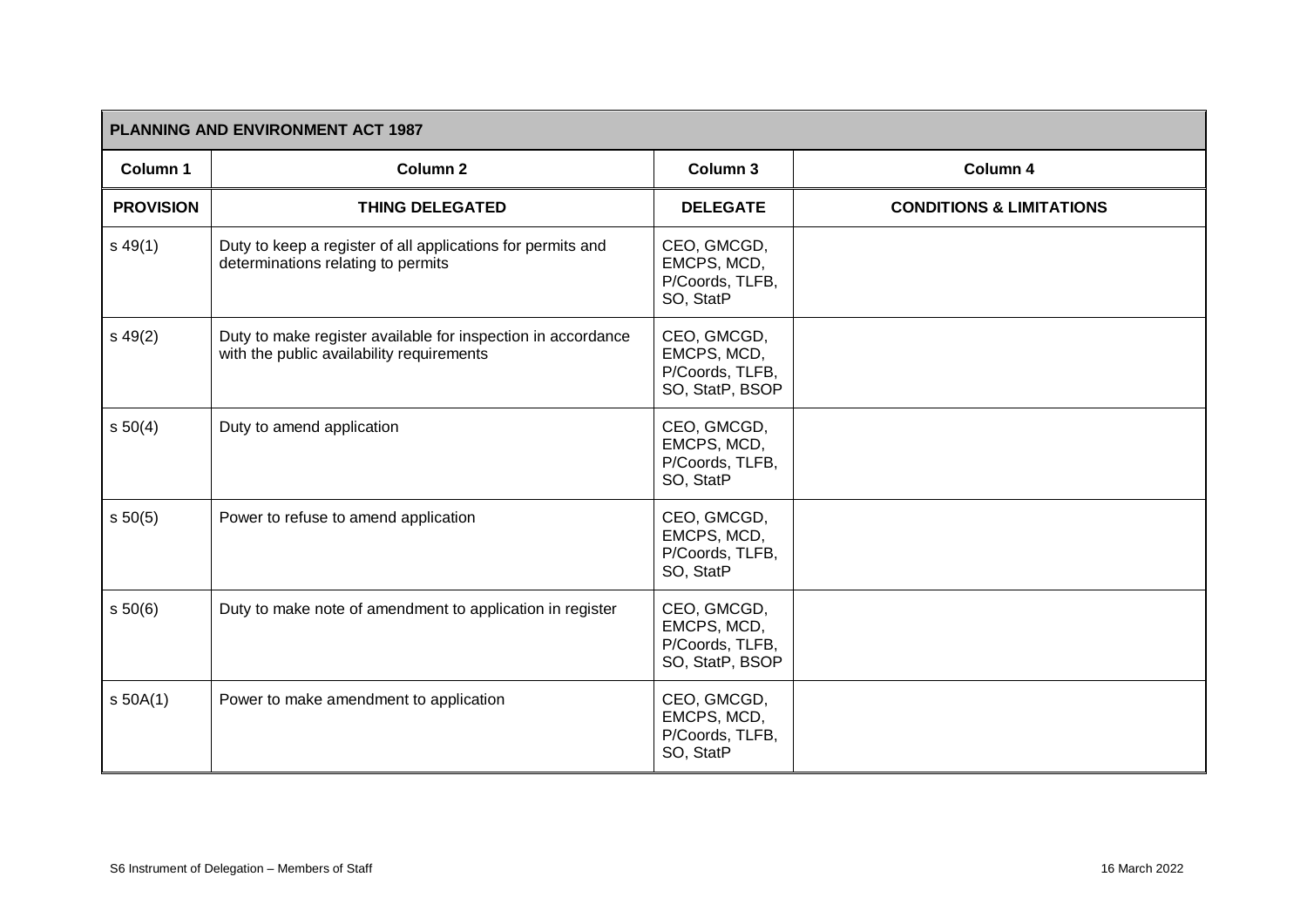| PLANNING AND ENVIRONMENT ACT 1987 | | | |
|---|---|---|---|
| **Column 1** | **Column 2** | **Column 3** | **Column 4** |
| **PROVISION** | **THING DELEGATED** | **DELEGATE** | **CONDITIONS & LIMITATIONS** |
| s 49(1) | Duty to keep a register of all applications for permits and determinations relating to permits | CEO, GMCGD, EMCPS, MCD, P/Coords, TLFB, SO, StatP | |
| s 49(2) | Duty to make register available for inspection in accordance with the public availability requirements | CEO, GMCGD, EMCPS, MCD, P/Coords, TLFB, SO, StatP, BSOP | |
| s 50(4) | Duty to amend application | CEO, GMCGD, EMCPS, MCD, P/Coords, TLFB, SO, StatP | |
| s 50(5) | Power to refuse to amend application | CEO, GMCGD, EMCPS, MCD, P/Coords, TLFB, SO, StatP | |
| s 50(6) | Duty to make note of amendment to application in register | CEO, GMCGD, EMCPS, MCD, P/Coords, TLFB, SO, StatP, BSOP | |
| s 50A(1) | Power to make amendment to application | CEO, GMCGD, EMCPS, MCD, P/Coords, TLFB, SO, StatP | |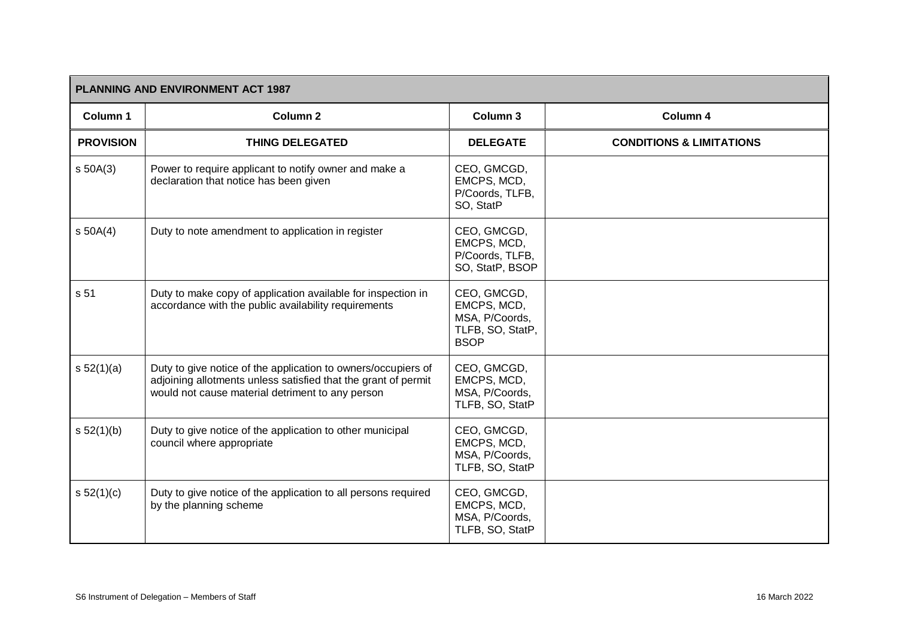| PLANNING AND ENVIRONMENT ACT 1987 | | | |
|---|---|---|---|
| **Column 1** | **Column 2** | **Column 3** | **Column 4** |
| **PROVISION** | **THING DELEGATED** | **DELEGATE** | **CONDITIONS & LIMITATIONS** |
| s 50A(3) | Power to require applicant to notify owner and make a declaration that notice has been given | CEO, GMCGD, EMCPS, MCD, P/Coords, TLFB, SO, StatP | |
| s 50A(4) | Duty to note amendment to application in register | CEO, GMCGD, EMCPS, MCD, P/Coords, TLFB, SO, StatP, BSOP | |
| s 51 | Duty to make copy of application available for inspection in accordance with the public availability requirements | CEO, GMCGD, EMCPS, MCD, MSA, P/Coords, TLFB, SO, StatP, BSOP | |
| s 52(1)(a) | Duty to give notice of the application to owners/occupiers of adjoining allotments unless satisfied that the grant of permit would not cause material detriment to any person | CEO, GMCGD, EMCPS, MCD, MSA, P/Coords, TLFB, SO, StatP | |
| s 52(1)(b) | Duty to give notice of the application to other municipal council where appropriate | CEO, GMCGD, EMCPS, MCD, MSA, P/Coords, TLFB, SO, StatP | |
| s 52(1)(c) | Duty to give notice of the application to all persons required by the planning scheme | CEO, GMCGD, EMCPS, MCD, MSA, P/Coords, TLFB, SO, StatP | |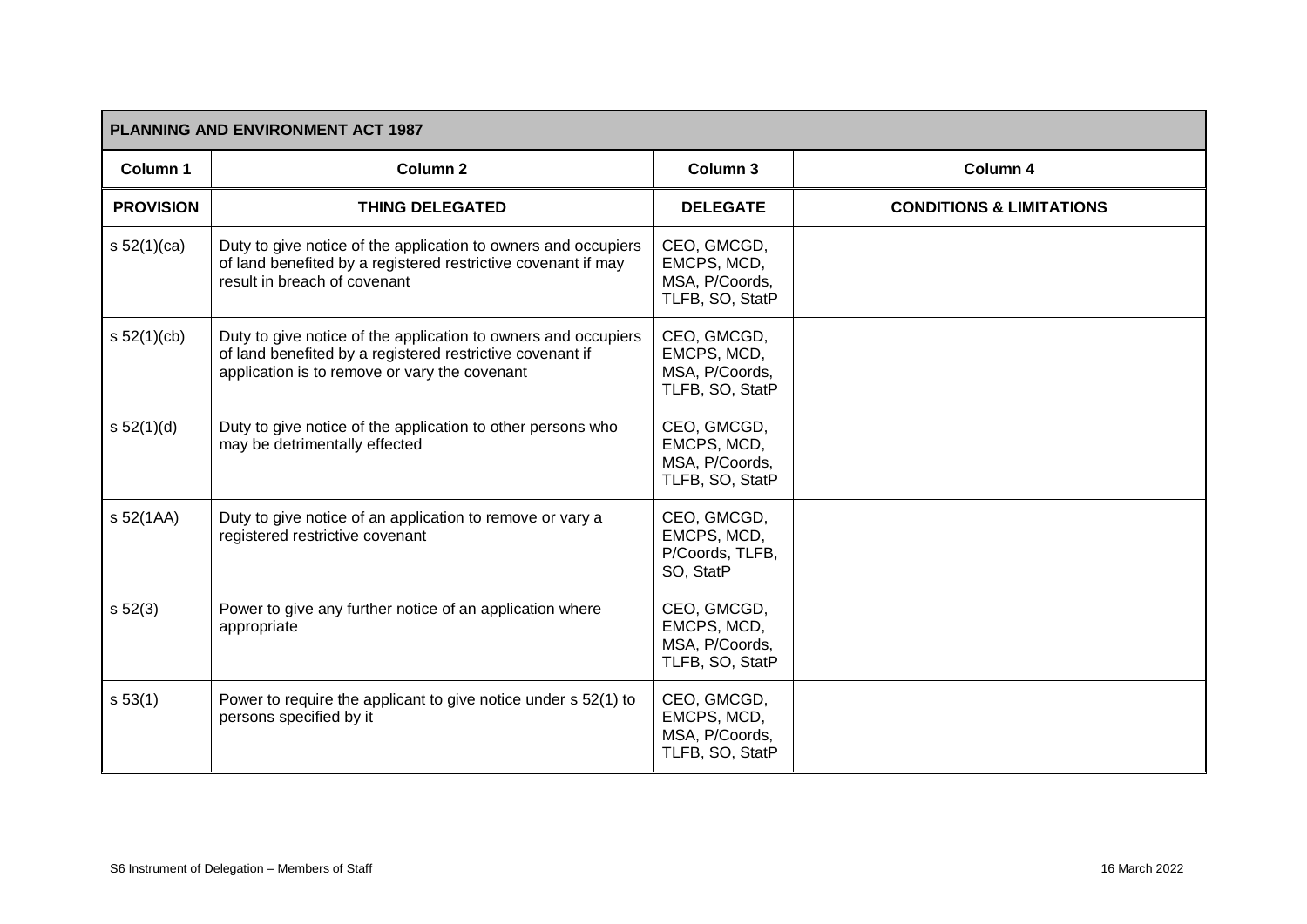| PLANNING AND ENVIRONMENT ACT 1987 | | | |
|---|---|---|---|
| **Column 1** | **Column 2** | **Column 3** | **Column 4** |
| **PROVISION** | **THING DELEGATED** | **DELEGATE** | **CONDITIONS & LIMITATIONS** |
| s 52(1)(ca) | Duty to give notice of the application to owners and occupiers of land benefited by a registered restrictive covenant if may result in breach of covenant | CEO, GMCGD, EMCPS, MCD, MSA, P/Coords, TLFB, SO, StatP | |
| s 52(1)(cb) | Duty to give notice of the application to owners and occupiers of land benefited by a registered restrictive covenant if application is to remove or vary the covenant | CEO, GMCGD, EMCPS, MCD, MSA, P/Coords, TLFB, SO, StatP | |
| s 52(1)(d) | Duty to give notice of the application to other persons who may be detrimentally effected | CEO, GMCGD, EMCPS, MCD, MSA, P/Coords, TLFB, SO, StatP | |
| s 52(1AA) | Duty to give notice of an application to remove or vary a registered restrictive covenant | CEO, GMCGD, EMCPS, MCD, P/Coords, TLFB, SO, StatP | |
| s 52(3) | Power to give any further notice of an application where appropriate | CEO, GMCGD, EMCPS, MCD, MSA, P/Coords, TLFB, SO, StatP | |
| s 53(1) | Power to require the applicant to give notice under s 52(1) to persons specified by it | CEO, GMCGD, EMCPS, MCD, MSA, P/Coords, TLFB, SO, StatP | |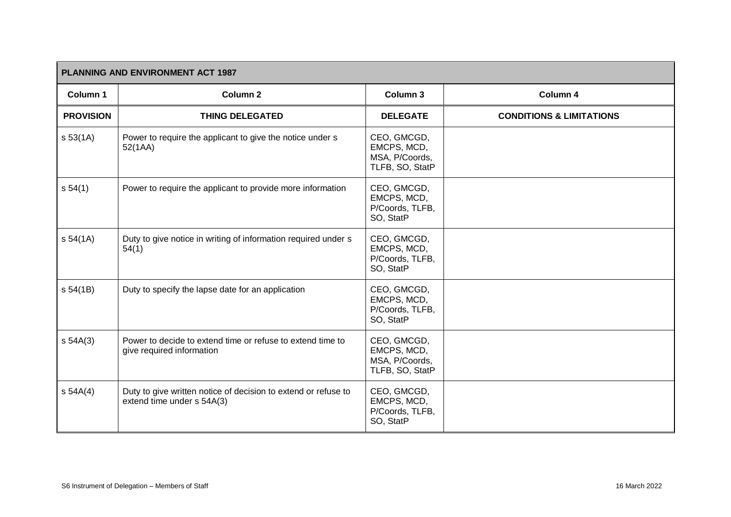| PLANNING AND ENVIRONMENT ACT 1987 | | | |
|---|---|---|---|
| **Column 1** | **Column 2** | **Column 3** | **Column 4** |
| **PROVISION** | **THING DELEGATED** | **DELEGATE** | **CONDITIONS & LIMITATIONS** |
| s 53(1A) | Power to require the applicant to give the notice under s 52(1AA) | CEO, GMCGD, EMCPS, MCD, MSA, P/Coords, TLFB, SO, StatP | |
| s 54(1) | Power to require the applicant to provide more information | CEO, GMCGD, EMCPS, MCD, P/Coords, TLFB, SO, StatP | |
| s 54(1A) | Duty to give notice in writing of information required under s 54(1) | CEO, GMCGD, EMCPS, MCD, P/Coords, TLFB, SO, StatP | |
| s 54(1B) | Duty to specify the lapse date for an application | CEO, GMCGD, EMCPS, MCD, P/Coords, TLFB, SO, StatP | |
| s 54A(3) | Power to decide to extend time or refuse to extend time to give required information | CEO, GMCGD, EMCPS, MCD, MSA, P/Coords, TLFB, SO, StatP | |
| s 54A(4) | Duty to give written notice of decision to extend or refuse to extend time under s 54A(3) | CEO, GMCGD, EMCPS, MCD, P/Coords, TLFB, SO, StatP | |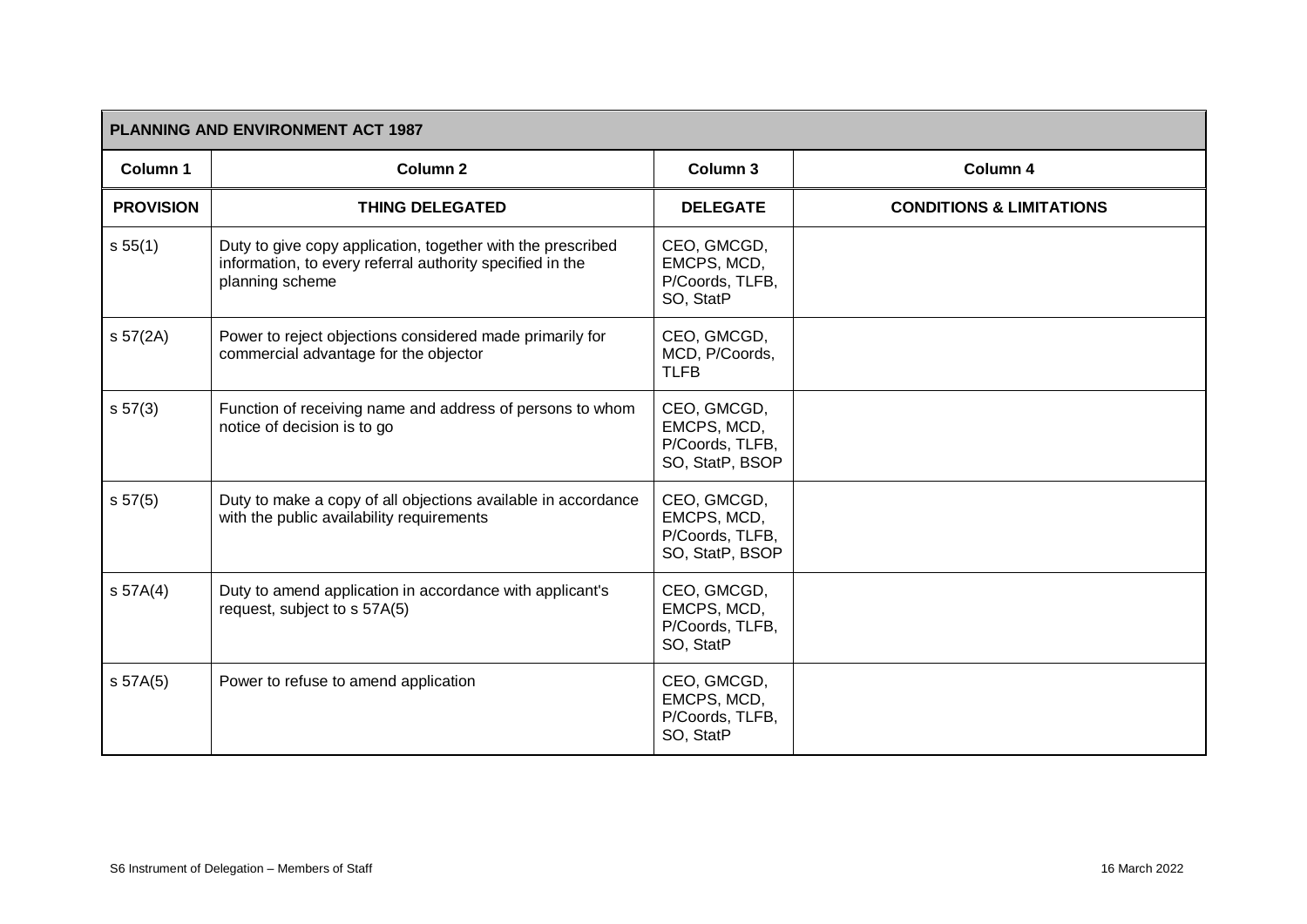| PLANNING AND ENVIRONMENT ACT 1987 | | | |
|---|---|---|---|
| **Column 1** | **Column 2** | **Column 3** | **Column 4** |
| **PROVISION** | **THING DELEGATED** | **DELEGATE** | **CONDITIONS & LIMITATIONS** |
| s 55(1) | Duty to give copy application, together with the prescribed information, to every referral authority specified in the planning scheme | CEO, GMCGD, EMCPS, MCD, P/Coords, TLFB, SO, StatP | |
| s 57(2A) | Power to reject objections considered made primarily for commercial advantage for the objector | CEO, GMCGD, MCD, P/Coords, TLFB | |
| s 57(3) | Function of receiving name and address of persons to whom notice of decision is to go | CEO, GMCGD, EMCPS, MCD, P/Coords, TLFB, SO, StatP, BSOP | |
| s 57(5) | Duty to make a copy of all objections available in accordance with the public availability requirements | CEO, GMCGD, EMCPS, MCD, P/Coords, TLFB, SO, StatP, BSOP | |
| s 57A(4) | Duty to amend application in accordance with applicant's request, subject to s 57A(5) | CEO, GMCGD, EMCPS, MCD, P/Coords, TLFB, SO, StatP | |
| s 57A(5) | Power to refuse to amend application | CEO, GMCGD, EMCPS, MCD, P/Coords, TLFB, SO, StatP | |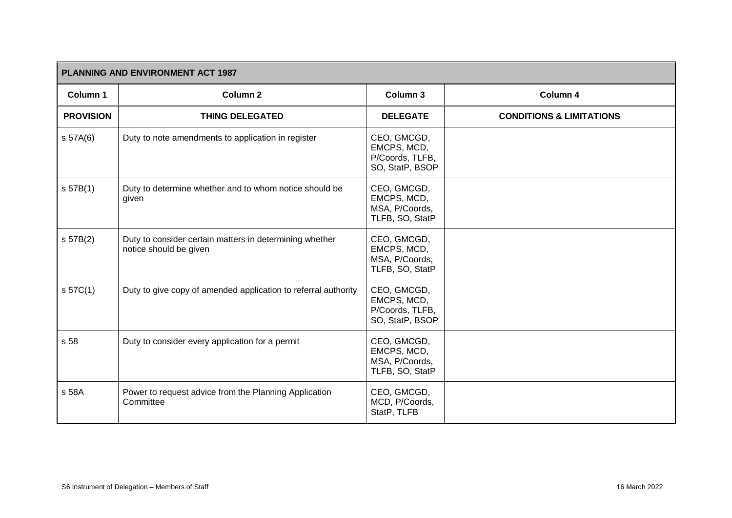| PLANNING AND ENVIRONMENT ACT 1987 | | | |
|---|---|---|---|
| **Column 1** | **Column 2** | **Column 3** | **Column 4** |
| **PROVISION** | **THING DELEGATED** | **DELEGATE** | **CONDITIONS & LIMITATIONS** |
| s 57A(6) | Duty to note amendments to application in register | CEO, GMCGD, EMCPS, MCD, P/Coords, TLFB, SO, StatP, BSOP | |
| s 57B(1) | Duty to determine whether and to whom notice should be given | CEO, GMCGD, EMCPS, MCD, MSA, P/Coords, TLFB, SO, StatP | |
| s 57B(2) | Duty to consider certain matters in determining whether notice should be given | CEO, GMCGD, EMCPS, MCD, MSA, P/Coords, TLFB, SO, StatP | |
| s 57C(1) | Duty to give copy of amended application to referral authority | CEO, GMCGD, EMCPS, MCD, P/Coords, TLFB, SO, StatP, BSOP | |
| s 58 | Duty to consider every application for a permit | CEO, GMCGD, EMCPS, MCD, MSA, P/Coords, TLFB, SO, StatP | |
| s 58A | Power to request advice from the Planning Application Committee | CEO, GMCGD, MCD, P/Coords, StatP, TLFB | |

S6 Instrument of Delegation – Members of Staff

16 March 2022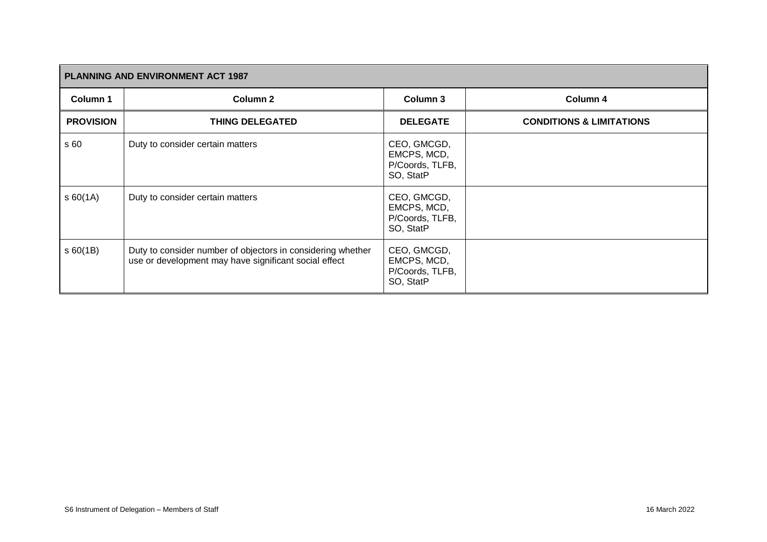| PLANNING AND ENVIRONMENT ACT 1987 | | | |
|---|---|---|---|
| **Column 1** | **Column 2** | **Column 3** | **Column 4** |
| **PROVISION** | **THING DELEGATED** | **DELEGATE** | **CONDITIONS & LIMITATIONS** |
| s 60 | Duty to consider certain matters | CEO, GMCGD, EMCPS, MCD, P/Coords, TLFB, SO, StatP | |
| s 60(1A) | Duty to consider certain matters | CEO, GMCGD, EMCPS, MCD, P/Coords, TLFB, SO, StatP | |
| s 60(1B) | Duty to consider number of objectors in considering whether use or development may have significant social effect | CEO, GMCGD, EMCPS, MCD, P/Coords, TLFB, SO, StatP | |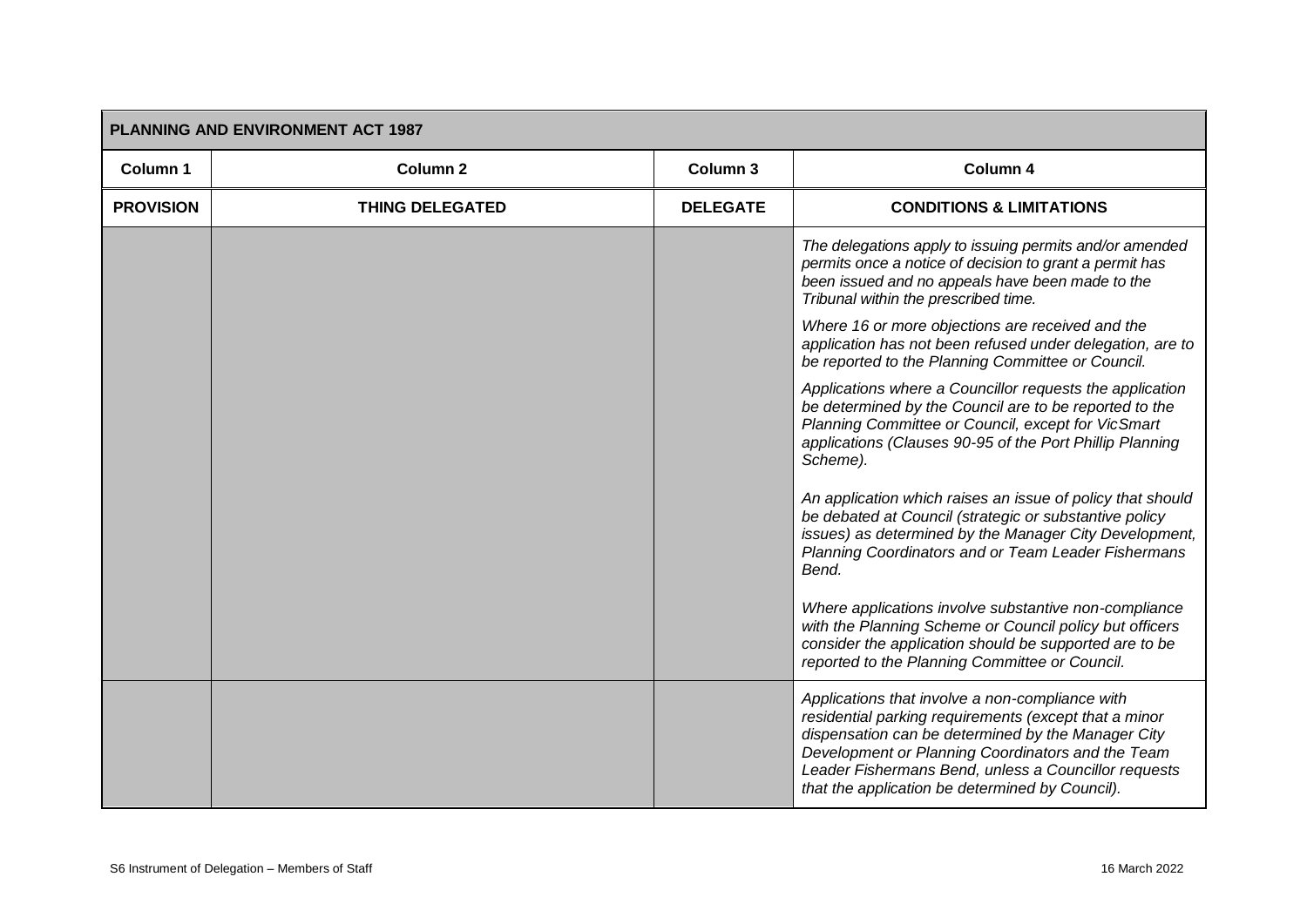| PLANNING AND ENVIRONMENT ACT 1987 | | | |
|---|---|---|---|
| **Column 1** | **Column 2** | **Column 3** | **Column 4** |
| **PROVISION** | **THING DELEGATED** | **DELEGATE** | **CONDITIONS & LIMITATIONS** |
| | | | *The delegations apply to issuing permits and/or amended permits once a notice of decision to grant a permit has been issued and no appeals have been made to the Tribunal within the prescribed time.*<br><br>*Where 16 or more objections are received and the application has not been refused under delegation, are to be reported to the Planning Committee or Council.*<br><br>*Applications where a Councillor requests the application be determined by the Council are to be reported to the Planning Committee or Council, except for VicSmart applications (Clauses 90-95 of the Port Phillip Planning Scheme).*<br><br>*An application which raises an issue of policy that should be debated at Council (strategic or substantive policy issues) as determined by the Manager City Development, Planning Coordinators and or Team Leader Fishermans Bend.*<br><br>*Where applications involve substantive non-compliance with the Planning Scheme or Council policy but officers consider the application should be supported are to be reported to the Planning Committee or Council.* |
| | | | *Applications that involve a non-compliance with residential parking requirements (except that a minor dispensation can be determined by the Manager City Development or Planning Coordinators and the Team Leader Fishermans Bend, unless a Councillor requests that the application be determined by Council).* |

S6 Instrument of Delegation – Members of Staff | 16 March 2022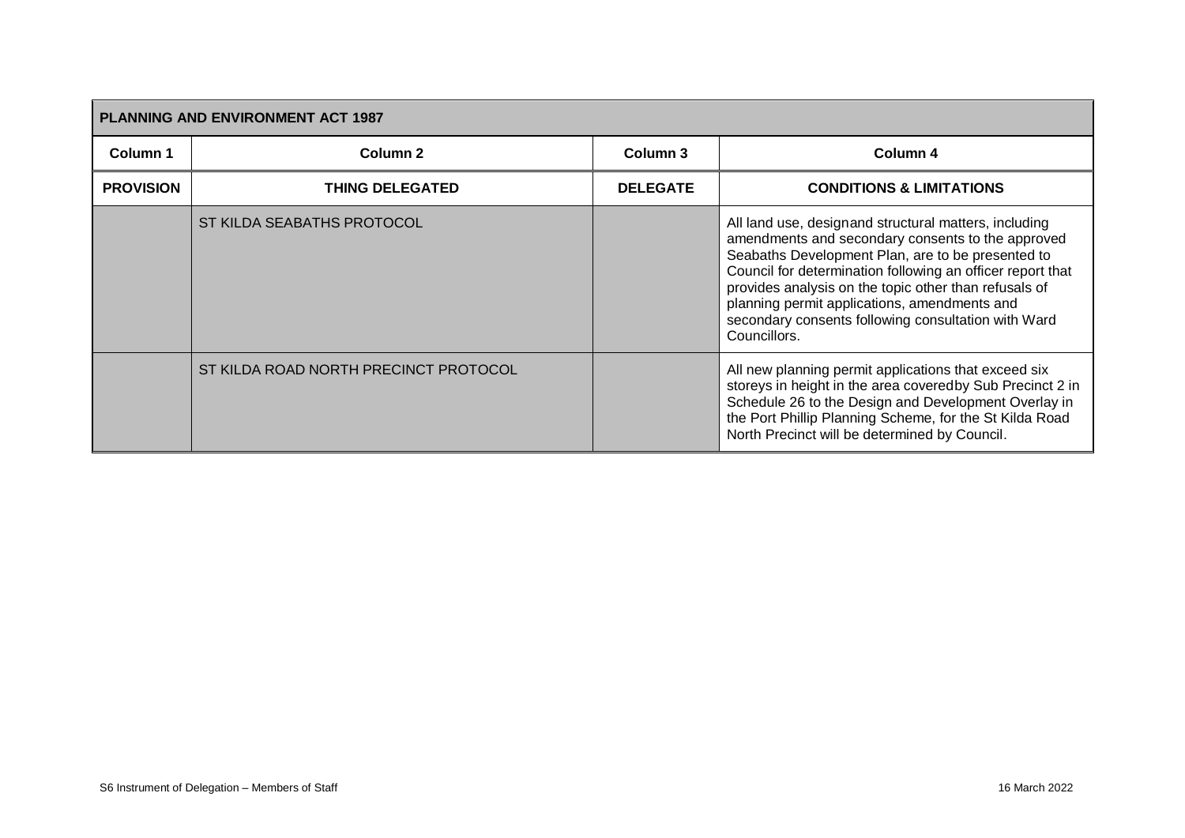| PLANNING AND ENVIRONMENT ACT 1987 | | | |
|---|---|---|---|
| **Column 1** | **Column 2** | **Column 3** | **Column 4** |
| **PROVISION** | **THING DELEGATED** | **DELEGATE** | **CONDITIONS & LIMITATIONS** |
| | ST KILDA SEABATHS PROTOCOL | | All land use, designand structural matters, including amendments and secondary consents to the approved Seabaths Development Plan, are to be presented to Council for determination following an officer report that provides analysis on the topic other than refusals of planning permit applications, amendments and secondary consents following consultation with Ward Councillors. |
| | ST KILDA ROAD NORTH PRECINCT PROTOCOL | | All new planning permit applications that exceed six storeys in height in the area coveredby Sub Precinct 2 in Schedule 26 to the Design and Development Overlay in the Port Phillip Planning Scheme, for the St Kilda Road North Precinct will be determined by Council. |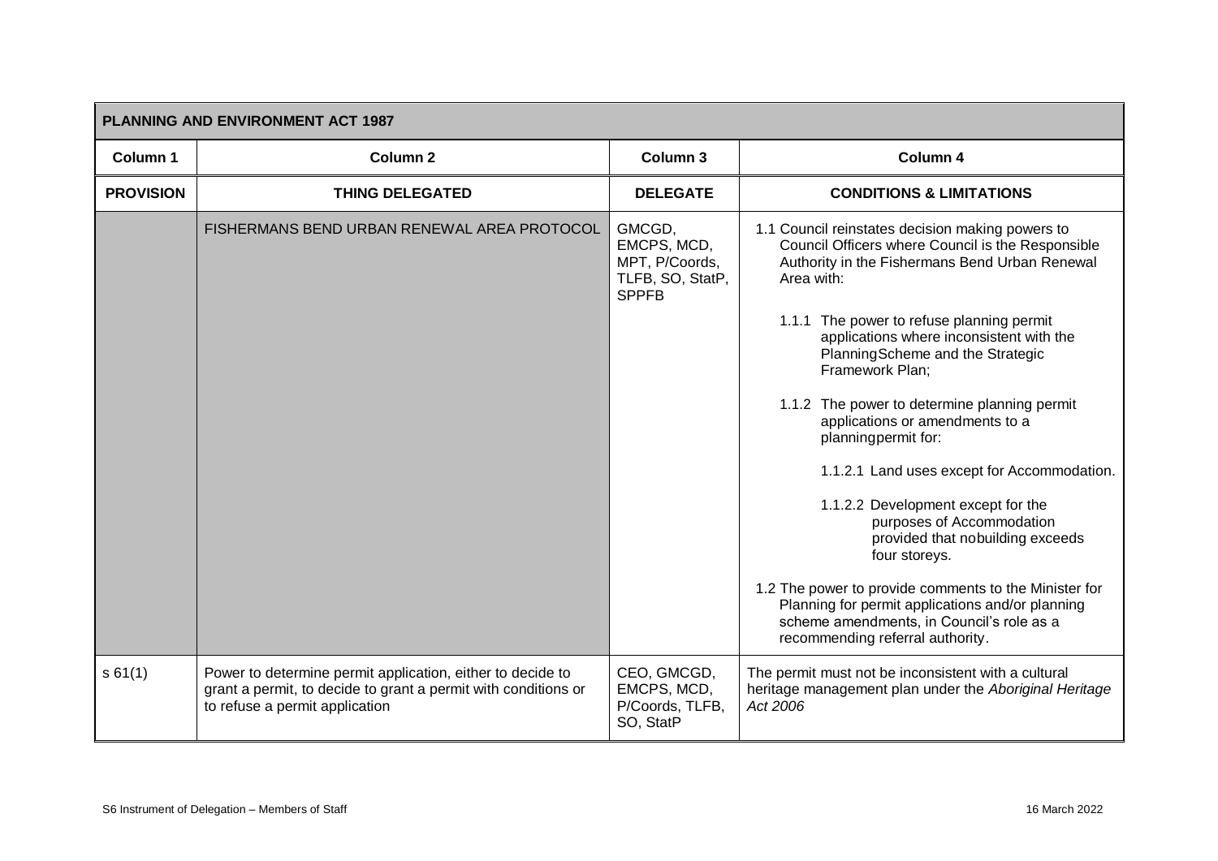| PLANNING AND ENVIRONMENT ACT 1987 | | | |
|---|---|---|---|
| **Column 1** | **Column 2** | **Column 3** | **Column 4** |
| **PROVISION** | **THING DELEGATED** | **DELEGATE** | **CONDITIONS & LIMITATIONS** |
| | FISHERMANS BEND URBAN RENEWAL AREA PROTOCOL | GMCGD, EMCPS, MCD, MPT, P/Coords, TLFB, SO, StatP, SPPFB | 1.1 Council reinstates decision making powers to Council Officers where Council is the Responsible Authority in the Fishermans Bend Urban Renewal Area with:<br><br>1.1.1 The power to refuse planning permit applications where inconsistent with the PlanningScheme and the Strategic Framework Plan;<br><br>1.1.2 The power to determine planning permit applications or amendments to a planningpermit for:<br><br>1.1.2.1 Land uses except for Accommodation.<br><br>1.1.2.2 Development except for the purposes of Accommodation provided that nobuilding exceeds four storeys.<br><br>1.2 The power to provide comments to the Minister for Planning for permit applications and/or planning scheme amendments, in Council's role as a recommending referral authority. |
| s 61(1) | Power to determine permit application, either to decide to grant a permit, to decide to grant a permit with conditions or to refuse a permit application | CEO, GMCGD, EMCPS, MCD, P/Coords, TLFB, SO, StatP | The permit must not be inconsistent with a cultural heritage management plan under the *Aboriginal Heritage Act 2006* |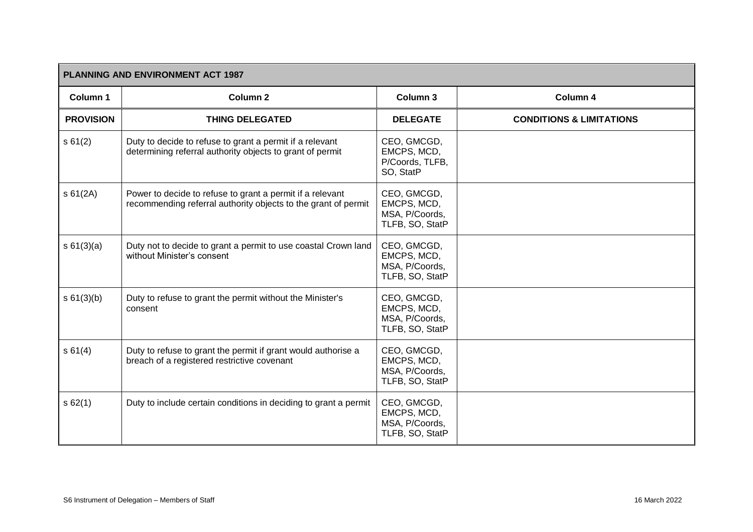| PLANNING AND ENVIRONMENT ACT 1987 | | | |
|---|---|---|---|
| **Column 1** | **Column 2** | **Column 3** | **Column 4** |
| **PROVISION** | **THING DELEGATED** | **DELEGATE** | **CONDITIONS & LIMITATIONS** |
| s 61(2) | Duty to decide to refuse to grant a permit if a relevant determining referral authority objects to grant of permit | CEO, GMCGD, EMCPS, MCD, P/Coords, TLFB, SO, StatP | |
| s 61(2A) | Power to decide to refuse to grant a permit if a relevant recommending referral authority objects to the grant of permit | CEO, GMCGD, EMCPS, MCD, MSA, P/Coords, TLFB, SO, StatP | |
| s 61(3)(a) | Duty not to decide to grant a permit to use coastal Crown land without Minister's consent | CEO, GMCGD, EMCPS, MCD, MSA, P/Coords, TLFB, SO, StatP | |
| s 61(3)(b) | Duty to refuse to grant the permit without the Minister's consent | CEO, GMCGD, EMCPS, MCD, MSA, P/Coords, TLFB, SO, StatP | |
| s 61(4) | Duty to refuse to grant the permit if grant would authorise a breach of a registered restrictive covenant | CEO, GMCGD, EMCPS, MCD, MSA, P/Coords, TLFB, SO, StatP | |
| s 62(1) | Duty to include certain conditions in deciding to grant a permit | CEO, GMCGD, EMCPS, MCD, MSA, P/Coords, TLFB, SO, StatP | |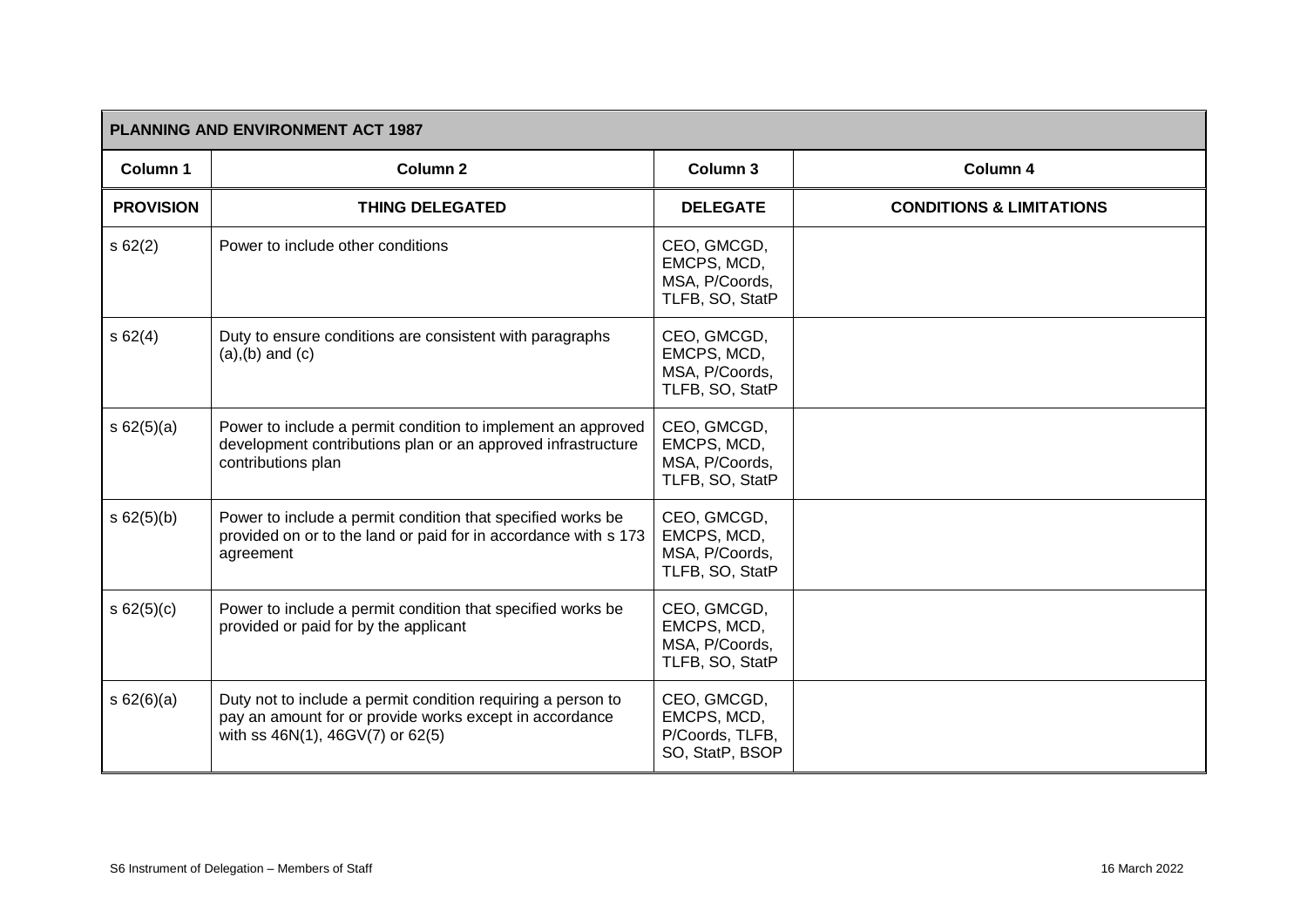| PLANNING AND ENVIRONMENT ACT 1987 | | | |
|---|---|---|---|
| **Column 1** | **Column 2** | **Column 3** | **Column 4** |
| **PROVISION** | **THING DELEGATED** | **DELEGATE** | **CONDITIONS & LIMITATIONS** |
| s 62(2) | Power to include other conditions | CEO, GMCGD, EMCPS, MCD, MSA, P/Coords, TLFB, SO, StatP | |
| s 62(4) | Duty to ensure conditions are consistent with paragraphs (a),(b) and (c) | CEO, GMCGD, EMCPS, MCD, MSA, P/Coords, TLFB, SO, StatP | |
| s 62(5)(a) | Power to include a permit condition to implement an approved development contributions plan or an approved infrastructure contributions plan | CEO, GMCGD, EMCPS, MCD, MSA, P/Coords, TLFB, SO, StatP | |
| s 62(5)(b) | Power to include a permit condition that specified works be provided on or to the land or paid for in accordance with s 173 agreement | CEO, GMCGD, EMCPS, MCD, MSA, P/Coords, TLFB, SO, StatP | |
| s 62(5)(c) | Power to include a permit condition that specified works be provided or paid for by the applicant | CEO, GMCGD, EMCPS, MCD, MSA, P/Coords, TLFB, SO, StatP | |
| s 62(6)(a) | Duty not to include a permit condition requiring a person to pay an amount for or provide works except in accordance with ss 46N(1), 46GV(7) or 62(5) | CEO, GMCGD, EMCPS, MCD, P/Coords, TLFB, SO, StatP, BSOP | |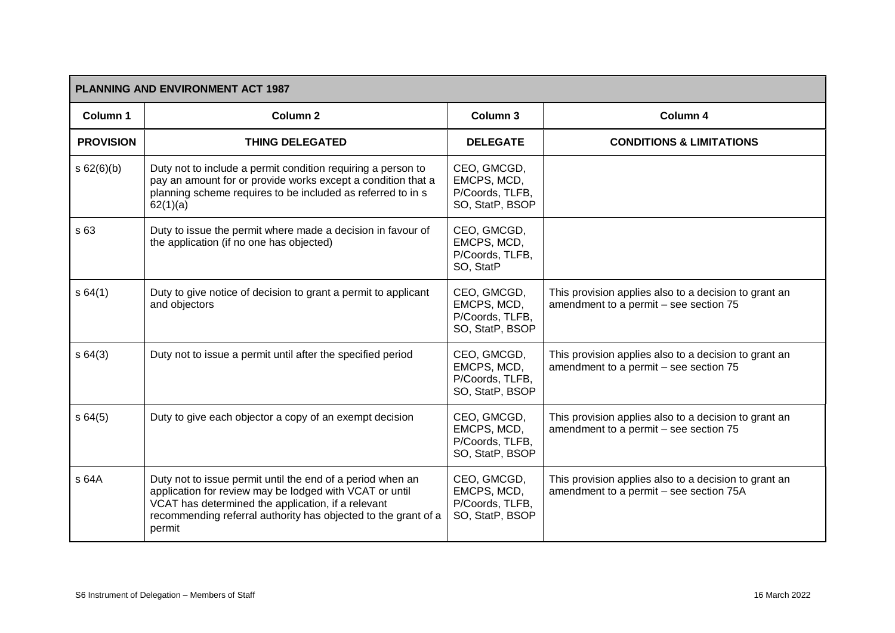| PLANNING AND ENVIRONMENT ACT 1987 | | | |
|---|---|---|---|
| **Column 1** | **Column 2** | **Column 3** | **Column 4** |
| **PROVISION** | **THING DELEGATED** | **DELEGATE** | **CONDITIONS & LIMITATIONS** |
| s 62(6)(b) | Duty not to include a permit condition requiring a person to pay an amount for or provide works except a condition that a planning scheme requires to be included as referred to in s 62(1)(a) | CEO, GMCGD, EMCPS, MCD, P/Coords, TLFB, SO, StatP, BSOP | |
| s 63 | Duty to issue the permit where made a decision in favour of the application (if no one has objected) | CEO, GMCGD, EMCPS, MCD, P/Coords, TLFB, SO, StatP | |
| s 64(1) | Duty to give notice of decision to grant a permit to applicant and objectors | CEO, GMCGD, EMCPS, MCD, P/Coords, TLFB, SO, StatP, BSOP | This provision applies also to a decision to grant an amendment to a permit – see section 75 |
| s 64(3) | Duty not to issue a permit until after the specified period | CEO, GMCGD, EMCPS, MCD, P/Coords, TLFB, SO, StatP, BSOP | This provision applies also to a decision to grant an amendment to a permit – see section 75 |
| s 64(5) | Duty to give each objector a copy of an exempt decision | CEO, GMCGD, EMCPS, MCD, P/Coords, TLFB, SO, StatP, BSOP | This provision applies also to a decision to grant an amendment to a permit – see section 75 |
| s 64A | Duty not to issue permit until the end of a period when an application for review may be lodged with VCAT or until VCAT has determined the application, if a relevant recommending referral authority has objected to the grant of a permit | CEO, GMCGD, EMCPS, MCD, P/Coords, TLFB, SO, StatP, BSOP | This provision applies also to a decision to grant an amendment to a permit – see section 75A |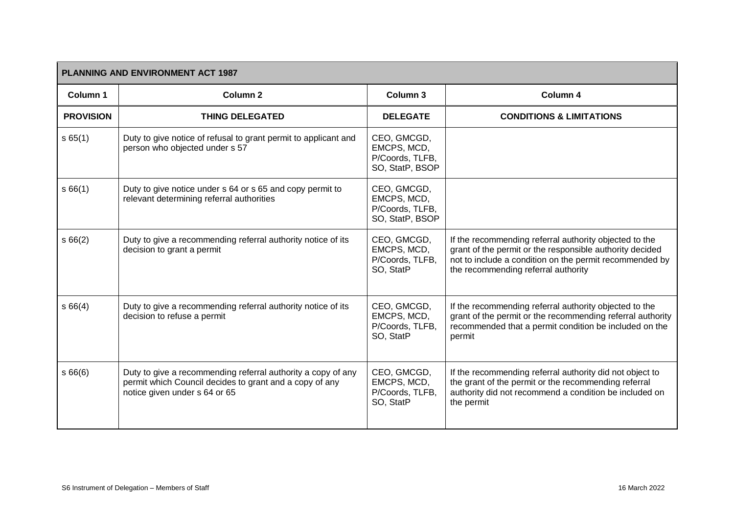| PLANNING AND ENVIRONMENT ACT 1987 | | | |
|---|---|---|---|
| **Column 1** | **Column 2** | **Column 3** | **Column 4** |
| **PROVISION** | **THING DELEGATED** | **DELEGATE** | **CONDITIONS & LIMITATIONS** |
| s 65(1) | Duty to give notice of refusal to grant permit to applicant and person who objected under s 57 | CEO, GMCGD, EMCPS, MCD, P/Coords, TLFB, SO, StatP, BSOP | |
| s 66(1) | Duty to give notice under s 64 or s 65 and copy permit to relevant determining referral authorities | CEO, GMCGD, EMCPS, MCD, P/Coords, TLFB, SO, StatP, BSOP | |
| s 66(2) | Duty to give a recommending referral authority notice of its decision to grant a permit | CEO, GMCGD, EMCPS, MCD, P/Coords, TLFB, SO, StatP | If the recommending referral authority objected to the grant of the permit or the responsible authority decided not to include a condition on the permit recommended by the recommending referral authority |
| s 66(4) | Duty to give a recommending referral authority notice of its decision to refuse a permit | CEO, GMCGD, EMCPS, MCD, P/Coords, TLFB, SO, StatP | If the recommending referral authority objected to the grant of the permit or the recommending referral authority recommended that a permit condition be included on the permit |
| s 66(6) | Duty to give a recommending referral authority a copy of any permit which Council decides to grant and a copy of any notice given under s 64 or 65 | CEO, GMCGD, EMCPS, MCD, P/Coords, TLFB, SO, StatP | If the recommending referral authority did not object to the grant of the permit or the recommending referral authority did not recommend a condition be included on the permit |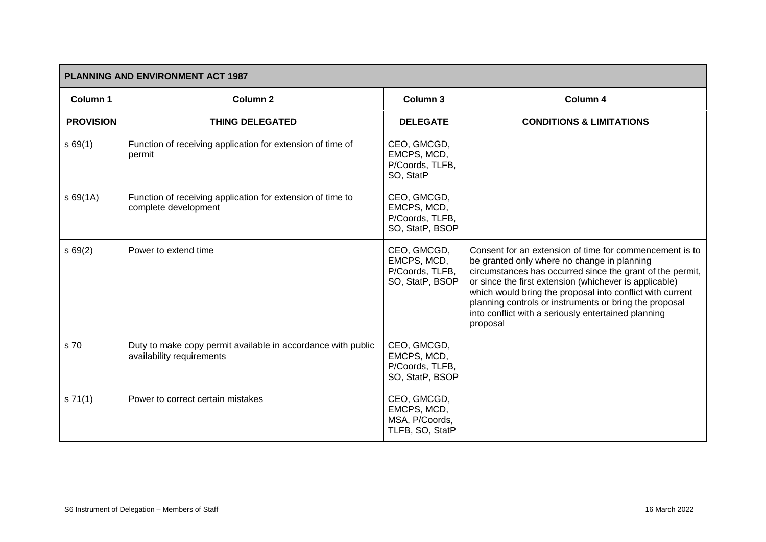| PLANNING AND ENVIRONMENT ACT 1987 | | | |
|---|---|---|---|
| **Column 1** | **Column 2** | **Column 3** | **Column 4** |
| **PROVISION** | **THING DELEGATED** | **DELEGATE** | **CONDITIONS & LIMITATIONS** |
| s 69(1) | Function of receiving application for extension of time of permit | CEO, GMCGD, EMCPS, MCD, P/Coords, TLFB, SO, StatP | |
| s 69(1A) | Function of receiving application for extension of time to complete development | CEO, GMCGD, EMCPS, MCD, P/Coords, TLFB, SO, StatP, BSOP | |
| s 69(2) | Power to extend time | CEO, GMCGD, EMCPS, MCD, P/Coords, TLFB, SO, StatP, BSOP | Consent for an extension of time for commencement is to be granted only where no change in planning circumstances has occurred since the grant of the permit, or since the first extension (whichever is applicable) which would bring the proposal into conflict with current planning controls or instruments or bring the proposal into conflict with a seriously entertained planning proposal |
| s 70 | Duty to make copy permit available in accordance with public availability requirements | CEO, GMCGD, EMCPS, MCD, P/Coords, TLFB, SO, StatP, BSOP | |
| s 71(1) | Power to correct certain mistakes | CEO, GMCGD, EMCPS, MCD, MSA, P/Coords, TLFB, SO, StatP | |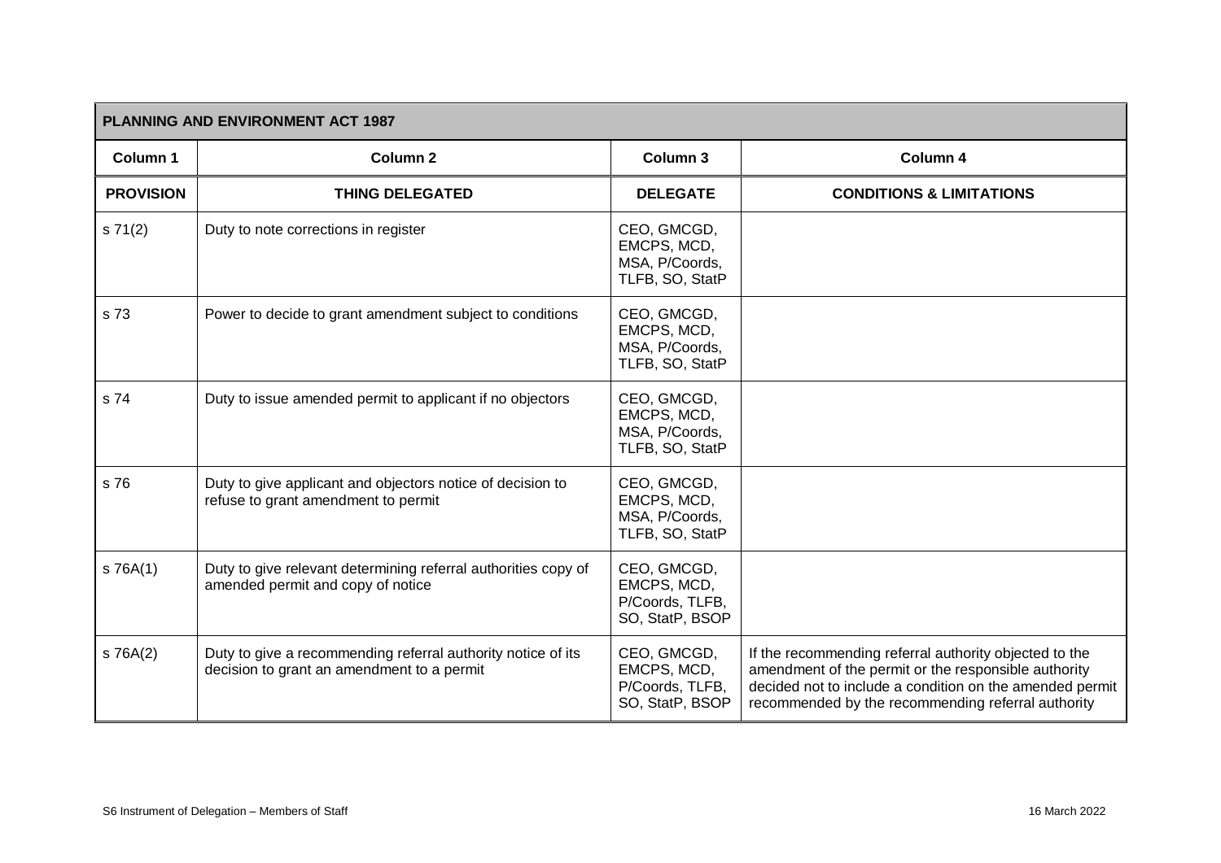| PLANNING AND ENVIRONMENT ACT 1987 | | | |
|---|---|---|---|
| **Column 1** | **Column 2** | **Column 3** | **Column 4** |
| **PROVISION** | **THING DELEGATED** | **DELEGATE** | **CONDITIONS & LIMITATIONS** |
| s 71(2) | Duty to note corrections in register | CEO, GMCGD, EMCPS, MCD, MSA, P/Coords, TLFB, SO, StatP | |
| s 73 | Power to decide to grant amendment subject to conditions | CEO, GMCGD, EMCPS, MCD, MSA, P/Coords, TLFB, SO, StatP | |
| s 74 | Duty to issue amended permit to applicant if no objectors | CEO, GMCGD, EMCPS, MCD, MSA, P/Coords, TLFB, SO, StatP | |
| s 76 | Duty to give applicant and objectors notice of decision to refuse to grant amendment to permit | CEO, GMCGD, EMCPS, MCD, MSA, P/Coords, TLFB, SO, StatP | |
| s 76A(1) | Duty to give relevant determining referral authorities copy of amended permit and copy of notice | CEO, GMCGD, EMCPS, MCD, P/Coords, TLFB, SO, StatP, BSOP | |
| s 76A(2) | Duty to give a recommending referral authority notice of its decision to grant an amendment to a permit | CEO, GMCGD, EMCPS, MCD, P/Coords, TLFB, SO, StatP, BSOP | If the recommending referral authority objected to the amendment of the permit or the responsible authority decided not to include a condition on the amended permit recommended by the recommending referral authority |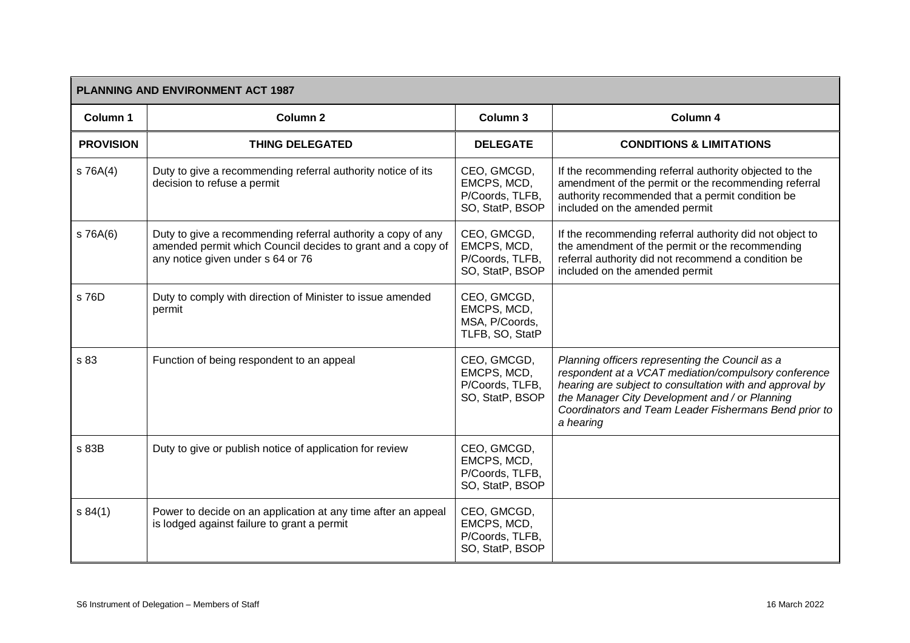| PLANNING AND ENVIRONMENT ACT 1987 | | | |
|---|---|---|---|
| **Column 1** | **Column 2** | **Column 3** | **Column 4** |
| **PROVISION** | **THING DELEGATED** | **DELEGATE** | **CONDITIONS & LIMITATIONS** |
| s 76A(4) | Duty to give a recommending referral authority notice of its decision to refuse a permit | CEO, GMCGD, EMCPS, MCD, P/Coords, TLFB, SO, StatP, BSOP | If the recommending referral authority objected to the amendment of the permit or the recommending referral authority recommended that a permit condition be included on the amended permit |
| s 76A(6) | Duty to give a recommending referral authority a copy of any amended permit which Council decides to grant and a copy of any notice given under s 64 or 76 | CEO, GMCGD, EMCPS, MCD, P/Coords, TLFB, SO, StatP, BSOP | If the recommending referral authority did not object to the amendment of the permit or the recommending referral authority did not recommend a condition be included on the amended permit |
| s 76D | Duty to comply with direction of Minister to issue amended permit | CEO, GMCGD, EMCPS, MCD, MSA, P/Coords, TLFB, SO, StatP | |
| s 83 | Function of being respondent to an appeal | CEO, GMCGD, EMCPS, MCD, P/Coords, TLFB, SO, StatP, BSOP | *Planning officers representing the Council as a respondent at a VCAT mediation/compulsory conference hearing are subject to consultation with and approval by the Manager City Development and / or Planning Coordinators and Team Leader Fishermans Bend prior to a hearing* |
| s 83B | Duty to give or publish notice of application for review | CEO, GMCGD, EMCPS, MCD, P/Coords, TLFB, SO, StatP, BSOP | |
| s 84(1) | Power to decide on an application at any time after an appeal is lodged against failure to grant a permit | CEO, GMCGD, EMCPS, MCD, P/Coords, TLFB, SO, StatP, BSOP | |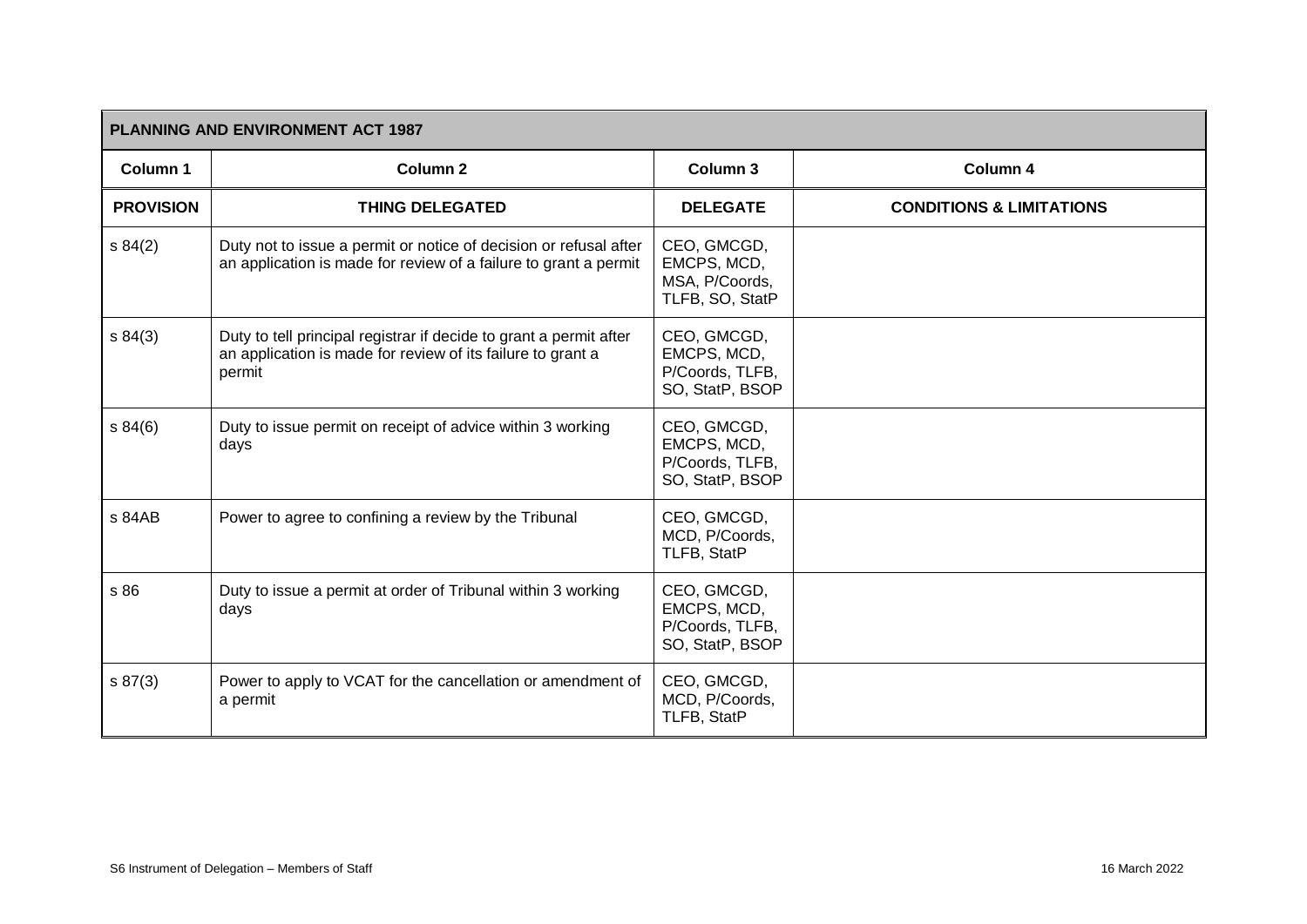| PLANNING AND ENVIRONMENT ACT 1987 | | | |
|---|---|---|---|
| **Column 1** | **Column 2** | **Column 3** | **Column 4** |
| **PROVISION** | **THING DELEGATED** | **DELEGATE** | **CONDITIONS & LIMITATIONS** |
| s 84(2) | Duty not to issue a permit or notice of decision or refusal after an application is made for review of a failure to grant a permit | CEO, GMCGD, EMCPS, MCD, MSA, P/Coords, TLFB, SO, StatP | |
| s 84(3) | Duty to tell principal registrar if decide to grant a permit after an application is made for review of its failure to grant a permit | CEO, GMCGD, EMCPS, MCD, P/Coords, TLFB, SO, StatP, BSOP | |
| s 84(6) | Duty to issue permit on receipt of advice within 3 working days | CEO, GMCGD, EMCPS, MCD, P/Coords, TLFB, SO, StatP, BSOP | |
| s 84AB | Power to agree to confining a review by the Tribunal | CEO, GMCGD, MCD, P/Coords, TLFB, StatP | |
| s 86 | Duty to issue a permit at order of Tribunal within 3 working days | CEO, GMCGD, EMCPS, MCD, P/Coords, TLFB, SO, StatP, BSOP | |
| s 87(3) | Power to apply to VCAT for the cancellation or amendment of a permit | CEO, GMCGD, MCD, P/Coords, TLFB, StatP | |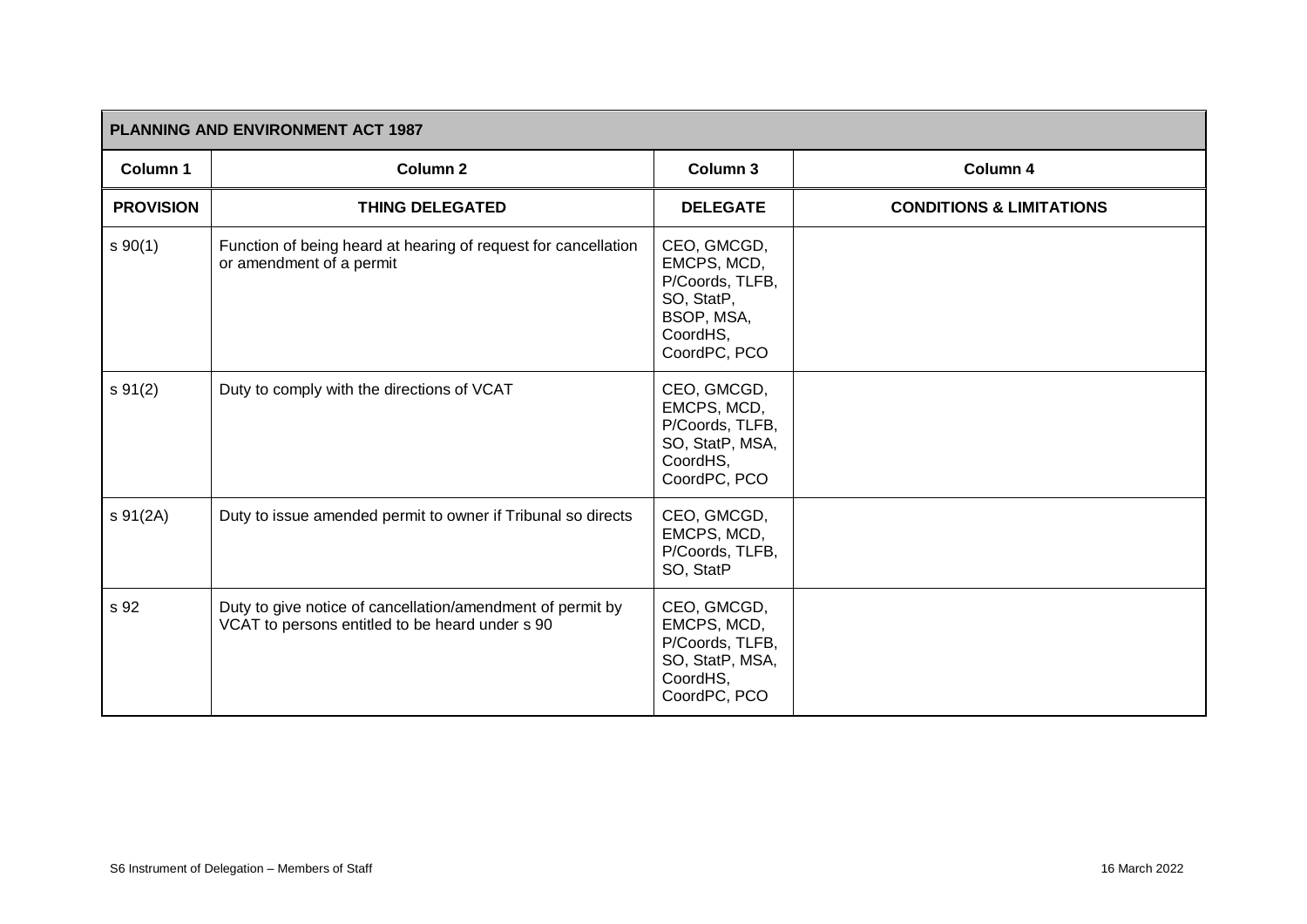| PLANNING AND ENVIRONMENT ACT 1987 | | | |
|---|---|---|---|
| **Column 1** | **Column 2** | **Column 3** | **Column 4** |
| **PROVISION** | **THING DELEGATED** | **DELEGATE** | **CONDITIONS & LIMITATIONS** |
| s 90(1) | Function of being heard at hearing of request for cancellation or amendment of a permit | CEO, GMCGD, EMCPS, MCD, P/Coords, TLFB, SO, StatP, BSOP, MSA, CoordHS, CoordPC, PCO | |
| s 91(2) | Duty to comply with the directions of VCAT | CEO, GMCGD, EMCPS, MCD, P/Coords, TLFB, SO, StatP, MSA, CoordHS, CoordPC, PCO | |
| s 91(2A) | Duty to issue amended permit to owner if Tribunal so directs | CEO, GMCGD, EMCPS, MCD, P/Coords, TLFB, SO, StatP | |
| s 92 | Duty to give notice of cancellation/amendment of permit by VCAT to persons entitled to be heard under s 90 | CEO, GMCGD, EMCPS, MCD, P/Coords, TLFB, SO, StatP, MSA, CoordHS, CoordPC, PCO | |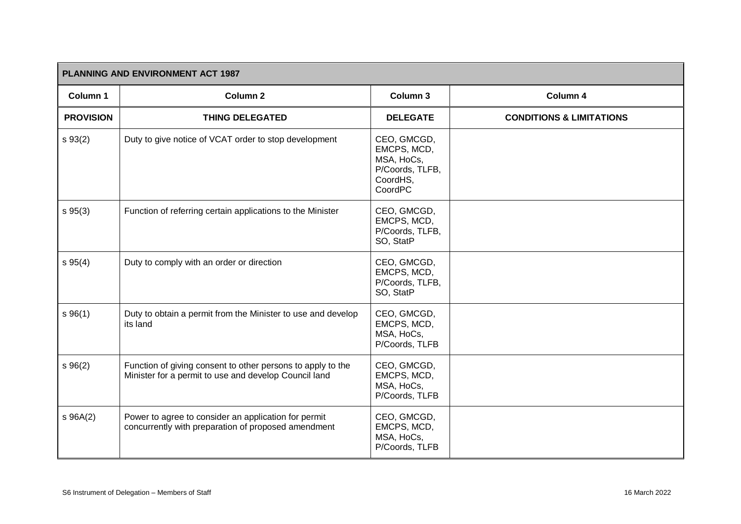| PLANNING AND ENVIRONMENT ACT 1987 | | | |
|---|---|---|---|
| **Column 1** | **Column 2** | **Column 3** | **Column 4** |
| **PROVISION** | **THING DELEGATED** | **DELEGATE** | **CONDITIONS & LIMITATIONS** |
| s 93(2) | Duty to give notice of VCAT order to stop development | CEO, GMCGD, EMCPS, MCD, MSA, HoCs, P/Coords, TLFB, CoordHS, CoordPC | |
| s 95(3) | Function of referring certain applications to the Minister | CEO, GMCGD, EMCPS, MCD, P/Coords, TLFB, SO, StatP | |
| s 95(4) | Duty to comply with an order or direction | CEO, GMCGD, EMCPS, MCD, P/Coords, TLFB, SO, StatP | |
| s 96(1) | Duty to obtain a permit from the Minister to use and develop its land | CEO, GMCGD, EMCPS, MCD, MSA, HoCs, P/Coords, TLFB | |
| s 96(2) | Function of giving consent to other persons to apply to the Minister for a permit to use and develop Council land | CEO, GMCGD, EMCPS, MCD, MSA, HoCs, P/Coords, TLFB | |
| s 96A(2) | Power to agree to consider an application for permit concurrently with preparation of proposed amendment | CEO, GMCGD, EMCPS, MCD, MSA, HoCs, P/Coords, TLFB | |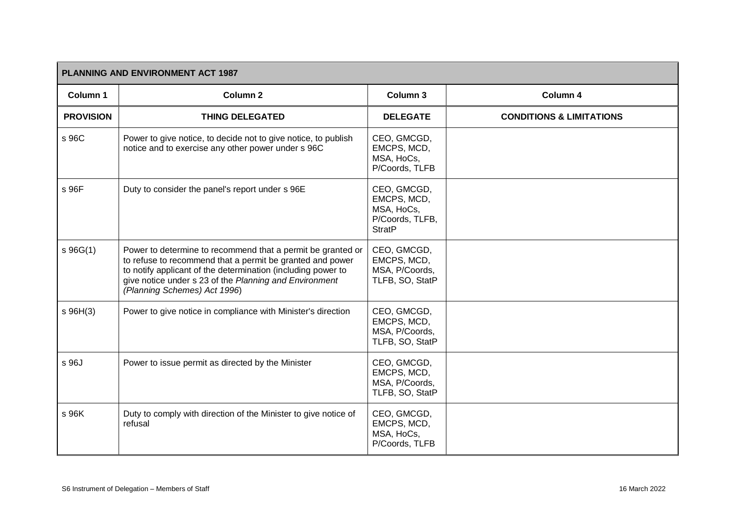| PLANNING AND ENVIRONMENT ACT 1987 | | | |
|---|---|---|---|
| **Column 1** | **Column 2** | **Column 3** | **Column 4** |
| **PROVISION** | **THING DELEGATED** | **DELEGATE** | **CONDITIONS & LIMITATIONS** |
| s 96C | Power to give notice, to decide not to give notice, to publish notice and to exercise any other power under s 96C | CEO, GMCGD, EMCPS, MCD, MSA, HoCs, P/Coords, TLFB | |
| s 96F | Duty to consider the panel's report under s 96E | CEO, GMCGD, EMCPS, MCD, MSA, HoCs, P/Coords, TLFB, StratP | |
| s 96G(1) | Power to determine to recommend that a permit be granted or to refuse to recommend that a permit be granted and power to notify applicant of the determination (including power to give notice under s 23 of the *Planning and Environment (Planning Schemes) Act 1996*) | CEO, GMCGD, EMCPS, MCD, MSA, P/Coords, TLFB, SO, StatP | |
| s 96H(3) | Power to give notice in compliance with Minister's direction | CEO, GMCGD, EMCPS, MCD, MSA, P/Coords, TLFB, SO, StatP | |
| s 96J | Power to issue permit as directed by the Minister | CEO, GMCGD, EMCPS, MCD, MSA, P/Coords, TLFB, SO, StatP | |
| s 96K | Duty to comply with direction of the Minister to give notice of refusal | CEO, GMCGD, EMCPS, MCD, MSA, HoCs, P/Coords, TLFB | |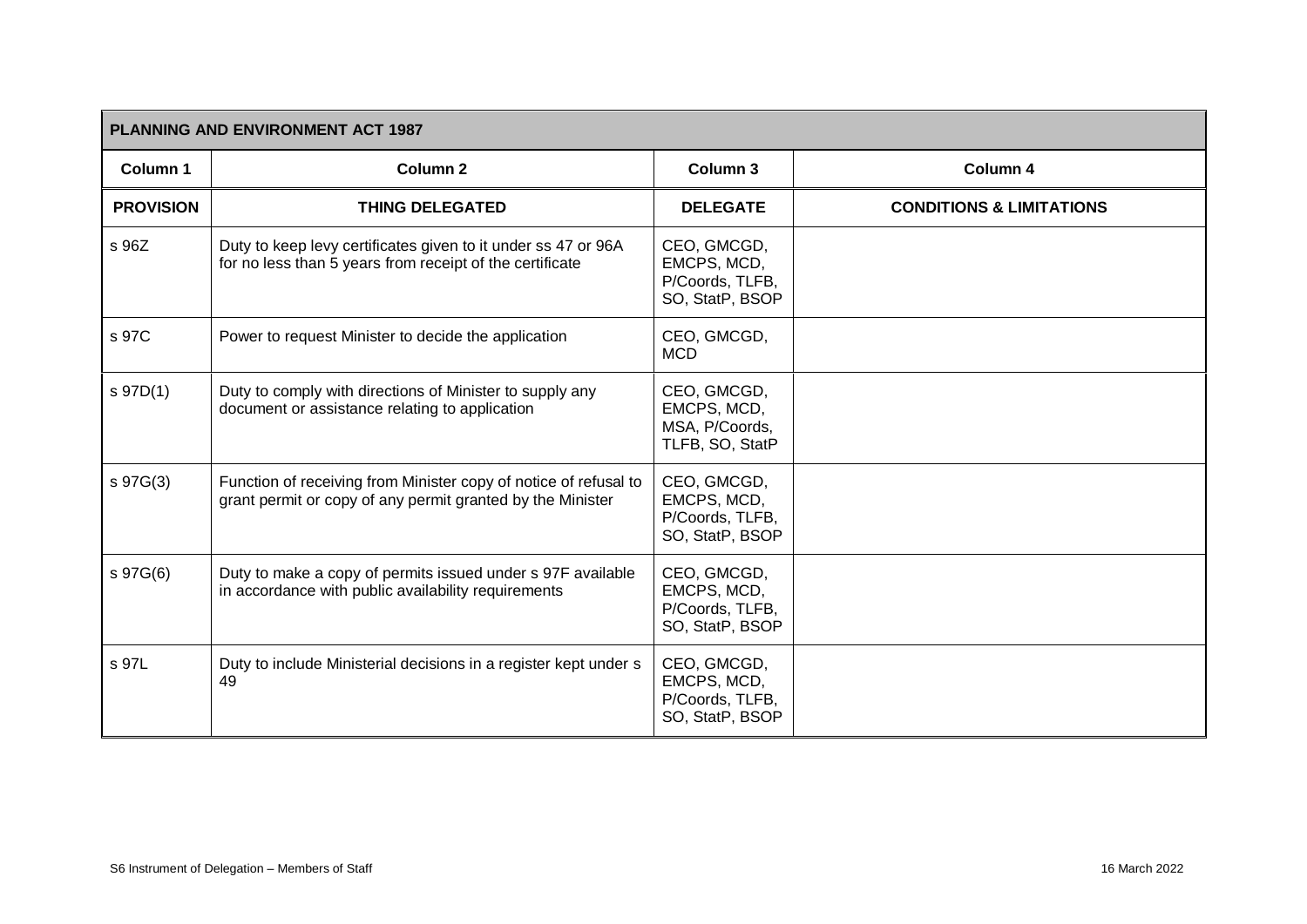| PLANNING AND ENVIRONMENT ACT 1987 | | | |
|---|---|---|---|
| **Column 1** | **Column 2** | **Column 3** | **Column 4** |
| **PROVISION** | **THING DELEGATED** | **DELEGATE** | **CONDITIONS & LIMITATIONS** |
| s 96Z | Duty to keep levy certificates given to it under ss 47 or 96A for no less than 5 years from receipt of the certificate | CEO, GMCGD, EMCPS, MCD, P/Coords, TLFB, SO, StatP, BSOP | |
| s 97C | Power to request Minister to decide the application | CEO, GMCGD, MCD | |
| s 97D(1) | Duty to comply with directions of Minister to supply any document or assistance relating to application | CEO, GMCGD, EMCPS, MCD, MSA, P/Coords, TLFB, SO, StatP | |
| s 97G(3) | Function of receiving from Minister copy of notice of refusal to grant permit or copy of any permit granted by the Minister | CEO, GMCGD, EMCPS, MCD, P/Coords, TLFB, SO, StatP, BSOP | |
| s 97G(6) | Duty to make a copy of permits issued under s 97F available in accordance with public availability requirements | CEO, GMCGD, EMCPS, MCD, P/Coords, TLFB, SO, StatP, BSOP | |
| s 97L | Duty to include Ministerial decisions in a register kept under s 49 | CEO, GMCGD, EMCPS, MCD, P/Coords, TLFB, SO, StatP, BSOP | |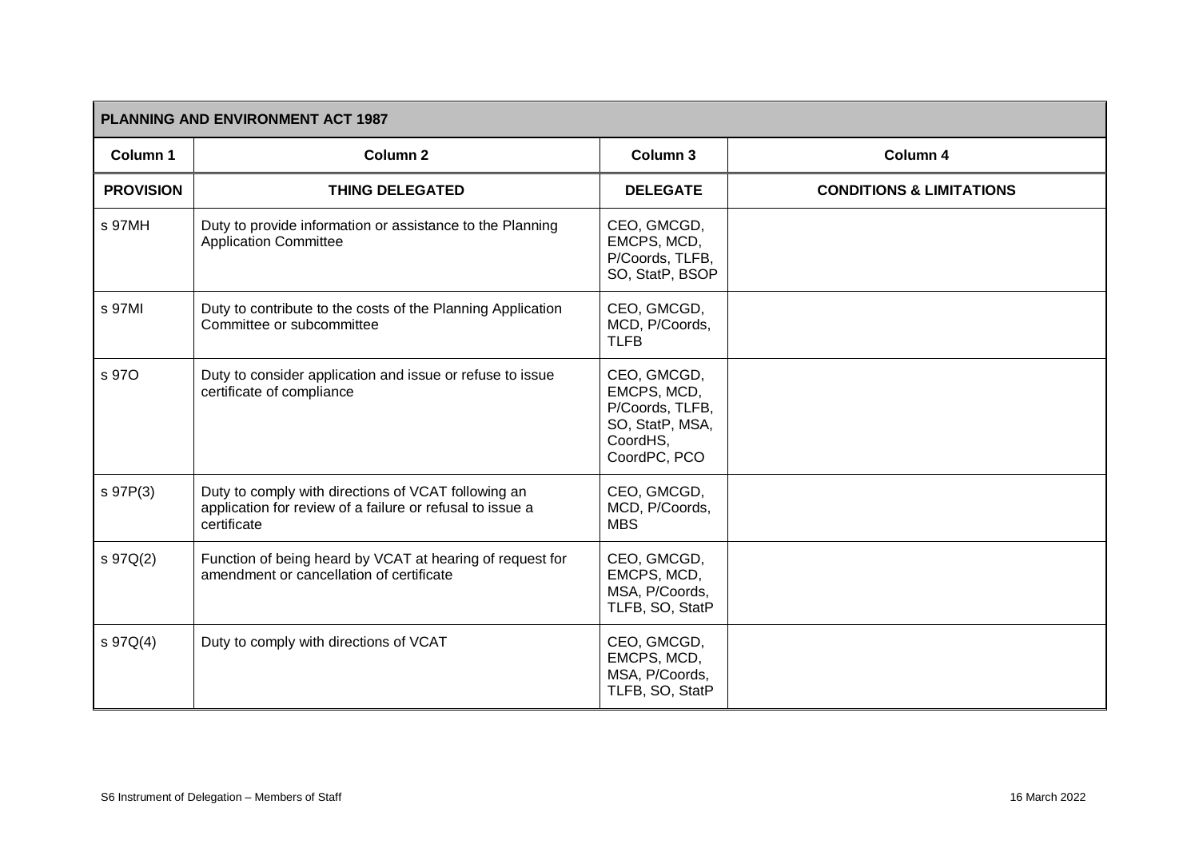| PLANNING AND ENVIRONMENT ACT 1987 | | | |
|---|---|---|---|
| **Column 1** | **Column 2** | **Column 3** | **Column 4** |
| **PROVISION** | **THING DELEGATED** | **DELEGATE** | **CONDITIONS & LIMITATIONS** |
| s 97MH | Duty to provide information or assistance to the Planning Application Committee | CEO, GMCGD, EMCPS, MCD, P/Coords, TLFB, SO, StatP, BSOP | |
| s 97MI | Duty to contribute to the costs of the Planning Application Committee or subcommittee | CEO, GMCGD, MCD, P/Coords, TLFB | |
| s 97O | Duty to consider application and issue or refuse to issue certificate of compliance | CEO, GMCGD, EMCPS, MCD, P/Coords, TLFB, SO, StatP, MSA, CoordHS, CoordPC, PCO | |
| s 97P(3) | Duty to comply with directions of VCAT following an application for review of a failure or refusal to issue a certificate | CEO, GMCGD, MCD, P/Coords, MBS | |
| s 97Q(2) | Function of being heard by VCAT at hearing of request for amendment or cancellation of certificate | CEO, GMCGD, EMCPS, MCD, MSA, P/Coords, TLFB, SO, StatP | |
| s 97Q(4) | Duty to comply with directions of VCAT | CEO, GMCGD, EMCPS, MCD, MSA, P/Coords, TLFB, SO, StatP | |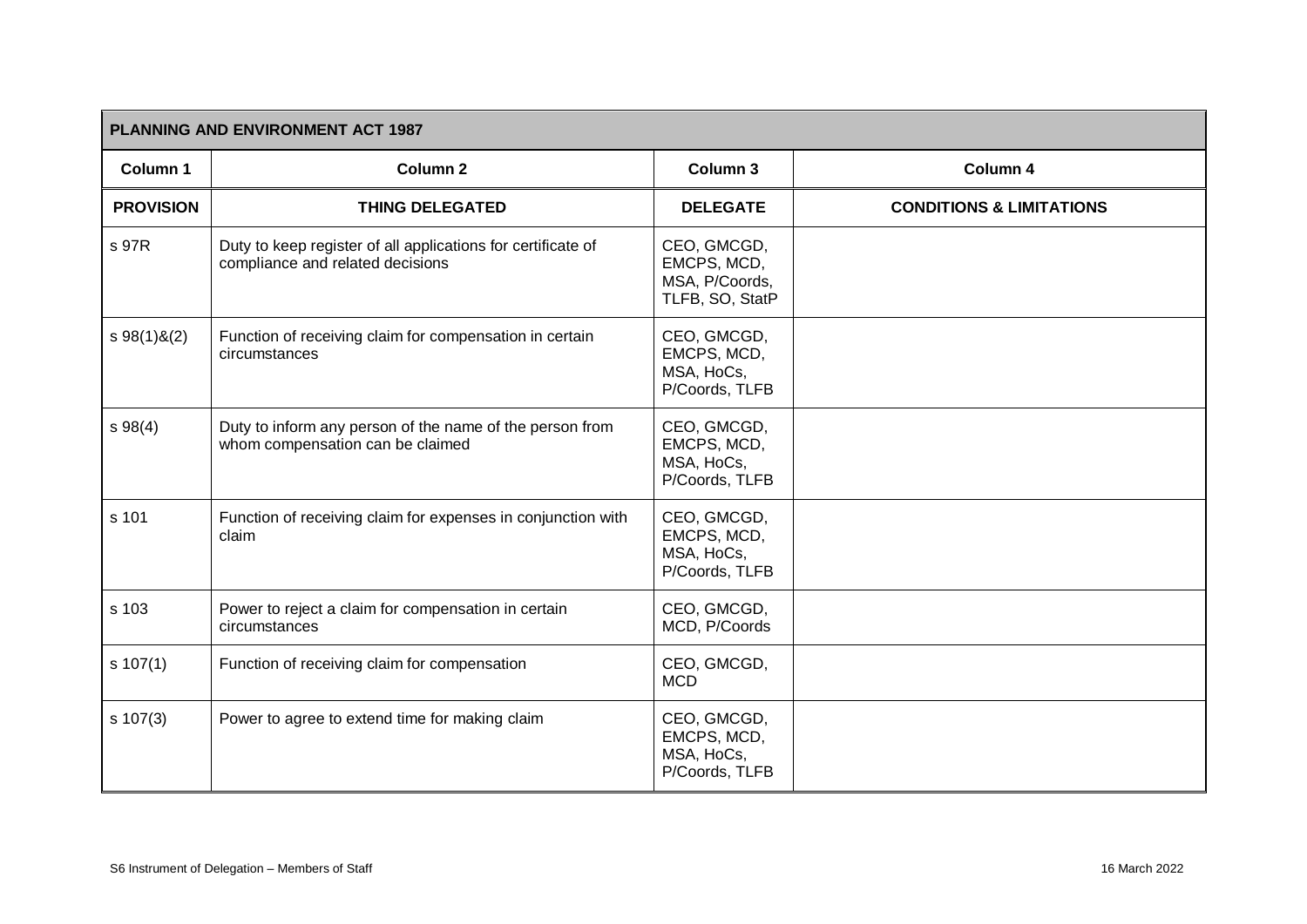| PLANNING AND ENVIRONMENT ACT 1987 | | | |
|---|---|---|---|
| **Column 1** | **Column 2** | **Column 3** | **Column 4** |
| **PROVISION** | **THING DELEGATED** | **DELEGATE** | **CONDITIONS & LIMITATIONS** |
| s 97R | Duty to keep register of all applications for certificate of compliance and related decisions | CEO, GMCGD, EMCPS, MCD, MSA, P/Coords, TLFB, SO, StatP | |
| s 98(1)&(2) | Function of receiving claim for compensation in certain circumstances | CEO, GMCGD, EMCPS, MCD, MSA, HoCs, P/Coords, TLFB | |
| s 98(4) | Duty to inform any person of the name of the person from whom compensation can be claimed | CEO, GMCGD, EMCPS, MCD, MSA, HoCs, P/Coords, TLFB | |
| s 101 | Function of receiving claim for expenses in conjunction with claim | CEO, GMCGD, EMCPS, MCD, MSA, HoCs, P/Coords, TLFB | |
| s 103 | Power to reject a claim for compensation in certain circumstances | CEO, GMCGD, MCD, P/Coords | |
| s 107(1) | Function of receiving claim for compensation | CEO, GMCGD, MCD | |
| s 107(3) | Power to agree to extend time for making claim | CEO, GMCGD, EMCPS, MCD, MSA, HoCs, P/Coords, TLFB | |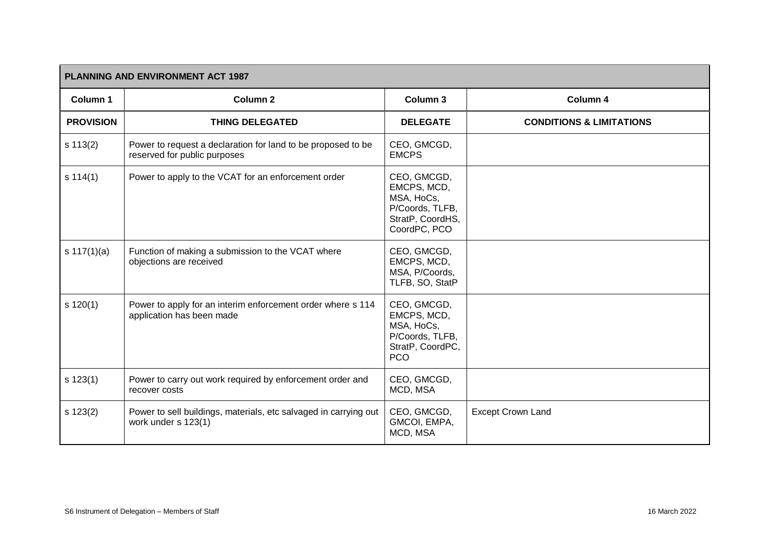| PLANNING AND ENVIRONMENT ACT 1987 | | | |
|---|---|---|---|
| **Column 1** | **Column 2** | **Column 3** | **Column 4** |
| **PROVISION** | **THING DELEGATED** | **DELEGATE** | **CONDITIONS & LIMITATIONS** |
| s 113(2) | Power to request a declaration for land to be proposed to be reserved for public purposes | CEO, GMCGD, EMCPS | |
| s 114(1) | Power to apply to the VCAT for an enforcement order | CEO, GMCGD, EMCPS, MCD, MSA, HoCs, P/Coords, TLFB, StratP, CoordHS, CoordPC, PCO | |
| s 117(1)(a) | Function of making a submission to the VCAT where objections are received | CEO, GMCGD, EMCPS, MCD, MSA, P/Coords, TLFB, SO, StatP | |
| s 120(1) | Power to apply for an interim enforcement order where s 114 application has been made | CEO, GMCGD, EMCPS, MCD, MSA, HoCs, P/Coords, TLFB, StratP, CoordPC, PCO | |
| s 123(1) | Power to carry out work required by enforcement order and recover costs | CEO, GMCGD, MCD, MSA | |
| s 123(2) | Power to sell buildings, materials, etc salvaged in carrying out work under s 123(1) | CEO, GMCGD, GMCOI, EMPA, MCD, MSA | Except Crown Land |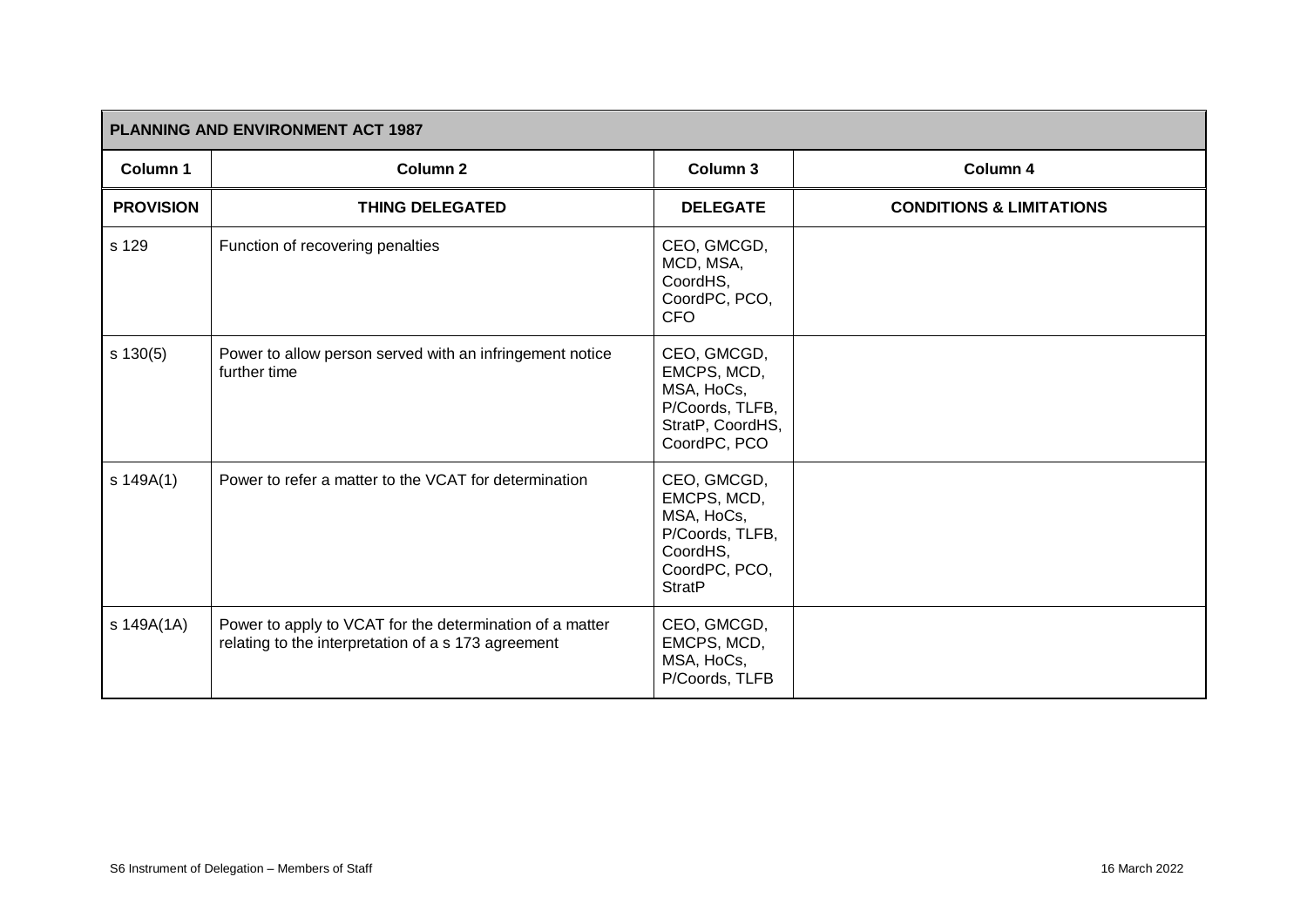| PLANNING AND ENVIRONMENT ACT 1987 | | | |
|---|---|---|---|
| **Column 1** | **Column 2** | **Column 3** | **Column 4** |
| **PROVISION** | **THING DELEGATED** | **DELEGATE** | **CONDITIONS & LIMITATIONS** |
| s 129 | Function of recovering penalties | CEO, GMCGD, MCD, MSA, CoordHS, CoordPC, PCO, CFO | |
| s 130(5) | Power to allow person served with an infringement notice further time | CEO, GMCGD, EMCPS, MCD, MSA, HoCs, P/Coords, TLFB, StratP, CoordHS, CoordPC, PCO | |
| s 149A(1) | Power to refer a matter to the VCAT for determination | CEO, GMCGD, EMCPS, MCD, MSA, HoCs, P/Coords, TLFB, CoordHS, CoordPC, PCO, StratP | |
| s 149A(1A) | Power to apply to VCAT for the determination of a matter relating to the interpretation of a s 173 agreement | CEO, GMCGD, EMCPS, MCD, MSA, HoCs, P/Coords, TLFB | |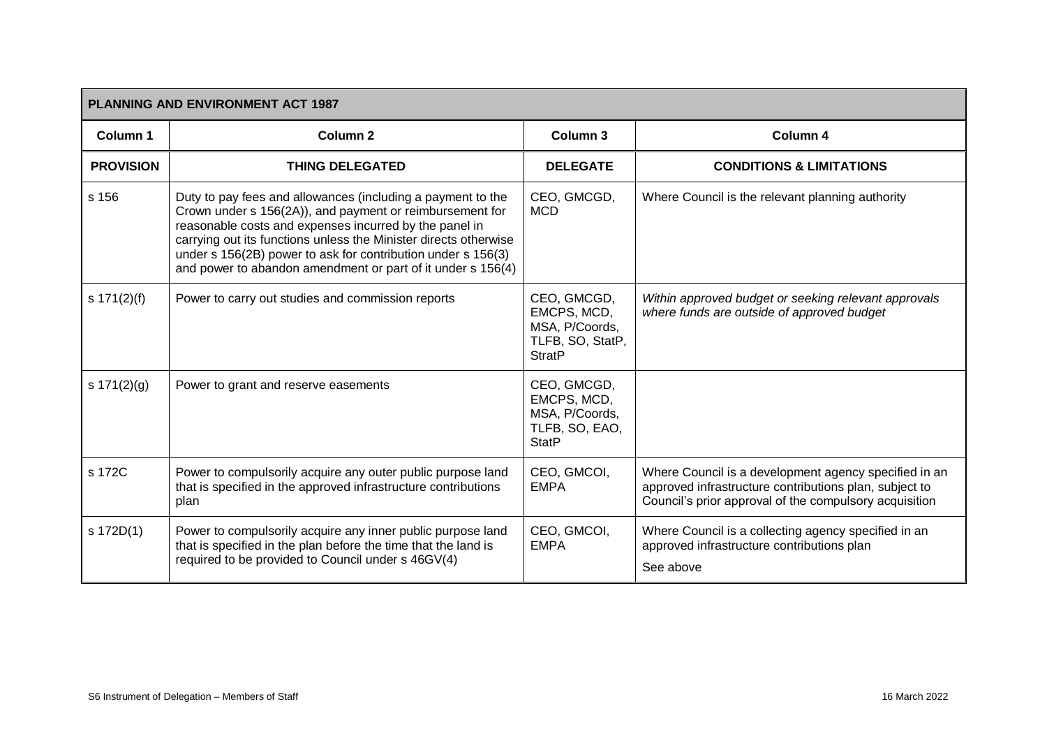| PLANNING AND ENVIRONMENT ACT 1987 | | | |
|---|---|---|---|
| **Column 1** | **Column 2** | **Column 3** | **Column 4** |
| **PROVISION** | **THING DELEGATED** | **DELEGATE** | **CONDITIONS & LIMITATIONS** |
| s 156 | Duty to pay fees and allowances (including a payment to the Crown under s 156(2A)), and payment or reimbursement for reasonable costs and expenses incurred by the panel in carrying out its functions unless the Minister directs otherwise under s 156(2B) power to ask for contribution under s 156(3) and power to abandon amendment or part of it under s 156(4) | CEO, GMCGD, MCD | Where Council is the relevant planning authority |
| s 171(2)(f) | Power to carry out studies and commission reports | CEO, GMCGD, EMCPS, MCD, MSA, P/Coords, TLFB, SO, StatP, StratP | *Within approved budget or seeking relevant approvals where funds are outside of approved budget* |
| s 171(2)(g) | Power to grant and reserve easements | CEO, GMCGD, EMCPS, MCD, MSA, P/Coords, TLFB, SO, EAO, StatP | |
| s 172C | Power to compulsorily acquire any outer public purpose land that is specified in the approved infrastructure contributions plan | CEO, GMCOI, EMPA | Where Council is a development agency specified in an approved infrastructure contributions plan, subject to Council's prior approval of the compulsory acquisition |
| s 172D(1) | Power to compulsorily acquire any inner public purpose land that is specified in the plan before the time that the land is required to be provided to Council under s 46GV(4) | CEO, GMCOI, EMPA | Where Council is a collecting agency specified in an approved infrastructure contributions plan<br><br>See above |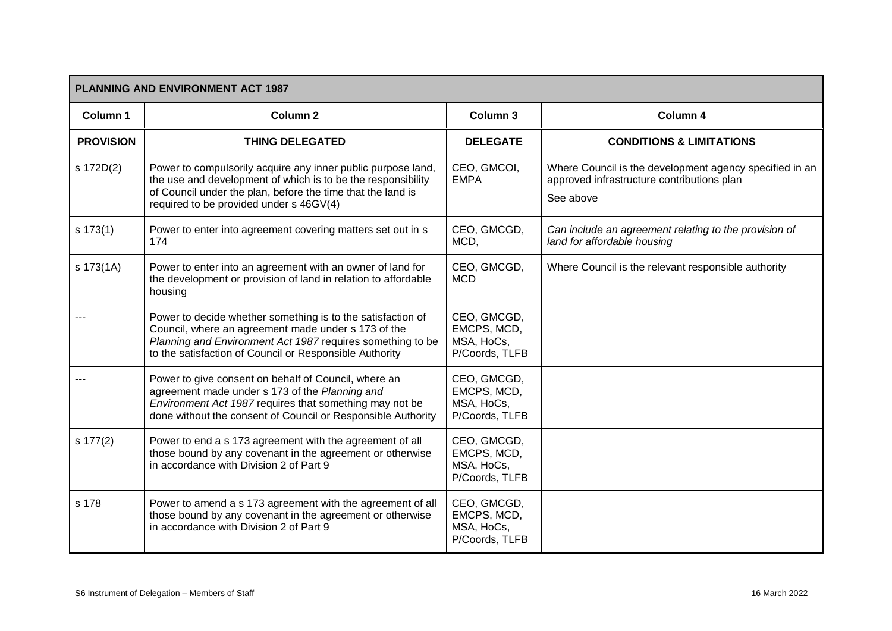| PLANNING AND ENVIRONMENT ACT 1987 | | | |
|---|---|---|---|
| **Column 1** | **Column 2** | **Column 3** | **Column 4** |
| **PROVISION** | **THING DELEGATED** | **DELEGATE** | **CONDITIONS & LIMITATIONS** |
| s 172D(2) | Power to compulsorily acquire any inner public purpose land, the use and development of which is to be the responsibility of Council under the plan, before the time that the land is required to be provided under s 46GV(4) | CEO, GMCOI, EMPA | Where Council is the development agency specified in an approved infrastructure contributions plan<br><br>See above |
| s 173(1) | Power to enter into agreement covering matters set out in s 174 | CEO, GMCGD, MCD, | *Can include an agreement relating to the provision of land for affordable housing* |
| s 173(1A) | Power to enter into an agreement with an owner of land for the development or provision of land in relation to affordable housing | CEO, GMCGD, MCD | Where Council is the relevant responsible authority |
| --- | Power to decide whether something is to the satisfaction of Council, where an agreement made under s 173 of the *Planning and Environment Act 1987* requires something to be to the satisfaction of Council or Responsible Authority | CEO, GMCGD, EMCPS, MCD, MSA, HoCs, P/Coords, TLFB | |
| --- | Power to give consent on behalf of Council, where an agreement made under s 173 of the *Planning and Environment Act 1987* requires that something may not be done without the consent of Council or Responsible Authority | CEO, GMCGD, EMCPS, MCD, MSA, HoCs, P/Coords, TLFB | |
| s 177(2) | Power to end a s 173 agreement with the agreement of all those bound by any covenant in the agreement or otherwise in accordance with Division 2 of Part 9 | CEO, GMCGD, EMCPS, MCD, MSA, HoCs, P/Coords, TLFB | |
| s 178 | Power to amend a s 173 agreement with the agreement of all those bound by any covenant in the agreement or otherwise in accordance with Division 2 of Part 9 | CEO, GMCGD, EMCPS, MCD, MSA, HoCs, P/Coords, TLFB | |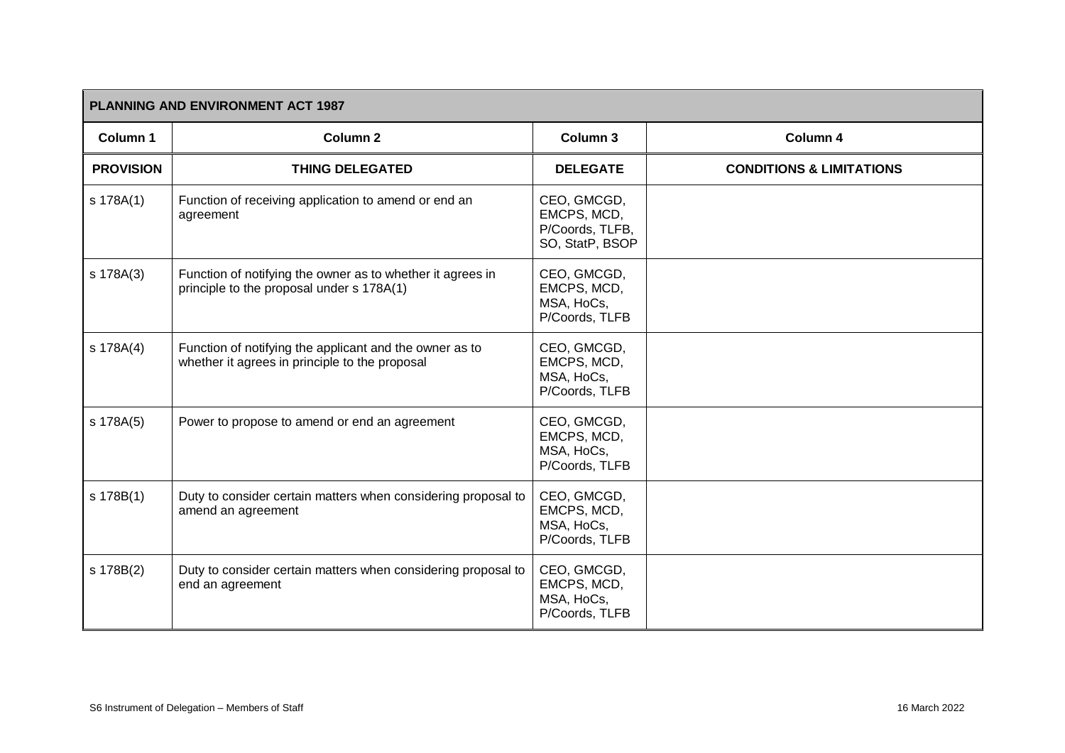| PLANNING AND ENVIRONMENT ACT 1987 | | | |
|---|---|---|---|
| **Column 1** | **Column 2** | **Column 3** | **Column 4** |
| **PROVISION** | **THING DELEGATED** | **DELEGATE** | **CONDITIONS & LIMITATIONS** |
| s 178A(1) | Function of receiving application to amend or end an agreement | CEO, GMCGD, EMCPS, MCD, P/Coords, TLFB, SO, StatP, BSOP | |
| s 178A(3) | Function of notifying the owner as to whether it agrees in principle to the proposal under s 178A(1) | CEO, GMCGD, EMCPS, MCD, MSA, HoCs, P/Coords, TLFB | |
| s 178A(4) | Function of notifying the applicant and the owner as to whether it agrees in principle to the proposal | CEO, GMCGD, EMCPS, MCD, MSA, HoCs, P/Coords, TLFB | |
| s 178A(5) | Power to propose to amend or end an agreement | CEO, GMCGD, EMCPS, MCD, MSA, HoCs, P/Coords, TLFB | |
| s 178B(1) | Duty to consider certain matters when considering proposal to amend an agreement | CEO, GMCGD, EMCPS, MCD, MSA, HoCs, P/Coords, TLFB | |
| s 178B(2) | Duty to consider certain matters when considering proposal to end an agreement | CEO, GMCGD, EMCPS, MCD, MSA, HoCs, P/Coords, TLFB | |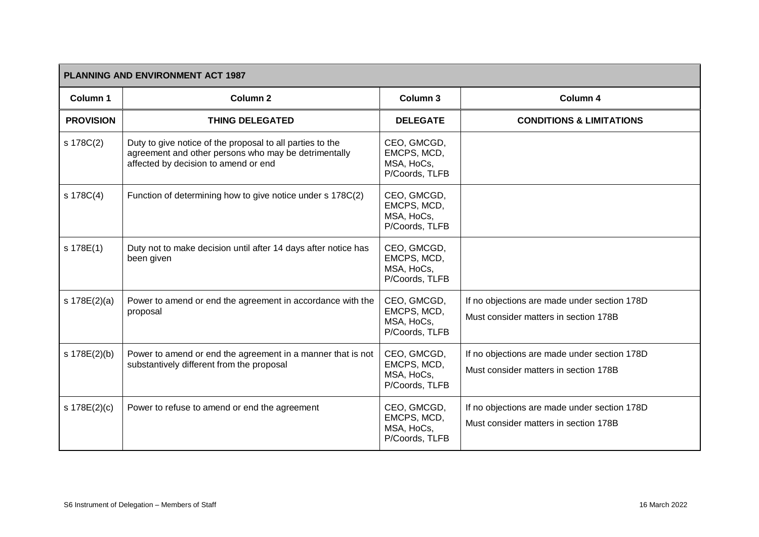| PLANNING AND ENVIRONMENT ACT 1987 | | | |
|---|---|---|---|
| **Column 1** | **Column 2** | **Column 3** | **Column 4** |
| **PROVISION** | **THING DELEGATED** | **DELEGATE** | **CONDITIONS & LIMITATIONS** |
| s 178C(2) | Duty to give notice of the proposal to all parties to the agreement and other persons who may be detrimentally affected by decision to amend or end | CEO, GMCGD, EMCPS, MCD, MSA, HoCs, P/Coords, TLFB | |
| s 178C(4) | Function of determining how to give notice under s 178C(2) | CEO, GMCGD, EMCPS, MCD, MSA, HoCs, P/Coords, TLFB | |
| s 178E(1) | Duty not to make decision until after 14 days after notice has been given | CEO, GMCGD, EMCPS, MCD, MSA, HoCs, P/Coords, TLFB | |
| s 178E(2)(a) | Power to amend or end the agreement in accordance with the proposal | CEO, GMCGD, EMCPS, MCD, MSA, HoCs, P/Coords, TLFB | If no objections are made under section 178D<br>Must consider matters in section 178B |
| s 178E(2)(b) | Power to amend or end the agreement in a manner that is not substantively different from the proposal | CEO, GMCGD, EMCPS, MCD, MSA, HoCs, P/Coords, TLFB | If no objections are made under section 178D<br>Must consider matters in section 178B |
| s 178E(2)(c) | Power to refuse to amend or end the agreement | CEO, GMCGD, EMCPS, MCD, MSA, HoCs, P/Coords, TLFB | If no objections are made under section 178D<br>Must consider matters in section 178B |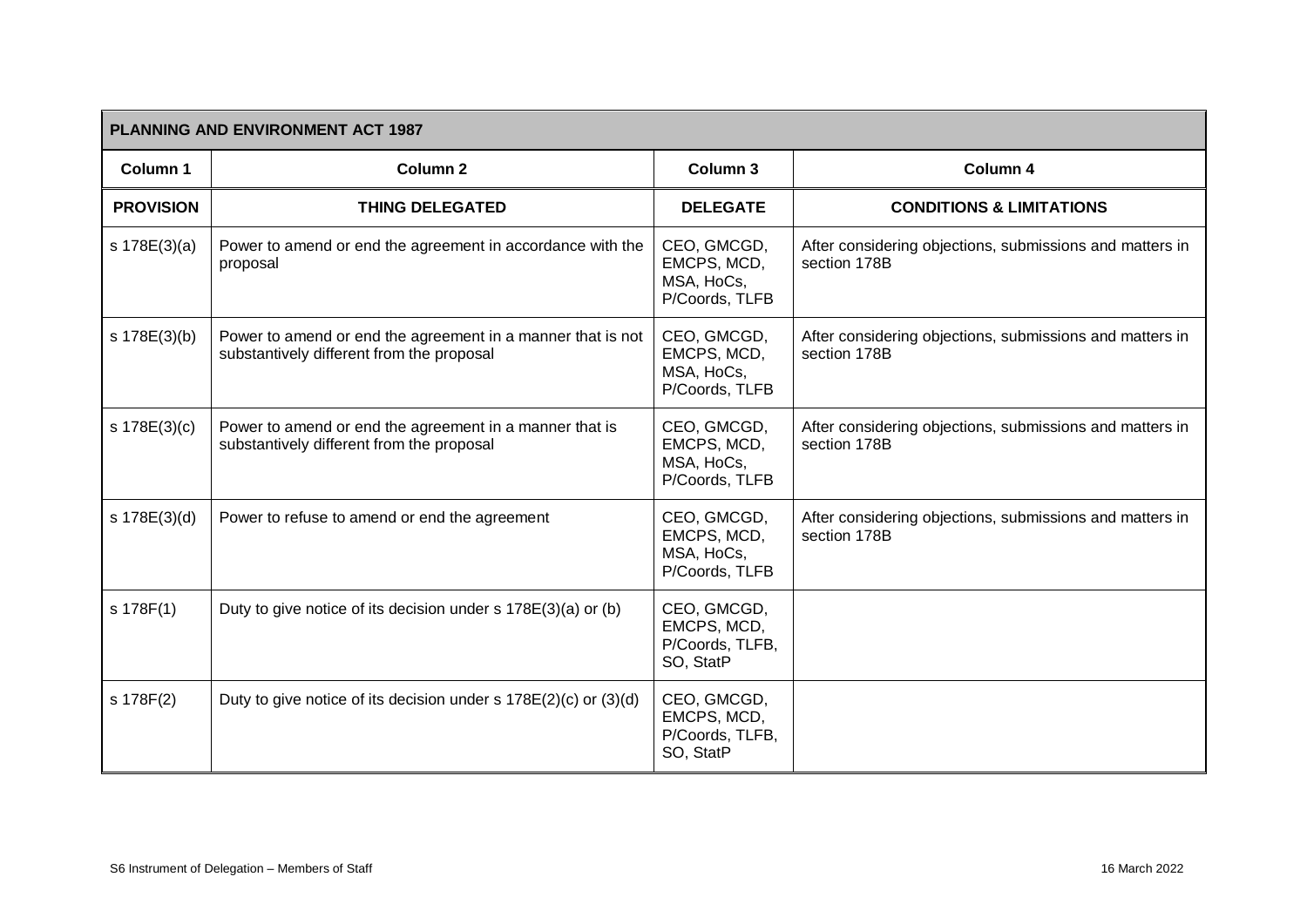| PLANNING AND ENVIRONMENT ACT 1987 | | | |
|---|---|---|---|
| **Column 1** | **Column 2** | **Column 3** | **Column 4** |
| **PROVISION** | **THING DELEGATED** | **DELEGATE** | **CONDITIONS & LIMITATIONS** |
| s 178E(3)(a) | Power to amend or end the agreement in accordance with the proposal | CEO, GMCGD, EMCPS, MCD, MSA, HoCs, P/Coords, TLFB | After considering objections, submissions and matters in section 178B |
| s 178E(3)(b) | Power to amend or end the agreement in a manner that is not substantively different from the proposal | CEO, GMCGD, EMCPS, MCD, MSA, HoCs, P/Coords, TLFB | After considering objections, submissions and matters in section 178B |
| s 178E(3)(c) | Power to amend or end the agreement in a manner that is substantively different from the proposal | CEO, GMCGD, EMCPS, MCD, MSA, HoCs, P/Coords, TLFB | After considering objections, submissions and matters in section 178B |
| s 178E(3)(d) | Power to refuse to amend or end the agreement | CEO, GMCGD, EMCPS, MCD, MSA, HoCs, P/Coords, TLFB | After considering objections, submissions and matters in section 178B |
| s 178F(1) | Duty to give notice of its decision under s 178E(3)(a) or (b) | CEO, GMCGD, EMCPS, MCD, P/Coords, TLFB, SO, StatP | |
| s 178F(2) | Duty to give notice of its decision under s 178E(2)(c) or (3)(d) | CEO, GMCGD, EMCPS, MCD, P/Coords, TLFB, SO, StatP | |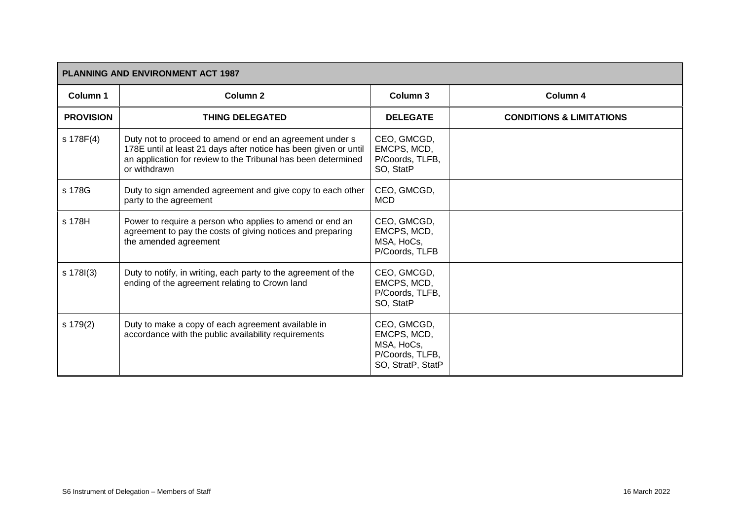| PLANNING AND ENVIRONMENT ACT 1987 | | | |
|---|---|---|---|
| **Column 1** | **Column 2** | **Column 3** | **Column 4** |
| **PROVISION** | **THING DELEGATED** | **DELEGATE** | **CONDITIONS & LIMITATIONS** |
| s 178F(4) | Duty not to proceed to amend or end an agreement under s 178E until at least 21 days after notice has been given or until an application for review to the Tribunal has been determined or withdrawn | CEO, GMCGD, EMCPS, MCD, P/Coords, TLFB, SO, StatP | |
| s 178G | Duty to sign amended agreement and give copy to each other party to the agreement | CEO, GMCGD, MCD | |
| s 178H | Power to require a person who applies to amend or end an agreement to pay the costs of giving notices and preparing the amended agreement | CEO, GMCGD, EMCPS, MCD, MSA, HoCs, P/Coords, TLFB | |
| s 178I(3) | Duty to notify, in writing, each party to the agreement of the ending of the agreement relating to Crown land | CEO, GMCGD, EMCPS, MCD, P/Coords, TLFB, SO, StatP | |
| s 179(2) | Duty to make a copy of each agreement available in accordance with the public availability requirements | CEO, GMCGD, EMCPS, MCD, MSA, HoCs, P/Coords, TLFB, SO, StratP, StatP | |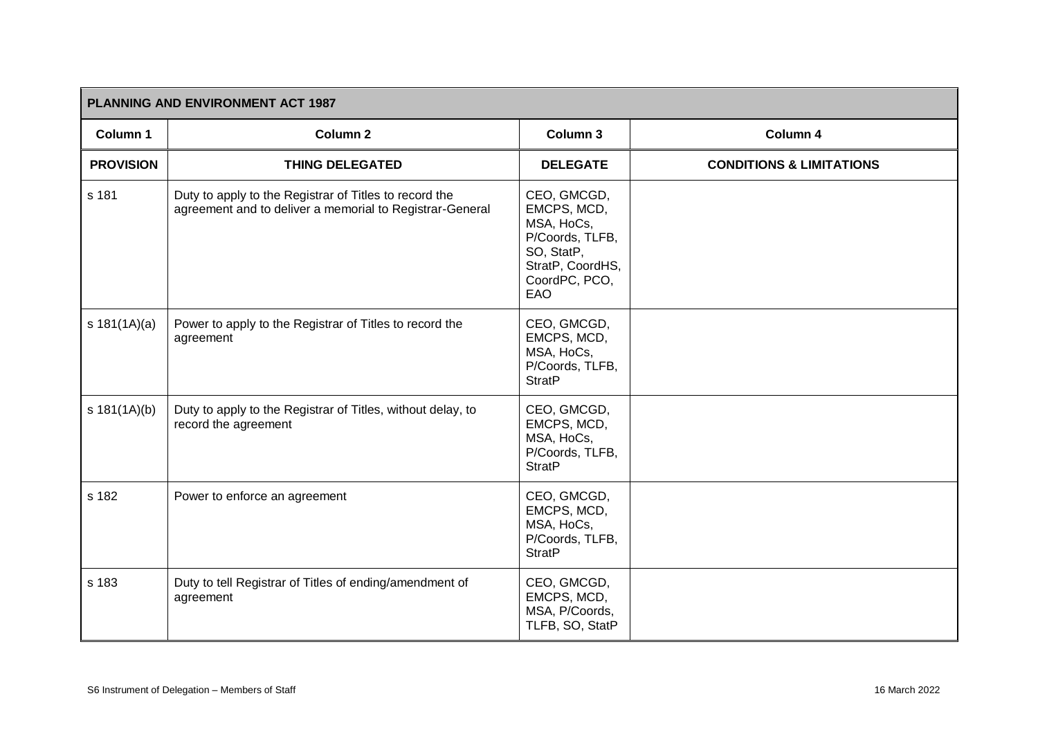| PLANNING AND ENVIRONMENT ACT 1987 | | | |
|---|---|---|---|
| **Column 1** | **Column 2** | **Column 3** | **Column 4** |
| **PROVISION** | **THING DELEGATED** | **DELEGATE** | **CONDITIONS & LIMITATIONS** |
| s 181 | Duty to apply to the Registrar of Titles to record the agreement and to deliver a memorial to Registrar-General | CEO, GMCGD, EMCPS, MCD, MSA, HoCs, P/Coords, TLFB, SO, StatP, StratP, CoordHS, CoordPC, PCO, EAO | |
| s 181(1A)(a) | Power to apply to the Registrar of Titles to record the agreement | CEO, GMCGD, EMCPS, MCD, MSA, HoCs, P/Coords, TLFB, StratP | |
| s 181(1A)(b) | Duty to apply to the Registrar of Titles, without delay, to record the agreement | CEO, GMCGD, EMCPS, MCD, MSA, HoCs, P/Coords, TLFB, StratP | |
| s 182 | Power to enforce an agreement | CEO, GMCGD, EMCPS, MCD, MSA, HoCs, P/Coords, TLFB, StratP | |
| s 183 | Duty to tell Registrar of Titles of ending/amendment of agreement | CEO, GMCGD, EMCPS, MCD, MSA, P/Coords, TLFB, SO, StatP | |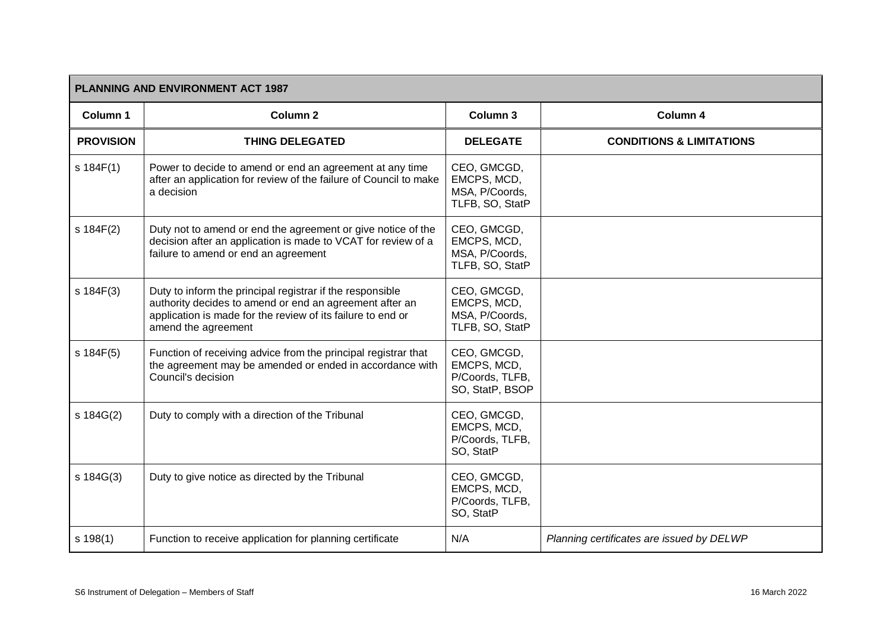| PLANNING AND ENVIRONMENT ACT 1987 | | | |
|---|---|---|---|
| **Column 1** | **Column 2** | **Column 3** | **Column 4** |
| **PROVISION** | **THING DELEGATED** | **DELEGATE** | **CONDITIONS & LIMITATIONS** |
| s 184F(1) | Power to decide to amend or end an agreement at any time after an application for review of the failure of Council to make a decision | CEO, GMCGD, EMCPS, MCD, MSA, P/Coords, TLFB, SO, StatP | |
| s 184F(2) | Duty not to amend or end the agreement or give notice of the decision after an application is made to VCAT for review of a failure to amend or end an agreement | CEO, GMCGD, EMCPS, MCD, MSA, P/Coords, TLFB, SO, StatP | |
| s 184F(3) | Duty to inform the principal registrar if the responsible authority decides to amend or end an agreement after an application is made for the review of its failure to end or amend the agreement | CEO, GMCGD, EMCPS, MCD, MSA, P/Coords, TLFB, SO, StatP | |
| s 184F(5) | Function of receiving advice from the principal registrar that the agreement may be amended or ended in accordance with Council's decision | CEO, GMCGD, EMCPS, MCD, P/Coords, TLFB, SO, StatP, BSOP | |
| s 184G(2) | Duty to comply with a direction of the Tribunal | CEO, GMCGD, EMCPS, MCD, P/Coords, TLFB, SO, StatP | |
| s 184G(3) | Duty to give notice as directed by the Tribunal | CEO, GMCGD, EMCPS, MCD, P/Coords, TLFB, SO, StatP | |
| s 198(1) | Function to receive application for planning certificate | N/A | *Planning certificates are issued by DELWP* |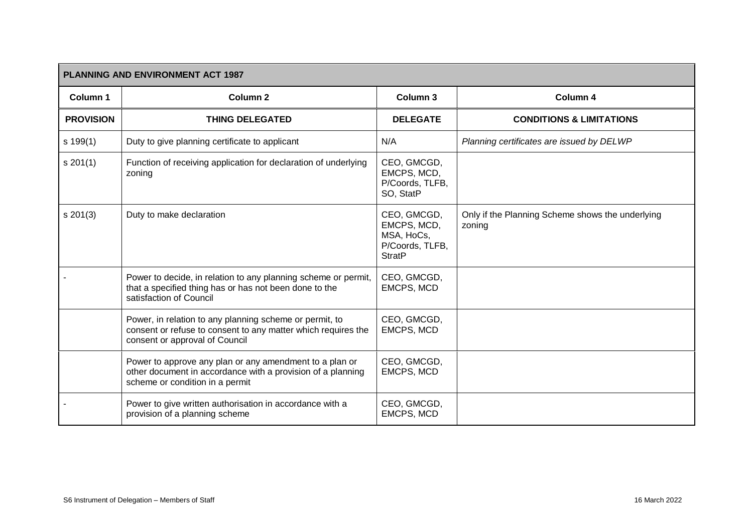| PLANNING AND ENVIRONMENT ACT 1987 | | | |
|---|---|---|---|
| **Column 1** | **Column 2** | **Column 3** | **Column 4** |
| **PROVISION** | **THING DELEGATED** | **DELEGATE** | **CONDITIONS & LIMITATIONS** |
| s 199(1) | Duty to give planning certificate to applicant | N/A | *Planning certificates are issued by DELWP* |
| s 201(1) | Function of receiving application for declaration of underlying zoning | CEO, GMCGD, EMCPS, MCD, P/Coords, TLFB, SO, StatP | |
| s 201(3) | Duty to make declaration | CEO, GMCGD, EMCPS, MCD, MSA, HoCs, P/Coords, TLFB, StratP | Only if the Planning Scheme shows the underlying zoning |
| - | Power to decide, in relation to any planning scheme or permit, that a specified thing has or has not been done to the satisfaction of Council | CEO, GMCGD, EMCPS, MCD | |
| | Power, in relation to any planning scheme or permit, to consent or refuse to consent to any matter which requires the consent or approval of Council | CEO, GMCGD, EMCPS, MCD | |
| | Power to approve any plan or any amendment to a plan or other document in accordance with a provision of a planning scheme or condition in a permit | CEO, GMCGD, EMCPS, MCD | |
| - | Power to give written authorisation in accordance with a provision of a planning scheme | CEO, GMCGD, EMCPS, MCD | |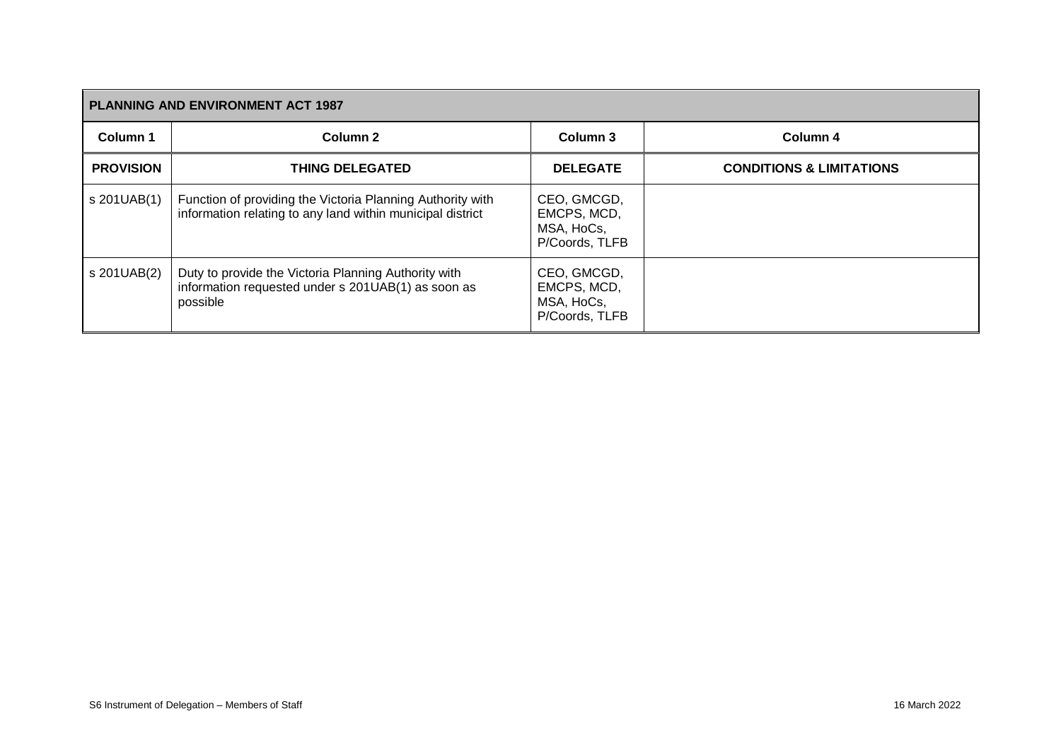| PLANNING AND ENVIRONMENT ACT 1987 | | | |
|---|---|---|---|
| **Column 1** | **Column 2** | **Column 3** | **Column 4** |
| **PROVISION** | **THING DELEGATED** | **DELEGATE** | **CONDITIONS & LIMITATIONS** |
| s 201UAB(1) | Function of providing the Victoria Planning Authority with information relating to any land within municipal district | CEO, GMCGD, EMCPS, MCD, MSA, HoCs, P/Coords, TLFB | |
| s 201UAB(2) | Duty to provide the Victoria Planning Authority with information requested under s 201UAB(1) as soon as possible | CEO, GMCGD, EMCPS, MCD, MSA, HoCs, P/Coords, TLFB | |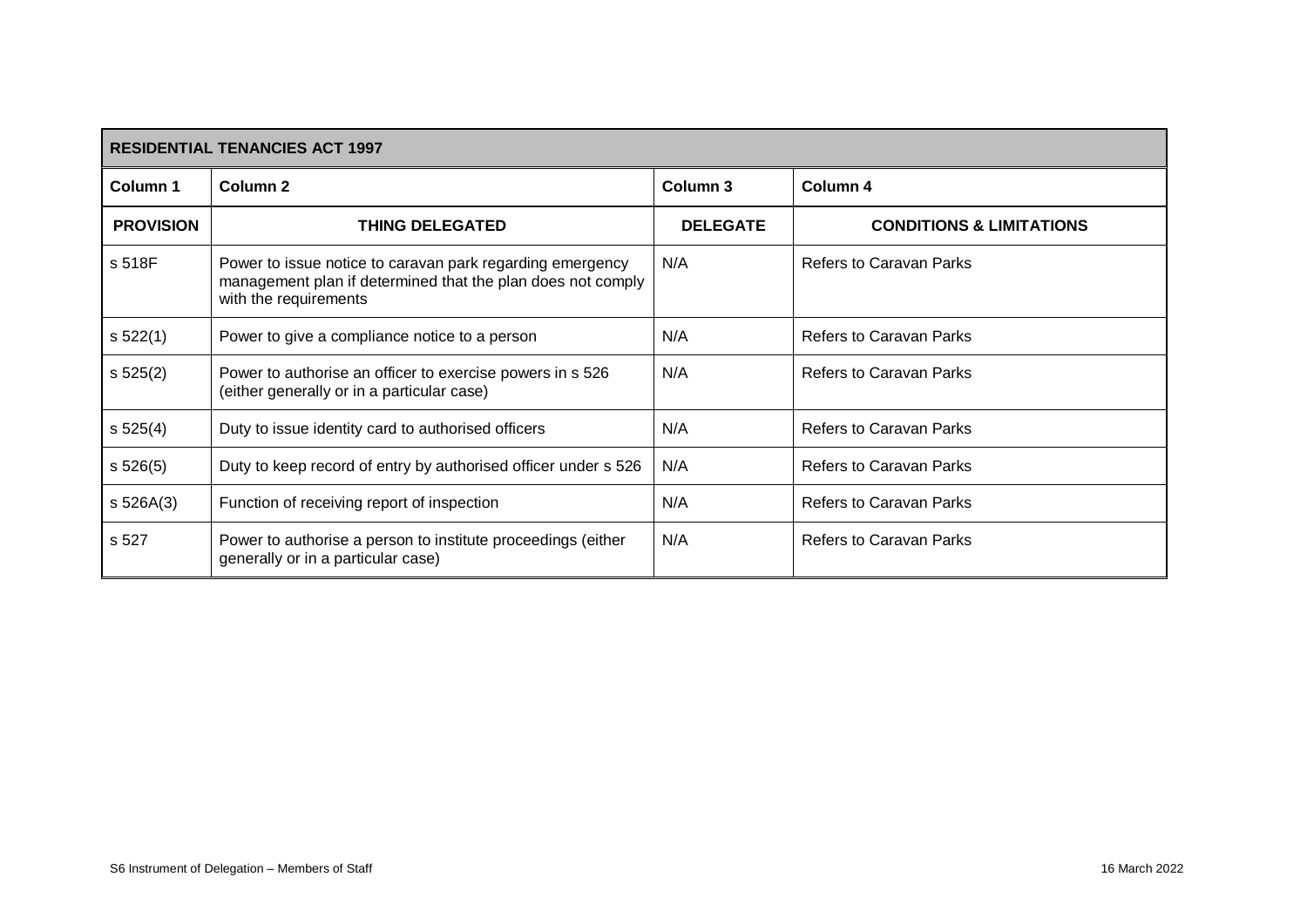| RESIDENTIAL TENANCIES ACT 1997 | | | |
|---|---|---|---|
| **Column 1** | **Column 2** | **Column 3** | **Column 4** |
| **PROVISION** | **THING DELEGATED** | **DELEGATE** | **CONDITIONS & LIMITATIONS** |
| s 518F | Power to issue notice to caravan park regarding emergency management plan if determined that the plan does not comply with the requirements | N/A | Refers to Caravan Parks |
| s 522(1) | Power to give a compliance notice to a person | N/A | Refers to Caravan Parks |
| s 525(2) | Power to authorise an officer to exercise powers in s 526 (either generally or in a particular case) | N/A | Refers to Caravan Parks |
| s 525(4) | Duty to issue identity card to authorised officers | N/A | Refers to Caravan Parks |
| s 526(5) | Duty to keep record of entry by authorised officer under s 526 | N/A | Refers to Caravan Parks |
| s 526A(3) | Function of receiving report of inspection | N/A | Refers to Caravan Parks |
| s 527 | Power to authorise a person to institute proceedings (either generally or in a particular case) | N/A | Refers to Caravan Parks |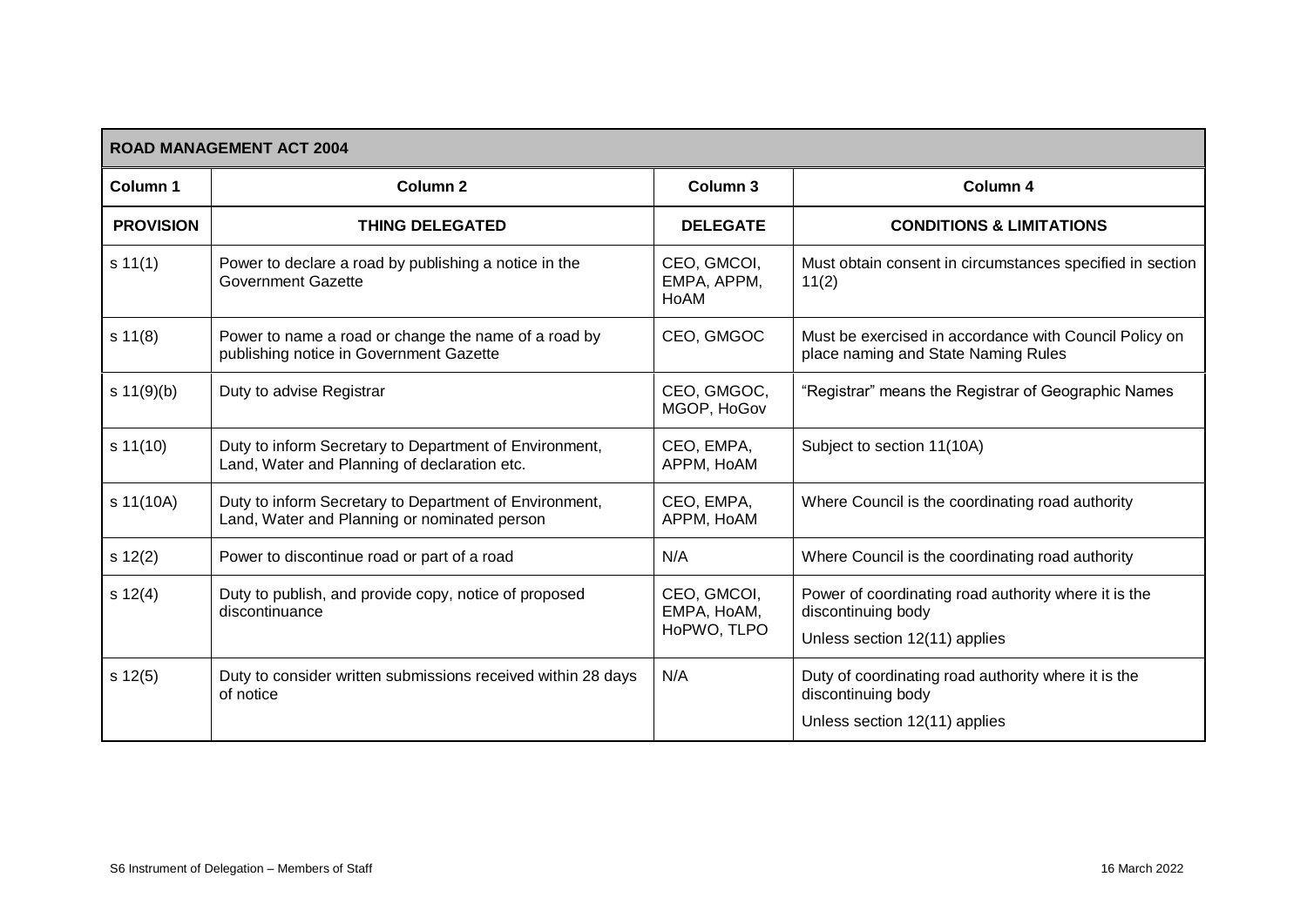| ROAD MANAGEMENT ACT 2004 | | | |
|---|---|---|---|
| **Column 1** | **Column 2** | **Column 3** | **Column 4** |
| **PROVISION** | **THING DELEGATED** | **DELEGATE** | **CONDITIONS & LIMITATIONS** |
| s 11(1) | Power to declare a road by publishing a notice in the Government Gazette | CEO, GMCOI, EMPA, APPM, HoAM | Must obtain consent in circumstances specified in section 11(2) |
| s 11(8) | Power to name a road or change the name of a road by publishing notice in Government Gazette | CEO, GMGOC | Must be exercised in accordance with Council Policy on place naming and State Naming Rules |
| s 11(9)(b) | Duty to advise Registrar | CEO, GMGOC, MGOP, HoGov | "Registrar" means the Registrar of Geographic Names |
| s 11(10) | Duty to inform Secretary to Department of Environment, Land, Water and Planning of declaration etc. | CEO, EMPA, APPM, HoAM | Subject to section 11(10A) |
| s 11(10A) | Duty to inform Secretary to Department of Environment, Land, Water and Planning or nominated person | CEO, EMPA, APPM, HoAM | Where Council is the coordinating road authority |
| s 12(2) | Power to discontinue road or part of a road | N/A | Where Council is the coordinating road authority |
| s 12(4) | Duty to publish, and provide copy, notice of proposed discontinuance | CEO, GMCOI, EMPA, HoAM, HoPWO, TLPO | Power of coordinating road authority where it is the discontinuing body<br>Unless section 12(11) applies |
| s 12(5) | Duty to consider written submissions received within 28 days of notice | N/A | Duty of coordinating road authority where it is the discontinuing body<br>Unless section 12(11) applies |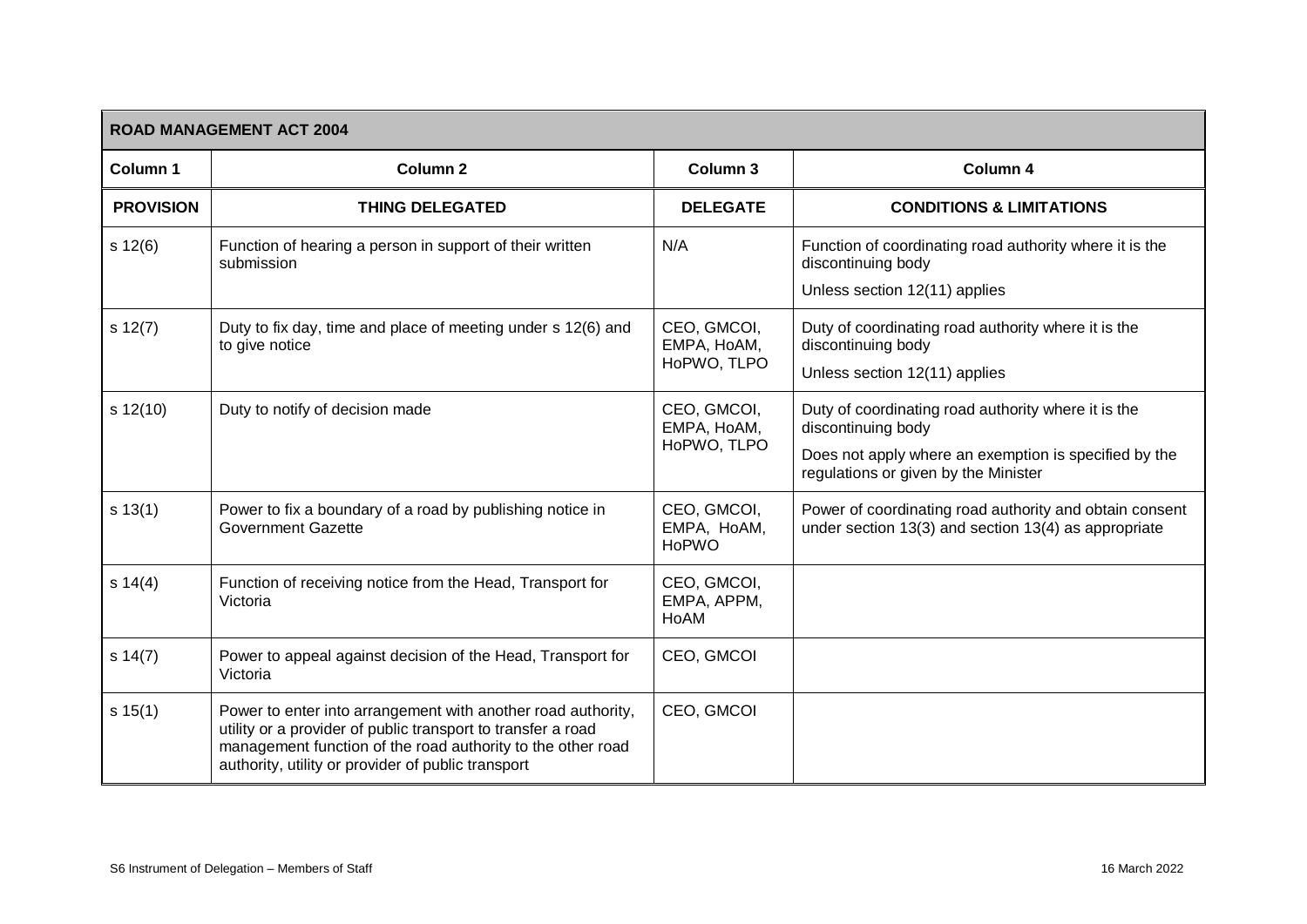| **ROAD MANAGEMENT ACT 2004** | | | |
|---|---|---|---|
| **Column 1** | **Column 2** | **Column 3** | **Column 4** |
| **PROVISION** | **THING DELEGATED** | **DELEGATE** | **CONDITIONS & LIMITATIONS** |
| s 12(6) | Function of hearing a person in support of their written submission | N/A | Function of coordinating road authority where it is the discontinuing body<br>Unless section 12(11) applies |
| s 12(7) | Duty to fix day, time and place of meeting under s 12(6) and to give notice | CEO, GMCOI, EMPA, HoAM, HoPWO, TLPO | Duty of coordinating road authority where it is the discontinuing body<br>Unless section 12(11) applies |
| s 12(10) | Duty to notify of decision made | CEO, GMCOI, EMPA, HoAM, HoPWO, TLPO | Duty of coordinating road authority where it is the discontinuing body<br>Does not apply where an exemption is specified by the regulations or given by the Minister |
| s 13(1) | Power to fix a boundary of a road by publishing notice in Government Gazette | CEO, GMCOI, EMPA, HoAM, HoPWO | Power of coordinating road authority and obtain consent under section 13(3) and section 13(4) as appropriate |
| s 14(4) | Function of receiving notice from the Head, Transport for Victoria | CEO, GMCOI, EMPA, APPM, HoAM | |
| s 14(7) | Power to appeal against decision of the Head, Transport for Victoria | CEO, GMCOI | |
| s 15(1) | Power to enter into arrangement with another road authority, utility or a provider of public transport to transfer a road management function of the road authority to the other road authority, utility or provider of public transport | CEO, GMCOI | |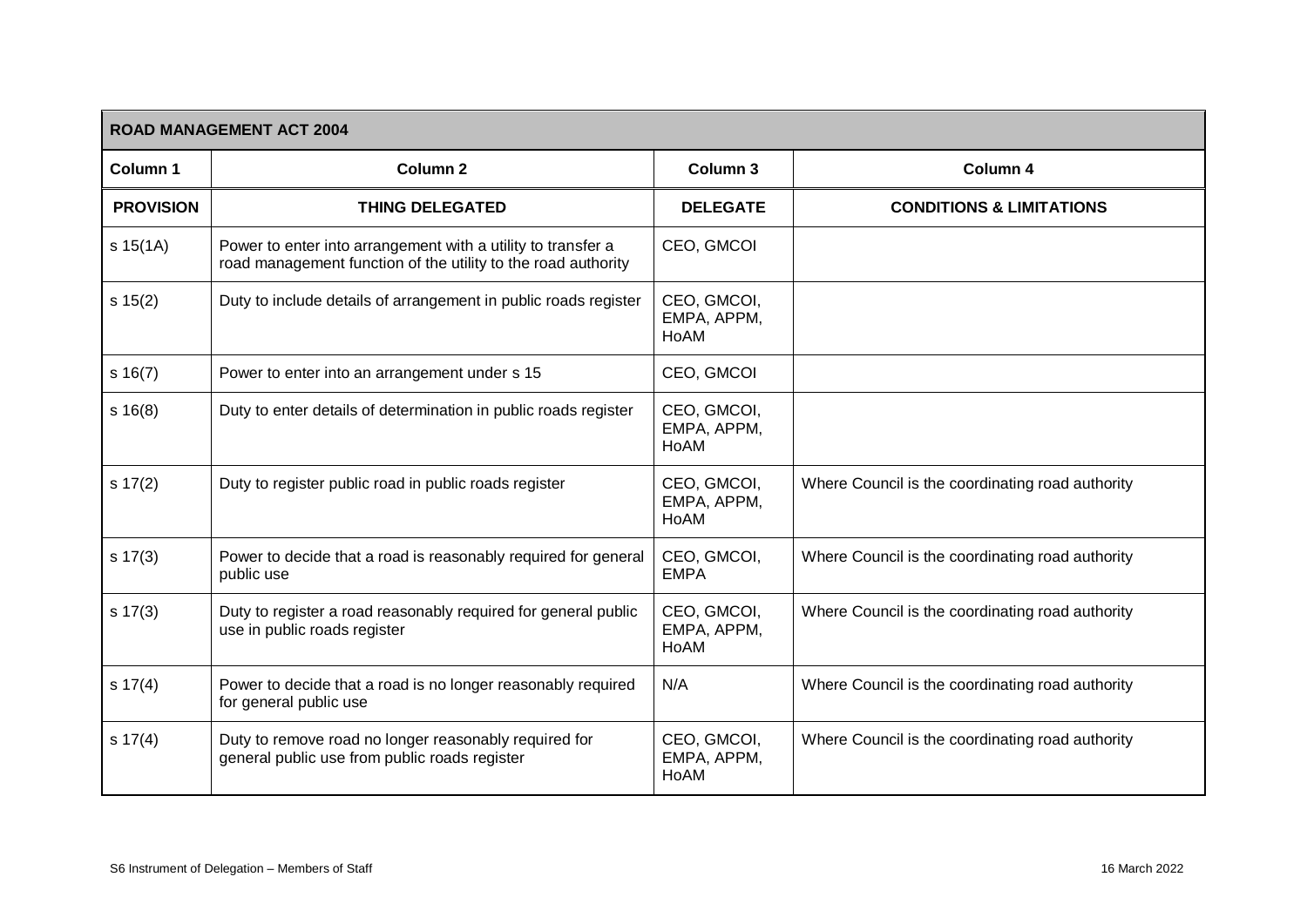| ROAD MANAGEMENT ACT 2004 | | | |
|---|---|---|---|
| Column 1 | Column 2 | Column 3 | Column 4 |
| **PROVISION** | **THING DELEGATED** | **DELEGATE** | **CONDITIONS & LIMITATIONS** |
| s 15(1A) | Power to enter into arrangement with a utility to transfer a road management function of the utility to the road authority | CEO, GMCOI | |
| s 15(2) | Duty to include details of arrangement in public roads register | CEO, GMCOI, EMPA, APPM, HoAM | |
| s 16(7) | Power to enter into an arrangement under s 15 | CEO, GMCOI | |
| s 16(8) | Duty to enter details of determination in public roads register | CEO, GMCOI, EMPA, APPM, HoAM | |
| s 17(2) | Duty to register public road in public roads register | CEO, GMCOI, EMPA, APPM, HoAM | Where Council is the coordinating road authority |
| s 17(3) | Power to decide that a road is reasonably required for general public use | CEO, GMCOI, EMPA | Where Council is the coordinating road authority |
| s 17(3) | Duty to register a road reasonably required for general public use in public roads register | CEO, GMCOI, EMPA, APPM, HoAM | Where Council is the coordinating road authority |
| s 17(4) | Power to decide that a road is no longer reasonably required for general public use | N/A | Where Council is the coordinating road authority |
| s 17(4) | Duty to remove road no longer reasonably required for general public use from public roads register | CEO, GMCOI, EMPA, APPM, HoAM | Where Council is the coordinating road authority |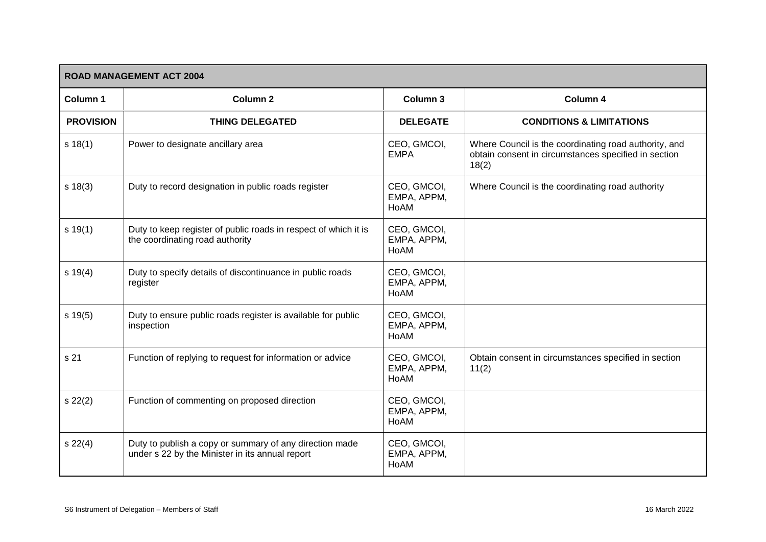| ROAD MANAGEMENT ACT 2004 | | | |
|---|---|---|---|
| **Column 1** | **Column 2** | **Column 3** | **Column 4** |
| **PROVISION** | **THING DELEGATED** | **DELEGATE** | **CONDITIONS & LIMITATIONS** |
| s 18(1) | Power to designate ancillary area | CEO, GMCOI, EMPA | Where Council is the coordinating road authority, and obtain consent in circumstances specified in section 18(2) |
| s 18(3) | Duty to record designation in public roads register | CEO, GMCOI, EMPA, APPM, HoAM | Where Council is the coordinating road authority |
| s 19(1) | Duty to keep register of public roads in respect of which it is the coordinating road authority | CEO, GMCOI, EMPA, APPM, HoAM | |
| s 19(4) | Duty to specify details of discontinuance in public roads register | CEO, GMCOI, EMPA, APPM, HoAM | |
| s 19(5) | Duty to ensure public roads register is available for public inspection | CEO, GMCOI, EMPA, APPM, HoAM | |
| s 21 | Function of replying to request for information or advice | CEO, GMCOI, EMPA, APPM, HoAM | Obtain consent in circumstances specified in section 11(2) |
| s 22(2) | Function of commenting on proposed direction | CEO, GMCOI, EMPA, APPM, HoAM | |
| s 22(4) | Duty to publish a copy or summary of any direction made under s 22 by the Minister in its annual report | CEO, GMCOI, EMPA, APPM, HoAM | |

S6 Instrument of Delegation – Members of Staff

16 March 2022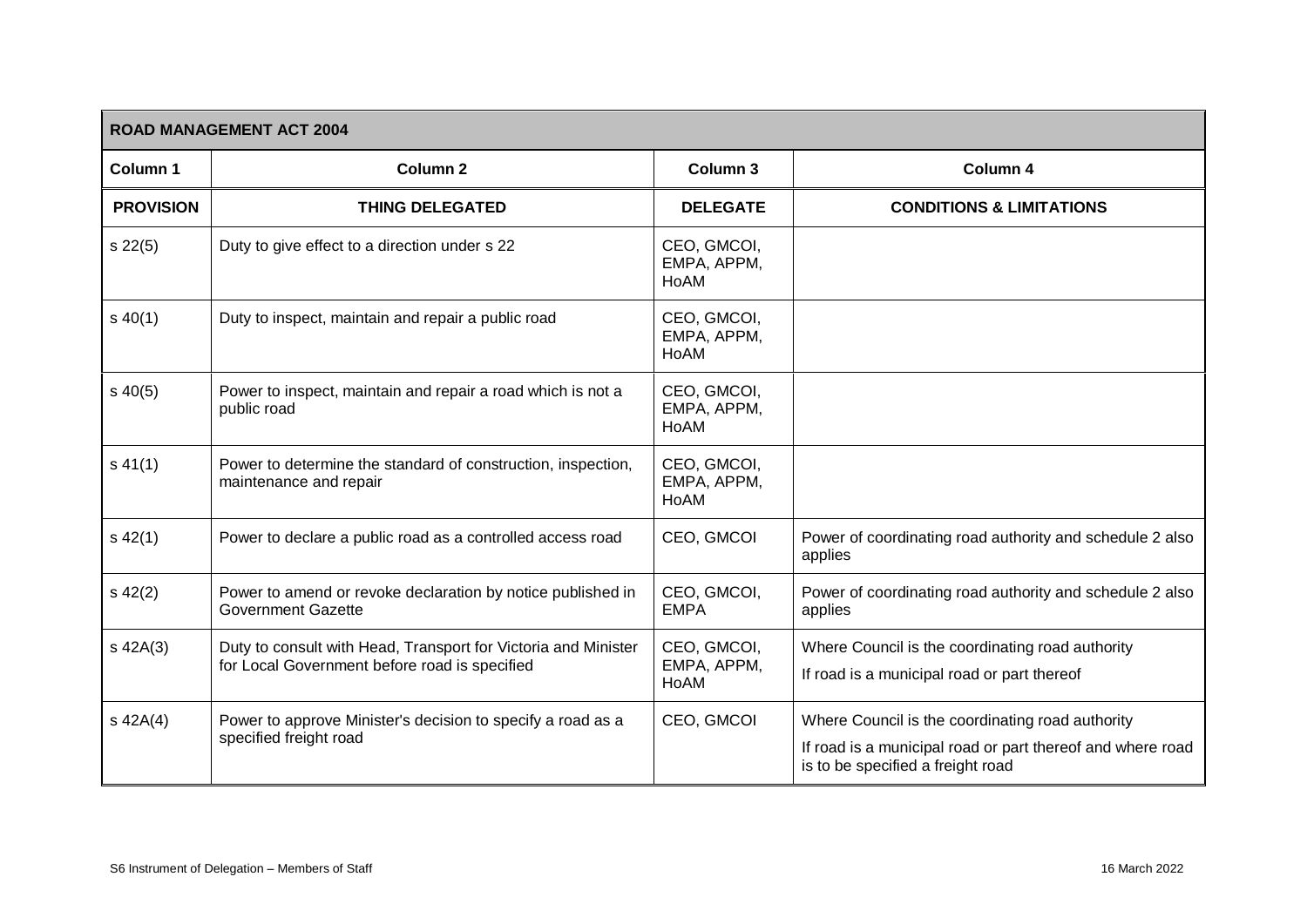| ROAD MANAGEMENT ACT 2004 | | | |
|---|---|---|---|
| **Column 1** | **Column 2** | **Column 3** | **Column 4** |
| **PROVISION** | **THING DELEGATED** | **DELEGATE** | **CONDITIONS & LIMITATIONS** |
| s 22(5) | Duty to give effect to a direction under s 22 | CEO, GMCOI, EMPA, APPM, HoAM | |
| s 40(1) | Duty to inspect, maintain and repair a public road | CEO, GMCOI, EMPA, APPM, HoAM | |
| s 40(5) | Power to inspect, maintain and repair a road which is not a public road | CEO, GMCOI, EMPA, APPM, HoAM | |
| s 41(1) | Power to determine the standard of construction, inspection, maintenance and repair | CEO, GMCOI, EMPA, APPM, HoAM | |
| s 42(1) | Power to declare a public road as a controlled access road | CEO, GMCOI | Power of coordinating road authority and schedule 2 also applies |
| s 42(2) | Power to amend or revoke declaration by notice published in Government Gazette | CEO, GMCOI, EMPA | Power of coordinating road authority and schedule 2 also applies |
| s 42A(3) | Duty to consult with Head, Transport for Victoria and Minister for Local Government before road is specified | CEO, GMCOI, EMPA, APPM, HoAM | Where Council is the coordinating road authority<br><br>If road is a municipal road or part thereof |
| s 42A(4) | Power to approve Minister's decision to specify a road as a specified freight road | CEO, GMCOI | Where Council is the coordinating road authority<br><br>If road is a municipal road or part thereof and where road is to be specified a freight road |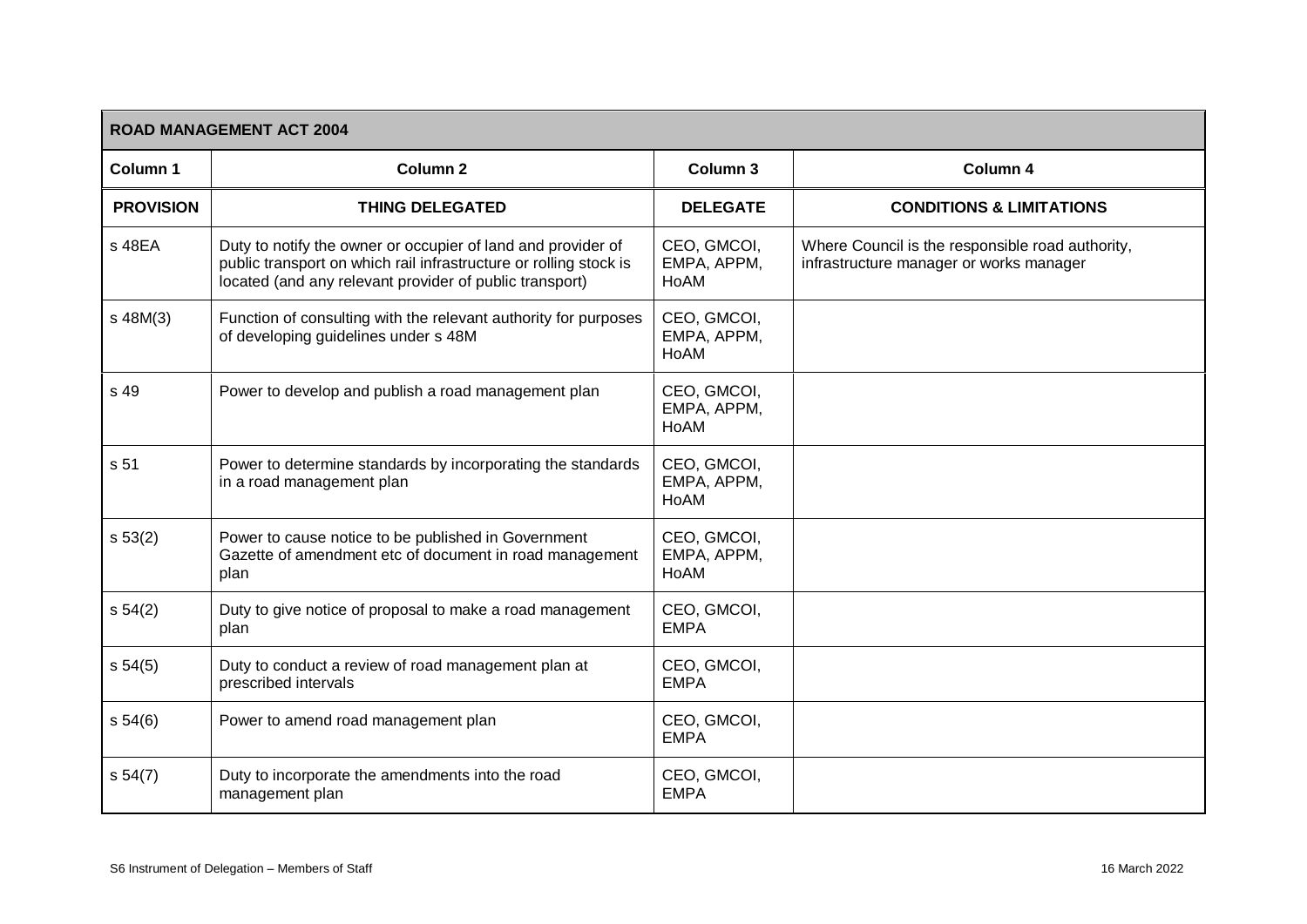| ROAD MANAGEMENT ACT 2004 | | | |
|---|---|---|---|
| **Column 1** | **Column 2** | **Column 3** | **Column 4** |
| **PROVISION** | **THING DELEGATED** | **DELEGATE** | **CONDITIONS & LIMITATIONS** |
| s 48EA | Duty to notify the owner or occupier of land and provider of public transport on which rail infrastructure or rolling stock is located (and any relevant provider of public transport) | CEO, GMCOI, EMPA, APPM, HoAM | Where Council is the responsible road authority, infrastructure manager or works manager |
| s 48M(3) | Function of consulting with the relevant authority for purposes of developing guidelines under s 48M | CEO, GMCOI, EMPA, APPM, HoAM | |
| s 49 | Power to develop and publish a road management plan | CEO, GMCOI, EMPA, APPM, HoAM | |
| s 51 | Power to determine standards by incorporating the standards in a road management plan | CEO, GMCOI, EMPA, APPM, HoAM | |
| s 53(2) | Power to cause notice to be published in Government Gazette of amendment etc of document in road management plan | CEO, GMCOI, EMPA, APPM, HoAM | |
| s 54(2) | Duty to give notice of proposal to make a road management plan | CEO, GMCOI, EMPA | |
| s 54(5) | Duty to conduct a review of road management plan at prescribed intervals | CEO, GMCOI, EMPA | |
| s 54(6) | Power to amend road management plan | CEO, GMCOI, EMPA | |
| s 54(7) | Duty to incorporate the amendments into the road management plan | CEO, GMCOI, EMPA | |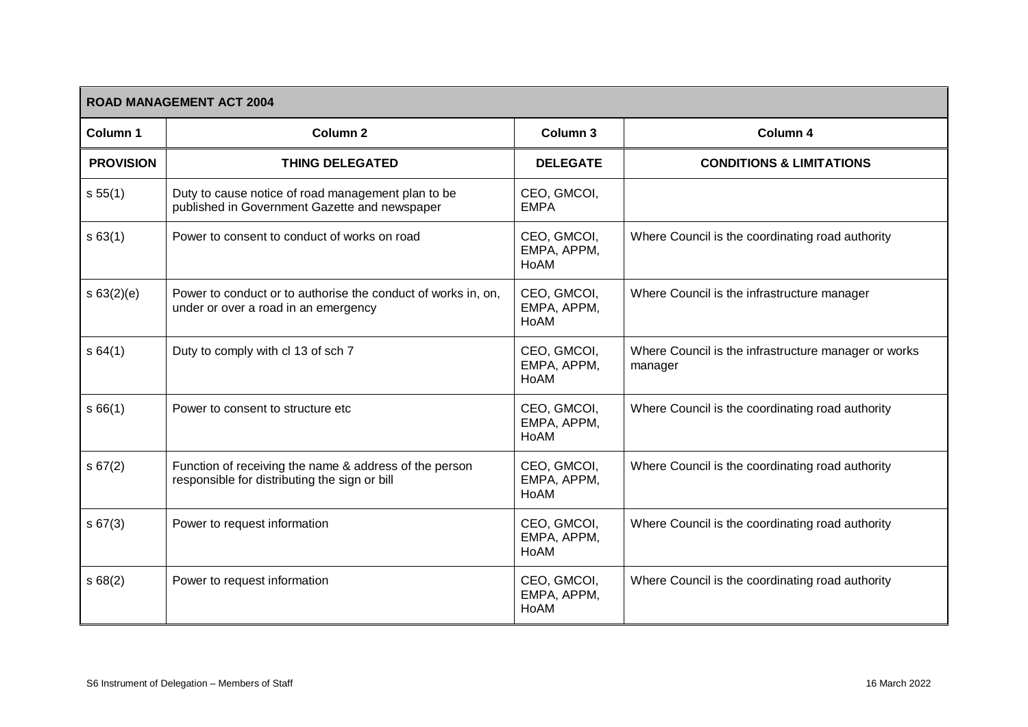| ROAD MANAGEMENT ACT 2004 | | | |
|---|---|---|---|
| **Column 1** | **Column 2** | **Column 3** | **Column 4** |
| **PROVISION** | **THING DELEGATED** | **DELEGATE** | **CONDITIONS & LIMITATIONS** |
| s 55(1) | Duty to cause notice of road management plan to be published in Government Gazette and newspaper | CEO, GMCOI, EMPA | |
| s 63(1) | Power to consent to conduct of works on road | CEO, GMCOI, EMPA, APPM, HoAM | Where Council is the coordinating road authority |
| s 63(2)(e) | Power to conduct or to authorise the conduct of works in, on, under or over a road in an emergency | CEO, GMCOI, EMPA, APPM, HoAM | Where Council is the infrastructure manager |
| s 64(1) | Duty to comply with cl 13 of sch 7 | CEO, GMCOI, EMPA, APPM, HoAM | Where Council is the infrastructure manager or works manager |
| s 66(1) | Power to consent to structure etc | CEO, GMCOI, EMPA, APPM, HoAM | Where Council is the coordinating road authority |
| s 67(2) | Function of receiving the name & address of the person responsible for distributing the sign or bill | CEO, GMCOI, EMPA, APPM, HoAM | Where Council is the coordinating road authority |
| s 67(3) | Power to request information | CEO, GMCOI, EMPA, APPM, HoAM | Where Council is the coordinating road authority |
| s 68(2) | Power to request information | CEO, GMCOI, EMPA, APPM, HoAM | Where Council is the coordinating road authority |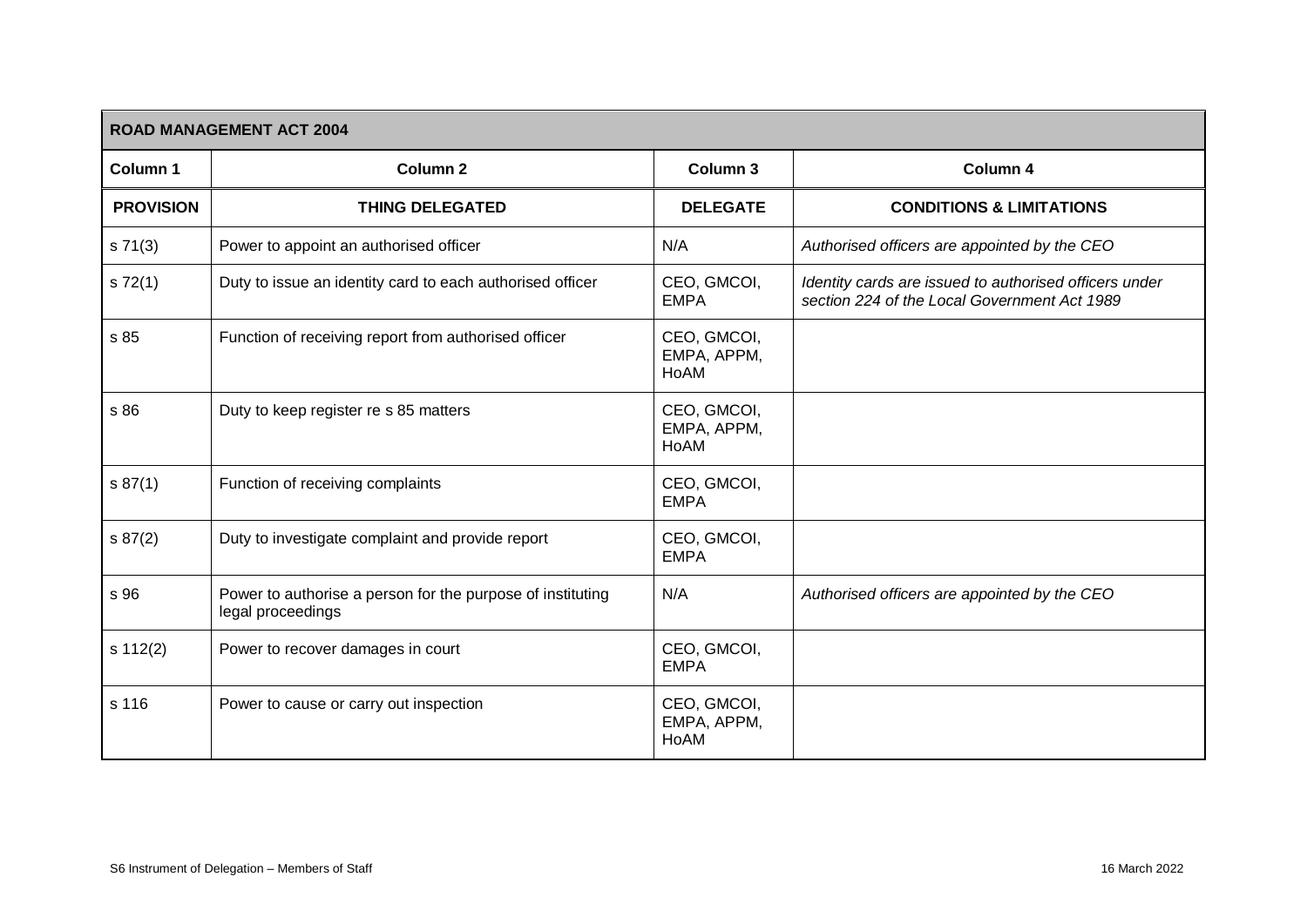| ROAD MANAGEMENT ACT 2004 | | | |
|---|---|---|---|
| **Column 1** | **Column 2** | **Column 3** | **Column 4** |
| **PROVISION** | **THING DELEGATED** | **DELEGATE** | **CONDITIONS & LIMITATIONS** |
| s 71(3) | Power to appoint an authorised officer | N/A | *Authorised officers are appointed by the CEO* |
| s 72(1) | Duty to issue an identity card to each authorised officer | CEO, GMCOI, EMPA | *Identity cards are issued to authorised officers under section 224 of the Local Government Act 1989* |
| s 85 | Function of receiving report from authorised officer | CEO, GMCOI, EMPA, APPM, HoAM | |
| s 86 | Duty to keep register re s 85 matters | CEO, GMCOI, EMPA, APPM, HoAM | |
| s 87(1) | Function of receiving complaints | CEO, GMCOI, EMPA | |
| s 87(2) | Duty to investigate complaint and provide report | CEO, GMCOI, EMPA | |
| s 96 | Power to authorise a person for the purpose of instituting legal proceedings | N/A | *Authorised officers are appointed by the CEO* |
| s 112(2) | Power to recover damages in court | CEO, GMCOI, EMPA | |
| s 116 | Power to cause or carry out inspection | CEO, GMCOI, EMPA, APPM, HoAM | |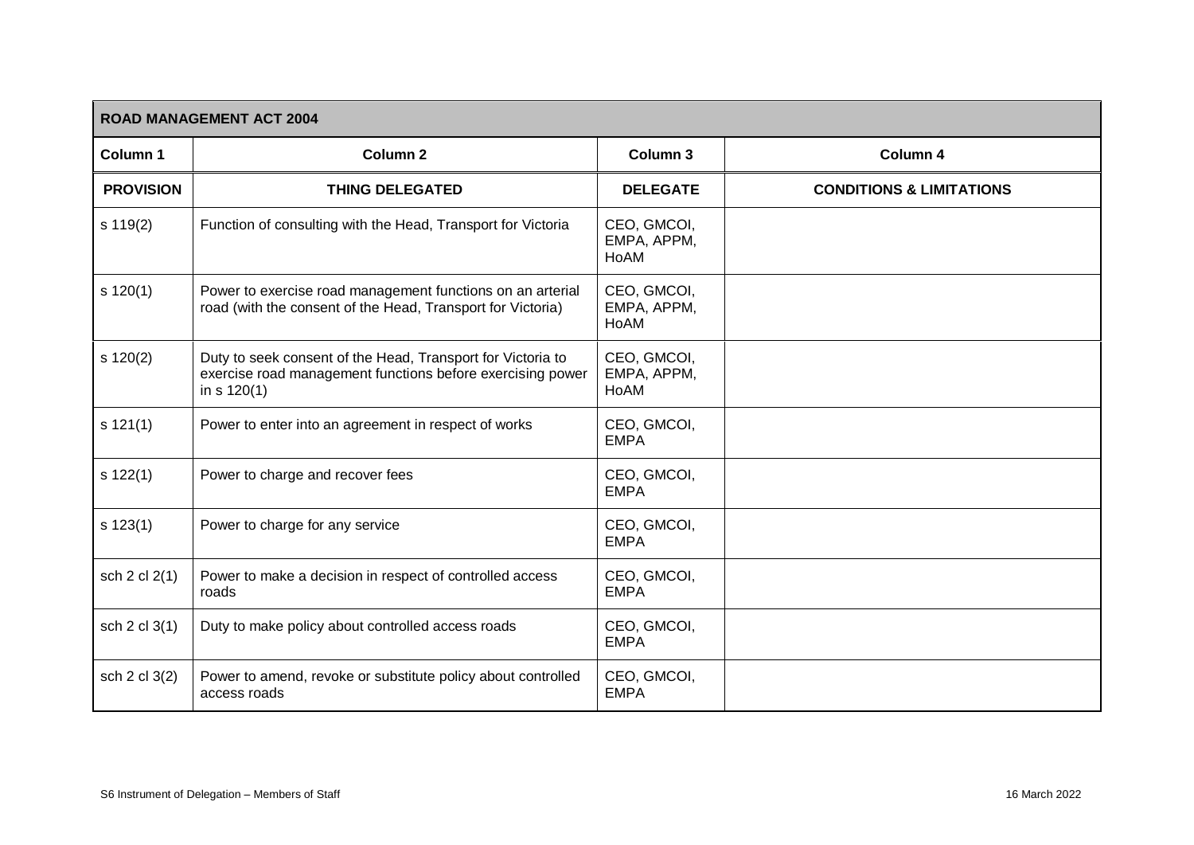| ROAD MANAGEMENT ACT 2004 | | | |
|---|---|---|---|
| **Column 1** | **Column 2** | **Column 3** | **Column 4** |
| **PROVISION** | **THING DELEGATED** | **DELEGATE** | **CONDITIONS & LIMITATIONS** |
| s 119(2) | Function of consulting with the Head, Transport for Victoria | CEO, GMCOI, EMPA, APPM, HoAM | |
| s 120(1) | Power to exercise road management functions on an arterial road (with the consent of the Head, Transport for Victoria) | CEO, GMCOI, EMPA, APPM, HoAM | |
| s 120(2) | Duty to seek consent of the Head, Transport for Victoria to exercise road management functions before exercising power in s 120(1) | CEO, GMCOI, EMPA, APPM, HoAM | |
| s 121(1) | Power to enter into an agreement in respect of works | CEO, GMCOI, EMPA | |
| s 122(1) | Power to charge and recover fees | CEO, GMCOI, EMPA | |
| s 123(1) | Power to charge for any service | CEO, GMCOI, EMPA | |
| sch 2 cl 2(1) | Power to make a decision in respect of controlled access roads | CEO, GMCOI, EMPA | |
| sch 2 cl 3(1) | Duty to make policy about controlled access roads | CEO, GMCOI, EMPA | |
| sch 2 cl 3(2) | Power to amend, revoke or substitute policy about controlled access roads | CEO, GMCOI, EMPA | |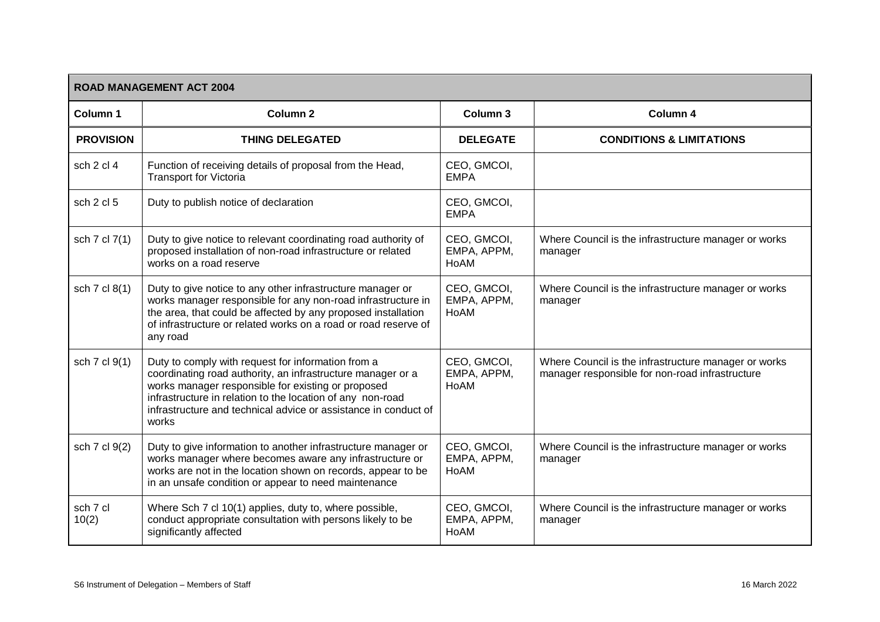| ROAD MANAGEMENT ACT 2004 | | | |
|---|---|---|---|
| **Column 1** | **Column 2** | **Column 3** | **Column 4** |
| **PROVISION** | **THING DELEGATED** | **DELEGATE** | **CONDITIONS & LIMITATIONS** |
| sch 2 cl 4 | Function of receiving details of proposal from the Head, Transport for Victoria | CEO, GMCOI, EMPA | |
| sch 2 cl 5 | Duty to publish notice of declaration | CEO, GMCOI, EMPA | |
| sch 7 cl 7(1) | Duty to give notice to relevant coordinating road authority of proposed installation of non-road infrastructure or related works on a road reserve | CEO, GMCOI, EMPA, APPM, HoAM | Where Council is the infrastructure manager or works manager |
| sch 7 cl 8(1) | Duty to give notice to any other infrastructure manager or works manager responsible for any non-road infrastructure in the area, that could be affected by any proposed installation of infrastructure or related works on a road or road reserve of any road | CEO, GMCOI, EMPA, APPM, HoAM | Where Council is the infrastructure manager or works manager |
| sch 7 cl 9(1) | Duty to comply with request for information from a coordinating road authority, an infrastructure manager or a works manager responsible for existing or proposed infrastructure in relation to the location of any non-road infrastructure and technical advice or assistance in conduct of works | CEO, GMCOI, EMPA, APPM, HoAM | Where Council is the infrastructure manager or works manager responsible for non-road infrastructure |
| sch 7 cl 9(2) | Duty to give information to another infrastructure manager or works manager where becomes aware any infrastructure or works are not in the location shown on records, appear to be in an unsafe condition or appear to need maintenance | CEO, GMCOI, EMPA, APPM, HoAM | Where Council is the infrastructure manager or works manager |
| sch 7 cl 10(2) | Where Sch 7 cl 10(1) applies, duty to, where possible, conduct appropriate consultation with persons likely to be significantly affected | CEO, GMCOI, EMPA, APPM, HoAM | Where Council is the infrastructure manager or works manager |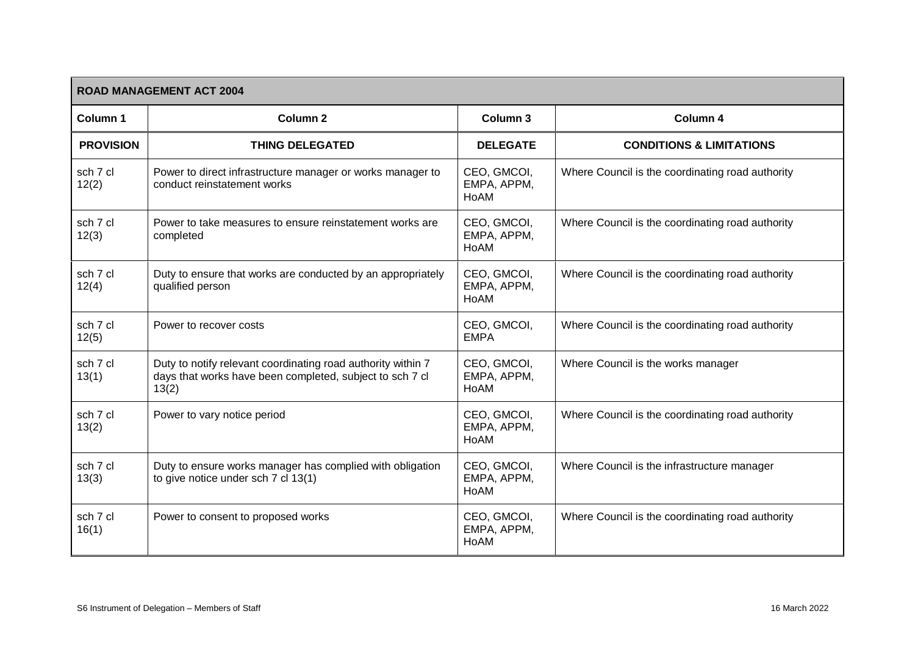| ROAD MANAGEMENT ACT 2004 | | | |
|---|---|---|---|
| **Column 1** | **Column 2** | **Column 3** | **Column 4** |
| **PROVISION** | **THING DELEGATED** | **DELEGATE** | **CONDITIONS & LIMITATIONS** |
| sch 7 cl 12(2) | Power to direct infrastructure manager or works manager to conduct reinstatement works | CEO, GMCOI, EMPA, APPM, HoAM | Where Council is the coordinating road authority |
| sch 7 cl 12(3) | Power to take measures to ensure reinstatement works are completed | CEO, GMCOI, EMPA, APPM, HoAM | Where Council is the coordinating road authority |
| sch 7 cl 12(4) | Duty to ensure that works are conducted by an appropriately qualified person | CEO, GMCOI, EMPA, APPM, HoAM | Where Council is the coordinating road authority |
| sch 7 cl 12(5) | Power to recover costs | CEO, GMCOI, EMPA | Where Council is the coordinating road authority |
| sch 7 cl 13(1) | Duty to notify relevant coordinating road authority within 7 days that works have been completed, subject to sch 7 cl 13(2) | CEO, GMCOI, EMPA, APPM, HoAM | Where Council is the works manager |
| sch 7 cl 13(2) | Power to vary notice period | CEO, GMCOI, EMPA, APPM, HoAM | Where Council is the coordinating road authority |
| sch 7 cl 13(3) | Duty to ensure works manager has complied with obligation to give notice under sch 7 cl 13(1) | CEO, GMCOI, EMPA, APPM, HoAM | Where Council is the infrastructure manager |
| sch 7 cl 16(1) | Power to consent to proposed works | CEO, GMCOI, EMPA, APPM, HoAM | Where Council is the coordinating road authority |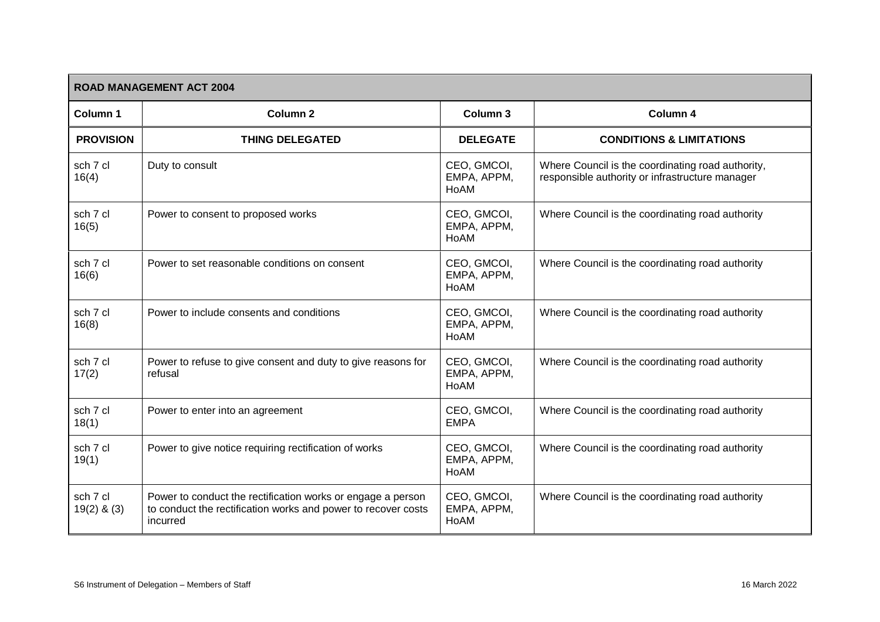| **ROAD MANAGEMENT ACT 2004** | | | |
|---|---|---|---|
| **Column 1** | **Column 2** | **Column 3** | **Column 4** |
| **PROVISION** | **THING DELEGATED** | **DELEGATE** | **CONDITIONS & LIMITATIONS** |
| sch 7 cl 16(4) | Duty to consult | CEO, GMCOI, EMPA, APPM, HoAM | Where Council is the coordinating road authority, responsible authority or infrastructure manager |
| sch 7 cl 16(5) | Power to consent to proposed works | CEO, GMCOI, EMPA, APPM, HoAM | Where Council is the coordinating road authority |
| sch 7 cl 16(6) | Power to set reasonable conditions on consent | CEO, GMCOI, EMPA, APPM, HoAM | Where Council is the coordinating road authority |
| sch 7 cl 16(8) | Power to include consents and conditions | CEO, GMCOI, EMPA, APPM, HoAM | Where Council is the coordinating road authority |
| sch 7 cl 17(2) | Power to refuse to give consent and duty to give reasons for refusal | CEO, GMCOI, EMPA, APPM, HoAM | Where Council is the coordinating road authority |
| sch 7 cl 18(1) | Power to enter into an agreement | CEO, GMCOI, EMPA | Where Council is the coordinating road authority |
| sch 7 cl 19(1) | Power to give notice requiring rectification of works | CEO, GMCOI, EMPA, APPM, HoAM | Where Council is the coordinating road authority |
| sch 7 cl 19(2) & (3) | Power to conduct the rectification works or engage a person to conduct the rectification works and power to recover costs incurred | CEO, GMCOI, EMPA, APPM, HoAM | Where Council is the coordinating road authority |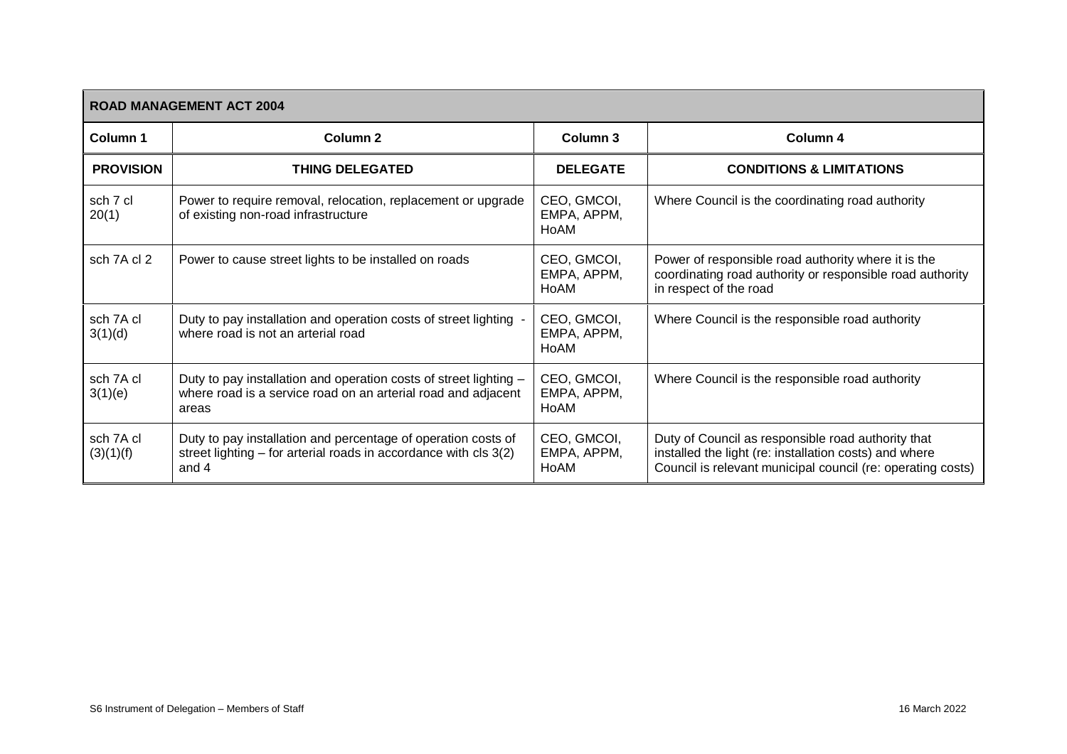| ROAD MANAGEMENT ACT 2004 | | | |
|---|---|---|---|
| **Column 1** | **Column 2** | **Column 3** | **Column 4** |
| **PROVISION** | **THING DELEGATED** | **DELEGATE** | **CONDITIONS & LIMITATIONS** |
| sch 7 cl 20(1) | Power to require removal, relocation, replacement or upgrade of existing non-road infrastructure | CEO, GMCOI, EMPA, APPM, HoAM | Where Council is the coordinating road authority |
| sch 7A cl 2 | Power to cause street lights to be installed on roads | CEO, GMCOI, EMPA, APPM, HoAM | Power of responsible road authority where it is the coordinating road authority or responsible road authority in respect of the road |
| sch 7A cl 3(1)(d) | Duty to pay installation and operation costs of street lighting - where road is not an arterial road | CEO, GMCOI, EMPA, APPM, HoAM | Where Council is the responsible road authority |
| sch 7A cl 3(1)(e) | Duty to pay installation and operation costs of street lighting – where road is a service road on an arterial road and adjacent areas | CEO, GMCOI, EMPA, APPM, HoAM | Where Council is the responsible road authority |
| sch 7A cl (3)(1)(f) | Duty to pay installation and percentage of operation costs of street lighting – for arterial roads in accordance with cls 3(2) and 4 | CEO, GMCOI, EMPA, APPM, HoAM | Duty of Council as responsible road authority that installed the light (re: installation costs) and where Council is relevant municipal council (re: operating costs) |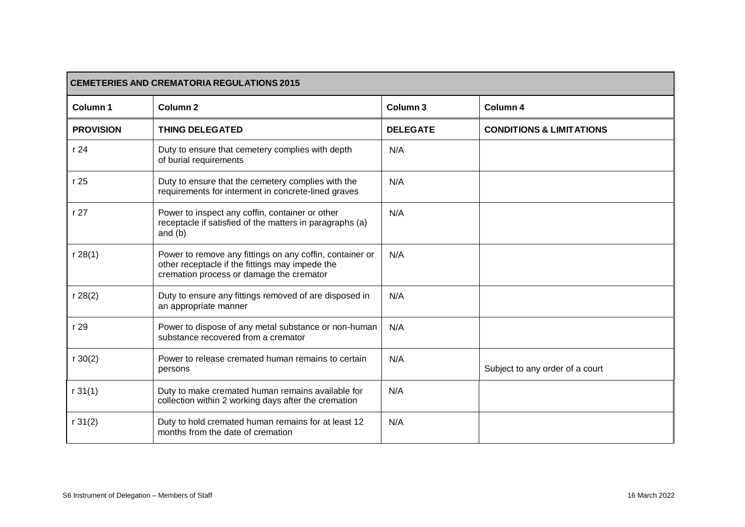| CEMETERIES AND CREMATORIA REGULATIONS 2015 | | | |
|---|---|---|---|
| **Column 1** | **Column 2** | **Column 3** | **Column 4** |
| **PROVISION** | **THING DELEGATED** | **DELEGATE** | **CONDITIONS & LIMITATIONS** |
| r 24 | Duty to ensure that cemetery complies with depth of burial requirements | N/A | |
| r 25 | Duty to ensure that the cemetery complies with the requirements for interment in concrete-lined graves | N/A | |
| r 27 | Power to inspect any coffin, container or other receptacle if satisfied of the matters in paragraphs (a) and (b) | N/A | |
| r 28(1) | Power to remove any fittings on any coffin, container or other receptacle if the fittings may impede the cremation process or damage the cremator | N/A | |
| r 28(2) | Duty to ensure any fittings removed of are disposed in an appropriate manner | N/A | |
| r 29 | Power to dispose of any metal substance or non-human substance recovered from a cremator | N/A | |
| r 30(2) | Power to release cremated human remains to certain persons | N/A | Subject to any order of a court |
| r 31(1) | Duty to make cremated human remains available for collection within 2 working days after the cremation | N/A | |
| r 31(2) | Duty to hold cremated human remains for at least 12 months from the date of cremation | N/A | |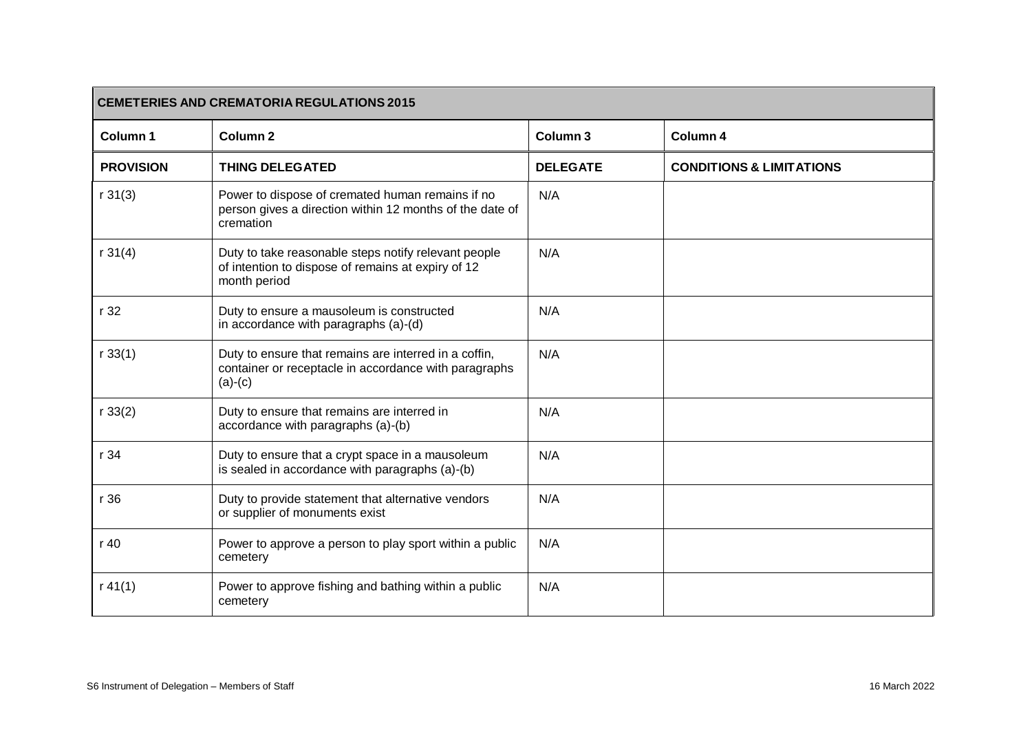| CEMETERIES AND CREMATORIA REGULATIONS 2015 | | | |
|---|---|---|---|
| **Column 1** | **Column 2** | **Column 3** | **Column 4** |
| **PROVISION** | **THING DELEGATED** | **DELEGATE** | **CONDITIONS & LIMITATIONS** |
| r 31(3) | Power to dispose of cremated human remains if no person gives a direction within 12 months of the date of cremation | N/A | |
| r 31(4) | Duty to take reasonable steps notify relevant people of intention to dispose of remains at expiry of 12 month period | N/A | |
| r 32 | Duty to ensure a mausoleum is constructed in accordance with paragraphs (a)-(d) | N/A | |
| r 33(1) | Duty to ensure that remains are interred in a coffin, container or receptacle in accordance with paragraphs (a)-(c) | N/A | |
| r 33(2) | Duty to ensure that remains are interred in accordance with paragraphs (a)-(b) | N/A | |
| r 34 | Duty to ensure that a crypt space in a mausoleum is sealed in accordance with paragraphs (a)-(b) | N/A | |
| r 36 | Duty to provide statement that alternative vendors or supplier of monuments exist | N/A | |
| r 40 | Power to approve a person to play sport within a public cemetery | N/A | |
| r 41(1) | Power to approve fishing and bathing within a public cemetery | N/A | |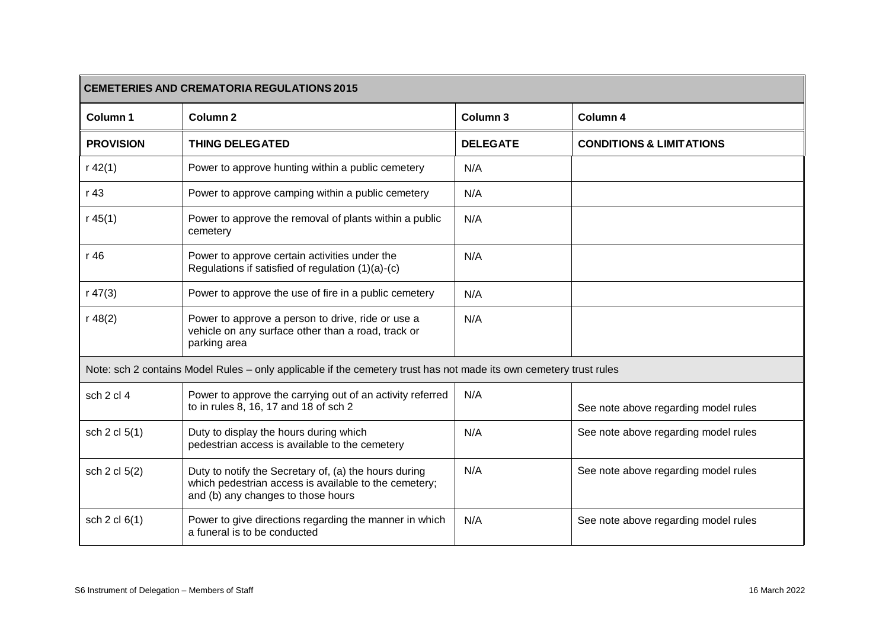| CEMETERIES AND CREMATORIA REGULATIONS 2015 | | | |
|---|---|---|---|
| **Column 1** | **Column 2** | **Column 3** | **Column 4** |
| **PROVISION** | **THING DELEGATED** | **DELEGATE** | **CONDITIONS & LIMITATIONS** |
| r 42(1) | Power to approve hunting within a public cemetery | N/A | |
| r 43 | Power to approve camping within a public cemetery | N/A | |
| r 45(1) | Power to approve the removal of plants within a public cemetery | N/A | |
| r 46 | Power to approve certain activities under the Regulations if satisfied of regulation (1)(a)-(c) | N/A | |
| r 47(3) | Power to approve the use of fire in a public cemetery | N/A | |
| r 48(2) | Power to approve a person to drive, ride or use a vehicle on any surface other than a road, track or parking area | N/A | |
| Note: sch 2 contains Model Rules – only applicable if the cemetery trust has not made its own cemetery trust rules | | | |
| sch 2 cl 4 | Power to approve the carrying out of an activity referred to in rules 8, 16, 17 and 18 of sch 2 | N/A | See note above regarding model rules |
| sch 2 cl 5(1) | Duty to display the hours during which pedestrian access is available to the cemetery | N/A | See note above regarding model rules |
| sch 2 cl 5(2) | Duty to notify the Secretary of, (a) the hours during which pedestrian access is available to the cemetery; and (b) any changes to those hours | N/A | See note above regarding model rules |
| sch 2 cl 6(1) | Power to give directions regarding the manner in which a funeral is to be conducted | N/A | See note above regarding model rules |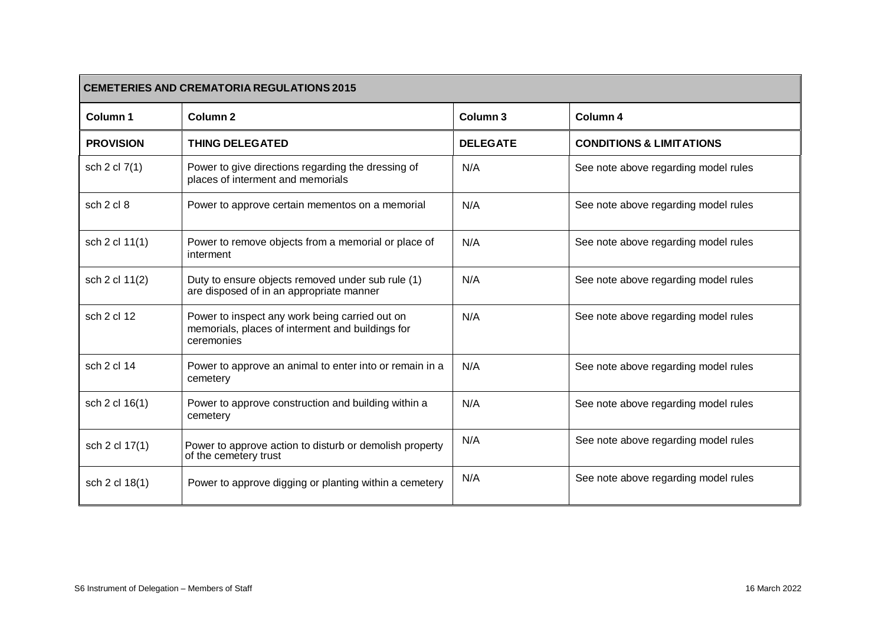| CEMETERIES AND CREMATORIA REGULATIONS 2015 | | | |
|---|---|---|---|
| **Column 1** | **Column 2** | **Column 3** | **Column 4** |
| **PROVISION** | **THING DELEGATED** | **DELEGATE** | **CONDITIONS & LIMITATIONS** |
| sch 2 cl 7(1) | Power to give directions regarding the dressing of places of interment and memorials | N/A | See note above regarding model rules |
| sch 2 cl 8 | Power to approve certain mementos on a memorial | N/A | See note above regarding model rules |
| sch 2 cl 11(1) | Power to remove objects from a memorial or place of interment | N/A | See note above regarding model rules |
| sch 2 cl 11(2) | Duty to ensure objects removed under sub rule (1) are disposed of in an appropriate manner | N/A | See note above regarding model rules |
| sch 2 cl 12 | Power to inspect any work being carried out on memorials, places of interment and buildings for ceremonies | N/A | See note above regarding model rules |
| sch 2 cl 14 | Power to approve an animal to enter into or remain in a cemetery | N/A | See note above regarding model rules |
| sch 2 cl 16(1) | Power to approve construction and building within a cemetery | N/A | See note above regarding model rules |
| sch 2 cl 17(1) | Power to approve action to disturb or demolish property of the cemetery trust | N/A | See note above regarding model rules |
| sch 2 cl 18(1) | Power to approve digging or planting within a cemetery | N/A | See note above regarding model rules |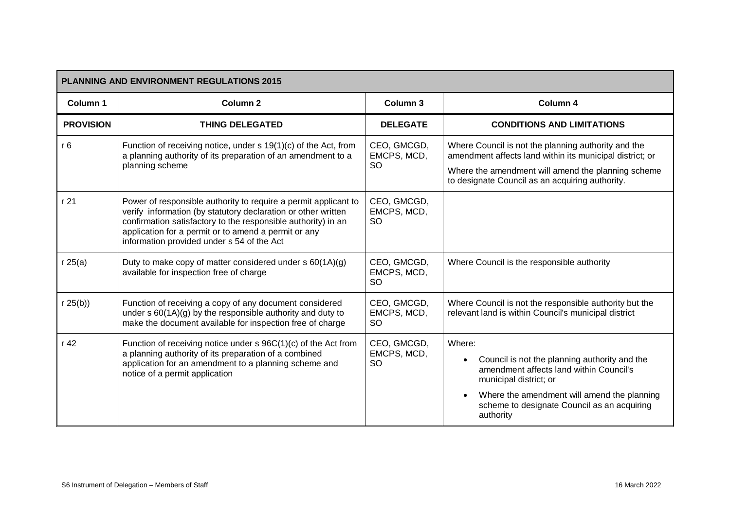| **PLANNING AND ENVIRONMENT REGULATIONS 2015** | | | |
|---|---|---|---|
| **Column 1** | **Column 2** | **Column 3** | **Column 4** |
| **PROVISION** | **THING DELEGATED** | **DELEGATE** | **CONDITIONS AND LIMITATIONS** |
| r 6 | Function of receiving notice, under s 19(1)(c) of the Act, from a planning authority of its preparation of an amendment to a planning scheme | CEO, GMCGD, EMCPS, MCD, SO | Where Council is not the planning authority and the amendment affects land within its municipal district; or<br><br>Where the amendment will amend the planning scheme to designate Council as an acquiring authority. |
| r 21 | Power of responsible authority to require a permit applicant to verify information (by statutory declaration or other written confirmation satisfactory to the responsible authority) in an application for a permit or to amend a permit or any information provided under s 54 of the Act | CEO, GMCGD, EMCPS, MCD, SO | |
| r 25(a) | Duty to make copy of matter considered under s 60(1A)(g) available for inspection free of charge | CEO, GMCGD, EMCPS, MCD, SO | Where Council is the responsible authority |
| r 25(b)) | Function of receiving a copy of any document considered under s 60(1A)(g) by the responsible authority and duty to make the document available for inspection free of charge | CEO, GMCGD, EMCPS, MCD, SO | Where Council is not the responsible authority but the relevant land is within Council's municipal district |
| r 42 | Function of receiving notice under s 96C(1)(c) of the Act from a planning authority of its preparation of a combined application for an amendment to a planning scheme and notice of a permit application | CEO, GMCGD, EMCPS, MCD, SO | Where:<br>• Council is not the planning authority and the amendment affects land within Council's municipal district; or<br>• Where the amendment will amend the planning scheme to designate Council as an acquiring authority |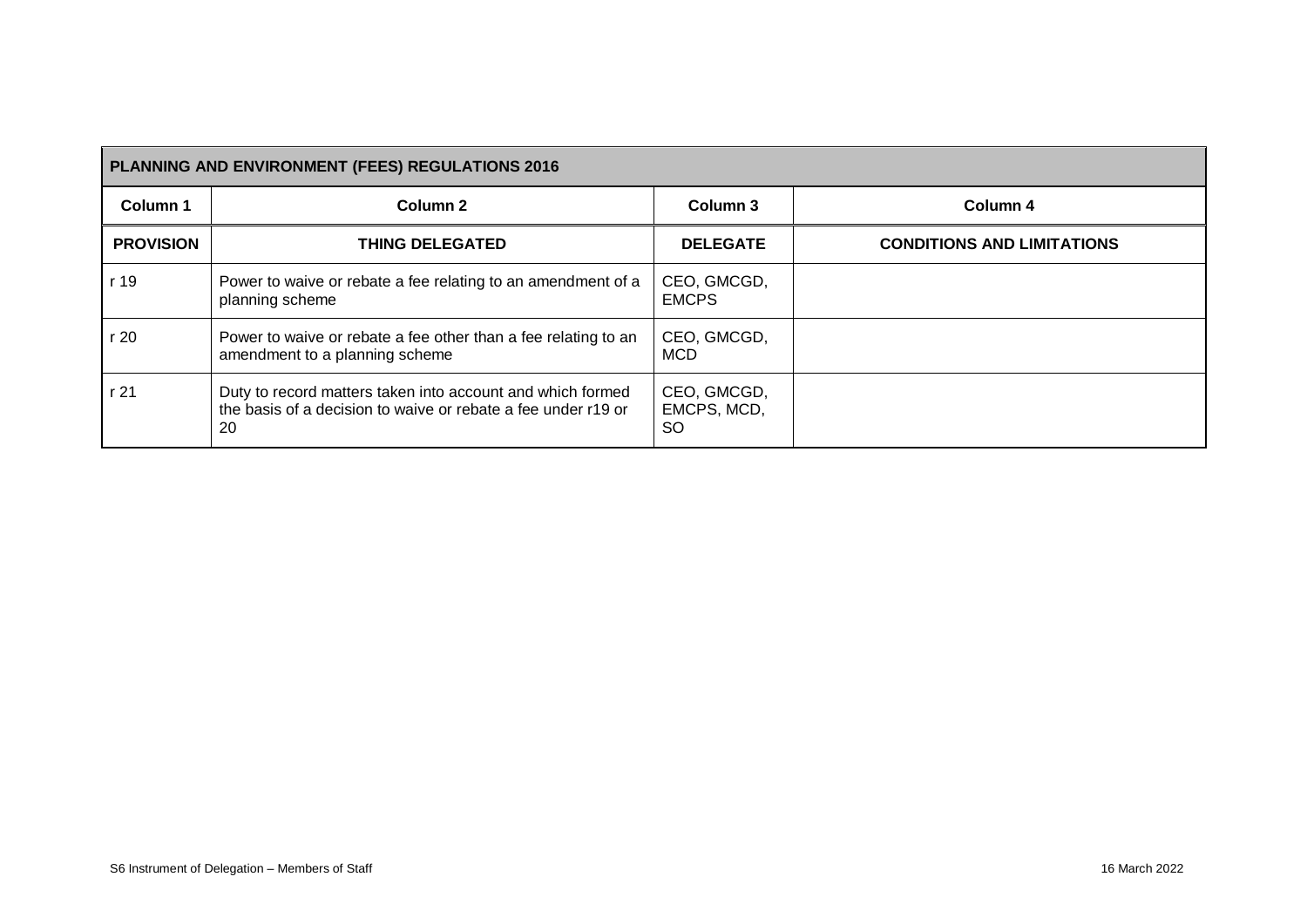| PLANNING AND ENVIRONMENT (FEES) REGULATIONS 2016 | | | |
|---|---|---|---|
| **Column 1** | **Column 2** | **Column 3** | **Column 4** |
| **PROVISION** | **THING DELEGATED** | **DELEGATE** | **CONDITIONS AND LIMITATIONS** |
| r 19 | Power to waive or rebate a fee relating to an amendment of a planning scheme | CEO, GMCGD, EMCPS | |
| r 20 | Power to waive or rebate a fee other than a fee relating to an amendment to a planning scheme | CEO, GMCGD, MCD | |
| r 21 | Duty to record matters taken into account and which formed the basis of a decision to waive or rebate a fee under r19 or 20 | CEO, GMCGD, EMCPS, MCD, SO | |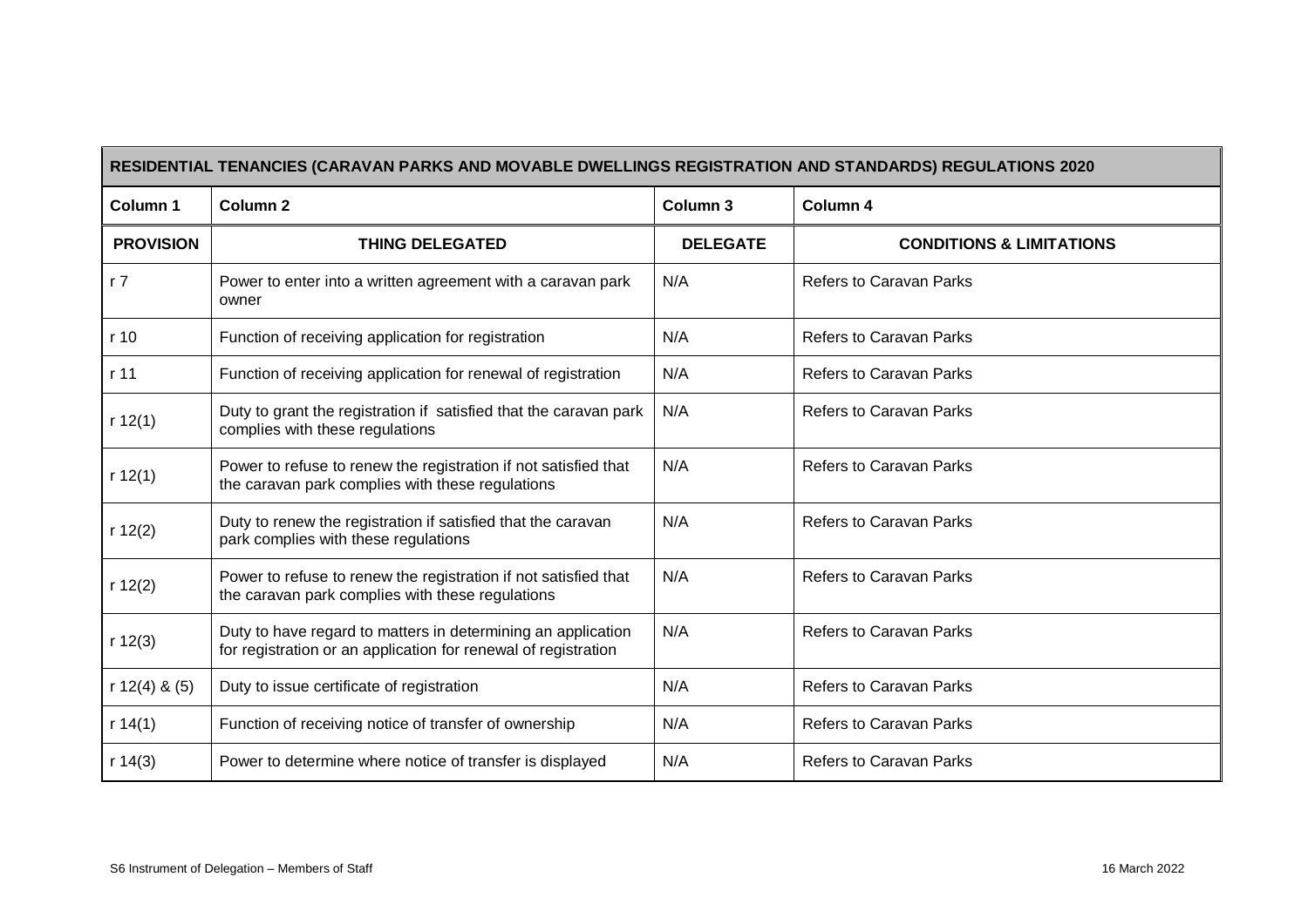| RESIDENTIAL TENANCIES (CARAVAN PARKS AND MOVABLE DWELLINGS REGISTRATION AND STANDARDS) REGULATIONS 2020 | | | |
|---|---|---|---|
| **Column 1** | **Column 2** | **Column 3** | **Column 4** |
| **PROVISION** | **THING DELEGATED** | **DELEGATE** | **CONDITIONS & LIMITATIONS** |
| r 7 | Power to enter into a written agreement with a caravan park owner | N/A | Refers to Caravan Parks |
| r 10 | Function of receiving application for registration | N/A | Refers to Caravan Parks |
| r 11 | Function of receiving application for renewal of registration | N/A | Refers to Caravan Parks |
| r 12(1) | Duty to grant the registration if satisfied that the caravan park complies with these regulations | N/A | Refers to Caravan Parks |
| r 12(1) | Power to refuse to renew the registration if not satisfied that the caravan park complies with these regulations | N/A | Refers to Caravan Parks |
| r 12(2) | Duty to renew the registration if satisfied that the caravan park complies with these regulations | N/A | Refers to Caravan Parks |
| r 12(2) | Power to refuse to renew the registration if not satisfied that the caravan park complies with these regulations | N/A | Refers to Caravan Parks |
| r 12(3) | Duty to have regard to matters in determining an application for registration or an application for renewal of registration | N/A | Refers to Caravan Parks |
| r 12(4) & (5) | Duty to issue certificate of registration | N/A | Refers to Caravan Parks |
| r 14(1) | Function of receiving notice of transfer of ownership | N/A | Refers to Caravan Parks |
| r 14(3) | Power to determine where notice of transfer is displayed | N/A | Refers to Caravan Parks |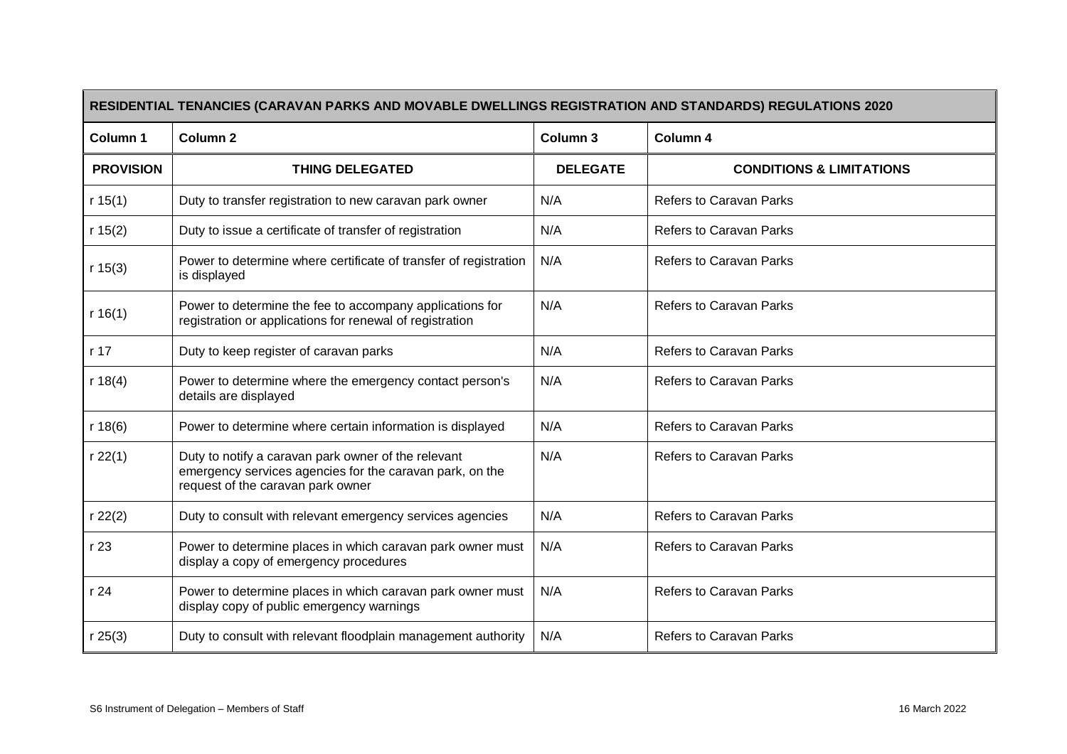| RESIDENTIAL TENANCIES (CARAVAN PARKS AND MOVABLE DWELLINGS REGISTRATION AND STANDARDS) REGULATIONS 2020 | | | |
|---|---|---|---|
| **Column 1** | **Column 2** | **Column 3** | **Column 4** |
| **PROVISION** | **THING DELEGATED** | **DELEGATE** | **CONDITIONS & LIMITATIONS** |
| r 15(1) | Duty to transfer registration to new caravan park owner | N/A | Refers to Caravan Parks |
| r 15(2) | Duty to issue a certificate of transfer of registration | N/A | Refers to Caravan Parks |
| r 15(3) | Power to determine where certificate of transfer of registration is displayed | N/A | Refers to Caravan Parks |
| r 16(1) | Power to determine the fee to accompany applications for registration or applications for renewal of registration | N/A | Refers to Caravan Parks |
| r 17 | Duty to keep register of caravan parks | N/A | Refers to Caravan Parks |
| r 18(4) | Power to determine where the emergency contact person's details are displayed | N/A | Refers to Caravan Parks |
| r 18(6) | Power to determine where certain information is displayed | N/A | Refers to Caravan Parks |
| r 22(1) | Duty to notify a caravan park owner of the relevant emergency services agencies for the caravan park, on the request of the caravan park owner | N/A | Refers to Caravan Parks |
| r 22(2) | Duty to consult with relevant emergency services agencies | N/A | Refers to Caravan Parks |
| r 23 | Power to determine places in which caravan park owner must display a copy of emergency procedures | N/A | Refers to Caravan Parks |
| r 24 | Power to determine places in which caravan park owner must display copy of public emergency warnings | N/A | Refers to Caravan Parks |
| r 25(3) | Duty to consult with relevant floodplain management authority | N/A | Refers to Caravan Parks |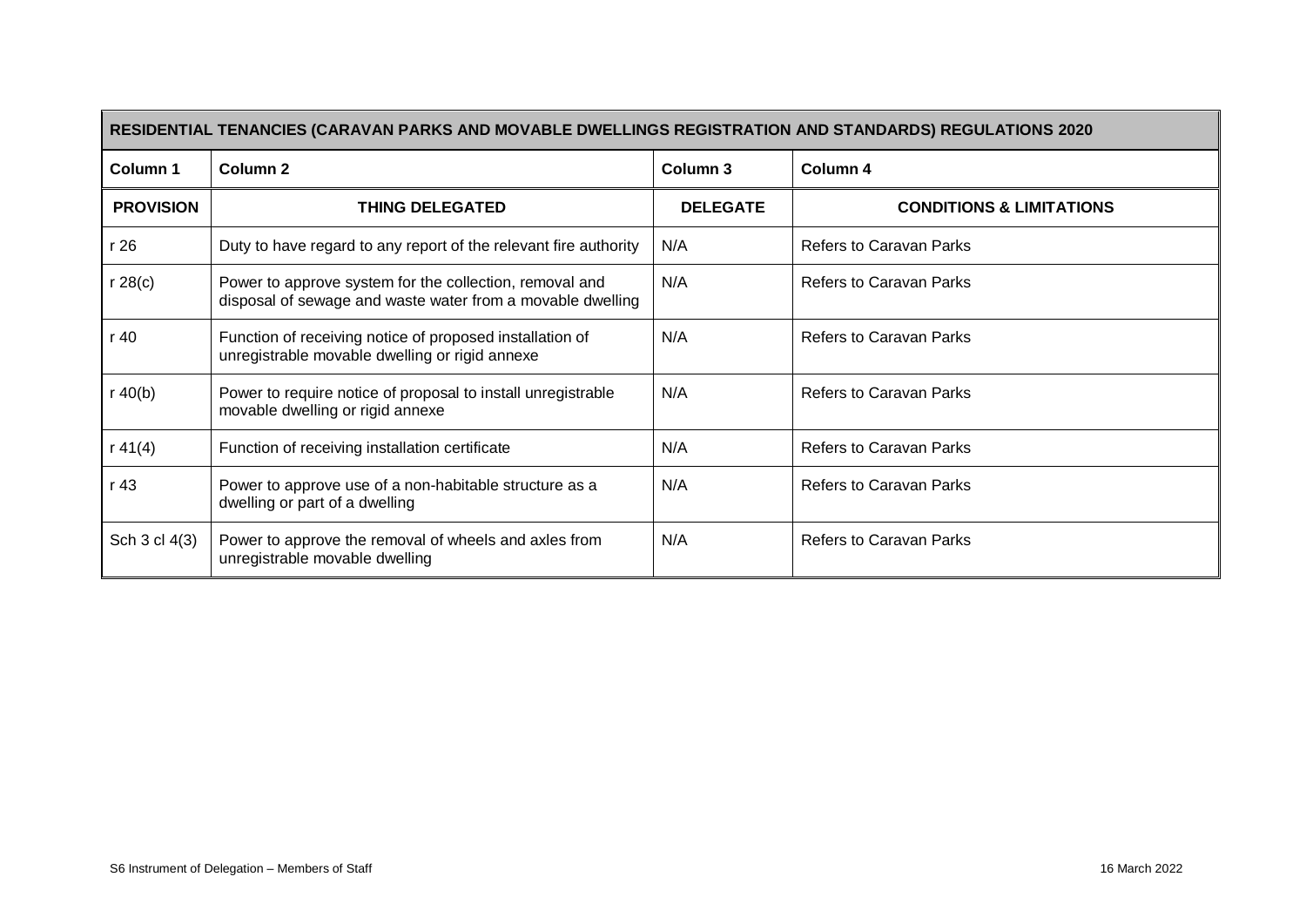| RESIDENTIAL TENANCIES (CARAVAN PARKS AND MOVABLE DWELLINGS REGISTRATION AND STANDARDS) REGULATIONS 2020 | | | |
|---|---|---|---|
| **Column 1** | **Column 2** | **Column 3** | **Column 4** |
| **PROVISION** | **THING DELEGATED** | **DELEGATE** | **CONDITIONS & LIMITATIONS** |
| r 26 | Duty to have regard to any report of the relevant fire authority | N/A | Refers to Caravan Parks |
| r 28(c) | Power to approve system for the collection, removal and disposal of sewage and waste water from a movable dwelling | N/A | Refers to Caravan Parks |
| r 40 | Function of receiving notice of proposed installation of unregistrable movable dwelling or rigid annexe | N/A | Refers to Caravan Parks |
| r 40(b) | Power to require notice of proposal to install unregistrable movable dwelling or rigid annexe | N/A | Refers to Caravan Parks |
| r 41(4) | Function of receiving installation certificate | N/A | Refers to Caravan Parks |
| r 43 | Power to approve use of a non-habitable structure as a dwelling or part of a dwelling | N/A | Refers to Caravan Parks |
| Sch 3 cl 4(3) | Power to approve the removal of wheels and axles from unregistrable movable dwelling | N/A | Refers to Caravan Parks |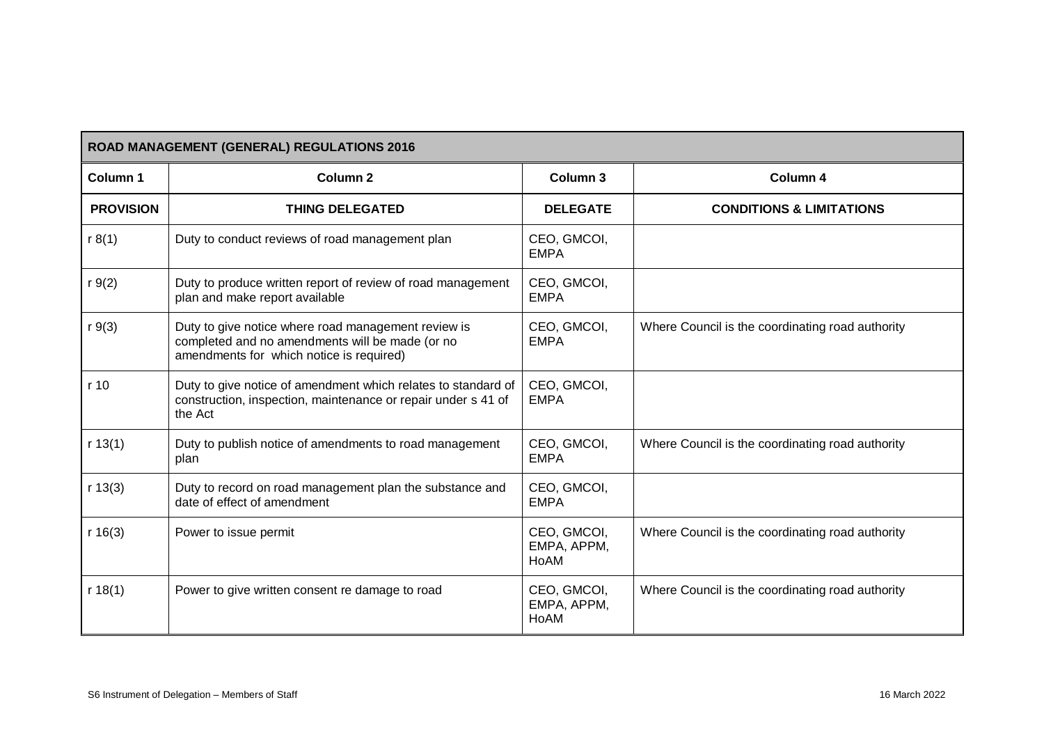| ROAD MANAGEMENT (GENERAL) REGULATIONS 2016 | | | |
|---|---|---|---|
| **Column 1** | **Column 2** | **Column 3** | **Column 4** |
| **PROVISION** | **THING DELEGATED** | **DELEGATE** | **CONDITIONS & LIMITATIONS** |
| r 8(1) | Duty to conduct reviews of road management plan | CEO, GMCOI, EMPA | |
| r 9(2) | Duty to produce written report of review of road management plan and make report available | CEO, GMCOI, EMPA | |
| r 9(3) | Duty to give notice where road management review is completed and no amendments will be made (or no amendments for which notice is required) | CEO, GMCOI, EMPA | Where Council is the coordinating road authority |
| r 10 | Duty to give notice of amendment which relates to standard of construction, inspection, maintenance or repair under s 41 of the Act | CEO, GMCOI, EMPA | |
| r 13(1) | Duty to publish notice of amendments to road management plan | CEO, GMCOI, EMPA | Where Council is the coordinating road authority |
| r 13(3) | Duty to record on road management plan the substance and date of effect of amendment | CEO, GMCOI, EMPA | |
| r 16(3) | Power to issue permit | CEO, GMCOI, EMPA, APPM, HoAM | Where Council is the coordinating road authority |
| r 18(1) | Power to give written consent re damage to road | CEO, GMCOI, EMPA, APPM, HoAM | Where Council is the coordinating road authority |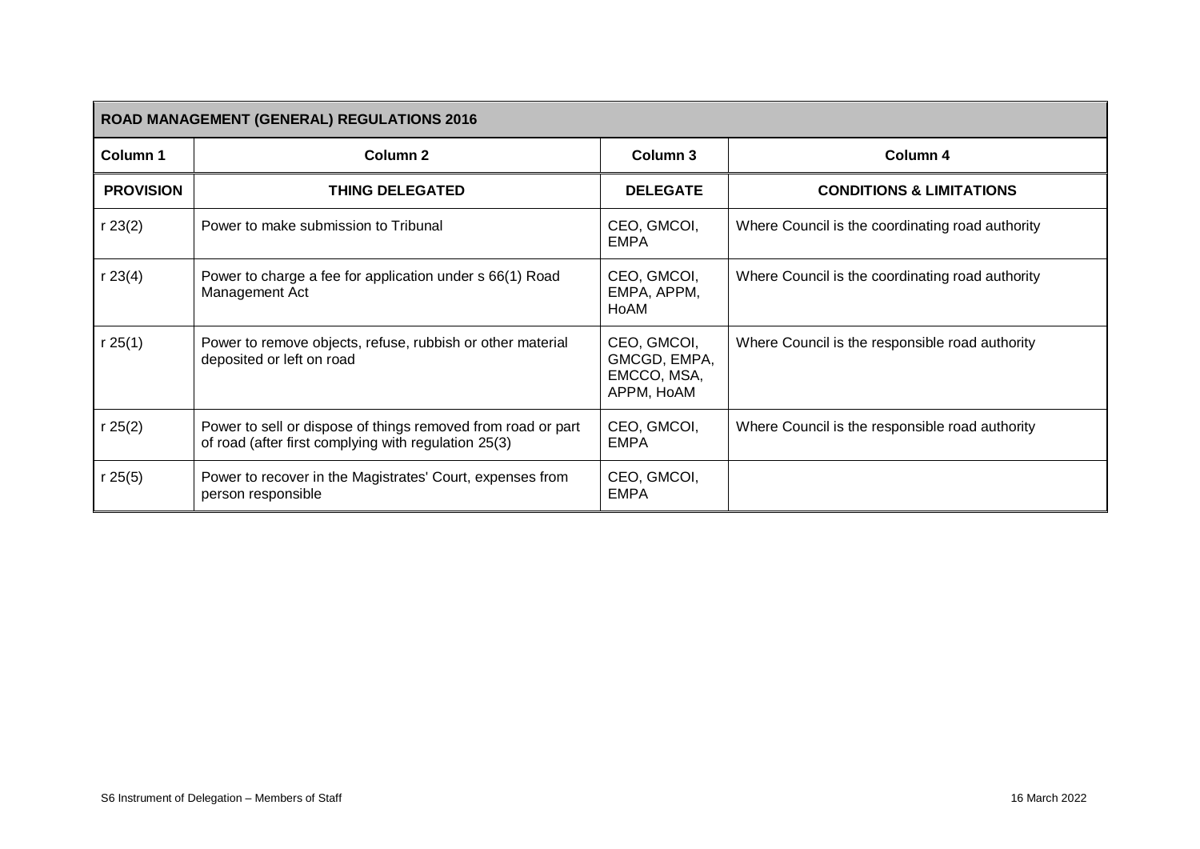| ROAD MANAGEMENT (GENERAL) REGULATIONS 2016 | | | |
|---|---|---|---|
| **Column 1** | **Column 2** | **Column 3** | **Column 4** |
| **PROVISION** | **THING DELEGATED** | **DELEGATE** | **CONDITIONS & LIMITATIONS** |
| r 23(2) | Power to make submission to Tribunal | CEO, GMCOI, EMPA | Where Council is the coordinating road authority |
| r 23(4) | Power to charge a fee for application under s 66(1) Road Management Act | CEO, GMCOI, EMPA, APPM, HoAM | Where Council is the coordinating road authority |
| r 25(1) | Power to remove objects, refuse, rubbish or other material deposited or left on road | CEO, GMCOI, GMCGD, EMPA, EMCCO, MSA, APPM, HoAM | Where Council is the responsible road authority |
| r 25(2) | Power to sell or dispose of things removed from road or part of road (after first complying with regulation 25(3) | CEO, GMCOI, EMPA | Where Council is the responsible road authority |
| r 25(5) | Power to recover in the Magistrates' Court, expenses from person responsible | CEO, GMCOI, EMPA | |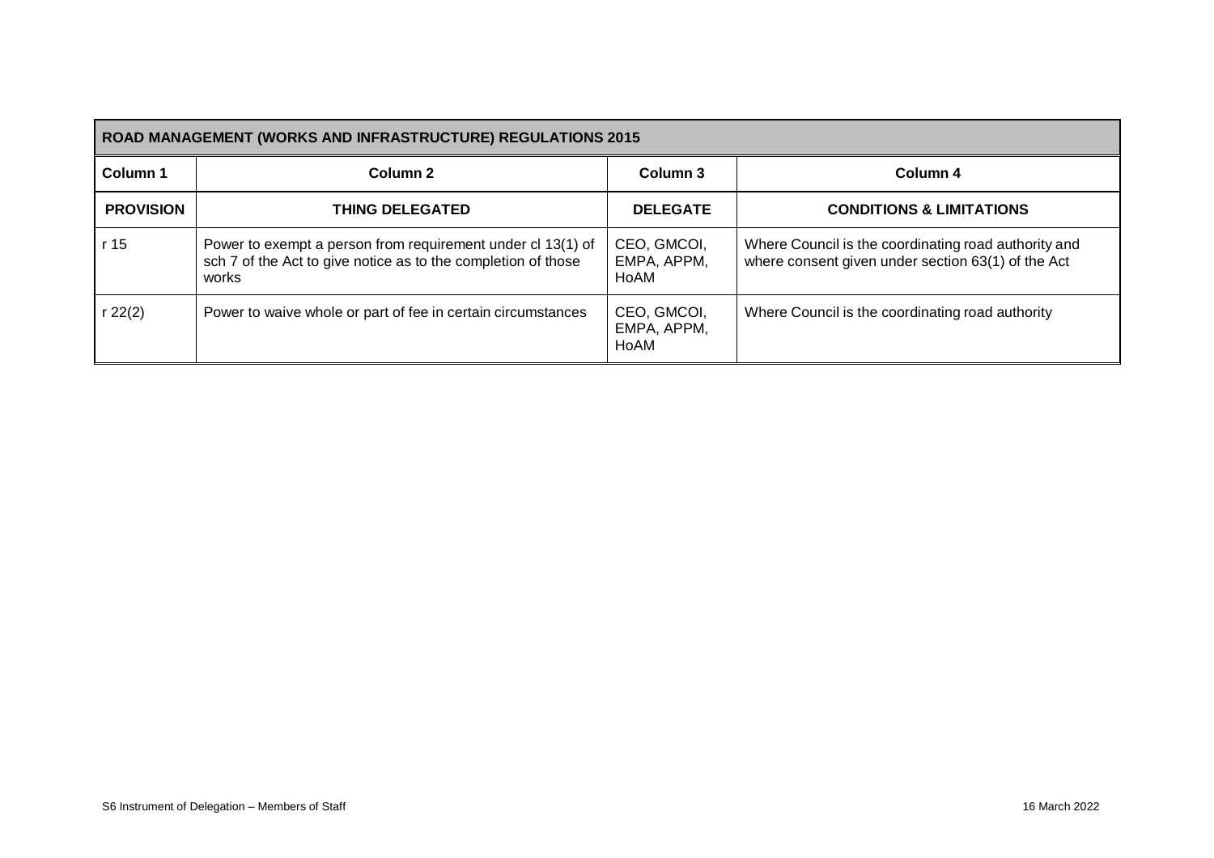| ROAD MANAGEMENT (WORKS AND INFRASTRUCTURE) REGULATIONS 2015 | | | |
|---|---|---|---|
| **Column 1** | **Column 2** | **Column 3** | **Column 4** |
| **PROVISION** | **THING DELEGATED** | **DELEGATE** | **CONDITIONS & LIMITATIONS** |
| r 15 | Power to exempt a person from requirement under cl 13(1) of sch 7 of the Act to give notice as to the completion of those works | CEO, GMCOI, EMPA, APPM, HoAM | Where Council is the coordinating road authority and where consent given under section 63(1) of the Act |
| r 22(2) | Power to waive whole or part of fee in certain circumstances | CEO, GMCOI, EMPA, APPM, HoAM | Where Council is the coordinating road authority |